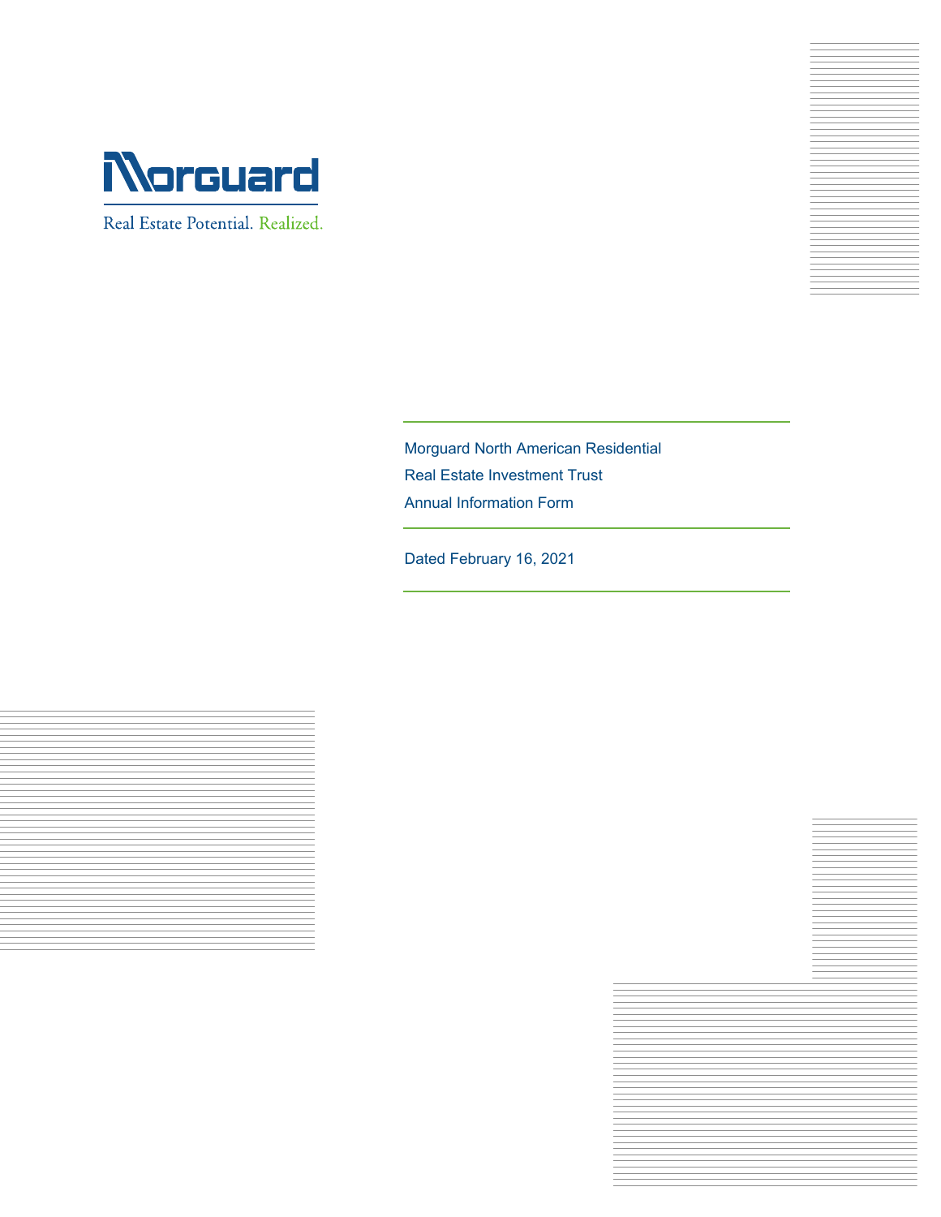Morguard

Real Estate Potential. Realized.

# Morguard North American Residential Real Estate Investment Trust Annual Information Form

Dated February 16, 2021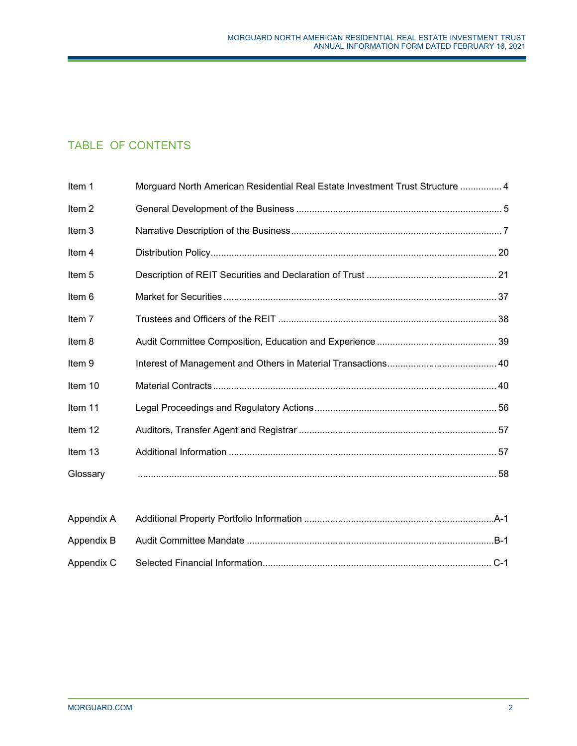# TABLE OF CONTENTS

| | | |
|---|---|---|
| Item 1 | Morguard North American Residential Real Estate Investment Trust Structure | 4 |
| Item 2 | General Development of the Business | 5 |
| Item 3 | Narrative Description of the Business | 7 |
| Item 4 | Distribution Policy | 20 |
| Item 5 | Description of REIT Securities and Declaration of Trust | 21 |
| Item 6 | Market for Securities | 37 |
| Item 7 | Trustees and Officers of the REIT | 38 |
| Item 8 | Audit Committee Composition, Education and Experience | 39 |
| Item 9 | Interest of Management and Others in Material Transactions | 40 |
| Item 10 | Material Contracts | 40 |
| Item 11 | Legal Proceedings and Regulatory Actions | 56 |
| Item 12 | Auditors, Transfer Agent and Registrar | 57 |
| Item 13 | Additional Information | 57 |
| Glossary | | 58 |
| Appendix A | Additional Property Portfolio Information | A-1 |
| Appendix B | Audit Committee Mandate | B-1 |
| Appendix C | Selected Financial Information | C-1 |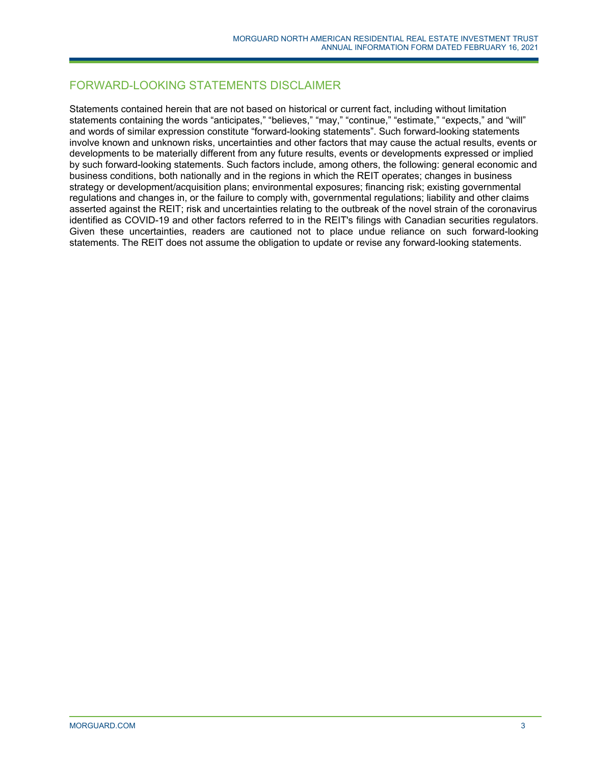## FORWARD-LOOKING STATEMENTS DISCLAIMER

Statements contained herein that are not based on historical or current fact, including without limitation statements containing the words "anticipates," "believes," "may," "continue," "estimate," "expects," and "will" and words of similar expression constitute "forward-looking statements". Such forward-looking statements involve known and unknown risks, uncertainties and other factors that may cause the actual results, events or developments to be materially different from any future results, events or developments expressed or implied by such forward-looking statements. Such factors include, among others, the following: general economic and business conditions, both nationally and in the regions in which the REIT operates; changes in business strategy or development/acquisition plans; environmental exposures; financing risk; existing governmental regulations and changes in, or the failure to comply with, governmental regulations; liability and other claims asserted against the REIT; risk and uncertainties relating to the outbreak of the novel strain of the coronavirus identified as COVID-19 and other factors referred to in the REIT's filings with Canadian securities regulators. Given these uncertainties, readers are cautioned not to place undue reliance on such forward-looking statements. The REIT does not assume the obligation to update or revise any forward-looking statements.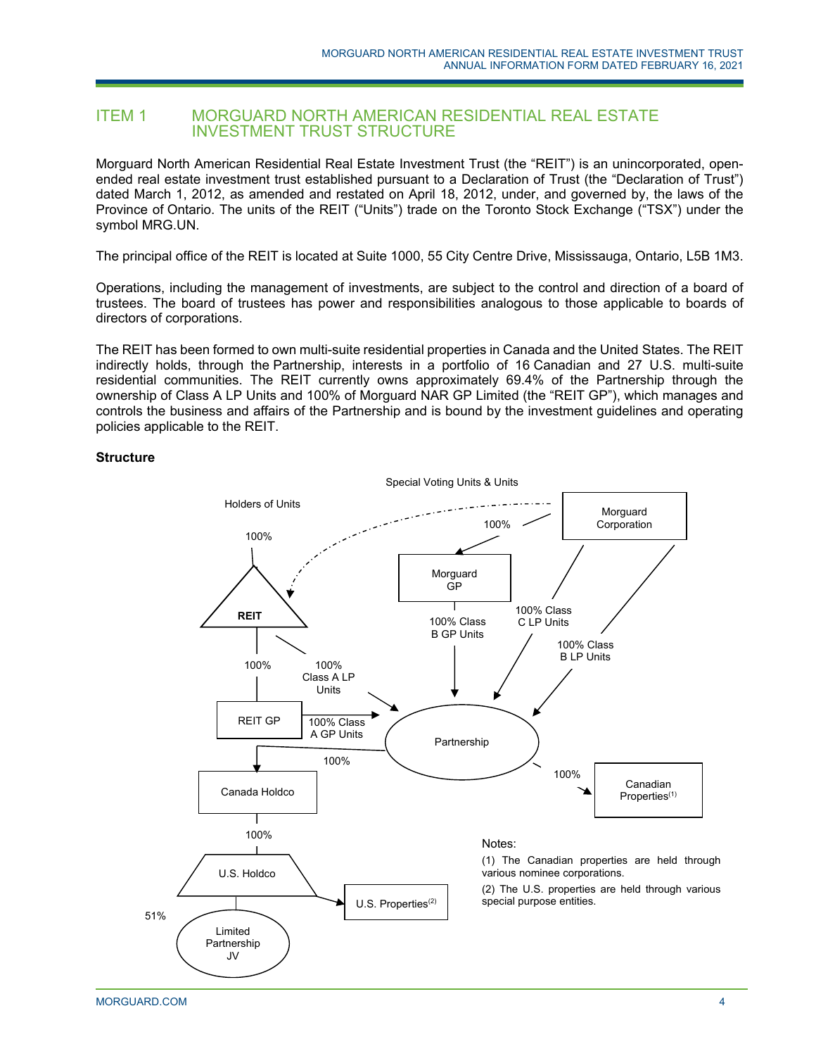## ITEM 1 MORGUARD NORTH AMERICAN RESIDENTIAL REAL ESTATE INVESTMENT TRUST STRUCTURE

Morguard North American Residential Real Estate Investment Trust (the "REIT") is an unincorporated, open-ended real estate investment trust established pursuant to a Declaration of Trust (the "Declaration of Trust") dated March 1, 2012, as amended and restated on April 18, 2012, under, and governed by, the laws of the Province of Ontario. The units of the REIT ("Units") trade on the Toronto Stock Exchange ("TSX") under the symbol MRG.UN.

The principal office of the REIT is located at Suite 1000, 55 City Centre Drive, Mississauga, Ontario, L5B 1M3.

Operations, including the management of investments, are subject to the control and direction of a board of trustees. The board of trustees has power and responsibilities analogous to those applicable to boards of directors of corporations.

The REIT has been formed to own multi-suite residential properties in Canada and the United States. The REIT indirectly holds, through the Partnership, interests in a portfolio of 16 Canadian and 27 U.S. multi-suite residential communities. The REIT currently owns approximately 69.4% of the Partnership through the ownership of Class A LP Units and 100% of Morguard NAR GP Limited (the "REIT GP"), which manages and controls the business and affairs of the Partnership and is bound by the investment guidelines and operating policies applicable to the REIT.

**Structure**

Special Voting Units & Units

Holders of Units

100%

Morguard Corporation

100%

Morguard GP

REIT

100% Class B GP Units

100% Class C LP Units

100% Class B LP Units

100%

100% Class A LP Units

REIT GP

100% Class A GP Units

Partnership

100%

100%

Canadian Properties[1]

Canada Holdco

100%

U.S. Holdco

U.S. Properties[2]

51%

Limited Partnership JV

Notes:

(1) The Canadian properties are held through various nominee corporations.

(2) The U.S. properties are held through various special purpose entities.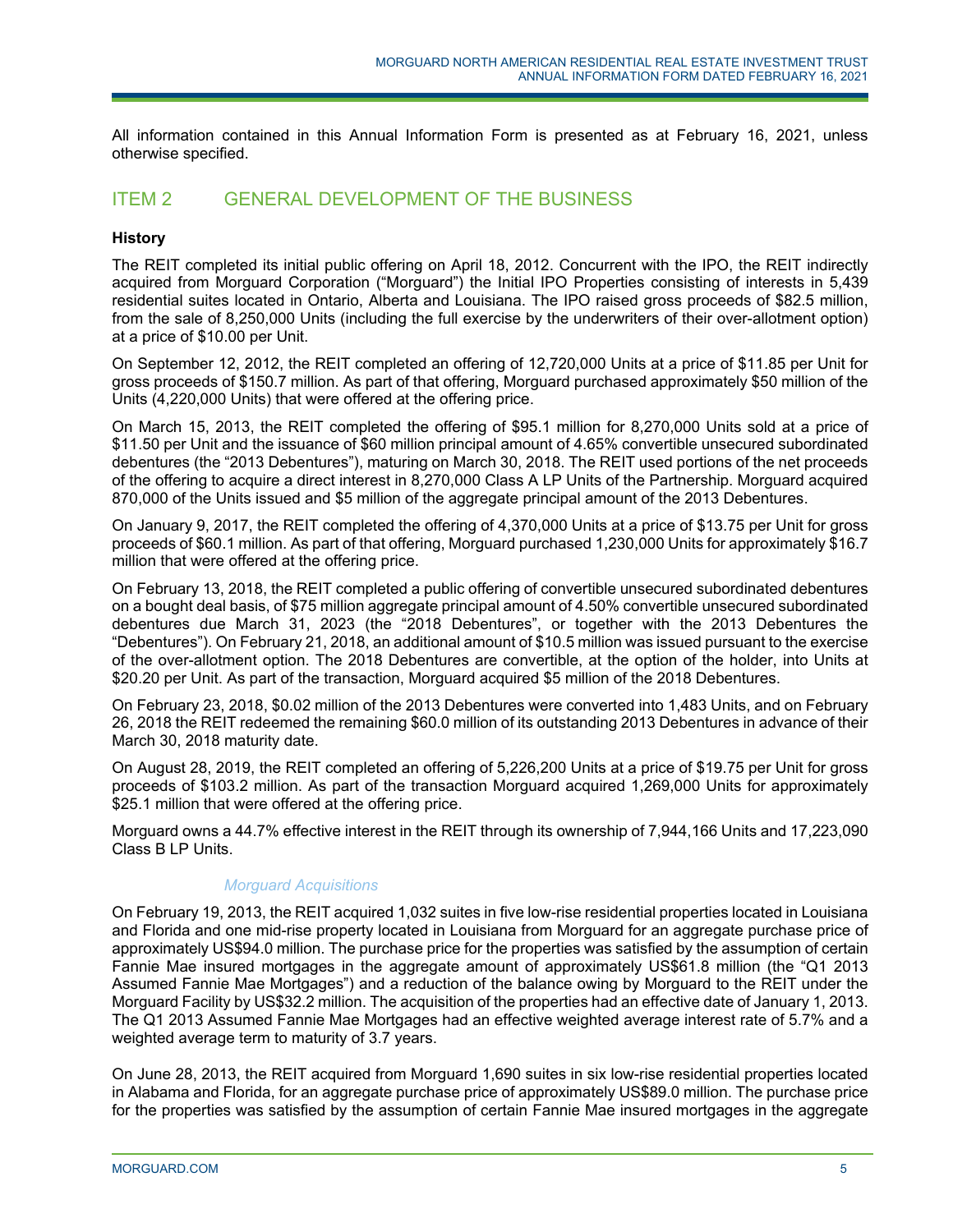All information contained in this Annual Information Form is presented as at February 16, 2021, unless otherwise specified.

## ITEM 2 GENERAL DEVELOPMENT OF THE BUSINESS

**History**

The REIT completed its initial public offering on April 18, 2012. Concurrent with the IPO, the REIT indirectly acquired from Morguard Corporation ("Morguard") the Initial IPO Properties consisting of interests in 5,439 residential suites located in Ontario, Alberta and Louisiana. The IPO raised gross proceeds of $82.5 million, from the sale of 8,250,000 Units (including the full exercise by the underwriters of their over-allotment option) at a price of $10.00 per Unit.

On September 12, 2012, the REIT completed an offering of 12,720,000 Units at a price of $11.85 per Unit for gross proceeds of $150.7 million. As part of that offering, Morguard purchased approximately $50 million of the Units (4,220,000 Units) that were offered at the offering price.

On March 15, 2013, the REIT completed the offering of $95.1 million for 8,270,000 Units sold at a price of $11.50 per Unit and the issuance of $60 million principal amount of 4.65% convertible unsecured subordinated debentures (the "2013 Debentures"), maturing on March 30, 2018. The REIT used portions of the net proceeds of the offering to acquire a direct interest in 8,270,000 Class A LP Units of the Partnership. Morguard acquired 870,000 of the Units issued and $5 million of the aggregate principal amount of the 2013 Debentures.

On January 9, 2017, the REIT completed the offering of 4,370,000 Units at a price of $13.75 per Unit for gross proceeds of $60.1 million. As part of that offering, Morguard purchased 1,230,000 Units for approximately $16.7 million that were offered at the offering price.

On February 13, 2018, the REIT completed a public offering of convertible unsecured subordinated debentures on a bought deal basis, of $75 million aggregate principal amount of 4.50% convertible unsecured subordinated debentures due March 31, 2023 (the "2018 Debentures", or together with the 2013 Debentures the "Debentures"). On February 21, 2018, an additional amount of $10.5 million was issued pursuant to the exercise of the over-allotment option. The 2018 Debentures are convertible, at the option of the holder, into Units at $20.20 per Unit. As part of the transaction, Morguard acquired $5 million of the 2018 Debentures.

On February 23, 2018, $0.02 million of the 2013 Debentures were converted into 1,483 Units, and on February 26, 2018 the REIT redeemed the remaining $60.0 million of its outstanding 2013 Debentures in advance of their March 30, 2018 maturity date.

On August 28, 2019, the REIT completed an offering of 5,226,200 Units at a price of $19.75 per Unit for gross proceeds of $103.2 million. As part of the transaction Morguard acquired 1,269,000 Units for approximately $25.1 million that were offered at the offering price.

Morguard owns a 44.7% effective interest in the REIT through its ownership of 7,944,166 Units and 17,223,090 Class B LP Units.

*Morguard Acquisitions*

On February 19, 2013, the REIT acquired 1,032 suites in five low-rise residential properties located in Louisiana and Florida and one mid-rise property located in Louisiana from Morguard for an aggregate purchase price of approximately US$94.0 million. The purchase price for the properties was satisfied by the assumption of certain Fannie Mae insured mortgages in the aggregate amount of approximately US$61.8 million (the "Q1 2013 Assumed Fannie Mae Mortgages") and a reduction of the balance owing by Morguard to the REIT under the Morguard Facility by US$32.2 million. The acquisition of the properties had an effective date of January 1, 2013. The Q1 2013 Assumed Fannie Mae Mortgages had an effective weighted average interest rate of 5.7% and a weighted average term to maturity of 3.7 years.

On June 28, 2013, the REIT acquired from Morguard 1,690 suites in six low-rise residential properties located in Alabama and Florida, for an aggregate purchase price of approximately US$89.0 million. The purchase price for the properties was satisfied by the assumption of certain Fannie Mae insured mortgages in the aggregate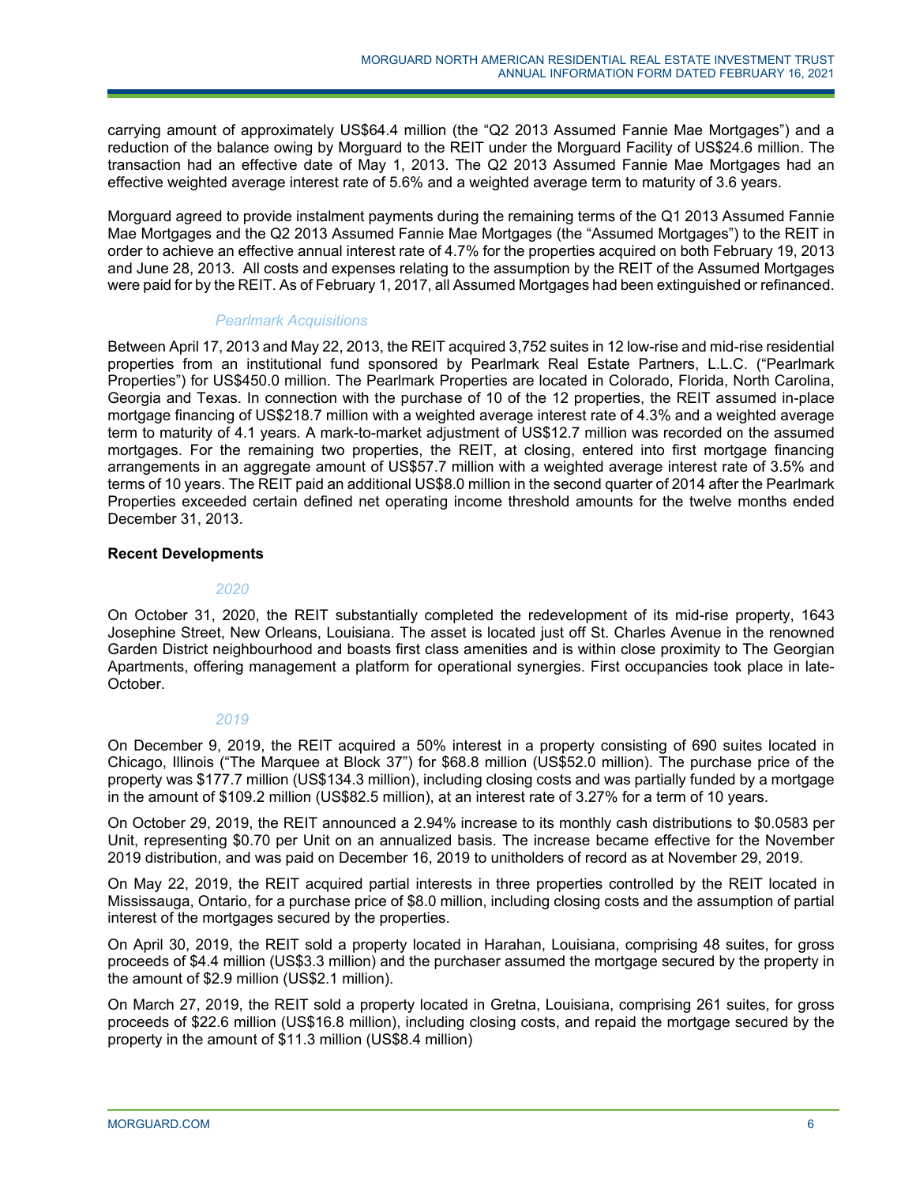carrying amount of approximately US$64.4 million (the "Q2 2013 Assumed Fannie Mae Mortgages") and a reduction of the balance owing by Morguard to the REIT under the Morguard Facility of US$24.6 million. The transaction had an effective date of May 1, 2013. The Q2 2013 Assumed Fannie Mae Mortgages had an effective weighted average interest rate of 5.6% and a weighted average term to maturity of 3.6 years.

Morguard agreed to provide instalment payments during the remaining terms of the Q1 2013 Assumed Fannie Mae Mortgages and the Q2 2013 Assumed Fannie Mae Mortgages (the "Assumed Mortgages") to the REIT in order to achieve an effective annual interest rate of 4.7% for the properties acquired on both February 19, 2013 and June 28, 2013. All costs and expenses relating to the assumption by the REIT of the Assumed Mortgages were paid for by the REIT. As of February 1, 2017, all Assumed Mortgages had been extinguished or refinanced.

*Pearlmark Acquisitions*

Between April 17, 2013 and May 22, 2013, the REIT acquired 3,752 suites in 12 low-rise and mid-rise residential properties from an institutional fund sponsored by Pearlmark Real Estate Partners, L.L.C. ("Pearlmark Properties") for US$450.0 million. The Pearlmark Properties are located in Colorado, Florida, North Carolina, Georgia and Texas. In connection with the purchase of 10 of the 12 properties, the REIT assumed in-place mortgage financing of US$218.7 million with a weighted average interest rate of 4.3% and a weighted average term to maturity of 4.1 years. A mark-to-market adjustment of US$12.7 million was recorded on the assumed mortgages. For the remaining two properties, the REIT, at closing, entered into first mortgage financing arrangements in an aggregate amount of US$57.7 million with a weighted average interest rate of 3.5% and terms of 10 years. The REIT paid an additional US$8.0 million in the second quarter of 2014 after the Pearlmark Properties exceeded certain defined net operating income threshold amounts for the twelve months ended December 31, 2013.

**Recent Developments**

*2020*

On October 31, 2020, the REIT substantially completed the redevelopment of its mid-rise property, 1643 Josephine Street, New Orleans, Louisiana. The asset is located just off St. Charles Avenue in the renowned Garden District neighbourhood and boasts first class amenities and is within close proximity to The Georgian Apartments, offering management a platform for operational synergies. First occupancies took place in late-October.

*2019*

On December 9, 2019, the REIT acquired a 50% interest in a property consisting of 690 suites located in Chicago, Illinois ("The Marquee at Block 37") for $68.8 million (US$52.0 million). The purchase price of the property was $177.7 million (US$134.3 million), including closing costs and was partially funded by a mortgage in the amount of $109.2 million (US$82.5 million), at an interest rate of 3.27% for a term of 10 years.

On October 29, 2019, the REIT announced a 2.94% increase to its monthly cash distributions to $0.0583 per Unit, representing $0.70 per Unit on an annualized basis. The increase became effective for the November 2019 distribution, and was paid on December 16, 2019 to unitholders of record as at November 29, 2019.

On May 22, 2019, the REIT acquired partial interests in three properties controlled by the REIT located in Mississauga, Ontario, for a purchase price of $8.0 million, including closing costs and the assumption of partial interest of the mortgages secured by the properties.

On April 30, 2019, the REIT sold a property located in Harahan, Louisiana, comprising 48 suites, for gross proceeds of $4.4 million (US$3.3 million) and the purchaser assumed the mortgage secured by the property in the amount of $2.9 million (US$2.1 million).

On March 27, 2019, the REIT sold a property located in Gretna, Louisiana, comprising 261 suites, for gross proceeds of $22.6 million (US$16.8 million), including closing costs, and repaid the mortgage secured by the property in the amount of $11.3 million (US$8.4 million)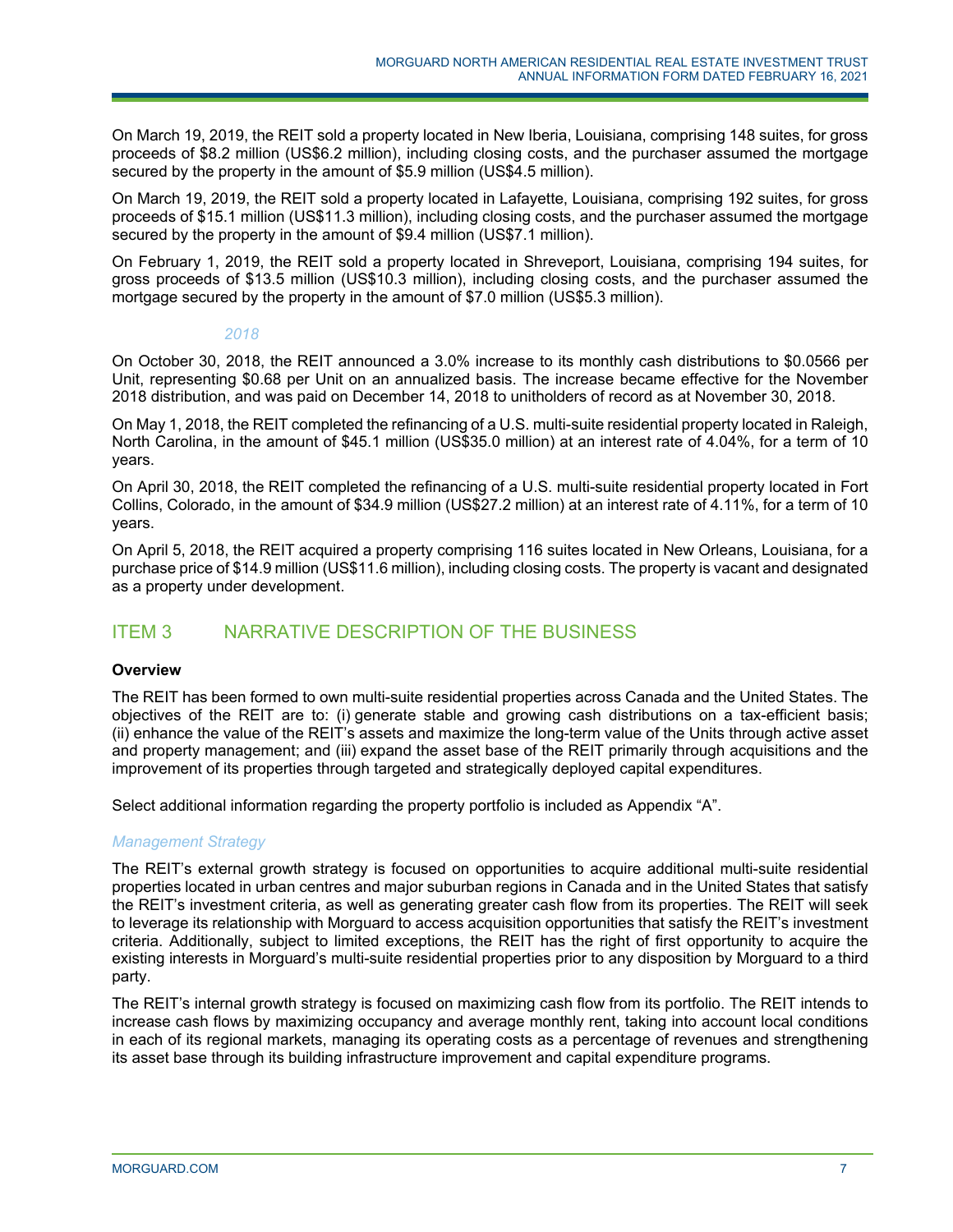On March 19, 2019, the REIT sold a property located in New Iberia, Louisiana, comprising 148 suites, for gross proceeds of $8.2 million (US$6.2 million), including closing costs, and the purchaser assumed the mortgage secured by the property in the amount of $5.9 million (US$4.5 million).

On March 19, 2019, the REIT sold a property located in Lafayette, Louisiana, comprising 192 suites, for gross proceeds of $15.1 million (US$11.3 million), including closing costs, and the purchaser assumed the mortgage secured by the property in the amount of $9.4 million (US$7.1 million).

On February 1, 2019, the REIT sold a property located in Shreveport, Louisiana, comprising 194 suites, for gross proceeds of $13.5 million (US$10.3 million), including closing costs, and the purchaser assumed the mortgage secured by the property in the amount of $7.0 million (US$5.3 million).

*2018*

On October 30, 2018, the REIT announced a 3.0% increase to its monthly cash distributions to $0.0566 per Unit, representing $0.68 per Unit on an annualized basis. The increase became effective for the November 2018 distribution, and was paid on December 14, 2018 to unitholders of record as at November 30, 2018.

On May 1, 2018, the REIT completed the refinancing of a U.S. multi-suite residential property located in Raleigh, North Carolina, in the amount of $45.1 million (US$35.0 million) at an interest rate of 4.04%, for a term of 10 years.

On April 30, 2018, the REIT completed the refinancing of a U.S. multi-suite residential property located in Fort Collins, Colorado, in the amount of $34.9 million (US$27.2 million) at an interest rate of 4.11%, for a term of 10 years.

On April 5, 2018, the REIT acquired a property comprising 116 suites located in New Orleans, Louisiana, for a purchase price of $14.9 million (US$11.6 million), including closing costs. The property is vacant and designated as a property under development.

## ITEM 3 NARRATIVE DESCRIPTION OF THE BUSINESS

**Overview**

The REIT has been formed to own multi-suite residential properties across Canada and the United States. The objectives of the REIT are to: (i) generate stable and growing cash distributions on a tax-efficient basis; (ii) enhance the value of the REIT's assets and maximize the long-term value of the Units through active asset and property management; and (iii) expand the asset base of the REIT primarily through acquisitions and the improvement of its properties through targeted and strategically deployed capital expenditures.

Select additional information regarding the property portfolio is included as Appendix "A".

*Management Strategy*

The REIT's external growth strategy is focused on opportunities to acquire additional multi-suite residential properties located in urban centres and major suburban regions in Canada and in the United States that satisfy the REIT's investment criteria, as well as generating greater cash flow from its properties. The REIT will seek to leverage its relationship with Morguard to access acquisition opportunities that satisfy the REIT's investment criteria. Additionally, subject to limited exceptions, the REIT has the right of first opportunity to acquire the existing interests in Morguard's multi-suite residential properties prior to any disposition by Morguard to a third party.

The REIT's internal growth strategy is focused on maximizing cash flow from its portfolio. The REIT intends to increase cash flows by maximizing occupancy and average monthly rent, taking into account local conditions in each of its regional markets, managing its operating costs as a percentage of revenues and strengthening its asset base through its building infrastructure improvement and capital expenditure programs.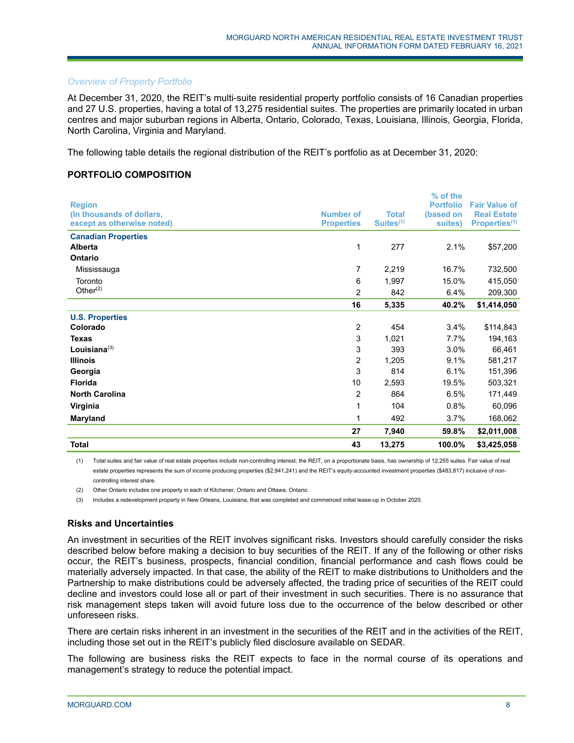*Overview of Property Portfolio*

At December 31, 2020, the REIT's multi-suite residential property portfolio consists of 16 Canadian properties and 27 U.S. properties, having a total of 13,275 residential suites. The properties are primarily located in urban centres and major suburban regions in Alberta, Ontario, Colorado, Texas, Louisiana, Illinois, Georgia, Florida, North Carolina, Virginia and Maryland.

The following table details the regional distribution of the REIT's portfolio as at December 31, 2020:

**PORTFOLIO COMPOSITION**

| Region (In thousands of dollars, except as otherwise noted) | Number of Properties | Total Suites[1] | % of the Portfolio (based on suites) | Fair Value of Real Estate Properties[1] |
|---|---|---|---|---|
| **Canadian Properties** | | | | |
| **Alberta** | 1 | 277 | 2.1% | $57,200 |
| **Ontario** | | | | |
| Mississauga | 7 | 2,219 | 16.7% | 732,500 |
| Toronto | 6 | 1,997 | 15.0% | 415,050 |
| Other[2] | 2 | 842 | 6.4% | 209,300 |
| | **16** | **5,335** | **40.2%** | **$1,414,050** |
| **U.S. Properties** | | | | |
| **Colorado** | 2 | 454 | 3.4% | $114,843 |
| **Texas** | 3 | 1,021 | 7.7% | 194,163 |
| **Louisiana**[3] | 3 | 393 | 3.0% | 66,461 |
| **Illinois** | 2 | 1,205 | 9.1% | 581,217 |
| **Georgia** | 3 | 814 | 6.1% | 151,396 |
| **Florida** | 10 | 2,593 | 19.5% | 503,321 |
| **North Carolina** | 2 | 864 | 6.5% | 171,449 |
| **Virginia** | 1 | 104 | 0.8% | 60,096 |
| **Maryland** | 1 | 492 | 3.7% | 168,062 |
| | **27** | **7,940** | **59.8%** | **$2,011,008** |
| **Total** | **43** | **13,275** | **100.0%** | **$3,425,058** |

(1) Total suites and fair value of real estate properties include non-controlling interest; the REIT, on a proportionate basis, has ownership of 12,255 suites. Fair value of real estate properties represents the sum of income producing properties ($2,941,241) and the REIT's equity-accounted investment properties ($483,817) inclusive of non-controlling interest share.

(2) Other Ontario includes one property in each of Kitchener, Ontario and Ottawa, Ontario.

(3) Includes a redevelopment property in New Orleans, Louisiana, that was completed and commenced initial lease-up in October 2020.

### Risks and Uncertainties

An investment in securities of the REIT involves significant risks. Investors should carefully consider the risks described below before making a decision to buy securities of the REIT. If any of the following or other risks occur, the REIT's business, prospects, financial condition, financial performance and cash flows could be materially adversely impacted. In that case, the ability of the REIT to make distributions to Unitholders and the Partnership to make distributions could be adversely affected, the trading price of securities of the REIT could decline and investors could lose all or part of their investment in such securities. There is no assurance that risk management steps taken will avoid future loss due to the occurrence of the below described or other unforeseen risks.

There are certain risks inherent in an investment in the securities of the REIT and in the activities of the REIT, including those set out in the REIT's publicly filed disclosure available on SEDAR.

The following are business risks the REIT expects to face in the normal course of its operations and management's strategy to reduce the potential impact.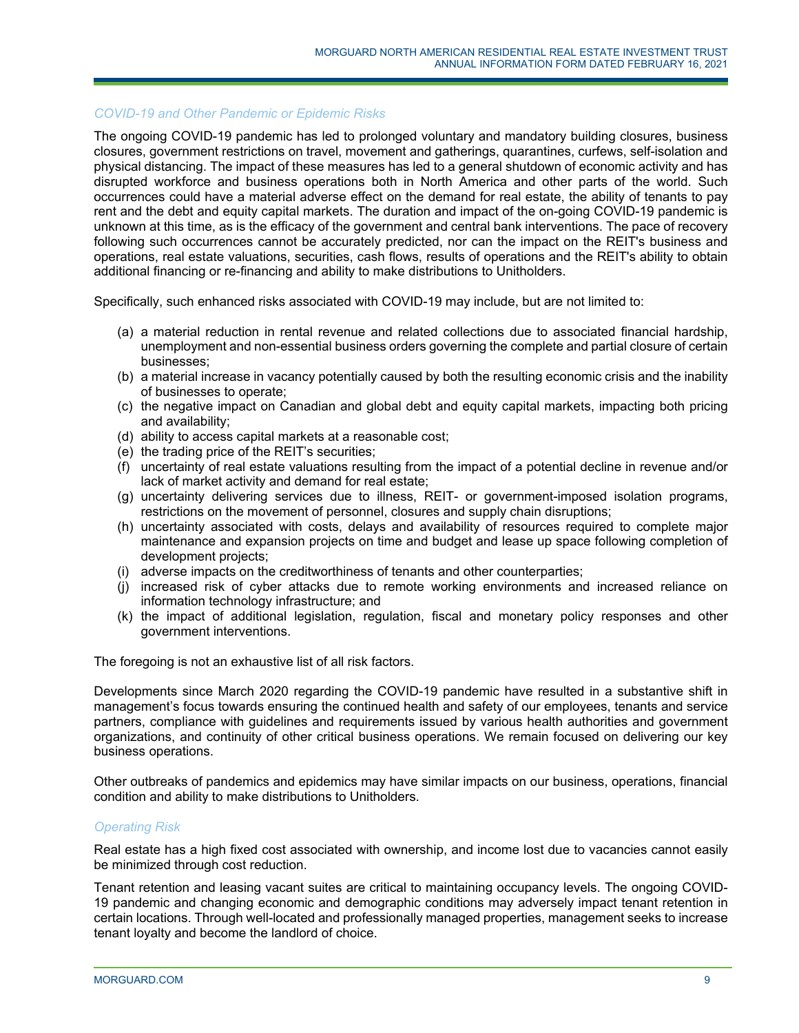### *COVID-19 and Other Pandemic or Epidemic Risks*

The ongoing COVID-19 pandemic has led to prolonged voluntary and mandatory building closures, business closures, government restrictions on travel, movement and gatherings, quarantines, curfews, self-isolation and physical distancing. The impact of these measures has led to a general shutdown of economic activity and has disrupted workforce and business operations both in North America and other parts of the world. Such occurrences could have a material adverse effect on the demand for real estate, the ability of tenants to pay rent and the debt and equity capital markets. The duration and impact of the on-going COVID-19 pandemic is unknown at this time, as is the efficacy of the government and central bank interventions. The pace of recovery following such occurrences cannot be accurately predicted, nor can the impact on the REIT's business and operations, real estate valuations, securities, cash flows, results of operations and the REIT's ability to obtain additional financing or re-financing and ability to make distributions to Unitholders.

Specifically, such enhanced risks associated with COVID-19 may include, but are not limited to:

(a) a material reduction in rental revenue and related collections due to associated financial hardship, unemployment and non-essential business orders governing the complete and partial closure of certain businesses;
(b) a material increase in vacancy potentially caused by both the resulting economic crisis and the inability of businesses to operate;
(c) the negative impact on Canadian and global debt and equity capital markets, impacting both pricing and availability;
(d) ability to access capital markets at a reasonable cost;
(e) the trading price of the REIT's securities;
(f) uncertainty of real estate valuations resulting from the impact of a potential decline in revenue and/or lack of market activity and demand for real estate;
(g) uncertainty delivering services due to illness, REIT- or government-imposed isolation programs, restrictions on the movement of personnel, closures and supply chain disruptions;
(h) uncertainty associated with costs, delays and availability of resources required to complete major maintenance and expansion projects on time and budget and lease up space following completion of development projects;
(i) adverse impacts on the creditworthiness of tenants and other counterparties;
(j) increased risk of cyber attacks due to remote working environments and increased reliance on information technology infrastructure; and
(k) the impact of additional legislation, regulation, fiscal and monetary policy responses and other government interventions.

The foregoing is not an exhaustive list of all risk factors.

Developments since March 2020 regarding the COVID-19 pandemic have resulted in a substantive shift in management's focus towards ensuring the continued health and safety of our employees, tenants and service partners, compliance with guidelines and requirements issued by various health authorities and government organizations, and continuity of other critical business operations. We remain focused on delivering our key business operations.

Other outbreaks of pandemics and epidemics may have similar impacts on our business, operations, financial condition and ability to make distributions to Unitholders.

### *Operating Risk*

Real estate has a high fixed cost associated with ownership, and income lost due to vacancies cannot easily be minimized through cost reduction.

Tenant retention and leasing vacant suites are critical to maintaining occupancy levels. The ongoing COVID-19 pandemic and changing economic and demographic conditions may adversely impact tenant retention in certain locations. Through well-located and professionally managed properties, management seeks to increase tenant loyalty and become the landlord of choice.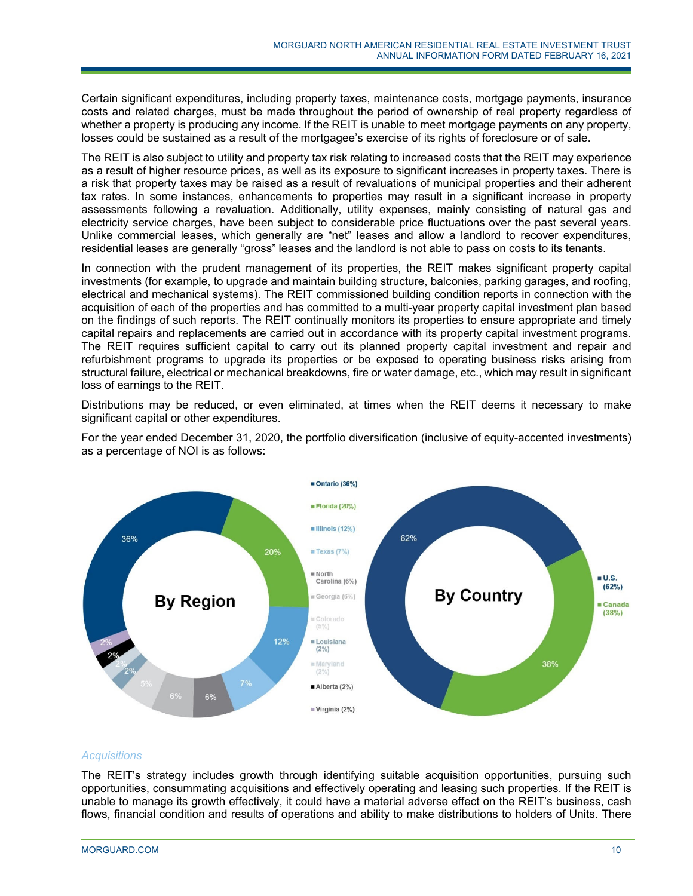Certain significant expenditures, including property taxes, maintenance costs, mortgage payments, insurance costs and related charges, must be made throughout the period of ownership of real property regardless of whether a property is producing any income. If the REIT is unable to meet mortgage payments on any property, losses could be sustained as a result of the mortgagee's exercise of its rights of foreclosure or of sale.

The REIT is also subject to utility and property tax risk relating to increased costs that the REIT may experience as a result of higher resource prices, as well as its exposure to significant increases in property taxes. There is a risk that property taxes may be raised as a result of revaluations of municipal properties and their adherent tax rates. In some instances, enhancements to properties may result in a significant increase in property assessments following a revaluation. Additionally, utility expenses, mainly consisting of natural gas and electricity service charges, have been subject to considerable price fluctuations over the past several years. Unlike commercial leases, which generally are "net" leases and allow a landlord to recover expenditures, residential leases are generally "gross" leases and the landlord is not able to pass on costs to its tenants.

In connection with the prudent management of its properties, the REIT makes significant property capital investments (for example, to upgrade and maintain building structure, balconies, parking garages, and roofing, electrical and mechanical systems). The REIT commissioned building condition reports in connection with the acquisition of each of the properties and has committed to a multi-year property capital investment plan based on the findings of such reports. The REIT continually monitors its properties to ensure appropriate and timely capital repairs and replacements are carried out in accordance with its property capital investment programs. The REIT requires sufficient capital to carry out its planned property capital investment and repair and refurbishment programs to upgrade its properties or be exposed to operating business risks arising from structural failure, electrical or mechanical breakdowns, fire or water damage, etc., which may result in significant loss of earnings to the REIT.

Distributions may be reduced, or even eliminated, at times when the REIT deems it necessary to make significant capital or other expenditures.

For the year ended December 31, 2020, the portfolio diversification (inclusive of equity-accented investments) as a percentage of NOI is as follows:

**By Region**

- Ontario (36%)
- Florida (20%)
- Illinois (12%)
- Texas (7%)
- North Carolina (6%)
- Georgia (6%)
- Colorado (5%)
- Louisiana (2%)
- Maryland (2%)
- Alberta (2%)
- Virginia (2%)

**By Country**

- U.S. (62%)
- Canada (38%)

*Acquisitions*

The REIT's strategy includes growth through identifying suitable acquisition opportunities, pursuing such opportunities, consummating acquisitions and effectively operating and leasing such properties. If the REIT is unable to manage its growth effectively, it could have a material adverse effect on the REIT's business, cash flows, financial condition and results of operations and ability to make distributions to holders of Units. There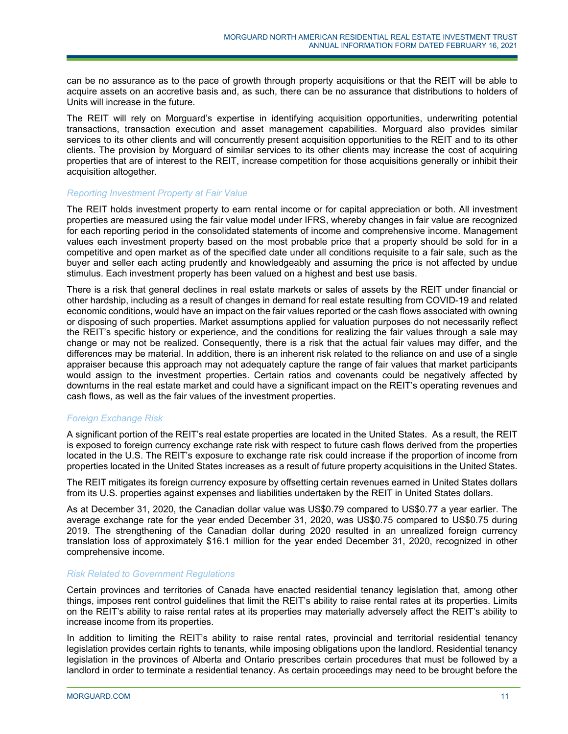can be no assurance as to the pace of growth through property acquisitions or that the REIT will be able to acquire assets on an accretive basis and, as such, there can be no assurance that distributions to holders of Units will increase in the future.

The REIT will rely on Morguard's expertise in identifying acquisition opportunities, underwriting potential transactions, transaction execution and asset management capabilities. Morguard also provides similar services to its other clients and will concurrently present acquisition opportunities to the REIT and to its other clients. The provision by Morguard of similar services to its other clients may increase the cost of acquiring properties that are of interest to the REIT, increase competition for those acquisitions generally or inhibit their acquisition altogether.

### *Reporting Investment Property at Fair Value*

The REIT holds investment property to earn rental income or for capital appreciation or both. All investment properties are measured using the fair value model under IFRS, whereby changes in fair value are recognized for each reporting period in the consolidated statements of income and comprehensive income. Management values each investment property based on the most probable price that a property should be sold for in a competitive and open market as of the specified date under all conditions requisite to a fair sale, such as the buyer and seller each acting prudently and knowledgeably and assuming the price is not affected by undue stimulus. Each investment property has been valued on a highest and best use basis.

There is a risk that general declines in real estate markets or sales of assets by the REIT under financial or other hardship, including as a result of changes in demand for real estate resulting from COVID-19 and related economic conditions, would have an impact on the fair values reported or the cash flows associated with owning or disposing of such properties. Market assumptions applied for valuation purposes do not necessarily reflect the REIT's specific history or experience, and the conditions for realizing the fair values through a sale may change or may not be realized. Consequently, there is a risk that the actual fair values may differ, and the differences may be material. In addition, there is an inherent risk related to the reliance on and use of a single appraiser because this approach may not adequately capture the range of fair values that market participants would assign to the investment properties. Certain ratios and covenants could be negatively affected by downturns in the real estate market and could have a significant impact on the REIT's operating revenues and cash flows, as well as the fair values of the investment properties.

### *Foreign Exchange Risk*

A significant portion of the REIT's real estate properties are located in the United States. As a result, the REIT is exposed to foreign currency exchange rate risk with respect to future cash flows derived from the properties located in the U.S. The REIT's exposure to exchange rate risk could increase if the proportion of income from properties located in the United States increases as a result of future property acquisitions in the United States.

The REIT mitigates its foreign currency exposure by offsetting certain revenues earned in United States dollars from its U.S. properties against expenses and liabilities undertaken by the REIT in United States dollars.

As at December 31, 2020, the Canadian dollar value was US$0.79 compared to US$0.77 a year earlier. The average exchange rate for the year ended December 31, 2020, was US$0.75 compared to US$0.75 during 2019. The strengthening of the Canadian dollar during 2020 resulted in an unrealized foreign currency translation loss of approximately $16.1 million for the year ended December 31, 2020, recognized in other comprehensive income.

### *Risk Related to Government Regulations*

Certain provinces and territories of Canada have enacted residential tenancy legislation that, among other things, imposes rent control guidelines that limit the REIT's ability to raise rental rates at its properties. Limits on the REIT's ability to raise rental rates at its properties may materially adversely affect the REIT's ability to increase income from its properties.

In addition to limiting the REIT's ability to raise rental rates, provincial and territorial residential tenancy legislation provides certain rights to tenants, while imposing obligations upon the landlord. Residential tenancy legislation in the provinces of Alberta and Ontario prescribes certain procedures that must be followed by a landlord in order to terminate a residential tenancy. As certain proceedings may need to be brought before the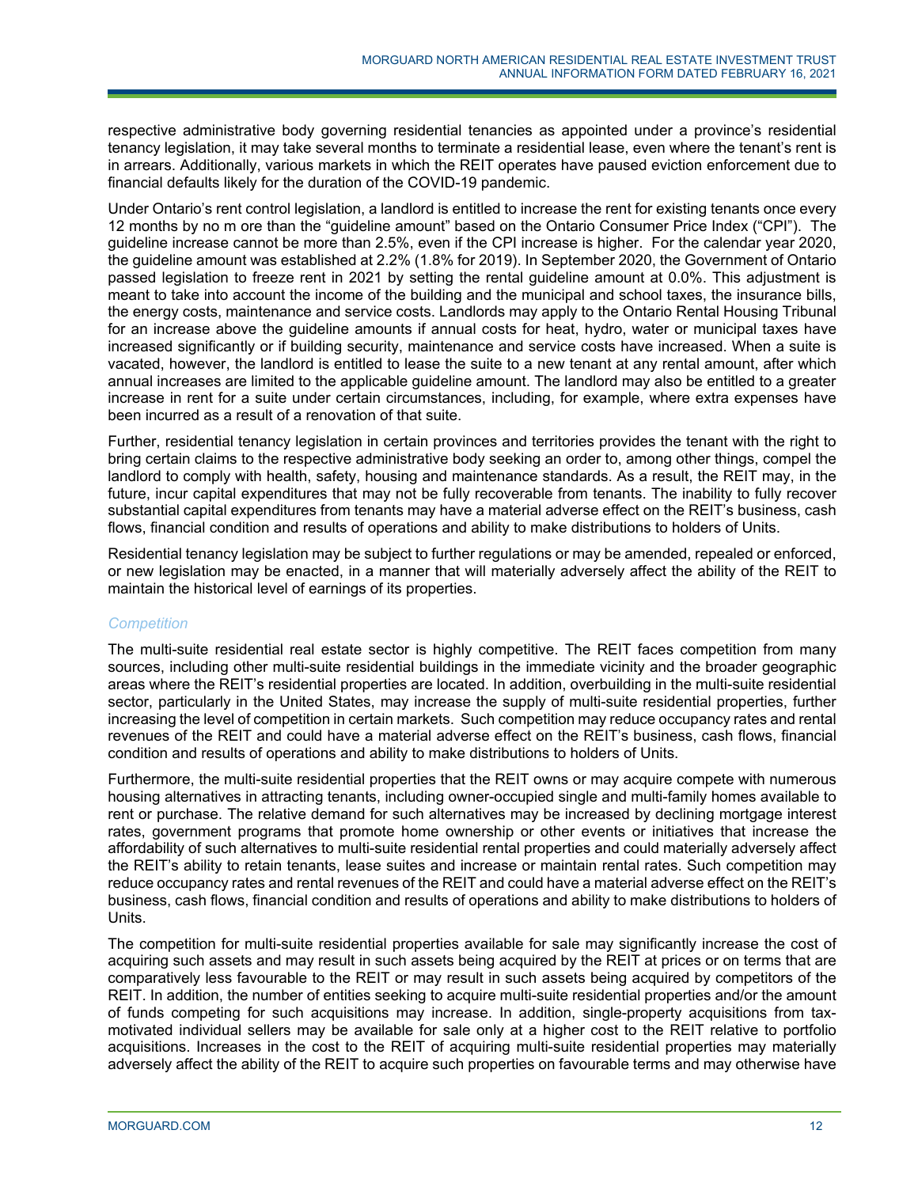respective administrative body governing residential tenancies as appointed under a province's residential tenancy legislation, it may take several months to terminate a residential lease, even where the tenant's rent is in arrears. Additionally, various markets in which the REIT operates have paused eviction enforcement due to financial defaults likely for the duration of the COVID-19 pandemic.

Under Ontario's rent control legislation, a landlord is entitled to increase the rent for existing tenants once every 12 months by no m ore than the "guideline amount" based on the Ontario Consumer Price Index ("CPI"). The guideline increase cannot be more than 2.5%, even if the CPI increase is higher. For the calendar year 2020, the guideline amount was established at 2.2% (1.8% for 2019). In September 2020, the Government of Ontario passed legislation to freeze rent in 2021 by setting the rental guideline amount at 0.0%. This adjustment is meant to take into account the income of the building and the municipal and school taxes, the insurance bills, the energy costs, maintenance and service costs. Landlords may apply to the Ontario Rental Housing Tribunal for an increase above the guideline amounts if annual costs for heat, hydro, water or municipal taxes have increased significantly or if building security, maintenance and service costs have increased. When a suite is vacated, however, the landlord is entitled to lease the suite to a new tenant at any rental amount, after which annual increases are limited to the applicable guideline amount. The landlord may also be entitled to a greater increase in rent for a suite under certain circumstances, including, for example, where extra expenses have been incurred as a result of a renovation of that suite.

Further, residential tenancy legislation in certain provinces and territories provides the tenant with the right to bring certain claims to the respective administrative body seeking an order to, among other things, compel the landlord to comply with health, safety, housing and maintenance standards. As a result, the REIT may, in the future, incur capital expenditures that may not be fully recoverable from tenants. The inability to fully recover substantial capital expenditures from tenants may have a material adverse effect on the REIT's business, cash flows, financial condition and results of operations and ability to make distributions to holders of Units.

Residential tenancy legislation may be subject to further regulations or may be amended, repealed or enforced, or new legislation may be enacted, in a manner that will materially adversely affect the ability of the REIT to maintain the historical level of earnings of its properties.

*Competition*

The multi-suite residential real estate sector is highly competitive. The REIT faces competition from many sources, including other multi-suite residential buildings in the immediate vicinity and the broader geographic areas where the REIT's residential properties are located. In addition, overbuilding in the multi-suite residential sector, particularly in the United States, may increase the supply of multi-suite residential properties, further increasing the level of competition in certain markets. Such competition may reduce occupancy rates and rental revenues of the REIT and could have a material adverse effect on the REIT's business, cash flows, financial condition and results of operations and ability to make distributions to holders of Units.

Furthermore, the multi-suite residential properties that the REIT owns or may acquire compete with numerous housing alternatives in attracting tenants, including owner-occupied single and multi-family homes available to rent or purchase. The relative demand for such alternatives may be increased by declining mortgage interest rates, government programs that promote home ownership or other events or initiatives that increase the affordability of such alternatives to multi-suite residential rental properties and could materially adversely affect the REIT's ability to retain tenants, lease suites and increase or maintain rental rates. Such competition may reduce occupancy rates and rental revenues of the REIT and could have a material adverse effect on the REIT's business, cash flows, financial condition and results of operations and ability to make distributions to holders of Units.

The competition for multi-suite residential properties available for sale may significantly increase the cost of acquiring such assets and may result in such assets being acquired by the REIT at prices or on terms that are comparatively less favourable to the REIT or may result in such assets being acquired by competitors of the REIT. In addition, the number of entities seeking to acquire multi-suite residential properties and/or the amount of funds competing for such acquisitions may increase. In addition, single-property acquisitions from tax-motivated individual sellers may be available for sale only at a higher cost to the REIT relative to portfolio acquisitions. Increases in the cost to the REIT of acquiring multi-suite residential properties may materially adversely affect the ability of the REIT to acquire such properties on favourable terms and may otherwise have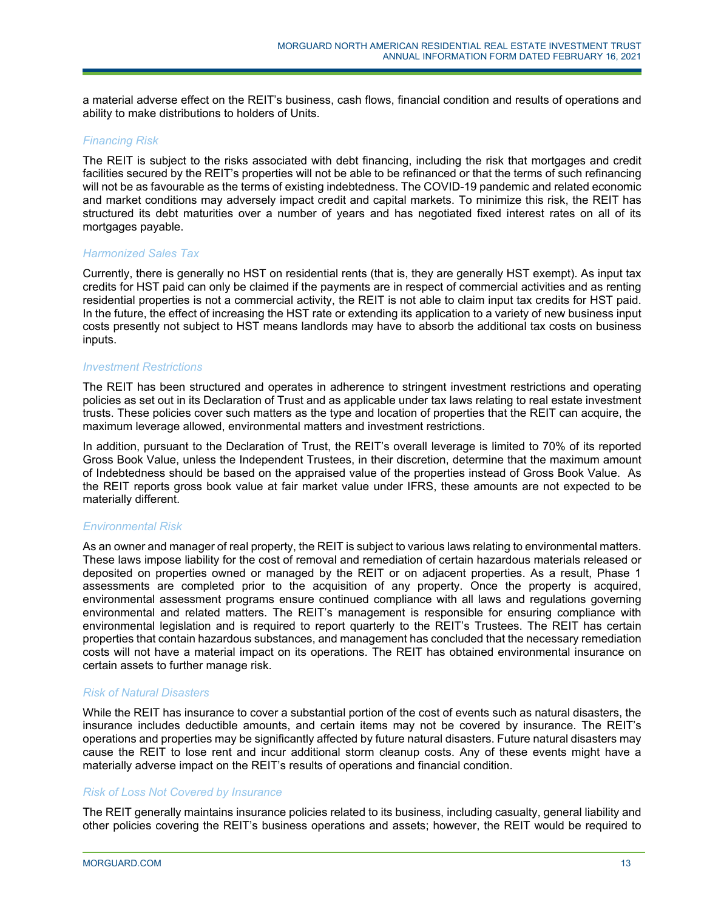a material adverse effect on the REIT's business, cash flows, financial condition and results of operations and ability to make distributions to holders of Units.

### *Financing Risk*

The REIT is subject to the risks associated with debt financing, including the risk that mortgages and credit facilities secured by the REIT's properties will not be able to be refinanced or that the terms of such refinancing will not be as favourable as the terms of existing indebtedness. The COVID-19 pandemic and related economic and market conditions may adversely impact credit and capital markets. To minimize this risk, the REIT has structured its debt maturities over a number of years and has negotiated fixed interest rates on all of its mortgages payable.

### *Harmonized Sales Tax*

Currently, there is generally no HST on residential rents (that is, they are generally HST exempt). As input tax credits for HST paid can only be claimed if the payments are in respect of commercial activities and as renting residential properties is not a commercial activity, the REIT is not able to claim input tax credits for HST paid. In the future, the effect of increasing the HST rate or extending its application to a variety of new business input costs presently not subject to HST means landlords may have to absorb the additional tax costs on business inputs.

### *Investment Restrictions*

The REIT has been structured and operates in adherence to stringent investment restrictions and operating policies as set out in its Declaration of Trust and as applicable under tax laws relating to real estate investment trusts. These policies cover such matters as the type and location of properties that the REIT can acquire, the maximum leverage allowed, environmental matters and investment restrictions.

In addition, pursuant to the Declaration of Trust, the REIT's overall leverage is limited to 70% of its reported Gross Book Value, unless the Independent Trustees, in their discretion, determine that the maximum amount of Indebtedness should be based on the appraised value of the properties instead of Gross Book Value. As the REIT reports gross book value at fair market value under IFRS, these amounts are not expected to be materially different.

### *Environmental Risk*

As an owner and manager of real property, the REIT is subject to various laws relating to environmental matters. These laws impose liability for the cost of removal and remediation of certain hazardous materials released or deposited on properties owned or managed by the REIT or on adjacent properties. As a result, Phase 1 assessments are completed prior to the acquisition of any property. Once the property is acquired, environmental assessment programs ensure continued compliance with all laws and regulations governing environmental and related matters. The REIT's management is responsible for ensuring compliance with environmental legislation and is required to report quarterly to the REIT's Trustees. The REIT has certain properties that contain hazardous substances, and management has concluded that the necessary remediation costs will not have a material impact on its operations. The REIT has obtained environmental insurance on certain assets to further manage risk.

### *Risk of Natural Disasters*

While the REIT has insurance to cover a substantial portion of the cost of events such as natural disasters, the insurance includes deductible amounts, and certain items may not be covered by insurance. The REIT's operations and properties may be significantly affected by future natural disasters. Future natural disasters may cause the REIT to lose rent and incur additional storm cleanup costs. Any of these events might have a materially adverse impact on the REIT's results of operations and financial condition.

### *Risk of Loss Not Covered by Insurance*

The REIT generally maintains insurance policies related to its business, including casualty, general liability and other policies covering the REIT's business operations and assets; however, the REIT would be required to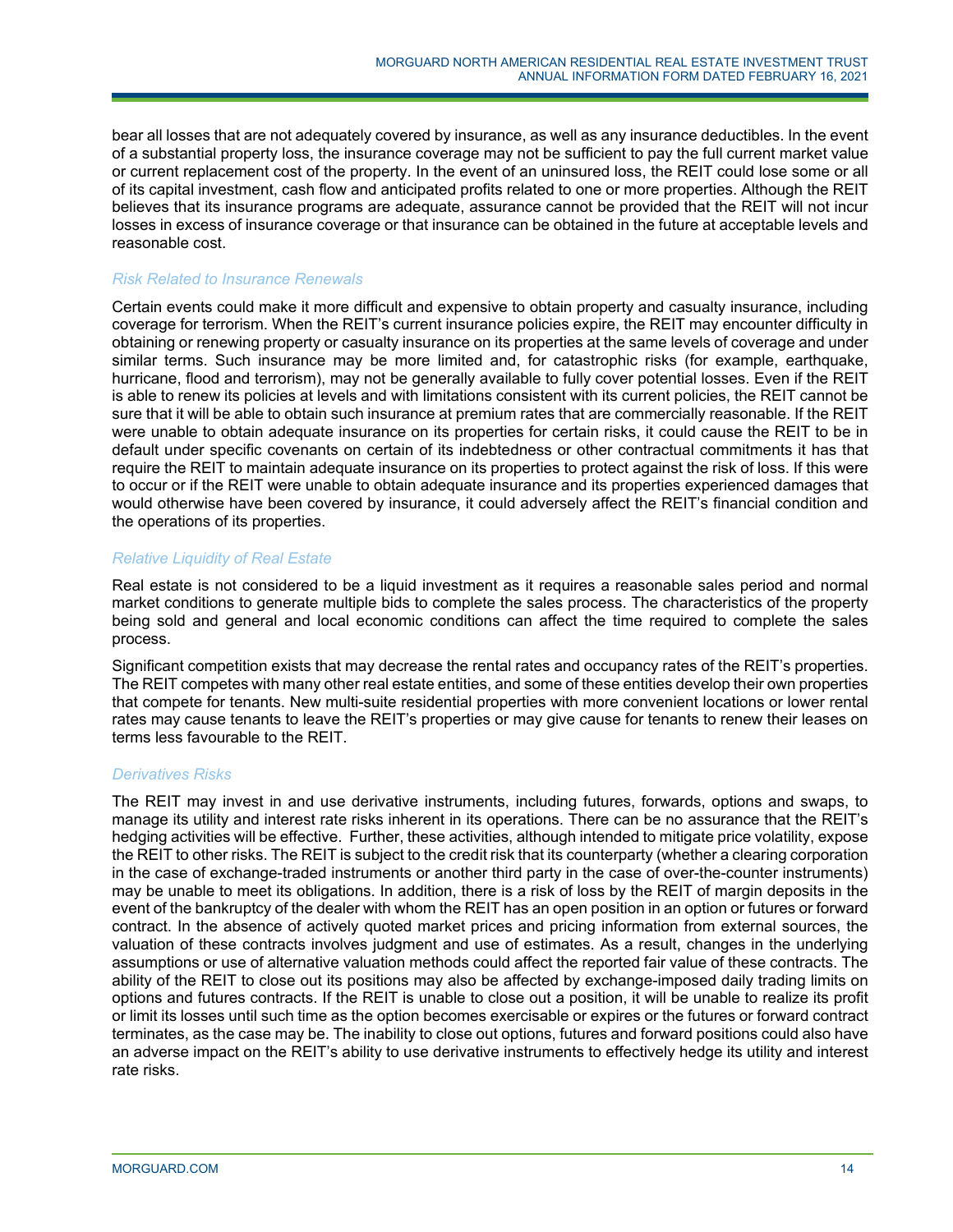bear all losses that are not adequately covered by insurance, as well as any insurance deductibles. In the event of a substantial property loss, the insurance coverage may not be sufficient to pay the full current market value or current replacement cost of the property. In the event of an uninsured loss, the REIT could lose some or all of its capital investment, cash flow and anticipated profits related to one or more properties. Although the REIT believes that its insurance programs are adequate, assurance cannot be provided that the REIT will not incur losses in excess of insurance coverage or that insurance can be obtained in the future at acceptable levels and reasonable cost.

*Risk Related to Insurance Renewals*

Certain events could make it more difficult and expensive to obtain property and casualty insurance, including coverage for terrorism. When the REIT's current insurance policies expire, the REIT may encounter difficulty in obtaining or renewing property or casualty insurance on its properties at the same levels of coverage and under similar terms. Such insurance may be more limited and, for catastrophic risks (for example, earthquake, hurricane, flood and terrorism), may not be generally available to fully cover potential losses. Even if the REIT is able to renew its policies at levels and with limitations consistent with its current policies, the REIT cannot be sure that it will be able to obtain such insurance at premium rates that are commercially reasonable. If the REIT were unable to obtain adequate insurance on its properties for certain risks, it could cause the REIT to be in default under specific covenants on certain of its indebtedness or other contractual commitments it has that require the REIT to maintain adequate insurance on its properties to protect against the risk of loss. If this were to occur or if the REIT were unable to obtain adequate insurance and its properties experienced damages that would otherwise have been covered by insurance, it could adversely affect the REIT's financial condition and the operations of its properties.

*Relative Liquidity of Real Estate*

Real estate is not considered to be a liquid investment as it requires a reasonable sales period and normal market conditions to generate multiple bids to complete the sales process. The characteristics of the property being sold and general and local economic conditions can affect the time required to complete the sales process.

Significant competition exists that may decrease the rental rates and occupancy rates of the REIT's properties. The REIT competes with many other real estate entities, and some of these entities develop their own properties that compete for tenants. New multi-suite residential properties with more convenient locations or lower rental rates may cause tenants to leave the REIT's properties or may give cause for tenants to renew their leases on terms less favourable to the REIT.

*Derivatives Risks*

The REIT may invest in and use derivative instruments, including futures, forwards, options and swaps, to manage its utility and interest rate risks inherent in its operations. There can be no assurance that the REIT's hedging activities will be effective. Further, these activities, although intended to mitigate price volatility, expose the REIT to other risks. The REIT is subject to the credit risk that its counterparty (whether a clearing corporation in the case of exchange-traded instruments or another third party in the case of over-the-counter instruments) may be unable to meet its obligations. In addition, there is a risk of loss by the REIT of margin deposits in the event of the bankruptcy of the dealer with whom the REIT has an open position in an option or futures or forward contract. In the absence of actively quoted market prices and pricing information from external sources, the valuation of these contracts involves judgment and use of estimates. As a result, changes in the underlying assumptions or use of alternative valuation methods could affect the reported fair value of these contracts. The ability of the REIT to close out its positions may also be affected by exchange-imposed daily trading limits on options and futures contracts. If the REIT is unable to close out a position, it will be unable to realize its profit or limit its losses until such time as the option becomes exercisable or expires or the futures or forward contract terminates, as the case may be. The inability to close out options, futures and forward positions could also have an adverse impact on the REIT's ability to use derivative instruments to effectively hedge its utility and interest rate risks.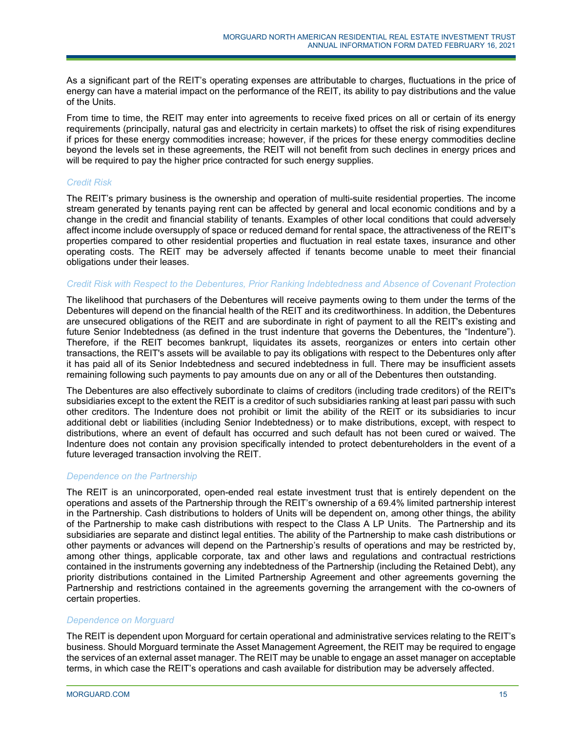As a significant part of the REIT's operating expenses are attributable to charges, fluctuations in the price of energy can have a material impact on the performance of the REIT, its ability to pay distributions and the value of the Units.

From time to time, the REIT may enter into agreements to receive fixed prices on all or certain of its energy requirements (principally, natural gas and electricity in certain markets) to offset the risk of rising expenditures if prices for these energy commodities increase; however, if the prices for these energy commodities decline beyond the levels set in these agreements, the REIT will not benefit from such declines in energy prices and will be required to pay the higher price contracted for such energy supplies.

*Credit Risk*

The REIT's primary business is the ownership and operation of multi-suite residential properties. The income stream generated by tenants paying rent can be affected by general and local economic conditions and by a change in the credit and financial stability of tenants. Examples of other local conditions that could adversely affect income include oversupply of space or reduced demand for rental space, the attractiveness of the REIT's properties compared to other residential properties and fluctuation in real estate taxes, insurance and other operating costs. The REIT may be adversely affected if tenants become unable to meet their financial obligations under their leases.

*Credit Risk with Respect to the Debentures, Prior Ranking Indebtedness and Absence of Covenant Protection*

The likelihood that purchasers of the Debentures will receive payments owing to them under the terms of the Debentures will depend on the financial health of the REIT and its creditworthiness. In addition, the Debentures are unsecured obligations of the REIT and are subordinate in right of payment to all the REIT's existing and future Senior Indebtedness (as defined in the trust indenture that governs the Debentures, the "Indenture"). Therefore, if the REIT becomes bankrupt, liquidates its assets, reorganizes or enters into certain other transactions, the REIT's assets will be available to pay its obligations with respect to the Debentures only after it has paid all of its Senior Indebtedness and secured indebtedness in full. There may be insufficient assets remaining following such payments to pay amounts due on any or all of the Debentures then outstanding.

The Debentures are also effectively subordinate to claims of creditors (including trade creditors) of the REIT's subsidiaries except to the extent the REIT is a creditor of such subsidiaries ranking at least pari passu with such other creditors. The Indenture does not prohibit or limit the ability of the REIT or its subsidiaries to incur additional debt or liabilities (including Senior Indebtedness) or to make distributions, except, with respect to distributions, where an event of default has occurred and such default has not been cured or waived. The Indenture does not contain any provision specifically intended to protect debentureholders in the event of a future leveraged transaction involving the REIT.

*Dependence on the Partnership*

The REIT is an unincorporated, open-ended real estate investment trust that is entirely dependent on the operations and assets of the Partnership through the REIT's ownership of a 69.4% limited partnership interest in the Partnership. Cash distributions to holders of Units will be dependent on, among other things, the ability of the Partnership to make cash distributions with respect to the Class A LP Units. The Partnership and its subsidiaries are separate and distinct legal entities. The ability of the Partnership to make cash distributions or other payments or advances will depend on the Partnership's results of operations and may be restricted by, among other things, applicable corporate, tax and other laws and regulations and contractual restrictions contained in the instruments governing any indebtedness of the Partnership (including the Retained Debt), any priority distributions contained in the Limited Partnership Agreement and other agreements governing the Partnership and restrictions contained in the agreements governing the arrangement with the co-owners of certain properties.

*Dependence on Morguard*

The REIT is dependent upon Morguard for certain operational and administrative services relating to the REIT's business. Should Morguard terminate the Asset Management Agreement, the REIT may be required to engage the services of an external asset manager. The REIT may be unable to engage an asset manager on acceptable terms, in which case the REIT's operations and cash available for distribution may be adversely affected.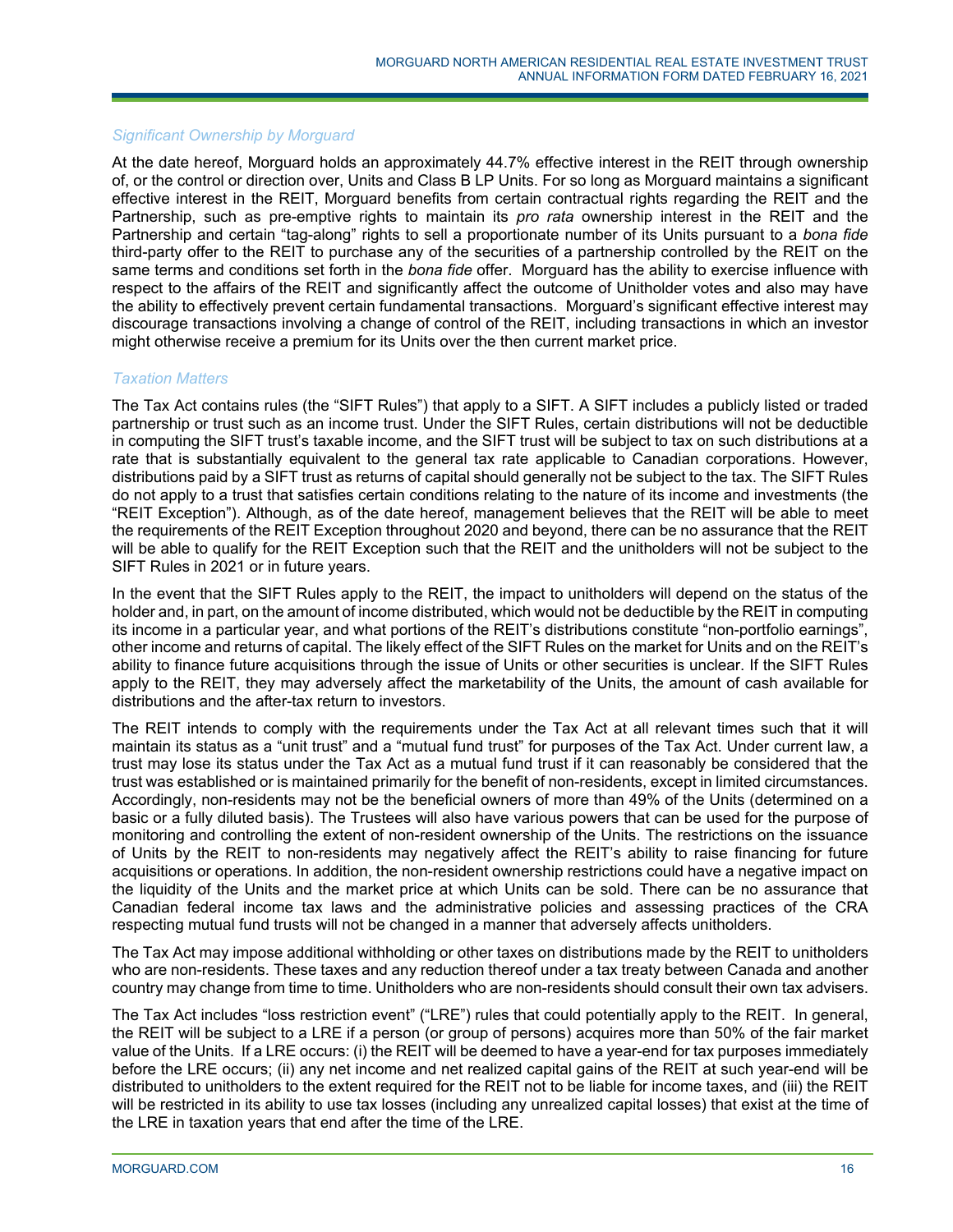### *Significant Ownership by Morguard*

At the date hereof, Morguard holds an approximately 44.7% effective interest in the REIT through ownership of, or the control or direction over, Units and Class B LP Units. For so long as Morguard maintains a significant effective interest in the REIT, Morguard benefits from certain contractual rights regarding the REIT and the Partnership, such as pre-emptive rights to maintain its *pro rata* ownership interest in the REIT and the Partnership and certain "tag-along" rights to sell a proportionate number of its Units pursuant to a *bona fide* third-party offer to the REIT to purchase any of the securities of a partnership controlled by the REIT on the same terms and conditions set forth in the *bona fide* offer. Morguard has the ability to exercise influence with respect to the affairs of the REIT and significantly affect the outcome of Unitholder votes and also may have the ability to effectively prevent certain fundamental transactions. Morguard's significant effective interest may discourage transactions involving a change of control of the REIT, including transactions in which an investor might otherwise receive a premium for its Units over the then current market price.

### *Taxation Matters*

The Tax Act contains rules (the "SIFT Rules") that apply to a SIFT. A SIFT includes a publicly listed or traded partnership or trust such as an income trust. Under the SIFT Rules, certain distributions will not be deductible in computing the SIFT trust's taxable income, and the SIFT trust will be subject to tax on such distributions at a rate that is substantially equivalent to the general tax rate applicable to Canadian corporations. However, distributions paid by a SIFT trust as returns of capital should generally not be subject to the tax. The SIFT Rules do not apply to a trust that satisfies certain conditions relating to the nature of its income and investments (the "REIT Exception"). Although, as of the date hereof, management believes that the REIT will be able to meet the requirements of the REIT Exception throughout 2020 and beyond, there can be no assurance that the REIT will be able to qualify for the REIT Exception such that the REIT and the unitholders will not be subject to the SIFT Rules in 2021 or in future years.

In the event that the SIFT Rules apply to the REIT, the impact to unitholders will depend on the status of the holder and, in part, on the amount of income distributed, which would not be deductible by the REIT in computing its income in a particular year, and what portions of the REIT's distributions constitute "non-portfolio earnings", other income and returns of capital. The likely effect of the SIFT Rules on the market for Units and on the REIT's ability to finance future acquisitions through the issue of Units or other securities is unclear. If the SIFT Rules apply to the REIT, they may adversely affect the marketability of the Units, the amount of cash available for distributions and the after-tax return to investors.

The REIT intends to comply with the requirements under the Tax Act at all relevant times such that it will maintain its status as a "unit trust" and a "mutual fund trust" for purposes of the Tax Act. Under current law, a trust may lose its status under the Tax Act as a mutual fund trust if it can reasonably be considered that the trust was established or is maintained primarily for the benefit of non-residents, except in limited circumstances. Accordingly, non-residents may not be the beneficial owners of more than 49% of the Units (determined on a basic or a fully diluted basis). The Trustees will also have various powers that can be used for the purpose of monitoring and controlling the extent of non-resident ownership of the Units. The restrictions on the issuance of Units by the REIT to non-residents may negatively affect the REIT's ability to raise financing for future acquisitions or operations. In addition, the non-resident ownership restrictions could have a negative impact on the liquidity of the Units and the market price at which Units can be sold. There can be no assurance that Canadian federal income tax laws and the administrative policies and assessing practices of the CRA respecting mutual fund trusts will not be changed in a manner that adversely affects unitholders.

The Tax Act may impose additional withholding or other taxes on distributions made by the REIT to unitholders who are non-residents. These taxes and any reduction thereof under a tax treaty between Canada and another country may change from time to time. Unitholders who are non-residents should consult their own tax advisers.

The Tax Act includes "loss restriction event" ("LRE") rules that could potentially apply to the REIT. In general, the REIT will be subject to a LRE if a person (or group of persons) acquires more than 50% of the fair market value of the Units. If a LRE occurs: (i) the REIT will be deemed to have a year-end for tax purposes immediately before the LRE occurs; (ii) any net income and net realized capital gains of the REIT at such year-end will be distributed to unitholders to the extent required for the REIT not to be liable for income taxes, and (iii) the REIT will be restricted in its ability to use tax losses (including any unrealized capital losses) that exist at the time of the LRE in taxation years that end after the time of the LRE.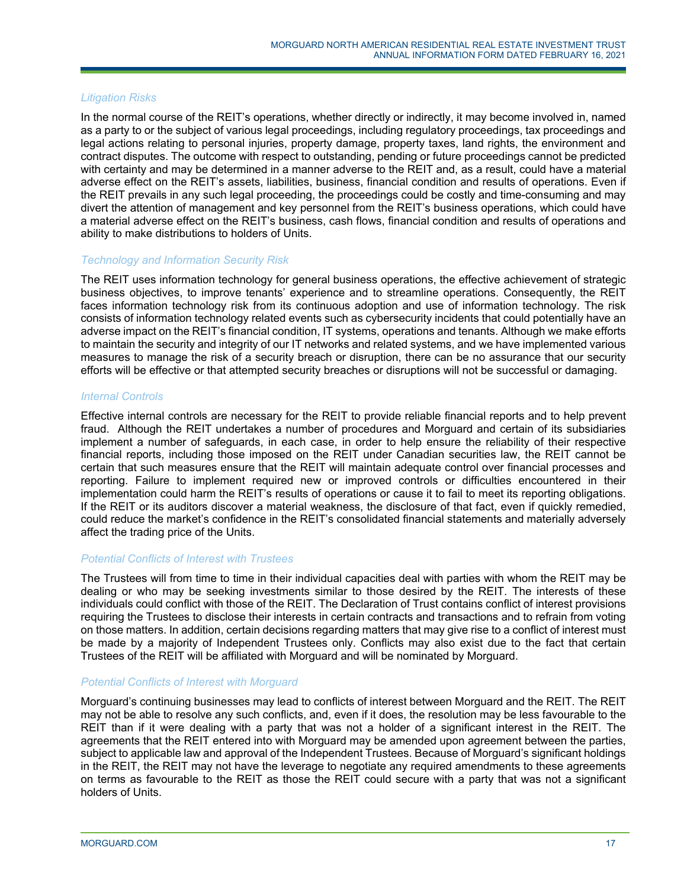### *Litigation Risks*

In the normal course of the REIT's operations, whether directly or indirectly, it may become involved in, named as a party to or the subject of various legal proceedings, including regulatory proceedings, tax proceedings and legal actions relating to personal injuries, property damage, property taxes, land rights, the environment and contract disputes. The outcome with respect to outstanding, pending or future proceedings cannot be predicted with certainty and may be determined in a manner adverse to the REIT and, as a result, could have a material adverse effect on the REIT's assets, liabilities, business, financial condition and results of operations. Even if the REIT prevails in any such legal proceeding, the proceedings could be costly and time-consuming and may divert the attention of management and key personnel from the REIT's business operations, which could have a material adverse effect on the REIT's business, cash flows, financial condition and results of operations and ability to make distributions to holders of Units.

### *Technology and Information Security Risk*

The REIT uses information technology for general business operations, the effective achievement of strategic business objectives, to improve tenants' experience and to streamline operations. Consequently, the REIT faces information technology risk from its continuous adoption and use of information technology. The risk consists of information technology related events such as cybersecurity incidents that could potentially have an adverse impact on the REIT's financial condition, IT systems, operations and tenants. Although we make efforts to maintain the security and integrity of our IT networks and related systems, and we have implemented various measures to manage the risk of a security breach or disruption, there can be no assurance that our security efforts will be effective or that attempted security breaches or disruptions will not be successful or damaging.

### *Internal Controls*

Effective internal controls are necessary for the REIT to provide reliable financial reports and to help prevent fraud. Although the REIT undertakes a number of procedures and Morguard and certain of its subsidiaries implement a number of safeguards, in each case, in order to help ensure the reliability of their respective financial reports, including those imposed on the REIT under Canadian securities law, the REIT cannot be certain that such measures ensure that the REIT will maintain adequate control over financial processes and reporting. Failure to implement required new or improved controls or difficulties encountered in their implementation could harm the REIT's results of operations or cause it to fail to meet its reporting obligations. If the REIT or its auditors discover a material weakness, the disclosure of that fact, even if quickly remedied, could reduce the market's confidence in the REIT's consolidated financial statements and materially adversely affect the trading price of the Units.

### *Potential Conflicts of Interest with Trustees*

The Trustees will from time to time in their individual capacities deal with parties with whom the REIT may be dealing or who may be seeking investments similar to those desired by the REIT. The interests of these individuals could conflict with those of the REIT. The Declaration of Trust contains conflict of interest provisions requiring the Trustees to disclose their interests in certain contracts and transactions and to refrain from voting on those matters. In addition, certain decisions regarding matters that may give rise to a conflict of interest must be made by a majority of Independent Trustees only. Conflicts may also exist due to the fact that certain Trustees of the REIT will be affiliated with Morguard and will be nominated by Morguard.

### *Potential Conflicts of Interest with Morguard*

Morguard's continuing businesses may lead to conflicts of interest between Morguard and the REIT. The REIT may not be able to resolve any such conflicts, and, even if it does, the resolution may be less favourable to the REIT than if it were dealing with a party that was not a holder of a significant interest in the REIT. The agreements that the REIT entered into with Morguard may be amended upon agreement between the parties, subject to applicable law and approval of the Independent Trustees. Because of Morguard's significant holdings in the REIT, the REIT may not have the leverage to negotiate any required amendments to these agreements on terms as favourable to the REIT as those the REIT could secure with a party that was not a significant holders of Units.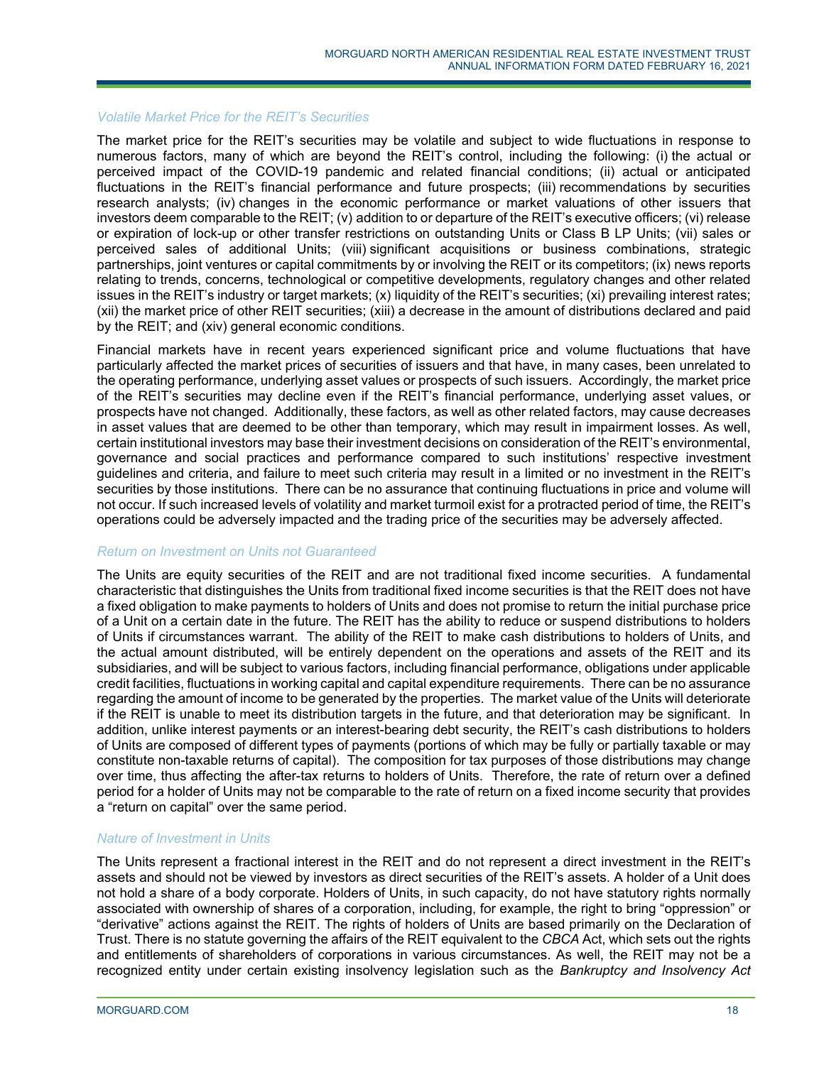*Volatile Market Price for the REIT's Securities*

The market price for the REIT's securities may be volatile and subject to wide fluctuations in response to numerous factors, many of which are beyond the REIT's control, including the following: (i) the actual or perceived impact of the COVID-19 pandemic and related financial conditions; (ii) actual or anticipated fluctuations in the REIT's financial performance and future prospects; (iii) recommendations by securities research analysts; (iv) changes in the economic performance or market valuations of other issuers that investors deem comparable to the REIT; (v) addition to or departure of the REIT's executive officers; (vi) release or expiration of lock-up or other transfer restrictions on outstanding Units or Class B LP Units; (vii) sales or perceived sales of additional Units; (viii) significant acquisitions or business combinations, strategic partnerships, joint ventures or capital commitments by or involving the REIT or its competitors; (ix) news reports relating to trends, concerns, technological or competitive developments, regulatory changes and other related issues in the REIT's industry or target markets; (x) liquidity of the REIT's securities; (xi) prevailing interest rates; (xii) the market price of other REIT securities; (xiii) a decrease in the amount of distributions declared and paid by the REIT; and (xiv) general economic conditions.

Financial markets have in recent years experienced significant price and volume fluctuations that have particularly affected the market prices of securities of issuers and that have, in many cases, been unrelated to the operating performance, underlying asset values or prospects of such issuers. Accordingly, the market price of the REIT's securities may decline even if the REIT's financial performance, underlying asset values, or prospects have not changed. Additionally, these factors, as well as other related factors, may cause decreases in asset values that are deemed to be other than temporary, which may result in impairment losses. As well, certain institutional investors may base their investment decisions on consideration of the REIT's environmental, governance and social practices and performance compared to such institutions' respective investment guidelines and criteria, and failure to meet such criteria may result in a limited or no investment in the REIT's securities by those institutions. There can be no assurance that continuing fluctuations in price and volume will not occur. If such increased levels of volatility and market turmoil exist for a protracted period of time, the REIT's operations could be adversely impacted and the trading price of the securities may be adversely affected.

*Return on Investment on Units not Guaranteed*

The Units are equity securities of the REIT and are not traditional fixed income securities. A fundamental characteristic that distinguishes the Units from traditional fixed income securities is that the REIT does not have a fixed obligation to make payments to holders of Units and does not promise to return the initial purchase price of a Unit on a certain date in the future. The REIT has the ability to reduce or suspend distributions to holders of Units if circumstances warrant. The ability of the REIT to make cash distributions to holders of Units, and the actual amount distributed, will be entirely dependent on the operations and assets of the REIT and its subsidiaries, and will be subject to various factors, including financial performance, obligations under applicable credit facilities, fluctuations in working capital and capital expenditure requirements. There can be no assurance regarding the amount of income to be generated by the properties. The market value of the Units will deteriorate if the REIT is unable to meet its distribution targets in the future, and that deterioration may be significant. In addition, unlike interest payments or an interest-bearing debt security, the REIT's cash distributions to holders of Units are composed of different types of payments (portions of which may be fully or partially taxable or may constitute non-taxable returns of capital). The composition for tax purposes of those distributions may change over time, thus affecting the after-tax returns to holders of Units. Therefore, the rate of return over a defined period for a holder of Units may not be comparable to the rate of return on a fixed income security that provides a "return on capital" over the same period.

*Nature of Investment in Units*

The Units represent a fractional interest in the REIT and do not represent a direct investment in the REIT's assets and should not be viewed by investors as direct securities of the REIT's assets. A holder of a Unit does not hold a share of a body corporate. Holders of Units, in such capacity, do not have statutory rights normally associated with ownership of shares of a corporation, including, for example, the right to bring "oppression" or "derivative" actions against the REIT. The rights of holders of Units are based primarily on the Declaration of Trust. There is no statute governing the affairs of the REIT equivalent to the *CBCA* Act, which sets out the rights and entitlements of shareholders of corporations in various circumstances. As well, the REIT may not be a recognized entity under certain existing insolvency legislation such as the *Bankruptcy and Insolvency Act*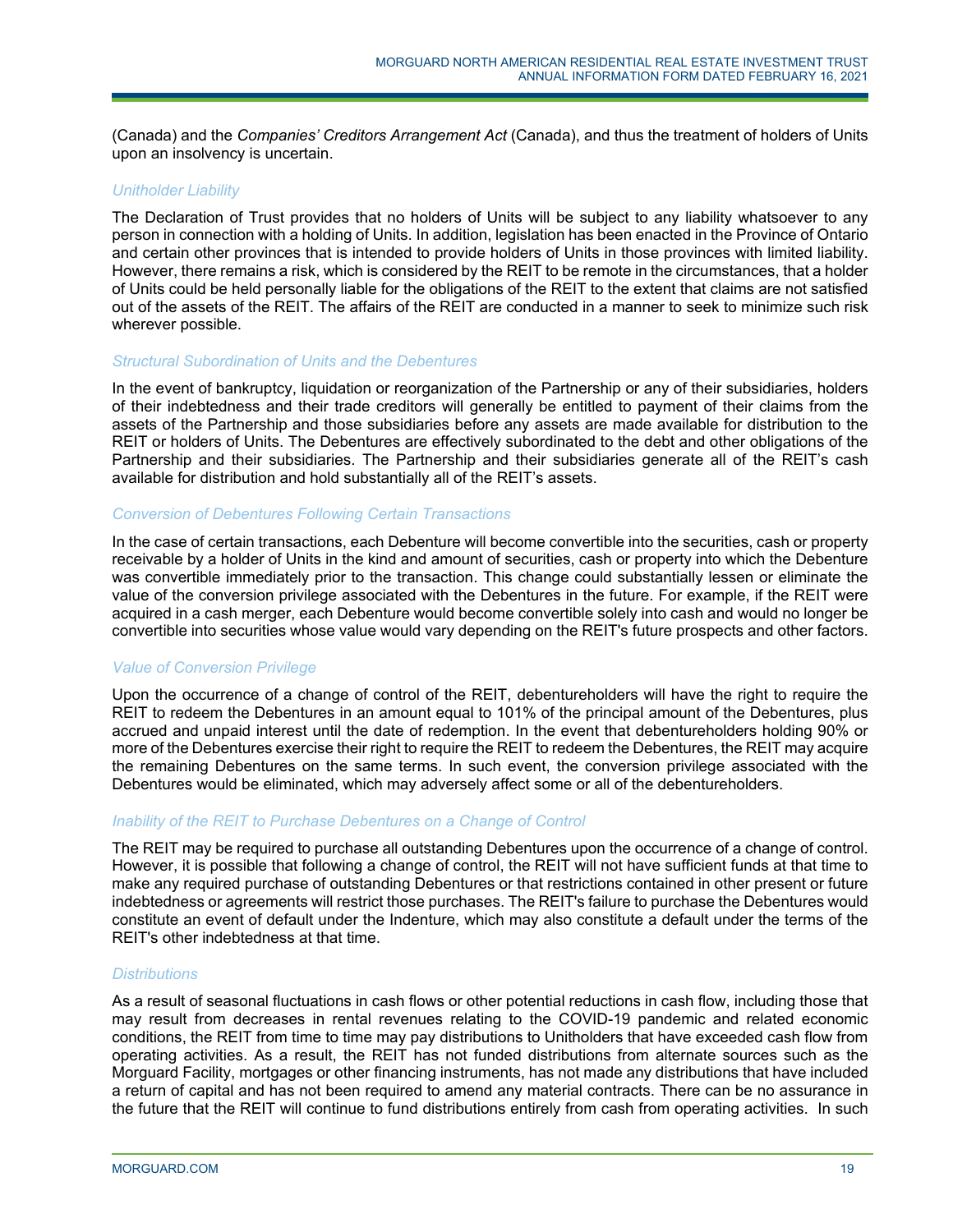(Canada) and the *Companies' Creditors Arrangement Act* (Canada), and thus the treatment of holders of Units upon an insolvency is uncertain.

### *Unitholder Liability*

The Declaration of Trust provides that no holders of Units will be subject to any liability whatsoever to any person in connection with a holding of Units. In addition, legislation has been enacted in the Province of Ontario and certain other provinces that is intended to provide holders of Units in those provinces with limited liability. However, there remains a risk, which is considered by the REIT to be remote in the circumstances, that a holder of Units could be held personally liable for the obligations of the REIT to the extent that claims are not satisfied out of the assets of the REIT. The affairs of the REIT are conducted in a manner to seek to minimize such risk wherever possible.

### *Structural Subordination of Units and the Debentures*

In the event of bankruptcy, liquidation or reorganization of the Partnership or any of their subsidiaries, holders of their indebtedness and their trade creditors will generally be entitled to payment of their claims from the assets of the Partnership and those subsidiaries before any assets are made available for distribution to the REIT or holders of Units. The Debentures are effectively subordinated to the debt and other obligations of the Partnership and their subsidiaries. The Partnership and their subsidiaries generate all of the REIT's cash available for distribution and hold substantially all of the REIT's assets.

### *Conversion of Debentures Following Certain Transactions*

In the case of certain transactions, each Debenture will become convertible into the securities, cash or property receivable by a holder of Units in the kind and amount of securities, cash or property into which the Debenture was convertible immediately prior to the transaction. This change could substantially lessen or eliminate the value of the conversion privilege associated with the Debentures in the future. For example, if the REIT were acquired in a cash merger, each Debenture would become convertible solely into cash and would no longer be convertible into securities whose value would vary depending on the REIT's future prospects and other factors.

### *Value of Conversion Privilege*

Upon the occurrence of a change of control of the REIT, debentureholders will have the right to require the REIT to redeem the Debentures in an amount equal to 101% of the principal amount of the Debentures, plus accrued and unpaid interest until the date of redemption. In the event that debentureholders holding 90% or more of the Debentures exercise their right to require the REIT to redeem the Debentures, the REIT may acquire the remaining Debentures on the same terms. In such event, the conversion privilege associated with the Debentures would be eliminated, which may adversely affect some or all of the debentureholders.

### *Inability of the REIT to Purchase Debentures on a Change of Control*

The REIT may be required to purchase all outstanding Debentures upon the occurrence of a change of control. However, it is possible that following a change of control, the REIT will not have sufficient funds at that time to make any required purchase of outstanding Debentures or that restrictions contained in other present or future indebtedness or agreements will restrict those purchases. The REIT's failure to purchase the Debentures would constitute an event of default under the Indenture, which may also constitute a default under the terms of the REIT's other indebtedness at that time.

### *Distributions*

As a result of seasonal fluctuations in cash flows or other potential reductions in cash flow, including those that may result from decreases in rental revenues relating to the COVID-19 pandemic and related economic conditions, the REIT from time to time may pay distributions to Unitholders that have exceeded cash flow from operating activities. As a result, the REIT has not funded distributions from alternate sources such as the Morguard Facility, mortgages or other financing instruments, has not made any distributions that have included a return of capital and has not been required to amend any material contracts. There can be no assurance in the future that the REIT will continue to fund distributions entirely from cash from operating activities. In such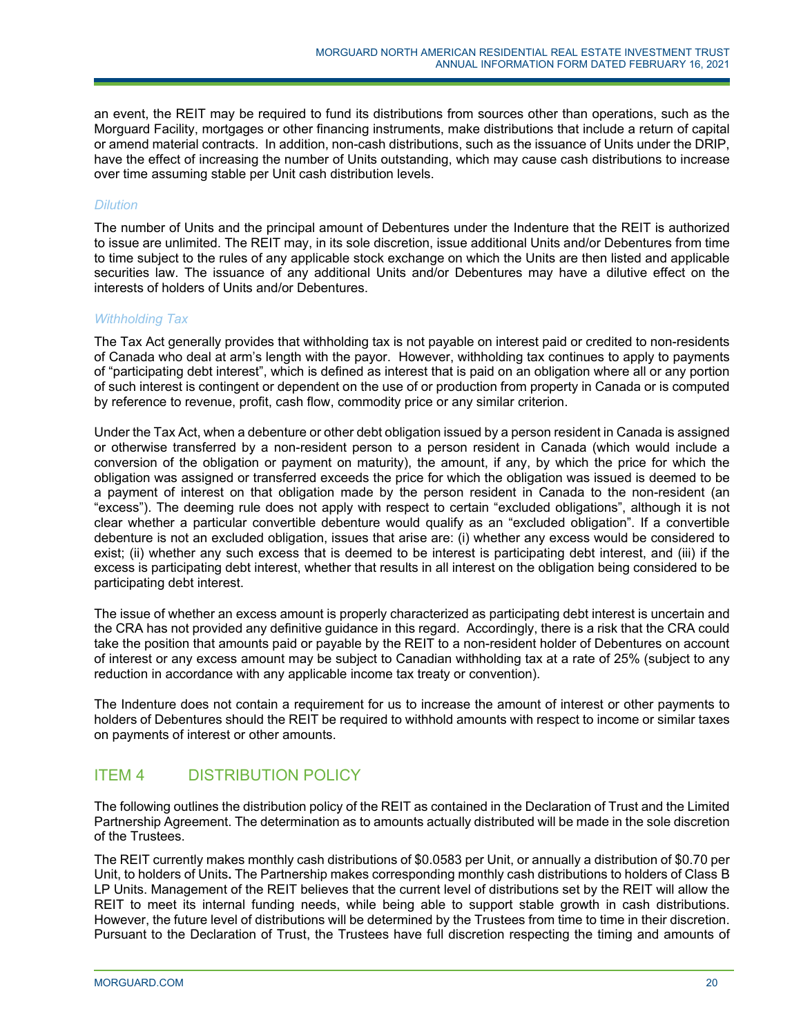an event, the REIT may be required to fund its distributions from sources other than operations, such as the Morguard Facility, mortgages or other financing instruments, make distributions that include a return of capital or amend material contracts. In addition, non-cash distributions, such as the issuance of Units under the DRIP, have the effect of increasing the number of Units outstanding, which may cause cash distributions to increase over time assuming stable per Unit cash distribution levels.

*Dilution*

The number of Units and the principal amount of Debentures under the Indenture that the REIT is authorized to issue are unlimited. The REIT may, in its sole discretion, issue additional Units and/or Debentures from time to time subject to the rules of any applicable stock exchange on which the Units are then listed and applicable securities law. The issuance of any additional Units and/or Debentures may have a dilutive effect on the interests of holders of Units and/or Debentures.

*Withholding Tax*

The Tax Act generally provides that withholding tax is not payable on interest paid or credited to non-residents of Canada who deal at arm's length with the payor. However, withholding tax continues to apply to payments of "participating debt interest", which is defined as interest that is paid on an obligation where all or any portion of such interest is contingent or dependent on the use of or production from property in Canada or is computed by reference to revenue, profit, cash flow, commodity price or any similar criterion.

Under the Tax Act, when a debenture or other debt obligation issued by a person resident in Canada is assigned or otherwise transferred by a non-resident person to a person resident in Canada (which would include a conversion of the obligation or payment on maturity), the amount, if any, by which the price for which the obligation was assigned or transferred exceeds the price for which the obligation was issued is deemed to be a payment of interest on that obligation made by the person resident in Canada to the non-resident (an "excess"). The deeming rule does not apply with respect to certain "excluded obligations", although it is not clear whether a particular convertible debenture would qualify as an "excluded obligation". If a convertible debenture is not an excluded obligation, issues that arise are: (i) whether any excess would be considered to exist; (ii) whether any such excess that is deemed to be interest is participating debt interest, and (iii) if the excess is participating debt interest, whether that results in all interest on the obligation being considered to be participating debt interest.

The issue of whether an excess amount is properly characterized as participating debt interest is uncertain and the CRA has not provided any definitive guidance in this regard. Accordingly, there is a risk that the CRA could take the position that amounts paid or payable by the REIT to a non-resident holder of Debentures on account of interest or any excess amount may be subject to Canadian withholding tax at a rate of 25% (subject to any reduction in accordance with any applicable income tax treaty or convention).

The Indenture does not contain a requirement for us to increase the amount of interest or other payments to holders of Debentures should the REIT be required to withhold amounts with respect to income or similar taxes on payments of interest or other amounts.

## ITEM 4 DISTRIBUTION POLICY

The following outlines the distribution policy of the REIT as contained in the Declaration of Trust and the Limited Partnership Agreement. The determination as to amounts actually distributed will be made in the sole discretion of the Trustees.

The REIT currently makes monthly cash distributions of $0.0583 per Unit, or annually a distribution of $0.70 per Unit, to holders of Units**.** The Partnership makes corresponding monthly cash distributions to holders of Class B LP Units. Management of the REIT believes that the current level of distributions set by the REIT will allow the REIT to meet its internal funding needs, while being able to support stable growth in cash distributions. However, the future level of distributions will be determined by the Trustees from time to time in their discretion. Pursuant to the Declaration of Trust, the Trustees have full discretion respecting the timing and amounts of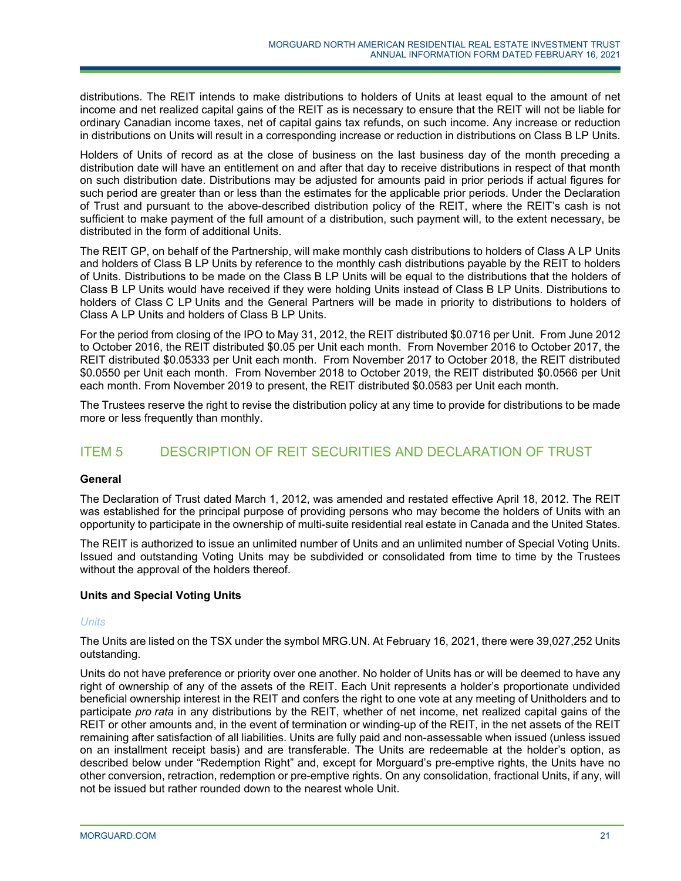distributions. The REIT intends to make distributions to holders of Units at least equal to the amount of net income and net realized capital gains of the REIT as is necessary to ensure that the REIT will not be liable for ordinary Canadian income taxes, net of capital gains tax refunds, on such income. Any increase or reduction in distributions on Units will result in a corresponding increase or reduction in distributions on Class B LP Units.

Holders of Units of record as at the close of business on the last business day of the month preceding a distribution date will have an entitlement on and after that day to receive distributions in respect of that month on such distribution date. Distributions may be adjusted for amounts paid in prior periods if actual figures for such period are greater than or less than the estimates for the applicable prior periods. Under the Declaration of Trust and pursuant to the above-described distribution policy of the REIT, where the REIT's cash is not sufficient to make payment of the full amount of a distribution, such payment will, to the extent necessary, be distributed in the form of additional Units.

The REIT GP, on behalf of the Partnership, will make monthly cash distributions to holders of Class A LP Units and holders of Class B LP Units by reference to the monthly cash distributions payable by the REIT to holders of Units. Distributions to be made on the Class B LP Units will be equal to the distributions that the holders of Class B LP Units would have received if they were holding Units instead of Class B LP Units. Distributions to holders of Class C LP Units and the General Partners will be made in priority to distributions to holders of Class A LP Units and holders of Class B LP Units.

For the period from closing of the IPO to May 31, 2012, the REIT distributed $0.0716 per Unit. From June 2012 to October 2016, the REIT distributed $0.05 per Unit each month. From November 2016 to October 2017, the REIT distributed $0.05333 per Unit each month. From November 2017 to October 2018, the REIT distributed $0.0550 per Unit each month. From November 2018 to October 2019, the REIT distributed $0.0566 per Unit each month. From November 2019 to present, the REIT distributed $0.0583 per Unit each month.

The Trustees reserve the right to revise the distribution policy at any time to provide for distributions to be made more or less frequently than monthly.

## ITEM 5 DESCRIPTION OF REIT SECURITIES AND DECLARATION OF TRUST

**General**

The Declaration of Trust dated March 1, 2012, was amended and restated effective April 18, 2012. The REIT was established for the principal purpose of providing persons who may become the holders of Units with an opportunity to participate in the ownership of multi-suite residential real estate in Canada and the United States.

The REIT is authorized to issue an unlimited number of Units and an unlimited number of Special Voting Units. Issued and outstanding Voting Units may be subdivided or consolidated from time to time by the Trustees without the approval of the holders thereof.

**Units and Special Voting Units**

*Units*

The Units are listed on the TSX under the symbol MRG.UN. At February 16, 2021, there were 39,027,252 Units outstanding.

Units do not have preference or priority over one another. No holder of Units has or will be deemed to have any right of ownership of any of the assets of the REIT. Each Unit represents a holder's proportionate undivided beneficial ownership interest in the REIT and confers the right to one vote at any meeting of Unitholders and to participate *pro rata* in any distributions by the REIT, whether of net income, net realized capital gains of the REIT or other amounts and, in the event of termination or winding-up of the REIT, in the net assets of the REIT remaining after satisfaction of all liabilities. Units are fully paid and non-assessable when issued (unless issued on an installment receipt basis) and are transferable. The Units are redeemable at the holder's option, as described below under "Redemption Right" and, except for Morguard's pre-emptive rights, the Units have no other conversion, retraction, redemption or pre-emptive rights. On any consolidation, fractional Units, if any, will not be issued but rather rounded down to the nearest whole Unit.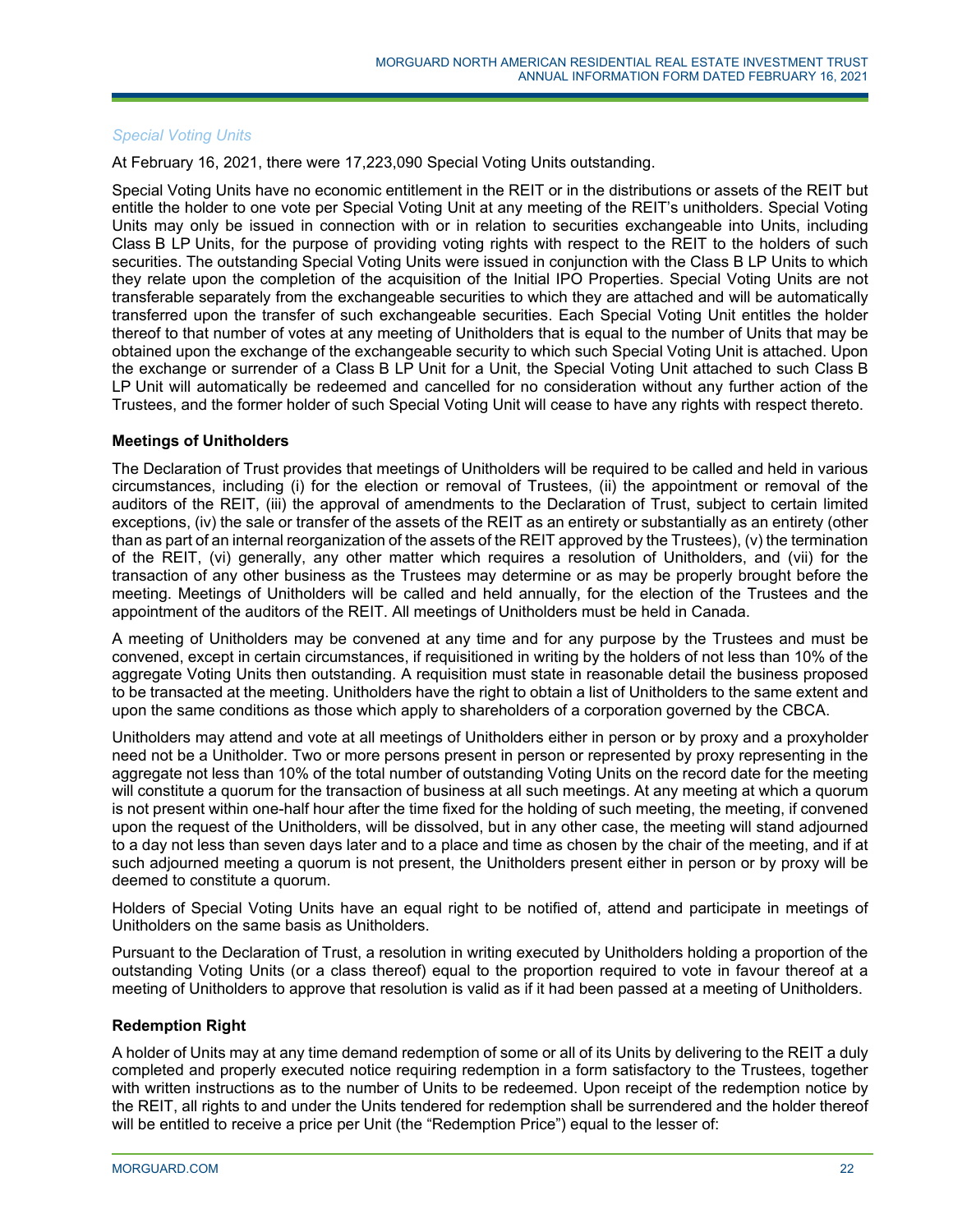*Special Voting Units*

At February 16, 2021, there were 17,223,090 Special Voting Units outstanding.

Special Voting Units have no economic entitlement in the REIT or in the distributions or assets of the REIT but entitle the holder to one vote per Special Voting Unit at any meeting of the REIT's unitholders. Special Voting Units may only be issued in connection with or in relation to securities exchangeable into Units, including Class B LP Units, for the purpose of providing voting rights with respect to the REIT to the holders of such securities. The outstanding Special Voting Units were issued in conjunction with the Class B LP Units to which they relate upon the completion of the acquisition of the Initial IPO Properties. Special Voting Units are not transferable separately from the exchangeable securities to which they are attached and will be automatically transferred upon the transfer of such exchangeable securities. Each Special Voting Unit entitles the holder thereof to that number of votes at any meeting of Unitholders that is equal to the number of Units that may be obtained upon the exchange of the exchangeable security to which such Special Voting Unit is attached. Upon the exchange or surrender of a Class B LP Unit for a Unit, the Special Voting Unit attached to such Class B LP Unit will automatically be redeemed and cancelled for no consideration without any further action of the Trustees, and the former holder of such Special Voting Unit will cease to have any rights with respect thereto.

**Meetings of Unitholders**

The Declaration of Trust provides that meetings of Unitholders will be required to be called and held in various circumstances, including (i) for the election or removal of Trustees, (ii) the appointment or removal of the auditors of the REIT, (iii) the approval of amendments to the Declaration of Trust, subject to certain limited exceptions, (iv) the sale or transfer of the assets of the REIT as an entirety or substantially as an entirety (other than as part of an internal reorganization of the assets of the REIT approved by the Trustees), (v) the termination of the REIT, (vi) generally, any other matter which requires a resolution of Unitholders, and (vii) for the transaction of any other business as the Trustees may determine or as may be properly brought before the meeting. Meetings of Unitholders will be called and held annually, for the election of the Trustees and the appointment of the auditors of the REIT. All meetings of Unitholders must be held in Canada.

A meeting of Unitholders may be convened at any time and for any purpose by the Trustees and must be convened, except in certain circumstances, if requisitioned in writing by the holders of not less than 10% of the aggregate Voting Units then outstanding. A requisition must state in reasonable detail the business proposed to be transacted at the meeting. Unitholders have the right to obtain a list of Unitholders to the same extent and upon the same conditions as those which apply to shareholders of a corporation governed by the CBCA.

Unitholders may attend and vote at all meetings of Unitholders either in person or by proxy and a proxyholder need not be a Unitholder. Two or more persons present in person or represented by proxy representing in the aggregate not less than 10% of the total number of outstanding Voting Units on the record date for the meeting will constitute a quorum for the transaction of business at all such meetings. At any meeting at which a quorum is not present within one-half hour after the time fixed for the holding of such meeting, the meeting, if convened upon the request of the Unitholders, will be dissolved, but in any other case, the meeting will stand adjourned to a day not less than seven days later and to a place and time as chosen by the chair of the meeting, and if at such adjourned meeting a quorum is not present, the Unitholders present either in person or by proxy will be deemed to constitute a quorum.

Holders of Special Voting Units have an equal right to be notified of, attend and participate in meetings of Unitholders on the same basis as Unitholders.

Pursuant to the Declaration of Trust, a resolution in writing executed by Unitholders holding a proportion of the outstanding Voting Units (or a class thereof) equal to the proportion required to vote in favour thereof at a meeting of Unitholders to approve that resolution is valid as if it had been passed at a meeting of Unitholders.

**Redemption Right**

A holder of Units may at any time demand redemption of some or all of its Units by delivering to the REIT a duly completed and properly executed notice requiring redemption in a form satisfactory to the Trustees, together with written instructions as to the number of Units to be redeemed. Upon receipt of the redemption notice by the REIT, all rights to and under the Units tendered for redemption shall be surrendered and the holder thereof will be entitled to receive a price per Unit (the "Redemption Price") equal to the lesser of: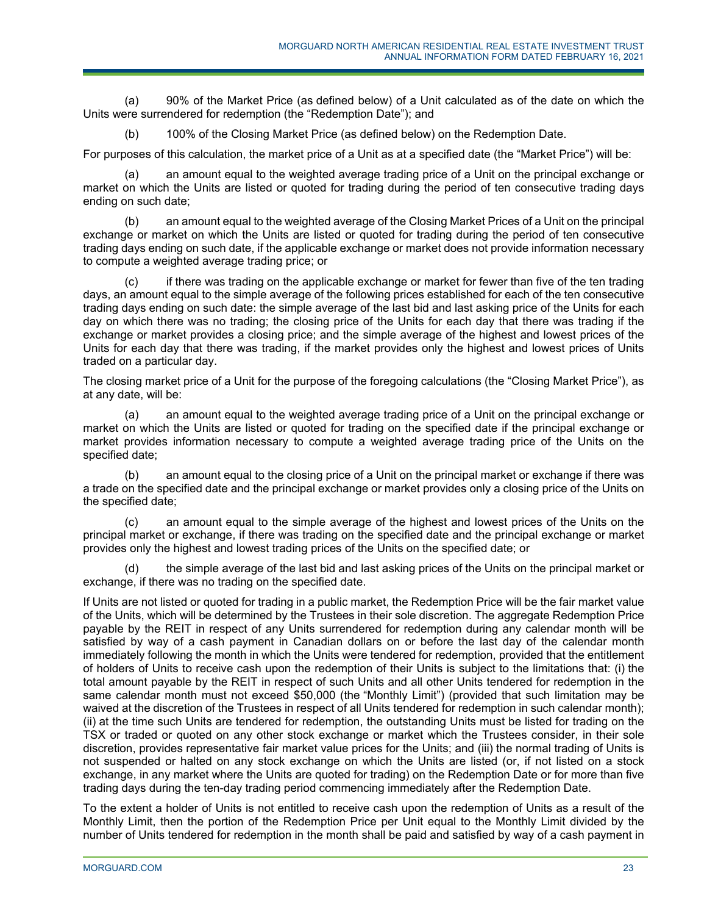(a) 90% of the Market Price (as defined below) of a Unit calculated as of the date on which the Units were surrendered for redemption (the "Redemption Date"); and

(b) 100% of the Closing Market Price (as defined below) on the Redemption Date.

For purposes of this calculation, the market price of a Unit as at a specified date (the "Market Price") will be:

(a) an amount equal to the weighted average trading price of a Unit on the principal exchange or market on which the Units are listed or quoted for trading during the period of ten consecutive trading days ending on such date;

(b) an amount equal to the weighted average of the Closing Market Prices of a Unit on the principal exchange or market on which the Units are listed or quoted for trading during the period of ten consecutive trading days ending on such date, if the applicable exchange or market does not provide information necessary to compute a weighted average trading price; or

(c) if there was trading on the applicable exchange or market for fewer than five of the ten trading days, an amount equal to the simple average of the following prices established for each of the ten consecutive trading days ending on such date: the simple average of the last bid and last asking price of the Units for each day on which there was no trading; the closing price of the Units for each day that there was trading if the exchange or market provides a closing price; and the simple average of the highest and lowest prices of the Units for each day that there was trading, if the market provides only the highest and lowest prices of Units traded on a particular day.

The closing market price of a Unit for the purpose of the foregoing calculations (the "Closing Market Price"), as at any date, will be:

(a) an amount equal to the weighted average trading price of a Unit on the principal exchange or market on which the Units are listed or quoted for trading on the specified date if the principal exchange or market provides information necessary to compute a weighted average trading price of the Units on the specified date;

(b) an amount equal to the closing price of a Unit on the principal market or exchange if there was a trade on the specified date and the principal exchange or market provides only a closing price of the Units on the specified date;

(c) an amount equal to the simple average of the highest and lowest prices of the Units on the principal market or exchange, if there was trading on the specified date and the principal exchange or market provides only the highest and lowest trading prices of the Units on the specified date; or

(d) the simple average of the last bid and last asking prices of the Units on the principal market or exchange, if there was no trading on the specified date.

If Units are not listed or quoted for trading in a public market, the Redemption Price will be the fair market value of the Units, which will be determined by the Trustees in their sole discretion. The aggregate Redemption Price payable by the REIT in respect of any Units surrendered for redemption during any calendar month will be satisfied by way of a cash payment in Canadian dollars on or before the last day of the calendar month immediately following the month in which the Units were tendered for redemption, provided that the entitlement of holders of Units to receive cash upon the redemption of their Units is subject to the limitations that: (i) the total amount payable by the REIT in respect of such Units and all other Units tendered for redemption in the same calendar month must not exceed $50,000 (the "Monthly Limit") (provided that such limitation may be waived at the discretion of the Trustees in respect of all Units tendered for redemption in such calendar month); (ii) at the time such Units are tendered for redemption, the outstanding Units must be listed for trading on the TSX or traded or quoted on any other stock exchange or market which the Trustees consider, in their sole discretion, provides representative fair market value prices for the Units; and (iii) the normal trading of Units is not suspended or halted on any stock exchange on which the Units are listed (or, if not listed on a stock exchange, in any market where the Units are quoted for trading) on the Redemption Date or for more than five trading days during the ten-day trading period commencing immediately after the Redemption Date.

To the extent a holder of Units is not entitled to receive cash upon the redemption of Units as a result of the Monthly Limit, then the portion of the Redemption Price per Unit equal to the Monthly Limit divided by the number of Units tendered for redemption in the month shall be paid and satisfied by way of a cash payment in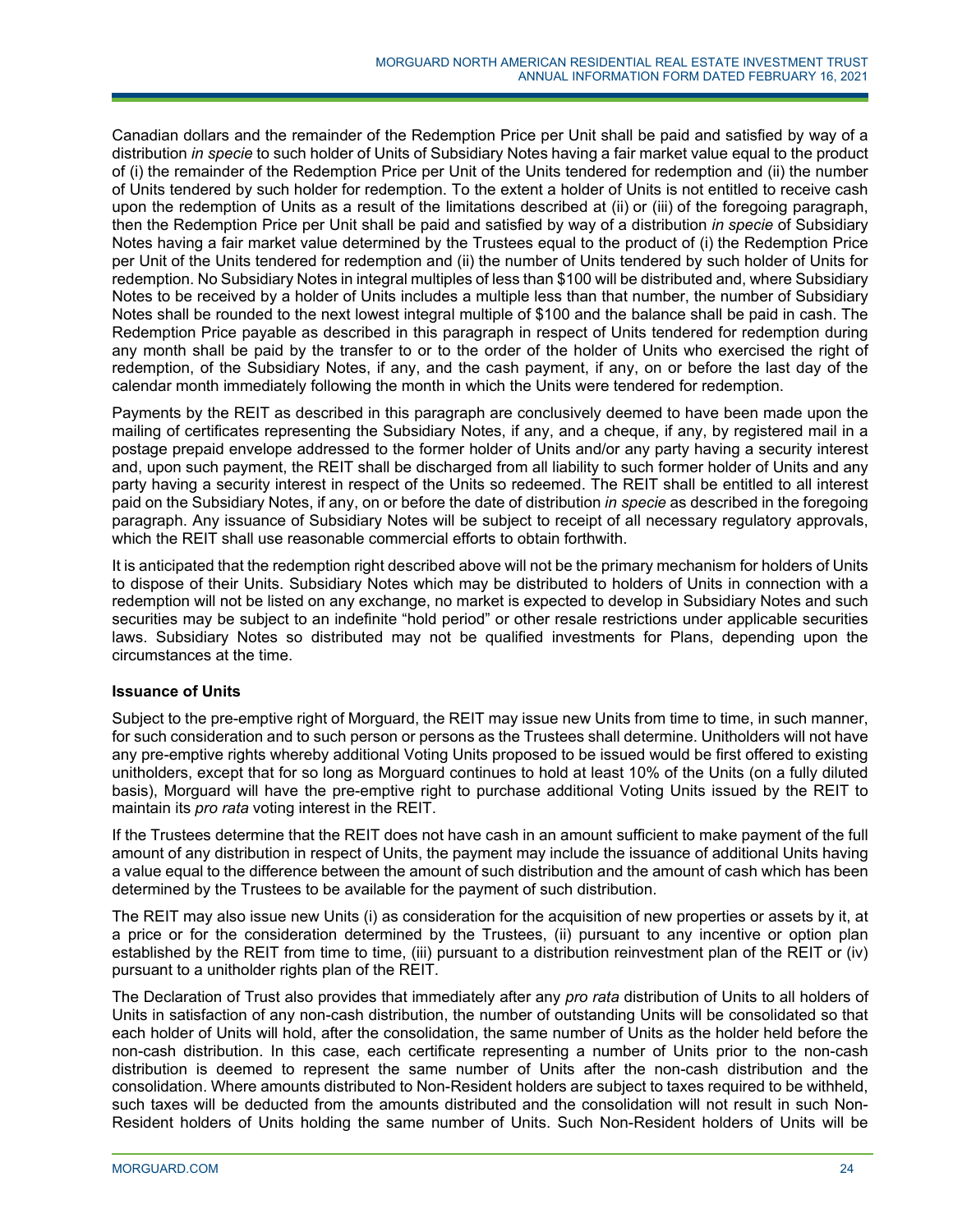Canadian dollars and the remainder of the Redemption Price per Unit shall be paid and satisfied by way of a distribution *in specie* to such holder of Units of Subsidiary Notes having a fair market value equal to the product of (i) the remainder of the Redemption Price per Unit of the Units tendered for redemption and (ii) the number of Units tendered by such holder for redemption. To the extent a holder of Units is not entitled to receive cash upon the redemption of Units as a result of the limitations described at (ii) or (iii) of the foregoing paragraph, then the Redemption Price per Unit shall be paid and satisfied by way of a distribution *in specie* of Subsidiary Notes having a fair market value determined by the Trustees equal to the product of (i) the Redemption Price per Unit of the Units tendered for redemption and (ii) the number of Units tendered by such holder of Units for redemption. No Subsidiary Notes in integral multiples of less than $100 will be distributed and, where Subsidiary Notes to be received by a holder of Units includes a multiple less than that number, the number of Subsidiary Notes shall be rounded to the next lowest integral multiple of $100 and the balance shall be paid in cash. The Redemption Price payable as described in this paragraph in respect of Units tendered for redemption during any month shall be paid by the transfer to or to the order of the holder of Units who exercised the right of redemption, of the Subsidiary Notes, if any, and the cash payment, if any, on or before the last day of the calendar month immediately following the month in which the Units were tendered for redemption.

Payments by the REIT as described in this paragraph are conclusively deemed to have been made upon the mailing of certificates representing the Subsidiary Notes, if any, and a cheque, if any, by registered mail in a postage prepaid envelope addressed to the former holder of Units and/or any party having a security interest and, upon such payment, the REIT shall be discharged from all liability to such former holder of Units and any party having a security interest in respect of the Units so redeemed. The REIT shall be entitled to all interest paid on the Subsidiary Notes, if any, on or before the date of distribution *in specie* as described in the foregoing paragraph. Any issuance of Subsidiary Notes will be subject to receipt of all necessary regulatory approvals, which the REIT shall use reasonable commercial efforts to obtain forthwith.

It is anticipated that the redemption right described above will not be the primary mechanism for holders of Units to dispose of their Units. Subsidiary Notes which may be distributed to holders of Units in connection with a redemption will not be listed on any exchange, no market is expected to develop in Subsidiary Notes and such securities may be subject to an indefinite "hold period" or other resale restrictions under applicable securities laws. Subsidiary Notes so distributed may not be qualified investments for Plans, depending upon the circumstances at the time.

**Issuance of Units**

Subject to the pre-emptive right of Morguard, the REIT may issue new Units from time to time, in such manner, for such consideration and to such person or persons as the Trustees shall determine. Unitholders will not have any pre-emptive rights whereby additional Voting Units proposed to be issued would be first offered to existing unitholders, except that for so long as Morguard continues to hold at least 10% of the Units (on a fully diluted basis), Morguard will have the pre-emptive right to purchase additional Voting Units issued by the REIT to maintain its *pro rata* voting interest in the REIT.

If the Trustees determine that the REIT does not have cash in an amount sufficient to make payment of the full amount of any distribution in respect of Units, the payment may include the issuance of additional Units having a value equal to the difference between the amount of such distribution and the amount of cash which has been determined by the Trustees to be available for the payment of such distribution.

The REIT may also issue new Units (i) as consideration for the acquisition of new properties or assets by it, at a price or for the consideration determined by the Trustees, (ii) pursuant to any incentive or option plan established by the REIT from time to time, (iii) pursuant to a distribution reinvestment plan of the REIT or (iv) pursuant to a unitholder rights plan of the REIT.

The Declaration of Trust also provides that immediately after any *pro rata* distribution of Units to all holders of Units in satisfaction of any non-cash distribution, the number of outstanding Units will be consolidated so that each holder of Units will hold, after the consolidation, the same number of Units as the holder held before the non-cash distribution. In this case, each certificate representing a number of Units prior to the non-cash distribution is deemed to represent the same number of Units after the non-cash distribution and the consolidation. Where amounts distributed to Non-Resident holders are subject to taxes required to be withheld, such taxes will be deducted from the amounts distributed and the consolidation will not result in such Non-Resident holders of Units holding the same number of Units. Such Non-Resident holders of Units will be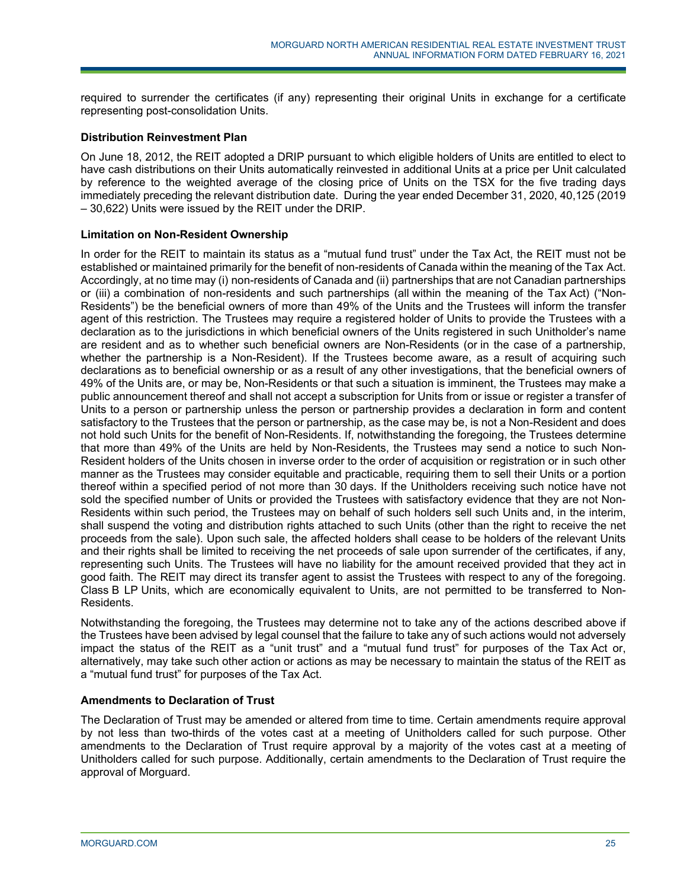required to surrender the certificates (if any) representing their original Units in exchange for a certificate representing post-consolidation Units.

**Distribution Reinvestment Plan**

On June 18, 2012, the REIT adopted a DRIP pursuant to which eligible holders of Units are entitled to elect to have cash distributions on their Units automatically reinvested in additional Units at a price per Unit calculated by reference to the weighted average of the closing price of Units on the TSX for the five trading days immediately preceding the relevant distribution date. During the year ended December 31, 2020, 40,125 (2019 – 30,622) Units were issued by the REIT under the DRIP.

**Limitation on Non-Resident Ownership**

In order for the REIT to maintain its status as a "mutual fund trust" under the Tax Act, the REIT must not be established or maintained primarily for the benefit of non-residents of Canada within the meaning of the Tax Act. Accordingly, at no time may (i) non-residents of Canada and (ii) partnerships that are not Canadian partnerships or (iii) a combination of non-residents and such partnerships (all within the meaning of the Tax Act) ("Non-Residents") be the beneficial owners of more than 49% of the Units and the Trustees will inform the transfer agent of this restriction. The Trustees may require a registered holder of Units to provide the Trustees with a declaration as to the jurisdictions in which beneficial owners of the Units registered in such Unitholder's name are resident and as to whether such beneficial owners are Non-Residents (or in the case of a partnership, whether the partnership is a Non-Resident). If the Trustees become aware, as a result of acquiring such declarations as to beneficial ownership or as a result of any other investigations, that the beneficial owners of 49% of the Units are, or may be, Non-Residents or that such a situation is imminent, the Trustees may make a public announcement thereof and shall not accept a subscription for Units from or issue or register a transfer of Units to a person or partnership unless the person or partnership provides a declaration in form and content satisfactory to the Trustees that the person or partnership, as the case may be, is not a Non-Resident and does not hold such Units for the benefit of Non-Residents. If, notwithstanding the foregoing, the Trustees determine that more than 49% of the Units are held by Non-Residents, the Trustees may send a notice to such Non-Resident holders of the Units chosen in inverse order to the order of acquisition or registration or in such other manner as the Trustees may consider equitable and practicable, requiring them to sell their Units or a portion thereof within a specified period of not more than 30 days. If the Unitholders receiving such notice have not sold the specified number of Units or provided the Trustees with satisfactory evidence that they are not Non-Residents within such period, the Trustees may on behalf of such holders sell such Units and, in the interim, shall suspend the voting and distribution rights attached to such Units (other than the right to receive the net proceeds from the sale). Upon such sale, the affected holders shall cease to be holders of the relevant Units and their rights shall be limited to receiving the net proceeds of sale upon surrender of the certificates, if any, representing such Units. The Trustees will have no liability for the amount received provided that they act in good faith. The REIT may direct its transfer agent to assist the Trustees with respect to any of the foregoing. Class B LP Units, which are economically equivalent to Units, are not permitted to be transferred to Non-Residents.

Notwithstanding the foregoing, the Trustees may determine not to take any of the actions described above if the Trustees have been advised by legal counsel that the failure to take any of such actions would not adversely impact the status of the REIT as a "unit trust" and a "mutual fund trust" for purposes of the Tax Act or, alternatively, may take such other action or actions as may be necessary to maintain the status of the REIT as a "mutual fund trust" for purposes of the Tax Act.

**Amendments to Declaration of Trust**

The Declaration of Trust may be amended or altered from time to time. Certain amendments require approval by not less than two-thirds of the votes cast at a meeting of Unitholders called for such purpose. Other amendments to the Declaration of Trust require approval by a majority of the votes cast at a meeting of Unitholders called for such purpose. Additionally, certain amendments to the Declaration of Trust require the approval of Morguard.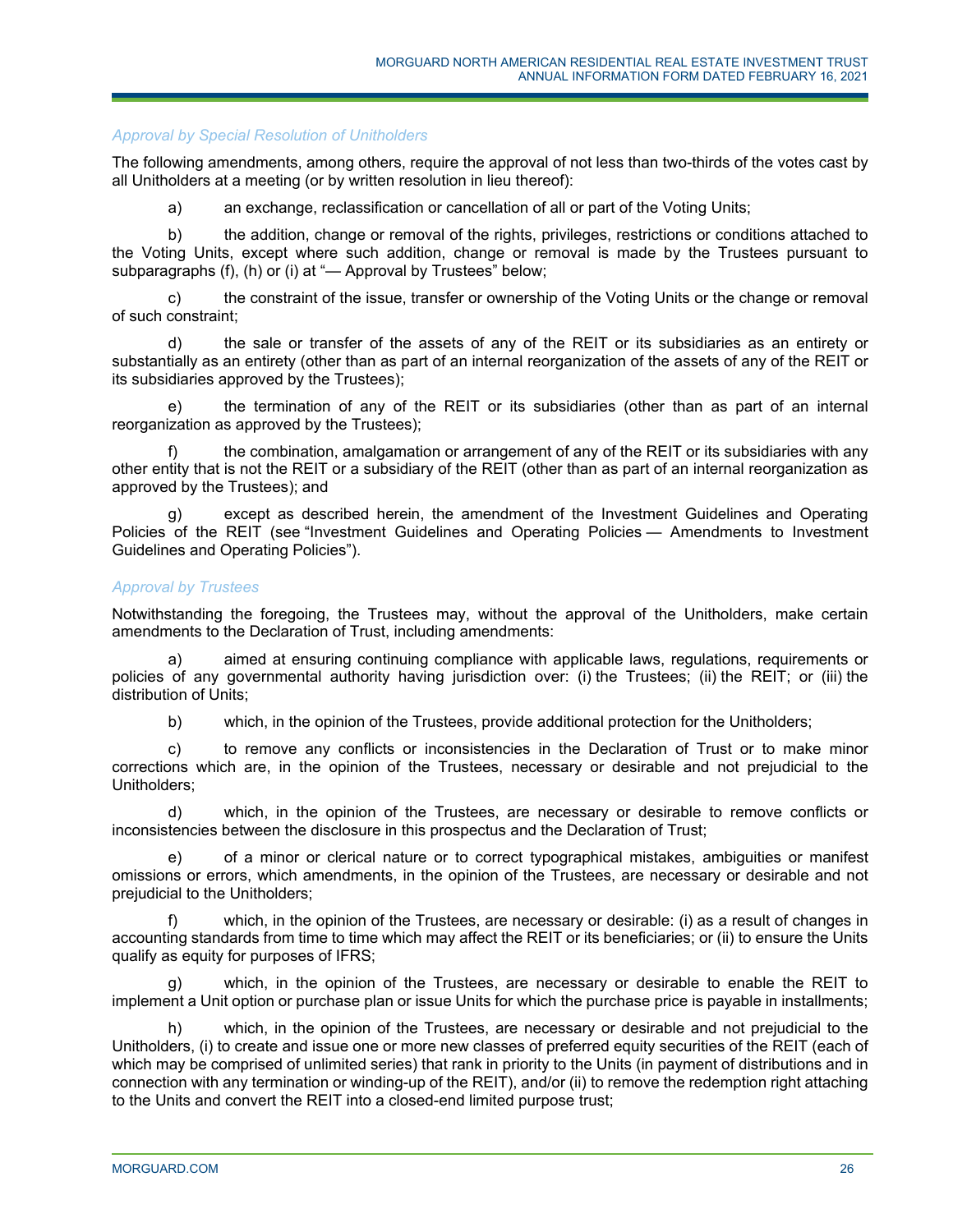*Approval by Special Resolution of Unitholders*

The following amendments, among others, require the approval of not less than two-thirds of the votes cast by all Unitholders at a meeting (or by written resolution in lieu thereof):

a) an exchange, reclassification or cancellation of all or part of the Voting Units;

b) the addition, change or removal of the rights, privileges, restrictions or conditions attached to the Voting Units, except where such addition, change or removal is made by the Trustees pursuant to subparagraphs (f), (h) or (i) at "— Approval by Trustees" below;

c) the constraint of the issue, transfer or ownership of the Voting Units or the change or removal of such constraint;

d) the sale or transfer of the assets of any of the REIT or its subsidiaries as an entirety or substantially as an entirety (other than as part of an internal reorganization of the assets of any of the REIT or its subsidiaries approved by the Trustees);

e) the termination of any of the REIT or its subsidiaries (other than as part of an internal reorganization as approved by the Trustees);

f) the combination, amalgamation or arrangement of any of the REIT or its subsidiaries with any other entity that is not the REIT or a subsidiary of the REIT (other than as part of an internal reorganization as approved by the Trustees); and

g) except as described herein, the amendment of the Investment Guidelines and Operating Policies of the REIT (see "Investment Guidelines and Operating Policies — Amendments to Investment Guidelines and Operating Policies").

*Approval by Trustees*

Notwithstanding the foregoing, the Trustees may, without the approval of the Unitholders, make certain amendments to the Declaration of Trust, including amendments:

a) aimed at ensuring continuing compliance with applicable laws, regulations, requirements or policies of any governmental authority having jurisdiction over: (i) the Trustees; (ii) the REIT; or (iii) the distribution of Units;

b) which, in the opinion of the Trustees, provide additional protection for the Unitholders;

c) to remove any conflicts or inconsistencies in the Declaration of Trust or to make minor corrections which are, in the opinion of the Trustees, necessary or desirable and not prejudicial to the Unitholders;

d) which, in the opinion of the Trustees, are necessary or desirable to remove conflicts or inconsistencies between the disclosure in this prospectus and the Declaration of Trust;

e) of a minor or clerical nature or to correct typographical mistakes, ambiguities or manifest omissions or errors, which amendments, in the opinion of the Trustees, are necessary or desirable and not prejudicial to the Unitholders;

f) which, in the opinion of the Trustees, are necessary or desirable: (i) as a result of changes in accounting standards from time to time which may affect the REIT or its beneficiaries; or (ii) to ensure the Units qualify as equity for purposes of IFRS;

g) which, in the opinion of the Trustees, are necessary or desirable to enable the REIT to implement a Unit option or purchase plan or issue Units for which the purchase price is payable in installments;

h) which, in the opinion of the Trustees, are necessary or desirable and not prejudicial to the Unitholders, (i) to create and issue one or more new classes of preferred equity securities of the REIT (each of which may be comprised of unlimited series) that rank in priority to the Units (in payment of distributions and in connection with any termination or winding-up of the REIT), and/or (ii) to remove the redemption right attaching to the Units and convert the REIT into a closed-end limited purpose trust;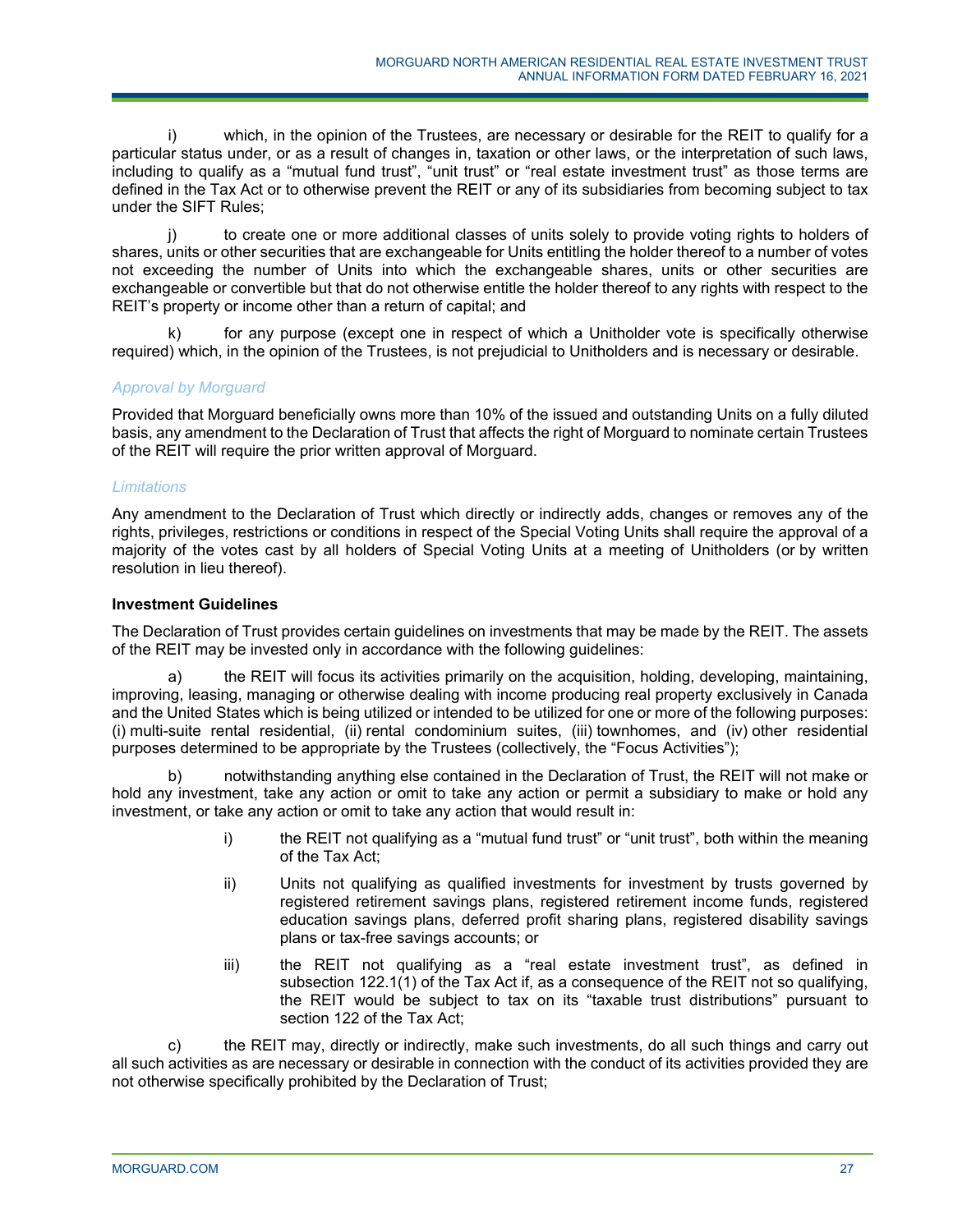i) which, in the opinion of the Trustees, are necessary or desirable for the REIT to qualify for a particular status under, or as a result of changes in, taxation or other laws, or the interpretation of such laws, including to qualify as a "mutual fund trust", "unit trust" or "real estate investment trust" as those terms are defined in the Tax Act or to otherwise prevent the REIT or any of its subsidiaries from becoming subject to tax under the SIFT Rules;

j) to create one or more additional classes of units solely to provide voting rights to holders of shares, units or other securities that are exchangeable for Units entitling the holder thereof to a number of votes not exceeding the number of Units into which the exchangeable shares, units or other securities are exchangeable or convertible but that do not otherwise entitle the holder thereof to any rights with respect to the REIT's property or income other than a return of capital; and

k) for any purpose (except one in respect of which a Unitholder vote is specifically otherwise required) which, in the opinion of the Trustees, is not prejudicial to Unitholders and is necessary or desirable.

*Approval by Morguard*

Provided that Morguard beneficially owns more than 10% of the issued and outstanding Units on a fully diluted basis, any amendment to the Declaration of Trust that affects the right of Morguard to nominate certain Trustees of the REIT will require the prior written approval of Morguard.

*Limitations*

Any amendment to the Declaration of Trust which directly or indirectly adds, changes or removes any of the rights, privileges, restrictions or conditions in respect of the Special Voting Units shall require the approval of a majority of the votes cast by all holders of Special Voting Units at a meeting of Unitholders (or by written resolution in lieu thereof).

**Investment Guidelines**

The Declaration of Trust provides certain guidelines on investments that may be made by the REIT. The assets of the REIT may be invested only in accordance with the following guidelines:

a) the REIT will focus its activities primarily on the acquisition, holding, developing, maintaining, improving, leasing, managing or otherwise dealing with income producing real property exclusively in Canada and the United States which is being utilized or intended to be utilized for one or more of the following purposes: (i) multi-suite rental residential, (ii) rental condominium suites, (iii) townhomes, and (iv) other residential purposes determined to be appropriate by the Trustees (collectively, the "Focus Activities");

b) notwithstanding anything else contained in the Declaration of Trust, the REIT will not make or hold any investment, take any action or omit to take any action or permit a subsidiary to make or hold any investment, or take any action or omit to take any action that would result in:

i) the REIT not qualifying as a "mutual fund trust" or "unit trust", both within the meaning of the Tax Act;

ii) Units not qualifying as qualified investments for investment by trusts governed by registered retirement savings plans, registered retirement income funds, registered education savings plans, deferred profit sharing plans, registered disability savings plans or tax-free savings accounts; or

iii) the REIT not qualifying as a "real estate investment trust", as defined in subsection 122.1(1) of the Tax Act if, as a consequence of the REIT not so qualifying, the REIT would be subject to tax on its "taxable trust distributions" pursuant to section 122 of the Tax Act;

c) the REIT may, directly or indirectly, make such investments, do all such things and carry out all such activities as are necessary or desirable in connection with the conduct of its activities provided they are not otherwise specifically prohibited by the Declaration of Trust;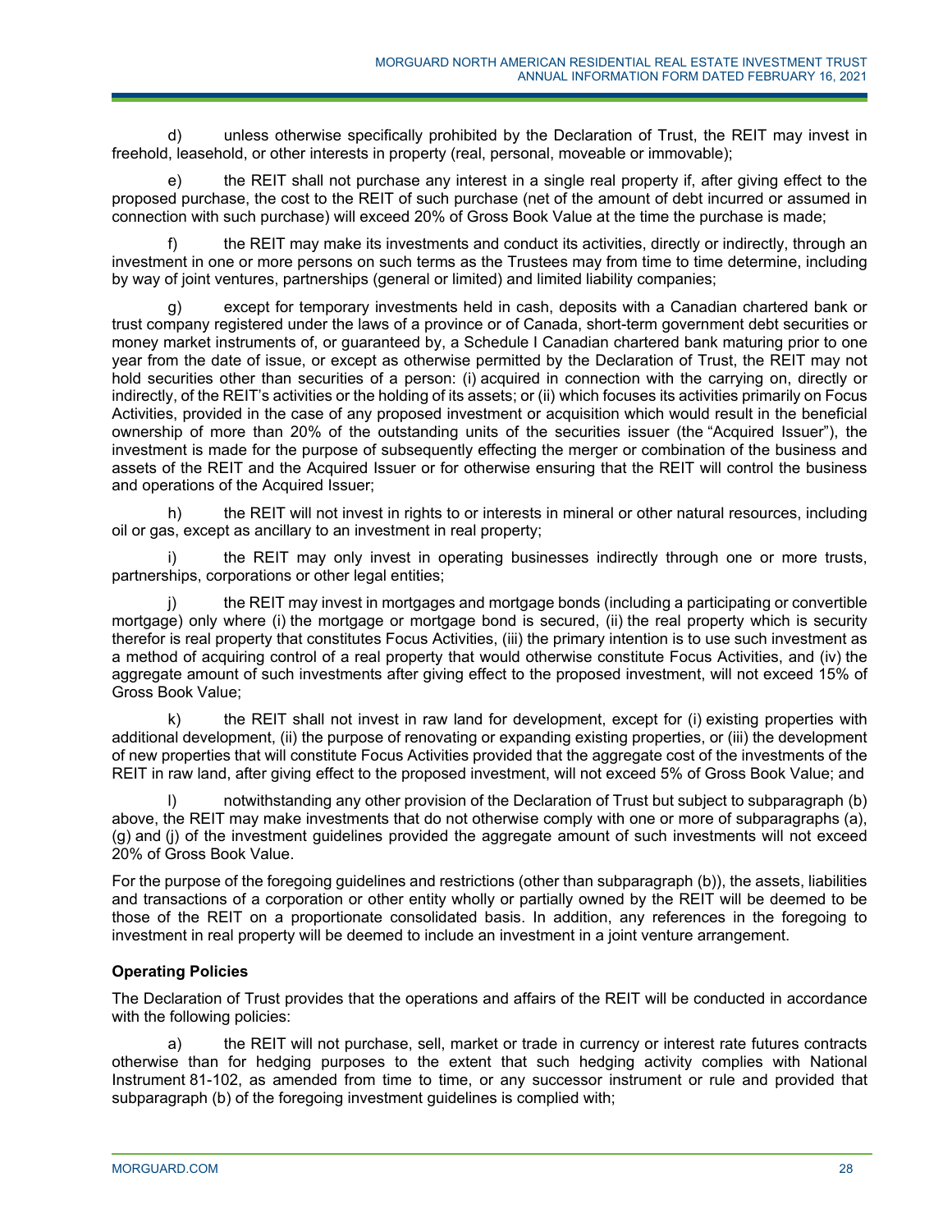d) unless otherwise specifically prohibited by the Declaration of Trust, the REIT may invest in freehold, leasehold, or other interests in property (real, personal, moveable or immovable);

e) the REIT shall not purchase any interest in a single real property if, after giving effect to the proposed purchase, the cost to the REIT of such purchase (net of the amount of debt incurred or assumed in connection with such purchase) will exceed 20% of Gross Book Value at the time the purchase is made;

f) the REIT may make its investments and conduct its activities, directly or indirectly, through an investment in one or more persons on such terms as the Trustees may from time to time determine, including by way of joint ventures, partnerships (general or limited) and limited liability companies;

g) except for temporary investments held in cash, deposits with a Canadian chartered bank or trust company registered under the laws of a province or of Canada, short-term government debt securities or money market instruments of, or guaranteed by, a Schedule I Canadian chartered bank maturing prior to one year from the date of issue, or except as otherwise permitted by the Declaration of Trust, the REIT may not hold securities other than securities of a person: (i) acquired in connection with the carrying on, directly or indirectly, of the REIT's activities or the holding of its assets; or (ii) which focuses its activities primarily on Focus Activities, provided in the case of any proposed investment or acquisition which would result in the beneficial ownership of more than 20% of the outstanding units of the securities issuer (the "Acquired Issuer"), the investment is made for the purpose of subsequently effecting the merger or combination of the business and assets of the REIT and the Acquired Issuer or for otherwise ensuring that the REIT will control the business and operations of the Acquired Issuer;

h) the REIT will not invest in rights to or interests in mineral or other natural resources, including oil or gas, except as ancillary to an investment in real property;

i) the REIT may only invest in operating businesses indirectly through one or more trusts, partnerships, corporations or other legal entities;

j) the REIT may invest in mortgages and mortgage bonds (including a participating or convertible mortgage) only where (i) the mortgage or mortgage bond is secured, (ii) the real property which is security therefor is real property that constitutes Focus Activities, (iii) the primary intention is to use such investment as a method of acquiring control of a real property that would otherwise constitute Focus Activities, and (iv) the aggregate amount of such investments after giving effect to the proposed investment, will not exceed 15% of Gross Book Value;

k) the REIT shall not invest in raw land for development, except for (i) existing properties with additional development, (ii) the purpose of renovating or expanding existing properties, or (iii) the development of new properties that will constitute Focus Activities provided that the aggregate cost of the investments of the REIT in raw land, after giving effect to the proposed investment, will not exceed 5% of Gross Book Value; and

l) notwithstanding any other provision of the Declaration of Trust but subject to subparagraph (b) above, the REIT may make investments that do not otherwise comply with one or more of subparagraphs (a), (g) and (j) of the investment guidelines provided the aggregate amount of such investments will not exceed 20% of Gross Book Value.

For the purpose of the foregoing guidelines and restrictions (other than subparagraph (b)), the assets, liabilities and transactions of a corporation or other entity wholly or partially owned by the REIT will be deemed to be those of the REIT on a proportionate consolidated basis. In addition, any references in the foregoing to investment in real property will be deemed to include an investment in a joint venture arrangement.

**Operating Policies**

The Declaration of Trust provides that the operations and affairs of the REIT will be conducted in accordance with the following policies:

a) the REIT will not purchase, sell, market or trade in currency or interest rate futures contracts otherwise than for hedging purposes to the extent that such hedging activity complies with National Instrument 81-102, as amended from time to time, or any successor instrument or rule and provided that subparagraph (b) of the foregoing investment guidelines is complied with;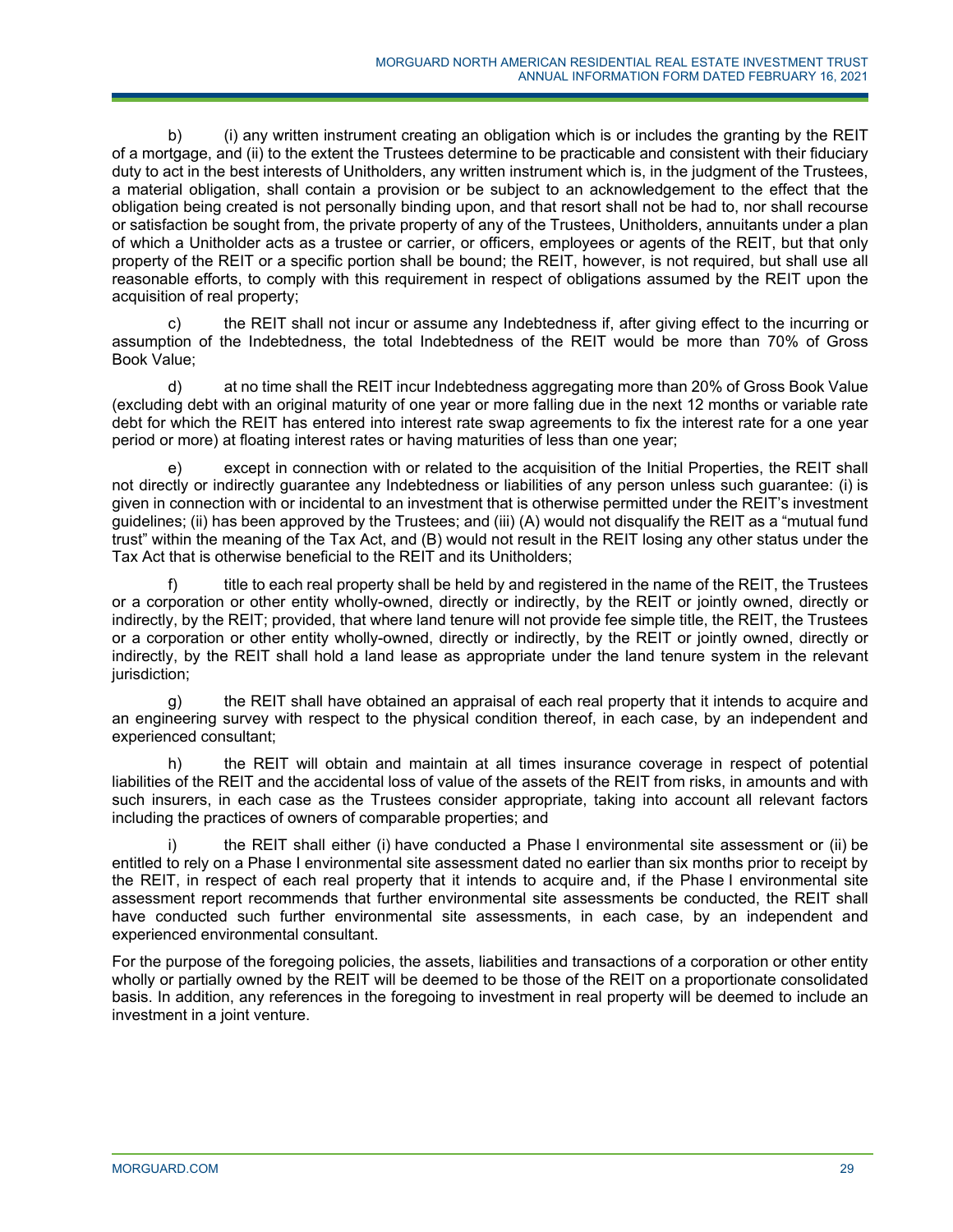b) (i) any written instrument creating an obligation which is or includes the granting by the REIT of a mortgage, and (ii) to the extent the Trustees determine to be practicable and consistent with their fiduciary duty to act in the best interests of Unitholders, any written instrument which is, in the judgment of the Trustees, a material obligation, shall contain a provision or be subject to an acknowledgement to the effect that the obligation being created is not personally binding upon, and that resort shall not be had to, nor shall recourse or satisfaction be sought from, the private property of any of the Trustees, Unitholders, annuitants under a plan of which a Unitholder acts as a trustee or carrier, or officers, employees or agents of the REIT, but that only property of the REIT or a specific portion shall be bound; the REIT, however, is not required, but shall use all reasonable efforts, to comply with this requirement in respect of obligations assumed by the REIT upon the acquisition of real property;

c) the REIT shall not incur or assume any Indebtedness if, after giving effect to the incurring or assumption of the Indebtedness, the total Indebtedness of the REIT would be more than 70% of Gross Book Value;

d) at no time shall the REIT incur Indebtedness aggregating more than 20% of Gross Book Value (excluding debt with an original maturity of one year or more falling due in the next 12 months or variable rate debt for which the REIT has entered into interest rate swap agreements to fix the interest rate for a one year period or more) at floating interest rates or having maturities of less than one year;

e) except in connection with or related to the acquisition of the Initial Properties, the REIT shall not directly or indirectly guarantee any Indebtedness or liabilities of any person unless such guarantee: (i) is given in connection with or incidental to an investment that is otherwise permitted under the REIT's investment guidelines; (ii) has been approved by the Trustees; and (iii) (A) would not disqualify the REIT as a "mutual fund trust" within the meaning of the Tax Act, and (B) would not result in the REIT losing any other status under the Tax Act that is otherwise beneficial to the REIT and its Unitholders;

f) title to each real property shall be held by and registered in the name of the REIT, the Trustees or a corporation or other entity wholly-owned, directly or indirectly, by the REIT or jointly owned, directly or indirectly, by the REIT; provided, that where land tenure will not provide fee simple title, the REIT, the Trustees or a corporation or other entity wholly-owned, directly or indirectly, by the REIT or jointly owned, directly or indirectly, by the REIT shall hold a land lease as appropriate under the land tenure system in the relevant jurisdiction;

g) the REIT shall have obtained an appraisal of each real property that it intends to acquire and an engineering survey with respect to the physical condition thereof, in each case, by an independent and experienced consultant;

h) the REIT will obtain and maintain at all times insurance coverage in respect of potential liabilities of the REIT and the accidental loss of value of the assets of the REIT from risks, in amounts and with such insurers, in each case as the Trustees consider appropriate, taking into account all relevant factors including the practices of owners of comparable properties; and

i) the REIT shall either (i) have conducted a Phase I environmental site assessment or (ii) be entitled to rely on a Phase I environmental site assessment dated no earlier than six months prior to receipt by the REIT, in respect of each real property that it intends to acquire and, if the Phase I environmental site assessment report recommends that further environmental site assessments be conducted, the REIT shall have conducted such further environmental site assessments, in each case, by an independent and experienced environmental consultant.

For the purpose of the foregoing policies, the assets, liabilities and transactions of a corporation or other entity wholly or partially owned by the REIT will be deemed to be those of the REIT on a proportionate consolidated basis. In addition, any references in the foregoing to investment in real property will be deemed to include an investment in a joint venture.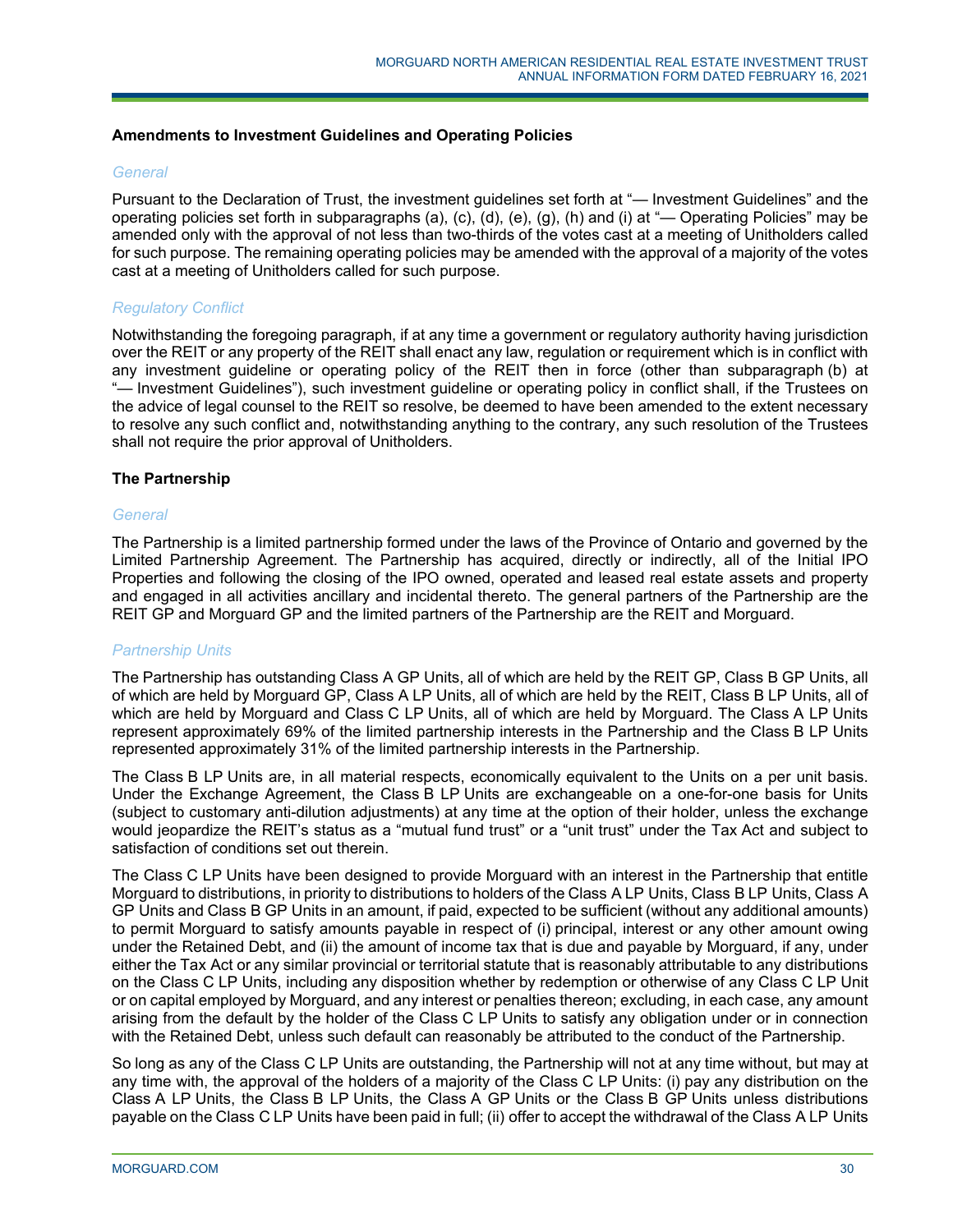### Amendments to Investment Guidelines and Operating Policies

*General*

Pursuant to the Declaration of Trust, the investment guidelines set forth at "— Investment Guidelines" and the operating policies set forth in subparagraphs (a), (c), (d), (e), (g), (h) and (i) at "— Operating Policies" may be amended only with the approval of not less than two-thirds of the votes cast at a meeting of Unitholders called for such purpose. The remaining operating policies may be amended with the approval of a majority of the votes cast at a meeting of Unitholders called for such purpose.

*Regulatory Conflict*

Notwithstanding the foregoing paragraph, if at any time a government or regulatory authority having jurisdiction over the REIT or any property of the REIT shall enact any law, regulation or requirement which is in conflict with any investment guideline or operating policy of the REIT then in force (other than subparagraph (b) at "— Investment Guidelines"), such investment guideline or operating policy in conflict shall, if the Trustees on the advice of legal counsel to the REIT so resolve, be deemed to have been amended to the extent necessary to resolve any such conflict and, notwithstanding anything to the contrary, any such resolution of the Trustees shall not require the prior approval of Unitholders.

### The Partnership

*General*

The Partnership is a limited partnership formed under the laws of the Province of Ontario and governed by the Limited Partnership Agreement. The Partnership has acquired, directly or indirectly, all of the Initial IPO Properties and following the closing of the IPO owned, operated and leased real estate assets and property and engaged in all activities ancillary and incidental thereto. The general partners of the Partnership are the REIT GP and Morguard GP and the limited partners of the Partnership are the REIT and Morguard.

*Partnership Units*

The Partnership has outstanding Class A GP Units, all of which are held by the REIT GP, Class B GP Units, all of which are held by Morguard GP, Class A LP Units, all of which are held by the REIT, Class B LP Units, all of which are held by Morguard and Class C LP Units, all of which are held by Morguard. The Class A LP Units represent approximately 69% of the limited partnership interests in the Partnership and the Class B LP Units represented approximately 31% of the limited partnership interests in the Partnership.

The Class B LP Units are, in all material respects, economically equivalent to the Units on a per unit basis. Under the Exchange Agreement, the Class B LP Units are exchangeable on a one-for-one basis for Units (subject to customary anti-dilution adjustments) at any time at the option of their holder, unless the exchange would jeopardize the REIT's status as a "mutual fund trust" or a "unit trust" under the Tax Act and subject to satisfaction of conditions set out therein.

The Class C LP Units have been designed to provide Morguard with an interest in the Partnership that entitle Morguard to distributions, in priority to distributions to holders of the Class A LP Units, Class B LP Units, Class A GP Units and Class B GP Units in an amount, if paid, expected to be sufficient (without any additional amounts) to permit Morguard to satisfy amounts payable in respect of (i) principal, interest or any other amount owing under the Retained Debt, and (ii) the amount of income tax that is due and payable by Morguard, if any, under either the Tax Act or any similar provincial or territorial statute that is reasonably attributable to any distributions on the Class C LP Units, including any disposition whether by redemption or otherwise of any Class C LP Unit or on capital employed by Morguard, and any interest or penalties thereon; excluding, in each case, any amount arising from the default by the holder of the Class C LP Units to satisfy any obligation under or in connection with the Retained Debt, unless such default can reasonably be attributed to the conduct of the Partnership.

So long as any of the Class C LP Units are outstanding, the Partnership will not at any time without, but may at any time with, the approval of the holders of a majority of the Class C LP Units: (i) pay any distribution on the Class A LP Units, the Class B LP Units, the Class A GP Units or the Class B GP Units unless distributions payable on the Class C LP Units have been paid in full; (ii) offer to accept the withdrawal of the Class A LP Units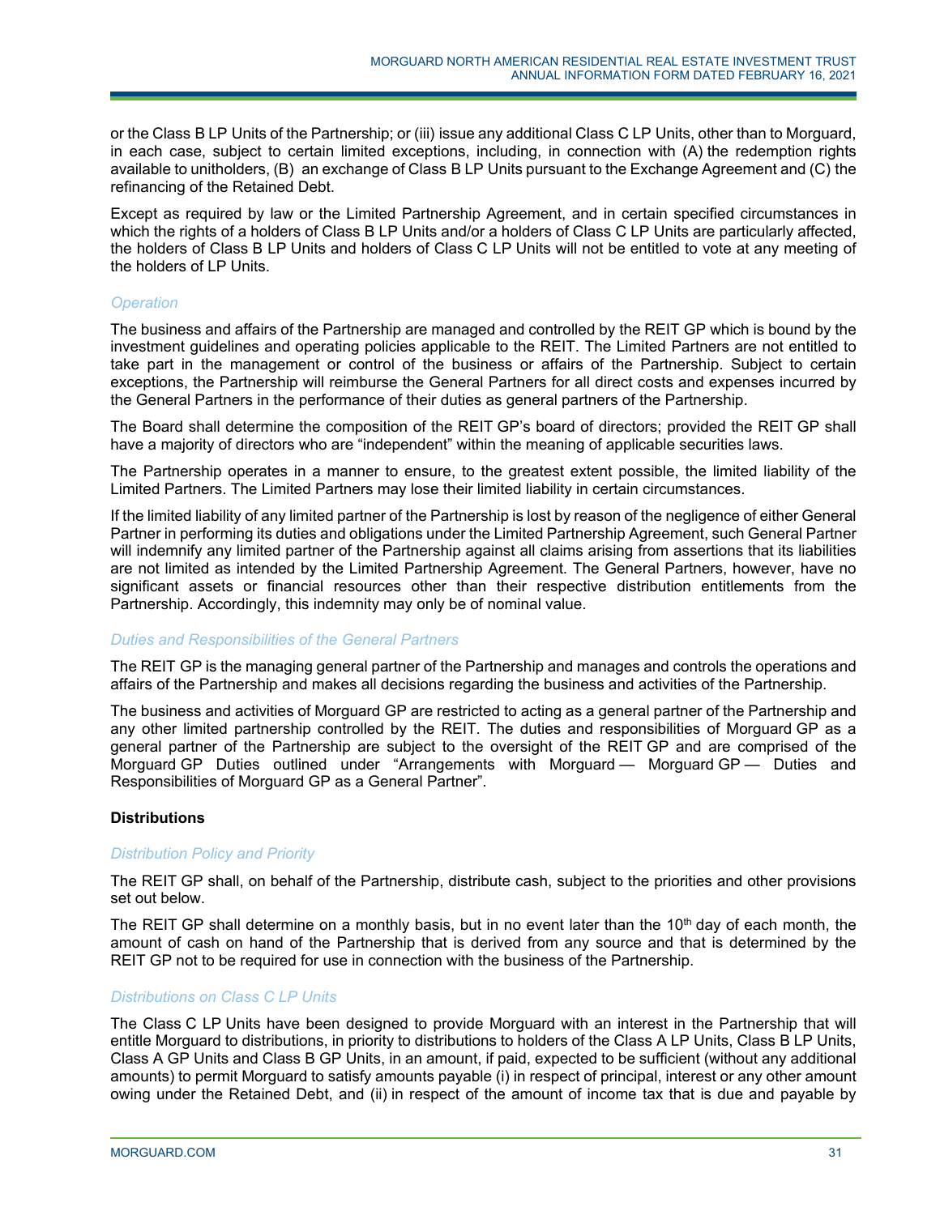or the Class B LP Units of the Partnership; or (iii) issue any additional Class C LP Units, other than to Morguard, in each case, subject to certain limited exceptions, including, in connection with (A) the redemption rights available to unitholders, (B) an exchange of Class B LP Units pursuant to the Exchange Agreement and (C) the refinancing of the Retained Debt.

Except as required by law or the Limited Partnership Agreement, and in certain specified circumstances in which the rights of a holders of Class B LP Units and/or a holders of Class C LP Units are particularly affected, the holders of Class B LP Units and holders of Class C LP Units will not be entitled to vote at any meeting of the holders of LP Units.

*Operation*

The business and affairs of the Partnership are managed and controlled by the REIT GP which is bound by the investment guidelines and operating policies applicable to the REIT. The Limited Partners are not entitled to take part in the management or control of the business or affairs of the Partnership. Subject to certain exceptions, the Partnership will reimburse the General Partners for all direct costs and expenses incurred by the General Partners in the performance of their duties as general partners of the Partnership.

The Board shall determine the composition of the REIT GP's board of directors; provided the REIT GP shall have a majority of directors who are "independent" within the meaning of applicable securities laws.

The Partnership operates in a manner to ensure, to the greatest extent possible, the limited liability of the Limited Partners. The Limited Partners may lose their limited liability in certain circumstances.

If the limited liability of any limited partner of the Partnership is lost by reason of the negligence of either General Partner in performing its duties and obligations under the Limited Partnership Agreement, such General Partner will indemnify any limited partner of the Partnership against all claims arising from assertions that its liabilities are not limited as intended by the Limited Partnership Agreement. The General Partners, however, have no significant assets or financial resources other than their respective distribution entitlements from the Partnership. Accordingly, this indemnity may only be of nominal value.

*Duties and Responsibilities of the General Partners*

The REIT GP is the managing general partner of the Partnership and manages and controls the operations and affairs of the Partnership and makes all decisions regarding the business and activities of the Partnership.

The business and activities of Morguard GP are restricted to acting as a general partner of the Partnership and any other limited partnership controlled by the REIT. The duties and responsibilities of Morguard GP as a general partner of the Partnership are subject to the oversight of the REIT GP and are comprised of the Morguard GP Duties outlined under "Arrangements with Morguard — Morguard GP — Duties and Responsibilities of Morguard GP as a General Partner".

**Distributions**

*Distribution Policy and Priority*

The REIT GP shall, on behalf of the Partnership, distribute cash, subject to the priorities and other provisions set out below.

The REIT GP shall determine on a monthly basis, but in no event later than the 10th day of each month, the amount of cash on hand of the Partnership that is derived from any source and that is determined by the REIT GP not to be required for use in connection with the business of the Partnership.

*Distributions on Class C LP Units*

The Class C LP Units have been designed to provide Morguard with an interest in the Partnership that will entitle Morguard to distributions, in priority to distributions to holders of the Class A LP Units, Class B LP Units, Class A GP Units and Class B GP Units, in an amount, if paid, expected to be sufficient (without any additional amounts) to permit Morguard to satisfy amounts payable (i) in respect of principal, interest or any other amount owing under the Retained Debt, and (ii) in respect of the amount of income tax that is due and payable by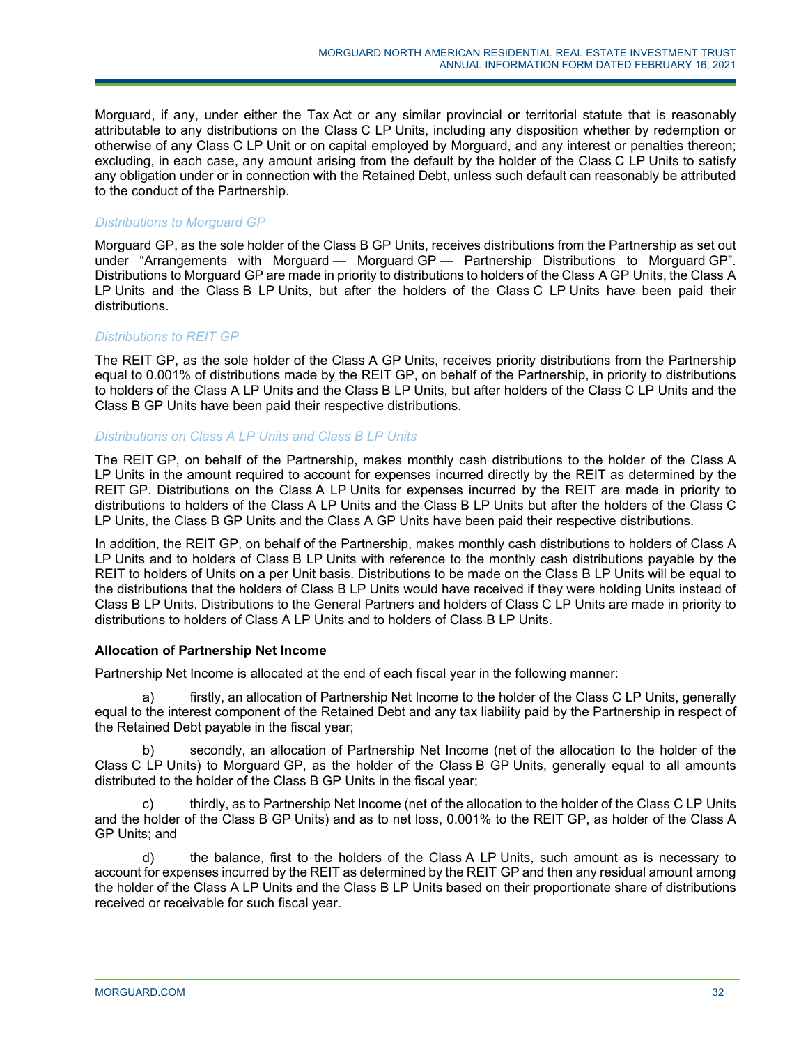Morguard, if any, under either the Tax Act or any similar provincial or territorial statute that is reasonably attributable to any distributions on the Class C LP Units, including any disposition whether by redemption or otherwise of any Class C LP Unit or on capital employed by Morguard, and any interest or penalties thereon; excluding, in each case, any amount arising from the default by the holder of the Class C LP Units to satisfy any obligation under or in connection with the Retained Debt, unless such default can reasonably be attributed to the conduct of the Partnership.

*Distributions to Morguard GP*

Morguard GP, as the sole holder of the Class B GP Units, receives distributions from the Partnership as set out under "Arrangements with Morguard — Morguard GP — Partnership Distributions to Morguard GP". Distributions to Morguard GP are made in priority to distributions to holders of the Class A GP Units, the Class A LP Units and the Class B LP Units, but after the holders of the Class C LP Units have been paid their distributions.

*Distributions to REIT GP*

The REIT GP, as the sole holder of the Class A GP Units, receives priority distributions from the Partnership equal to 0.001% of distributions made by the REIT GP, on behalf of the Partnership, in priority to distributions to holders of the Class A LP Units and the Class B LP Units, but after holders of the Class C LP Units and the Class B GP Units have been paid their respective distributions.

*Distributions on Class A LP Units and Class B LP Units*

The REIT GP, on behalf of the Partnership, makes monthly cash distributions to the holder of the Class A LP Units in the amount required to account for expenses incurred directly by the REIT as determined by the REIT GP. Distributions on the Class A LP Units for expenses incurred by the REIT are made in priority to distributions to holders of the Class A LP Units and the Class B LP Units but after the holders of the Class C LP Units, the Class B GP Units and the Class A GP Units have been paid their respective distributions.

In addition, the REIT GP, on behalf of the Partnership, makes monthly cash distributions to holders of Class A LP Units and to holders of Class B LP Units with reference to the monthly cash distributions payable by the REIT to holders of Units on a per Unit basis. Distributions to be made on the Class B LP Units will be equal to the distributions that the holders of Class B LP Units would have received if they were holding Units instead of Class B LP Units. Distributions to the General Partners and holders of Class C LP Units are made in priority to distributions to holders of Class A LP Units and to holders of Class B LP Units.

**Allocation of Partnership Net Income**

Partnership Net Income is allocated at the end of each fiscal year in the following manner:

a) firstly, an allocation of Partnership Net Income to the holder of the Class C LP Units, generally equal to the interest component of the Retained Debt and any tax liability paid by the Partnership in respect of the Retained Debt payable in the fiscal year;

b) secondly, an allocation of Partnership Net Income (net of the allocation to the holder of the Class C LP Units) to Morguard GP, as the holder of the Class B GP Units, generally equal to all amounts distributed to the holder of the Class B GP Units in the fiscal year;

c) thirdly, as to Partnership Net Income (net of the allocation to the holder of the Class C LP Units and the holder of the Class B GP Units) and as to net loss, 0.001% to the REIT GP, as holder of the Class A GP Units; and

d) the balance, first to the holders of the Class A LP Units, such amount as is necessary to account for expenses incurred by the REIT as determined by the REIT GP and then any residual amount among the holder of the Class A LP Units and the Class B LP Units based on their proportionate share of distributions received or receivable for such fiscal year.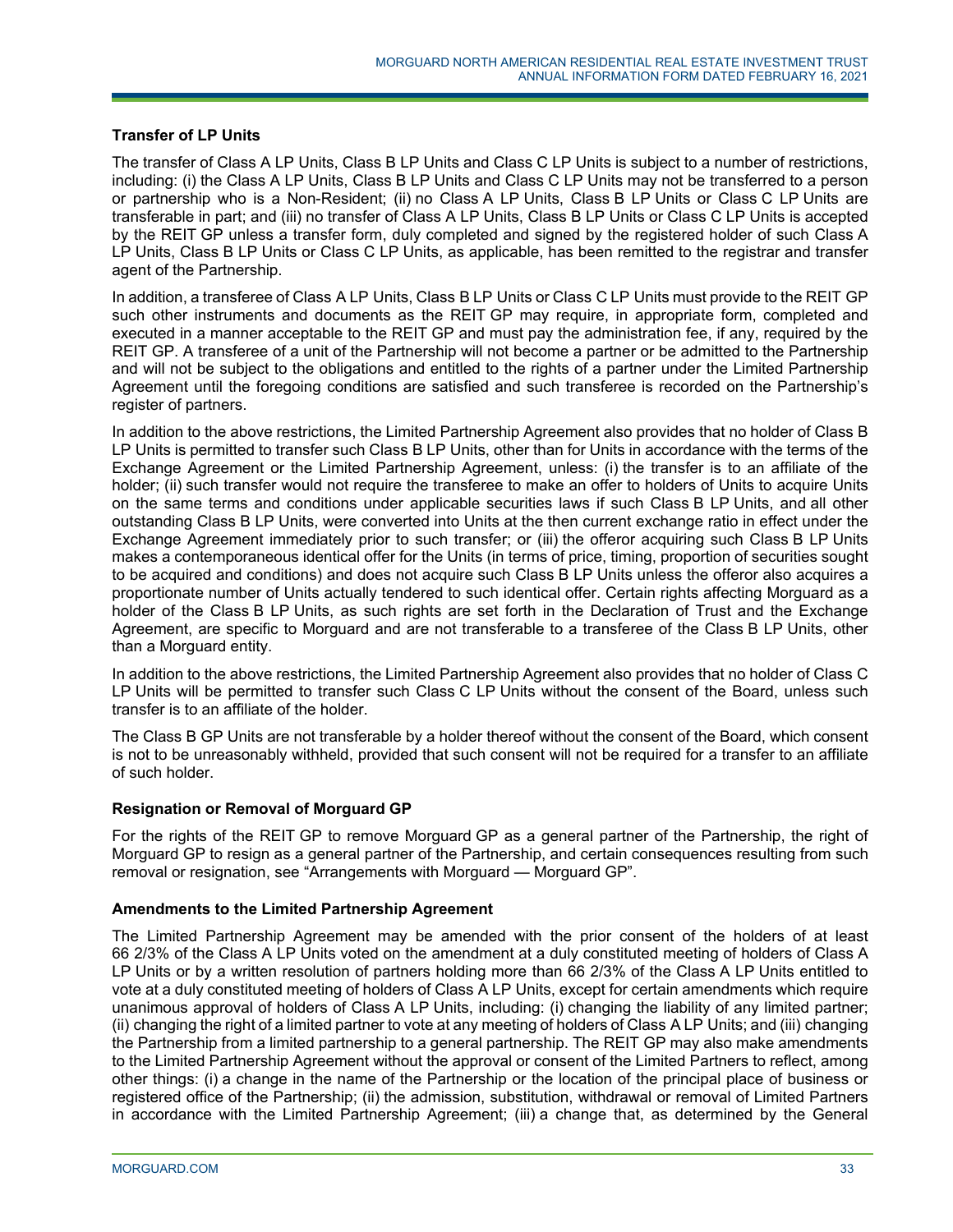### Transfer of LP Units

The transfer of Class A LP Units, Class B LP Units and Class C LP Units is subject to a number of restrictions, including: (i) the Class A LP Units, Class B LP Units and Class C LP Units may not be transferred to a person or partnership who is a Non-Resident; (ii) no Class A LP Units, Class B LP Units or Class C LP Units are transferable in part; and (iii) no transfer of Class A LP Units, Class B LP Units or Class C LP Units is accepted by the REIT GP unless a transfer form, duly completed and signed by the registered holder of such Class A LP Units, Class B LP Units or Class C LP Units, as applicable, has been remitted to the registrar and transfer agent of the Partnership.

In addition, a transferee of Class A LP Units, Class B LP Units or Class C LP Units must provide to the REIT GP such other instruments and documents as the REIT GP may require, in appropriate form, completed and executed in a manner acceptable to the REIT GP and must pay the administration fee, if any, required by the REIT GP. A transferee of a unit of the Partnership will not become a partner or be admitted to the Partnership and will not be subject to the obligations and entitled to the rights of a partner under the Limited Partnership Agreement until the foregoing conditions are satisfied and such transferee is recorded on the Partnership's register of partners.

In addition to the above restrictions, the Limited Partnership Agreement also provides that no holder of Class B LP Units is permitted to transfer such Class B LP Units, other than for Units in accordance with the terms of the Exchange Agreement or the Limited Partnership Agreement, unless: (i) the transfer is to an affiliate of the holder; (ii) such transfer would not require the transferee to make an offer to holders of Units to acquire Units on the same terms and conditions under applicable securities laws if such Class B LP Units, and all other outstanding Class B LP Units, were converted into Units at the then current exchange ratio in effect under the Exchange Agreement immediately prior to such transfer; or (iii) the offeror acquiring such Class B LP Units makes a contemporaneous identical offer for the Units (in terms of price, timing, proportion of securities sought to be acquired and conditions) and does not acquire such Class B LP Units unless the offeror also acquires a proportionate number of Units actually tendered to such identical offer. Certain rights affecting Morguard as a holder of the Class B LP Units, as such rights are set forth in the Declaration of Trust and the Exchange Agreement, are specific to Morguard and are not transferable to a transferee of the Class B LP Units, other than a Morguard entity.

In addition to the above restrictions, the Limited Partnership Agreement also provides that no holder of Class C LP Units will be permitted to transfer such Class C LP Units without the consent of the Board, unless such transfer is to an affiliate of the holder.

The Class B GP Units are not transferable by a holder thereof without the consent of the Board, which consent is not to be unreasonably withheld, provided that such consent will not be required for a transfer to an affiliate of such holder.

### Resignation or Removal of Morguard GP

For the rights of the REIT GP to remove Morguard GP as a general partner of the Partnership, the right of Morguard GP to resign as a general partner of the Partnership, and certain consequences resulting from such removal or resignation, see "Arrangements with Morguard — Morguard GP".

### Amendments to the Limited Partnership Agreement

The Limited Partnership Agreement may be amended with the prior consent of the holders of at least 66 2/3% of the Class A LP Units voted on the amendment at a duly constituted meeting of holders of Class A LP Units or by a written resolution of partners holding more than 66 2/3% of the Class A LP Units entitled to vote at a duly constituted meeting of holders of Class A LP Units, except for certain amendments which require unanimous approval of holders of Class A LP Units, including: (i) changing the liability of any limited partner; (ii) changing the right of a limited partner to vote at any meeting of holders of Class A LP Units; and (iii) changing the Partnership from a limited partnership to a general partnership. The REIT GP may also make amendments to the Limited Partnership Agreement without the approval or consent of the Limited Partners to reflect, among other things: (i) a change in the name of the Partnership or the location of the principal place of business or registered office of the Partnership; (ii) the admission, substitution, withdrawal or removal of Limited Partners in accordance with the Limited Partnership Agreement; (iii) a change that, as determined by the General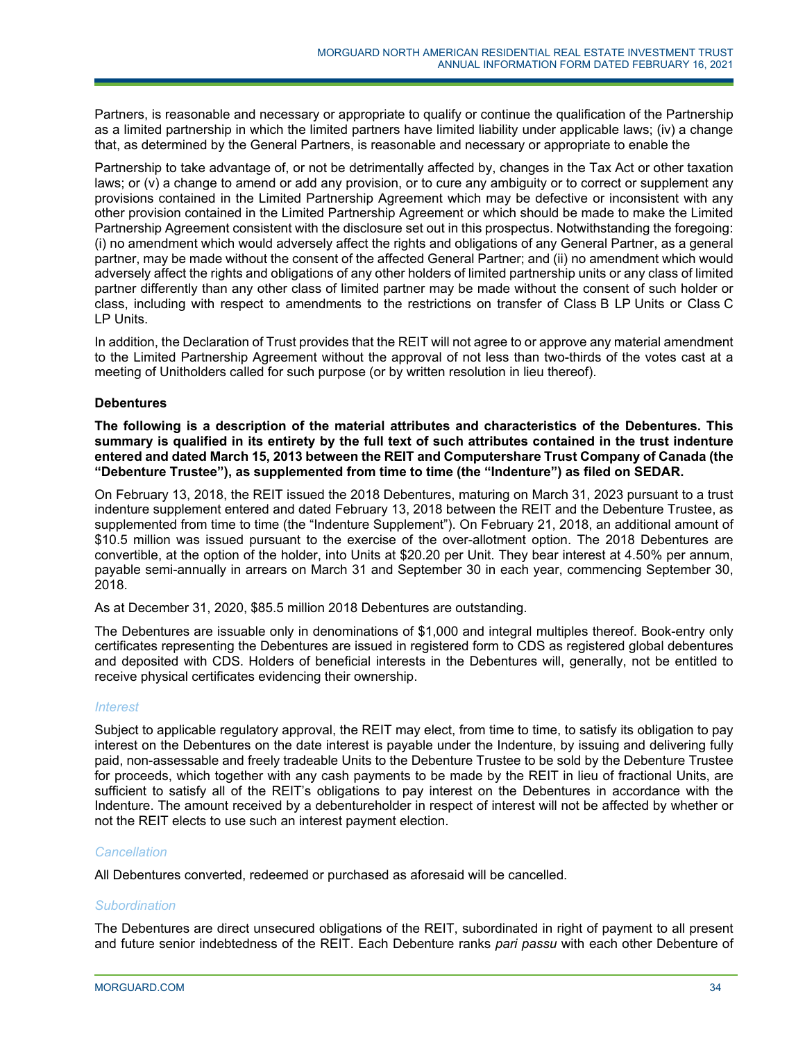Partners, is reasonable and necessary or appropriate to qualify or continue the qualification of the Partnership as a limited partnership in which the limited partners have limited liability under applicable laws; (iv) a change that, as determined by the General Partners, is reasonable and necessary or appropriate to enable the

Partnership to take advantage of, or not be detrimentally affected by, changes in the Tax Act or other taxation laws; or (v) a change to amend or add any provision, or to cure any ambiguity or to correct or supplement any provisions contained in the Limited Partnership Agreement which may be defective or inconsistent with any other provision contained in the Limited Partnership Agreement or which should be made to make the Limited Partnership Agreement consistent with the disclosure set out in this prospectus. Notwithstanding the foregoing: (i) no amendment which would adversely affect the rights and obligations of any General Partner, as a general partner, may be made without the consent of the affected General Partner; and (ii) no amendment which would adversely affect the rights and obligations of any other holders of limited partnership units or any class of limited partner differently than any other class of limited partner may be made without the consent of such holder or class, including with respect to amendments to the restrictions on transfer of Class B LP Units or Class C LP Units.

In addition, the Declaration of Trust provides that the REIT will not agree to or approve any material amendment to the Limited Partnership Agreement without the approval of not less than two-thirds of the votes cast at a meeting of Unitholders called for such purpose (or by written resolution in lieu thereof).

### Debentures

**The following is a description of the material attributes and characteristics of the Debentures. This summary is qualified in its entirety by the full text of such attributes contained in the trust indenture entered and dated March 15, 2013 between the REIT and Computershare Trust Company of Canada (the "Debenture Trustee"), as supplemented from time to time (the "Indenture") as filed on SEDAR.**

On February 13, 2018, the REIT issued the 2018 Debentures, maturing on March 31, 2023 pursuant to a trust indenture supplement entered and dated February 13, 2018 between the REIT and the Debenture Trustee, as supplemented from time to time (the "Indenture Supplement"). On February 21, 2018, an additional amount of $10.5 million was issued pursuant to the exercise of the over-allotment option. The 2018 Debentures are convertible, at the option of the holder, into Units at $20.20 per Unit. They bear interest at 4.50% per annum, payable semi-annually in arrears on March 31 and September 30 in each year, commencing September 30, 2018.

As at December 31, 2020, $85.5 million 2018 Debentures are outstanding.

The Debentures are issuable only in denominations of $1,000 and integral multiples thereof. Book-entry only certificates representing the Debentures are issued in registered form to CDS as registered global debentures and deposited with CDS. Holders of beneficial interests in the Debentures will, generally, not be entitled to receive physical certificates evidencing their ownership.

#### *Interest*

Subject to applicable regulatory approval, the REIT may elect, from time to time, to satisfy its obligation to pay interest on the Debentures on the date interest is payable under the Indenture, by issuing and delivering fully paid, non-assessable and freely tradeable Units to the Debenture Trustee to be sold by the Debenture Trustee for proceeds, which together with any cash payments to be made by the REIT in lieu of fractional Units, are sufficient to satisfy all of the REIT's obligations to pay interest on the Debentures in accordance with the Indenture. The amount received by a debentureholder in respect of interest will not be affected by whether or not the REIT elects to use such an interest payment election.

#### *Cancellation*

All Debentures converted, redeemed or purchased as aforesaid will be cancelled.

#### *Subordination*

The Debentures are direct unsecured obligations of the REIT, subordinated in right of payment to all present and future senior indebtedness of the REIT. Each Debenture ranks *pari passu* with each other Debenture of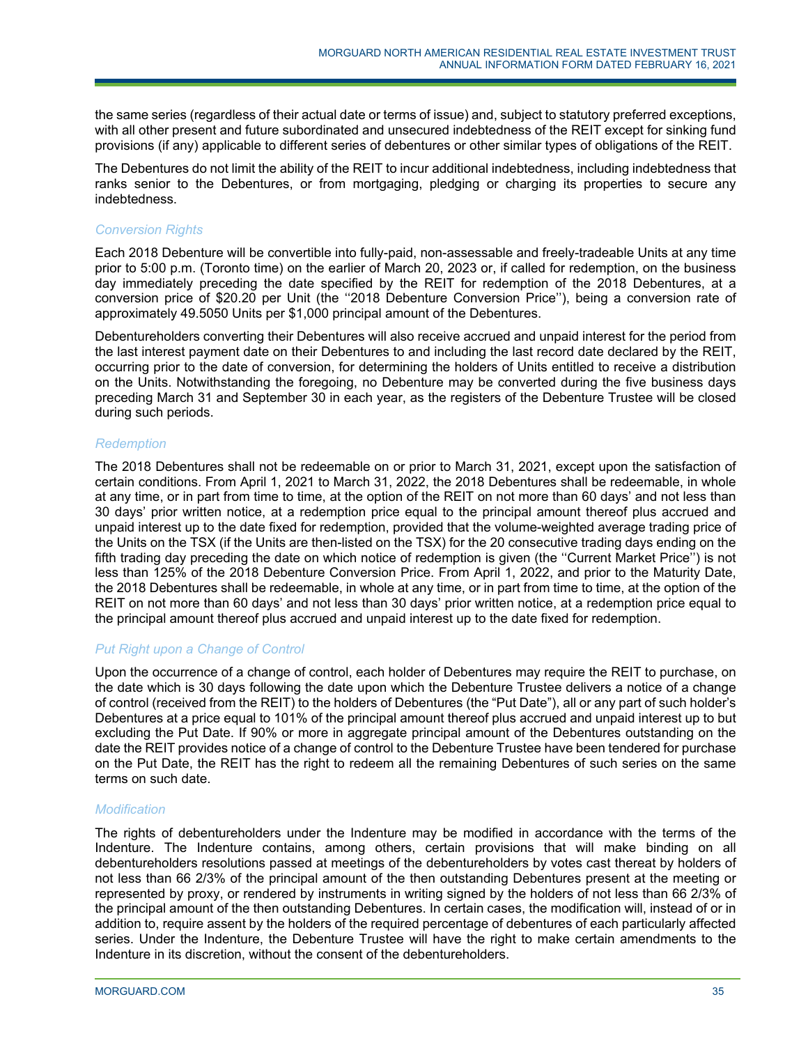the same series (regardless of their actual date or terms of issue) and, subject to statutory preferred exceptions, with all other present and future subordinated and unsecured indebtedness of the REIT except for sinking fund provisions (if any) applicable to different series of debentures or other similar types of obligations of the REIT.

The Debentures do not limit the ability of the REIT to incur additional indebtedness, including indebtedness that ranks senior to the Debentures, or from mortgaging, pledging or charging its properties to secure any indebtedness.

### *Conversion Rights*

Each 2018 Debenture will be convertible into fully-paid, non-assessable and freely-tradeable Units at any time prior to 5:00 p.m. (Toronto time) on the earlier of March 20, 2023 or, if called for redemption, on the business day immediately preceding the date specified by the REIT for redemption of the 2018 Debentures, at a conversion price of $20.20 per Unit (the ''2018 Debenture Conversion Price''), being a conversion rate of approximately 49.5050 Units per $1,000 principal amount of the Debentures.

Debentureholders converting their Debentures will also receive accrued and unpaid interest for the period from the last interest payment date on their Debentures to and including the last record date declared by the REIT, occurring prior to the date of conversion, for determining the holders of Units entitled to receive a distribution on the Units. Notwithstanding the foregoing, no Debenture may be converted during the five business days preceding March 31 and September 30 in each year, as the registers of the Debenture Trustee will be closed during such periods.

### *Redemption*

The 2018 Debentures shall not be redeemable on or prior to March 31, 2021, except upon the satisfaction of certain conditions. From April 1, 2021 to March 31, 2022, the 2018 Debentures shall be redeemable, in whole at any time, or in part from time to time, at the option of the REIT on not more than 60 days' and not less than 30 days' prior written notice, at a redemption price equal to the principal amount thereof plus accrued and unpaid interest up to the date fixed for redemption, provided that the volume-weighted average trading price of the Units on the TSX (if the Units are then-listed on the TSX) for the 20 consecutive trading days ending on the fifth trading day preceding the date on which notice of redemption is given (the ''Current Market Price'') is not less than 125% of the 2018 Debenture Conversion Price. From April 1, 2022, and prior to the Maturity Date, the 2018 Debentures shall be redeemable, in whole at any time, or in part from time to time, at the option of the REIT on not more than 60 days' and not less than 30 days' prior written notice, at a redemption price equal to the principal amount thereof plus accrued and unpaid interest up to the date fixed for redemption.

### *Put Right upon a Change of Control*

Upon the occurrence of a change of control, each holder of Debentures may require the REIT to purchase, on the date which is 30 days following the date upon which the Debenture Trustee delivers a notice of a change of control (received from the REIT) to the holders of Debentures (the "Put Date"), all or any part of such holder's Debentures at a price equal to 101% of the principal amount thereof plus accrued and unpaid interest up to but excluding the Put Date. If 90% or more in aggregate principal amount of the Debentures outstanding on the date the REIT provides notice of a change of control to the Debenture Trustee have been tendered for purchase on the Put Date, the REIT has the right to redeem all the remaining Debentures of such series on the same terms on such date.

### *Modification*

The rights of debentureholders under the Indenture may be modified in accordance with the terms of the Indenture. The Indenture contains, among others, certain provisions that will make binding on all debentureholders resolutions passed at meetings of the debentureholders by votes cast thereat by holders of not less than 66 2/3% of the principal amount of the then outstanding Debentures present at the meeting or represented by proxy, or rendered by instruments in writing signed by the holders of not less than 66 2/3% of the principal amount of the then outstanding Debentures. In certain cases, the modification will, instead of or in addition to, require assent by the holders of the required percentage of debentures of each particularly affected series. Under the Indenture, the Debenture Trustee will have the right to make certain amendments to the Indenture in its discretion, without the consent of the debentureholders.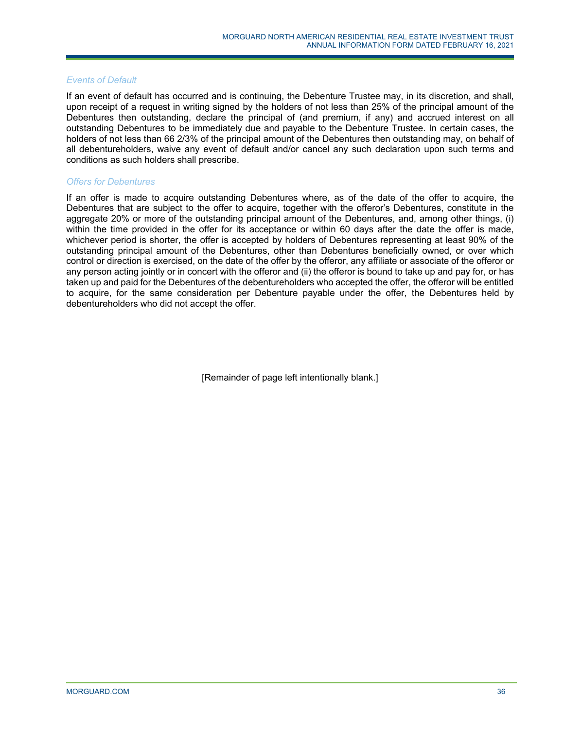*Events of Default*

If an event of default has occurred and is continuing, the Debenture Trustee may, in its discretion, and shall, upon receipt of a request in writing signed by the holders of not less than 25% of the principal amount of the Debentures then outstanding, declare the principal of (and premium, if any) and accrued interest on all outstanding Debentures to be immediately due and payable to the Debenture Trustee. In certain cases, the holders of not less than 66 2/3% of the principal amount of the Debentures then outstanding may, on behalf of all debentureholders, waive any event of default and/or cancel any such declaration upon such terms and conditions as such holders shall prescribe.

*Offers for Debentures*

If an offer is made to acquire outstanding Debentures where, as of the date of the offer to acquire, the Debentures that are subject to the offer to acquire, together with the offeror's Debentures, constitute in the aggregate 20% or more of the outstanding principal amount of the Debentures, and, among other things, (i) within the time provided in the offer for its acceptance or within 60 days after the date the offer is made, whichever period is shorter, the offer is accepted by holders of Debentures representing at least 90% of the outstanding principal amount of the Debentures, other than Debentures beneficially owned, or over which control or direction is exercised, on the date of the offer by the offeror, any affiliate or associate of the offeror or any person acting jointly or in concert with the offeror and (ii) the offeror is bound to take up and pay for, or has taken up and paid for the Debentures of the debentureholders who accepted the offer, the offeror will be entitled to acquire, for the same consideration per Debenture payable under the offer, the Debentures held by debentureholders who did not accept the offer.

[Remainder of page left intentionally blank.]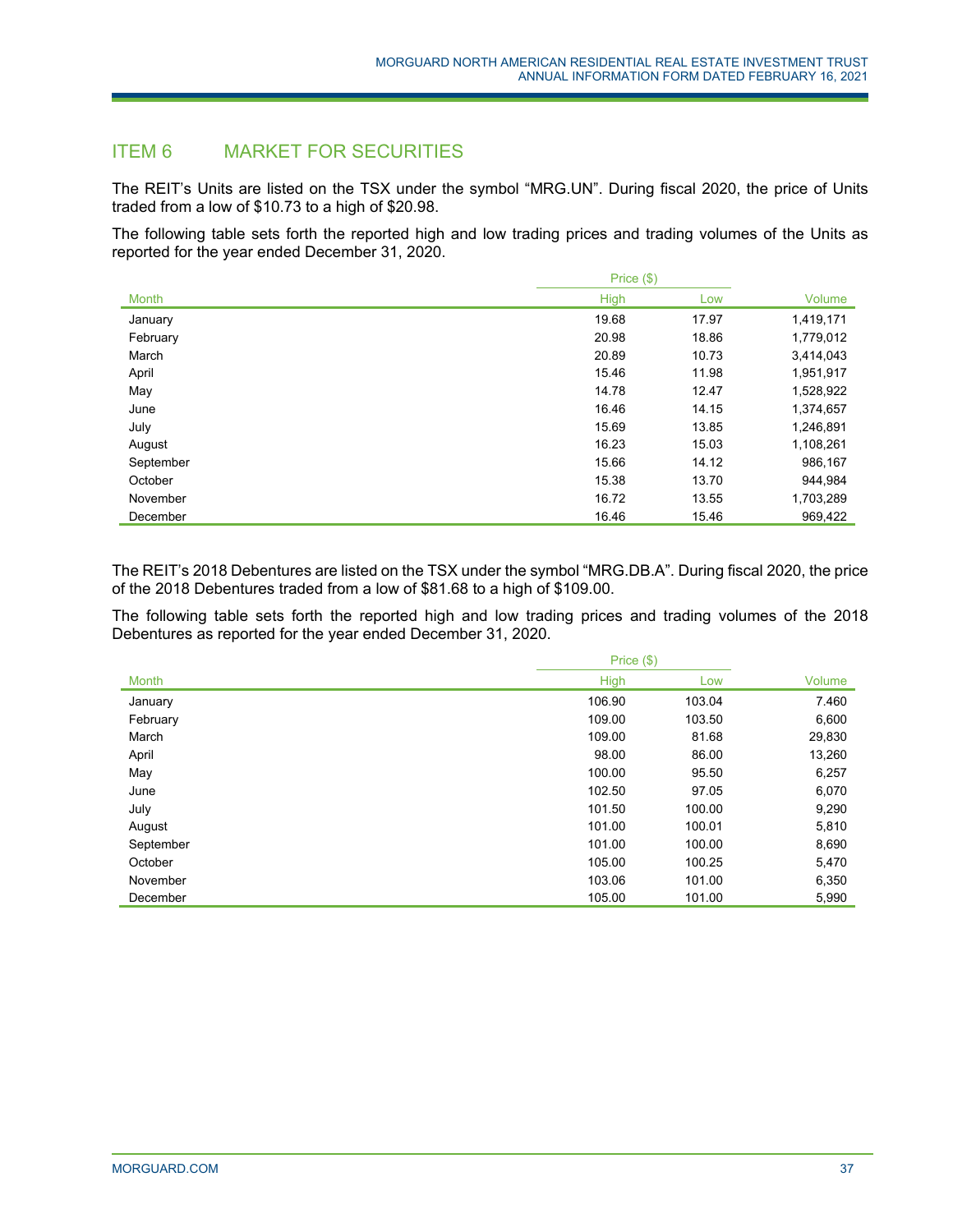## ITEM 6 MARKET FOR SECURITIES

The REIT's Units are listed on the TSX under the symbol "MRG.UN". During fiscal 2020, the price of Units traded from a low of $10.73 to a high of $20.98.

The following table sets forth the reported high and low trading prices and trading volumes of the Units as reported for the year ended December 31, 2020.

| | Price ($) | | |
|---|---|---|---|
| Month | High | Low | Volume |
| January | 19.68 | 17.97 | 1,419,171 |
| February | 20.98 | 18.86 | 1,779,012 |
| March | 20.89 | 10.73 | 3,414,043 |
| April | 15.46 | 11.98 | 1,951,917 |
| May | 14.78 | 12.47 | 1,528,922 |
| June | 16.46 | 14.15 | 1,374,657 |
| July | 15.69 | 13.85 | 1,246,891 |
| August | 16.23 | 15.03 | 1,108,261 |
| September | 15.66 | 14.12 | 986,167 |
| October | 15.38 | 13.70 | 944,984 |
| November | 16.72 | 13.55 | 1,703,289 |
| December | 16.46 | 15.46 | 969,422 |

The REIT's 2018 Debentures are listed on the TSX under the symbol "MRG.DB.A". During fiscal 2020, the price of the 2018 Debentures traded from a low of $81.68 to a high of $109.00.

The following table sets forth the reported high and low trading prices and trading volumes of the 2018 Debentures as reported for the year ended December 31, 2020.

| | Price ($) | | |
|---|---|---|---|
| Month | High | Low | Volume |
| January | 106.90 | 103.04 | 7.460 |
| February | 109.00 | 103.50 | 6,600 |
| March | 109.00 | 81.68 | 29,830 |
| April | 98.00 | 86.00 | 13,260 |
| May | 100.00 | 95.50 | 6,257 |
| June | 102.50 | 97.05 | 6,070 |
| July | 101.50 | 100.00 | 9,290 |
| August | 101.00 | 100.01 | 5,810 |
| September | 101.00 | 100.00 | 8,690 |
| October | 105.00 | 100.25 | 5,470 |
| November | 103.06 | 101.00 | 6,350 |
| December | 105.00 | 101.00 | 5,990 |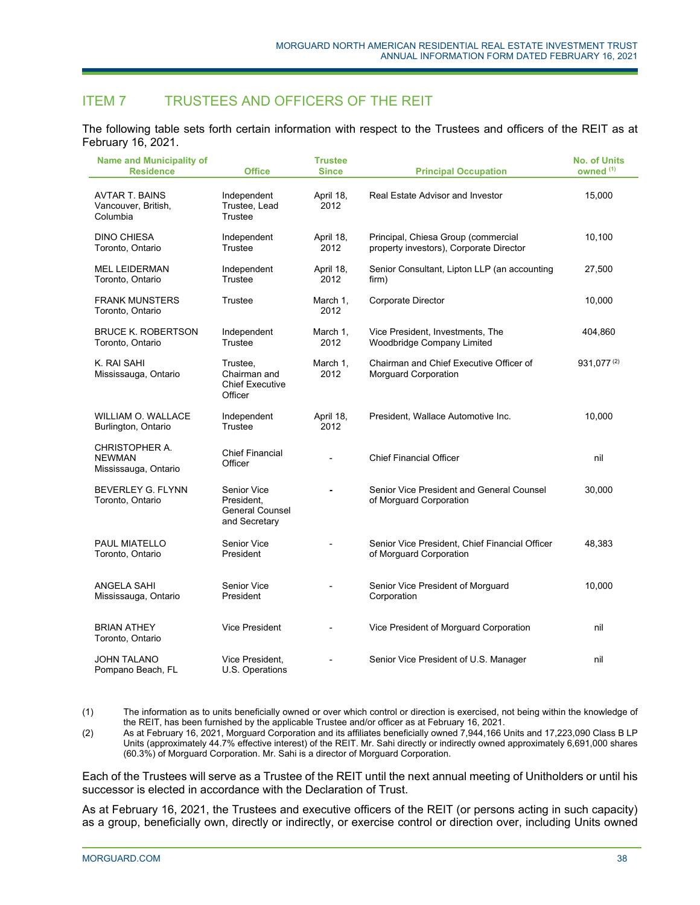## ITEM 7 TRUSTEES AND OFFICERS OF THE REIT

The following table sets forth certain information with respect to the Trustees and officers of the REIT as at February 16, 2021.

| Name and Municipality of Residence | Office | Trustee Since | Principal Occupation | No. of Units owned [(1)] |
|---|---|---|---|---|
| AVTAR T. BAINS Vancouver, British, Columbia | Independent Trustee, Lead Trustee | April 18, 2012 | Real Estate Advisor and Investor | 15,000 |
| DINO CHIESA Toronto, Ontario | Independent Trustee | April 18, 2012 | Principal, Chiesa Group (commercial property investors), Corporate Director | 10,100 |
| MEL LEIDERMAN Toronto, Ontario | Independent Trustee | April 18, 2012 | Senior Consultant, Lipton LLP (an accounting firm) | 27,500 |
| FRANK MUNSTERS Toronto, Ontario | Trustee | March 1, 2012 | Corporate Director | 10,000 |
| BRUCE K. ROBERTSON Toronto, Ontario | Independent Trustee | March 1, 2012 | Vice President, Investments, The Woodbridge Company Limited | 404,860 |
| K. RAI SAHI Mississauga, Ontario | Trustee, Chairman and Chief Executive Officer | March 1, 2012 | Chairman and Chief Executive Officer of Morguard Corporation | 931,077 [(2)] |
| WILLIAM O. WALLACE Burlington, Ontario | Independent Trustee | April 18, 2012 | President, Wallace Automotive Inc. | 10,000 |
| CHRISTOPHER A. NEWMAN Mississauga, Ontario | Chief Financial Officer | - | Chief Financial Officer | nil |
| BEVERLEY G. FLYNN Toronto, Ontario | Senior Vice President, General Counsel and Secretary | - | Senior Vice President and General Counsel of Morguard Corporation | 30,000 |
| PAUL MIATELLO Toronto, Ontario | Senior Vice President | - | Senior Vice President, Chief Financial Officer of Morguard Corporation | 48,383 |
| ANGELA SAHI Mississauga, Ontario | Senior Vice President | - | Senior Vice President of Morguard Corporation | 10,000 |
| BRIAN ATHEY Toronto, Ontario | Vice President | - | Vice President of Morguard Corporation | nil |
| JOHN TALANO Pompano Beach, FL | Vice President, U.S. Operations | - | Senior Vice President of U.S. Manager | nil |

(1) The information as to units beneficially owned or over which control or direction is exercised, not being within the knowledge of the REIT, has been furnished by the applicable Trustee and/or officer as at February 16, 2021.

(2) As at February 16, 2021, Morguard Corporation and its affiliates beneficially owned 7,944,166 Units and 17,223,090 Class B LP Units (approximately 44.7% effective interest) of the REIT. Mr. Sahi directly or indirectly owned approximately 6,691,000 shares (60.3%) of Morguard Corporation. Mr. Sahi is a director of Morguard Corporation.

Each of the Trustees will serve as a Trustee of the REIT until the next annual meeting of Unitholders or until his successor is elected in accordance with the Declaration of Trust.

As at February 16, 2021, the Trustees and executive officers of the REIT (or persons acting in such capacity) as a group, beneficially own, directly or indirectly, or exercise control or direction over, including Units owned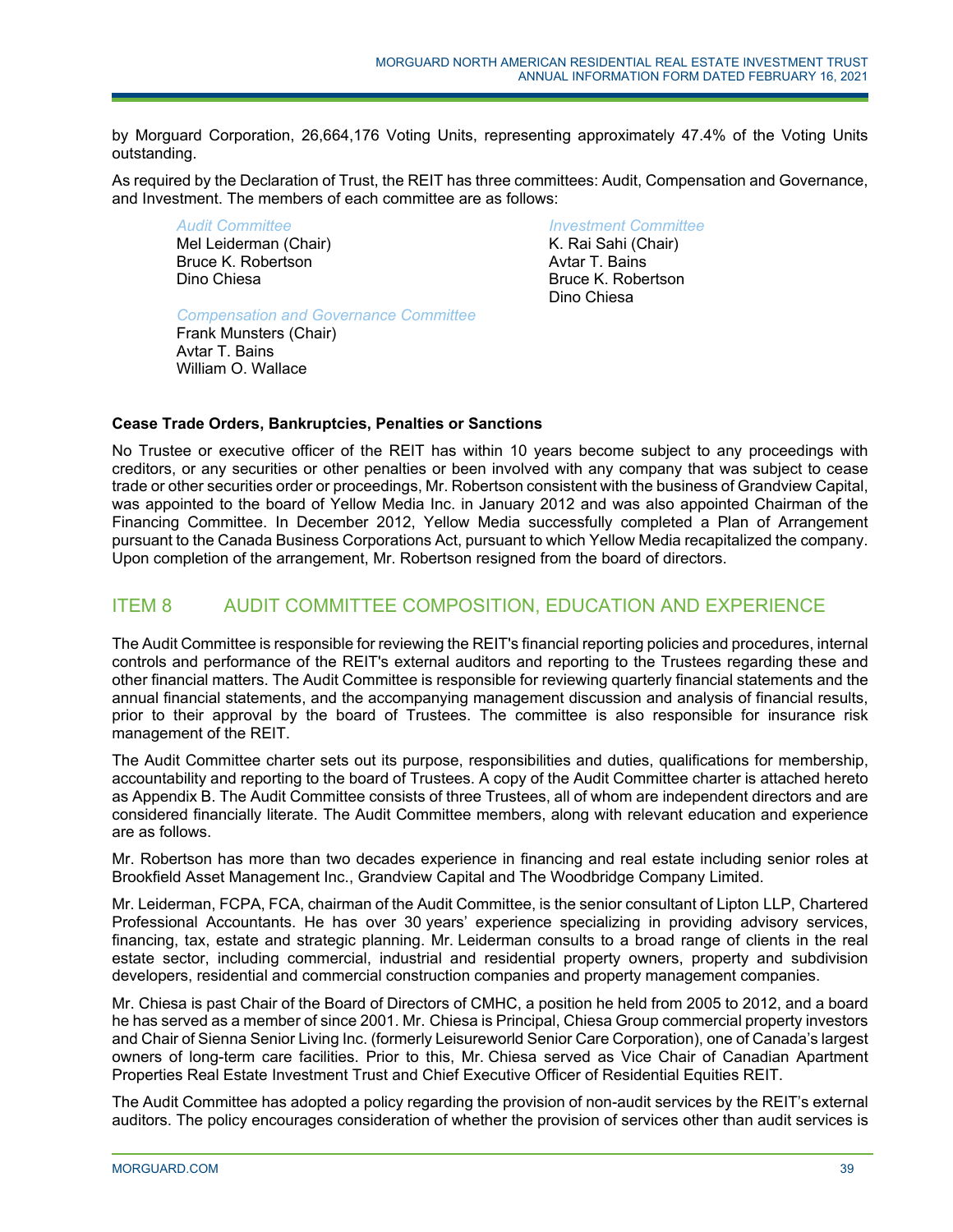by Morguard Corporation, 26,664,176 Voting Units, representing approximately 47.4% of the Voting Units outstanding.

As required by the Declaration of Trust, the REIT has three committees: Audit, Compensation and Governance, and Investment. The members of each committee are as follows:

*Audit Committee*
Mel Leiderman (Chair)
Bruce K. Robertson
Dino Chiesa

*Compensation and Governance Committee*
Frank Munsters (Chair)
Avtar T. Bains
William O. Wallace

*Investment Committee*
K. Rai Sahi (Chair)
Avtar T. Bains
Bruce K. Robertson
Dino Chiesa

**Cease Trade Orders, Bankruptcies, Penalties or Sanctions**

No Trustee or executive officer of the REIT has within 10 years become subject to any proceedings with creditors, or any securities or other penalties or been involved with any company that was subject to cease trade or other securities order or proceedings, Mr. Robertson consistent with the business of Grandview Capital, was appointed to the board of Yellow Media Inc. in January 2012 and was also appointed Chairman of the Financing Committee. In December 2012, Yellow Media successfully completed a Plan of Arrangement pursuant to the Canada Business Corporations Act, pursuant to which Yellow Media recapitalized the company. Upon completion of the arrangement, Mr. Robertson resigned from the board of directors.

## ITEM 8 AUDIT COMMITTEE COMPOSITION, EDUCATION AND EXPERIENCE

The Audit Committee is responsible for reviewing the REIT's financial reporting policies and procedures, internal controls and performance of the REIT's external auditors and reporting to the Trustees regarding these and other financial matters. The Audit Committee is responsible for reviewing quarterly financial statements and the annual financial statements, and the accompanying management discussion and analysis of financial results, prior to their approval by the board of Trustees. The committee is also responsible for insurance risk management of the REIT.

The Audit Committee charter sets out its purpose, responsibilities and duties, qualifications for membership, accountability and reporting to the board of Trustees. A copy of the Audit Committee charter is attached hereto as Appendix B. The Audit Committee consists of three Trustees, all of whom are independent directors and are considered financially literate. The Audit Committee members, along with relevant education and experience are as follows.

Mr. Robertson has more than two decades experience in financing and real estate including senior roles at Brookfield Asset Management Inc., Grandview Capital and The Woodbridge Company Limited.

Mr. Leiderman, FCPA, FCA, chairman of the Audit Committee, is the senior consultant of Lipton LLP, Chartered Professional Accountants. He has over 30 years' experience specializing in providing advisory services, financing, tax, estate and strategic planning. Mr. Leiderman consults to a broad range of clients in the real estate sector, including commercial, industrial and residential property owners, property and subdivision developers, residential and commercial construction companies and property management companies.

Mr. Chiesa is past Chair of the Board of Directors of CMHC, a position he held from 2005 to 2012, and a board he has served as a member of since 2001. Mr. Chiesa is Principal, Chiesa Group commercial property investors and Chair of Sienna Senior Living Inc. (formerly Leisureworld Senior Care Corporation), one of Canada's largest owners of long-term care facilities. Prior to this, Mr. Chiesa served as Vice Chair of Canadian Apartment Properties Real Estate Investment Trust and Chief Executive Officer of Residential Equities REIT.

The Audit Committee has adopted a policy regarding the provision of non-audit services by the REIT's external auditors. The policy encourages consideration of whether the provision of services other than audit services is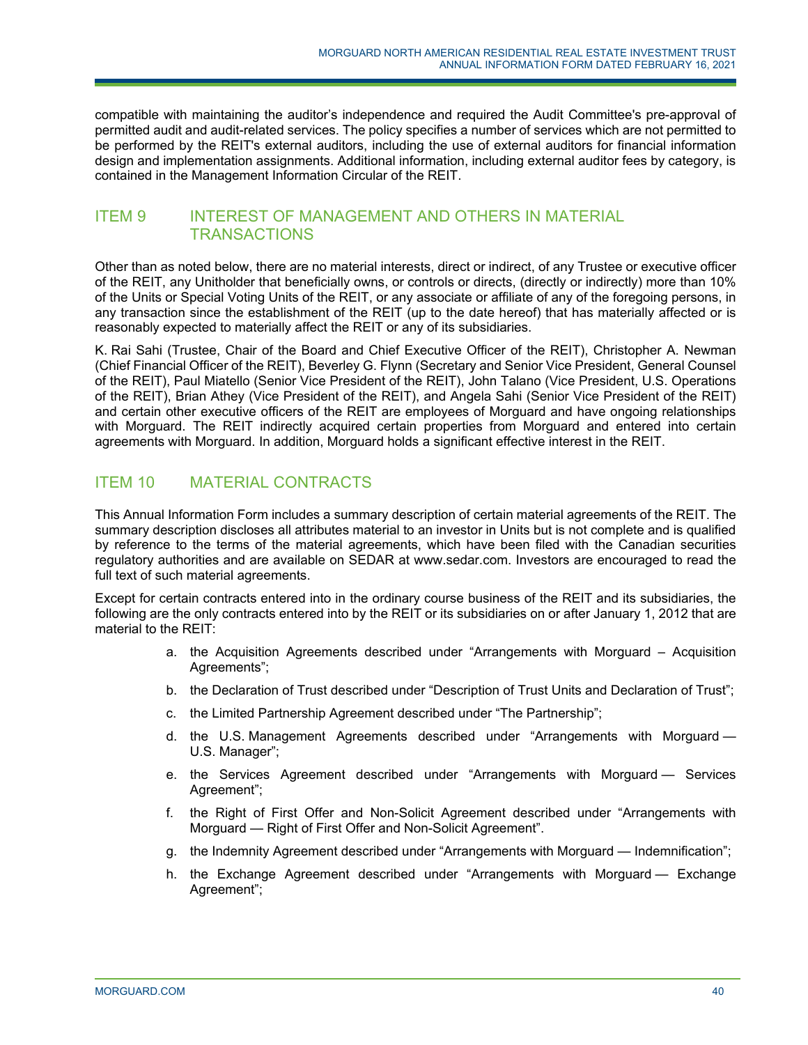compatible with maintaining the auditor's independence and required the Audit Committee's pre-approval of permitted audit and audit-related services. The policy specifies a number of services which are not permitted to be performed by the REIT's external auditors, including the use of external auditors for financial information design and implementation assignments. Additional information, including external auditor fees by category, is contained in the Management Information Circular of the REIT.

## ITEM 9 INTEREST OF MANAGEMENT AND OTHERS IN MATERIAL TRANSACTIONS

Other than as noted below, there are no material interests, direct or indirect, of any Trustee or executive officer of the REIT, any Unitholder that beneficially owns, or controls or directs, (directly or indirectly) more than 10% of the Units or Special Voting Units of the REIT, or any associate or affiliate of any of the foregoing persons, in any transaction since the establishment of the REIT (up to the date hereof) that has materially affected or is reasonably expected to materially affect the REIT or any of its subsidiaries.

K. Rai Sahi (Trustee, Chair of the Board and Chief Executive Officer of the REIT), Christopher A. Newman (Chief Financial Officer of the REIT), Beverley G. Flynn (Secretary and Senior Vice President, General Counsel of the REIT), Paul Miatello (Senior Vice President of the REIT), John Talano (Vice President, U.S. Operations of the REIT), Brian Athey (Vice President of the REIT), and Angela Sahi (Senior Vice President of the REIT) and certain other executive officers of the REIT are employees of Morguard and have ongoing relationships with Morguard. The REIT indirectly acquired certain properties from Morguard and entered into certain agreements with Morguard. In addition, Morguard holds a significant effective interest in the REIT.

## ITEM 10 MATERIAL CONTRACTS

This Annual Information Form includes a summary description of certain material agreements of the REIT. The summary description discloses all attributes material to an investor in Units but is not complete and is qualified by reference to the terms of the material agreements, which have been filed with the Canadian securities regulatory authorities and are available on SEDAR at www.sedar.com. Investors are encouraged to read the full text of such material agreements.

Except for certain contracts entered into in the ordinary course business of the REIT and its subsidiaries, the following are the only contracts entered into by the REIT or its subsidiaries on or after January 1, 2012 that are material to the REIT:

a. the Acquisition Agreements described under "Arrangements with Morguard – Acquisition Agreements";

b. the Declaration of Trust described under "Description of Trust Units and Declaration of Trust";

c. the Limited Partnership Agreement described under "The Partnership";

d. the U.S. Management Agreements described under "Arrangements with Morguard — U.S. Manager";

e. the Services Agreement described under "Arrangements with Morguard — Services Agreement";

f. the Right of First Offer and Non-Solicit Agreement described under "Arrangements with Morguard — Right of First Offer and Non-Solicit Agreement".

g. the Indemnity Agreement described under "Arrangements with Morguard — Indemnification";

h. the Exchange Agreement described under "Arrangements with Morguard — Exchange Agreement";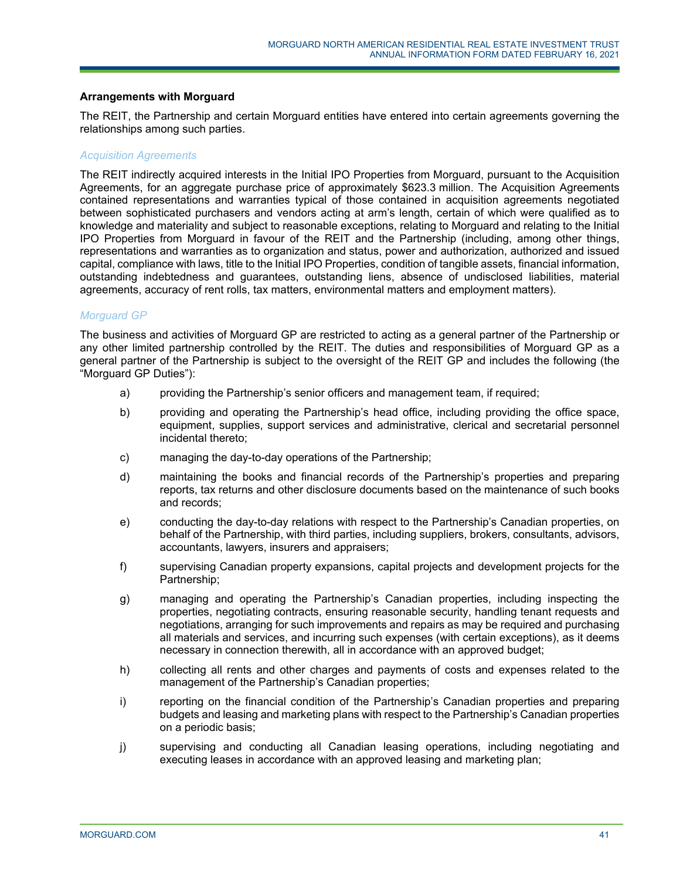### Arrangements with Morguard

The REIT, the Partnership and certain Morguard entities have entered into certain agreements governing the relationships among such parties.

#### *Acquisition Agreements*

The REIT indirectly acquired interests in the Initial IPO Properties from Morguard, pursuant to the Acquisition Agreements, for an aggregate purchase price of approximately $623.3 million. The Acquisition Agreements contained representations and warranties typical of those contained in acquisition agreements negotiated between sophisticated purchasers and vendors acting at arm's length, certain of which were qualified as to knowledge and materiality and subject to reasonable exceptions, relating to Morguard and relating to the Initial IPO Properties from Morguard in favour of the REIT and the Partnership (including, among other things, representations and warranties as to organization and status, power and authorization, authorized and issued capital, compliance with laws, title to the Initial IPO Properties, condition of tangible assets, financial information, outstanding indebtedness and guarantees, outstanding liens, absence of undisclosed liabilities, material agreements, accuracy of rent rolls, tax matters, environmental matters and employment matters).

#### *Morguard GP*

The business and activities of Morguard GP are restricted to acting as a general partner of the Partnership or any other limited partnership controlled by the REIT. The duties and responsibilities of Morguard GP as a general partner of the Partnership is subject to the oversight of the REIT GP and includes the following (the "Morguard GP Duties"):

a) providing the Partnership's senior officers and management team, if required;

b) providing and operating the Partnership's head office, including providing the office space, equipment, supplies, support services and administrative, clerical and secretarial personnel incidental thereto;

c) managing the day-to-day operations of the Partnership;

d) maintaining the books and financial records of the Partnership's properties and preparing reports, tax returns and other disclosure documents based on the maintenance of such books and records;

e) conducting the day-to-day relations with respect to the Partnership's Canadian properties, on behalf of the Partnership, with third parties, including suppliers, brokers, consultants, advisors, accountants, lawyers, insurers and appraisers;

f) supervising Canadian property expansions, capital projects and development projects for the Partnership;

g) managing and operating the Partnership's Canadian properties, including inspecting the properties, negotiating contracts, ensuring reasonable security, handling tenant requests and negotiations, arranging for such improvements and repairs as may be required and purchasing all materials and services, and incurring such expenses (with certain exceptions), as it deems necessary in connection therewith, all in accordance with an approved budget;

h) collecting all rents and other charges and payments of costs and expenses related to the management of the Partnership's Canadian properties;

i) reporting on the financial condition of the Partnership's Canadian properties and preparing budgets and leasing and marketing plans with respect to the Partnership's Canadian properties on a periodic basis;

j) supervising and conducting all Canadian leasing operations, including negotiating and executing leases in accordance with an approved leasing and marketing plan;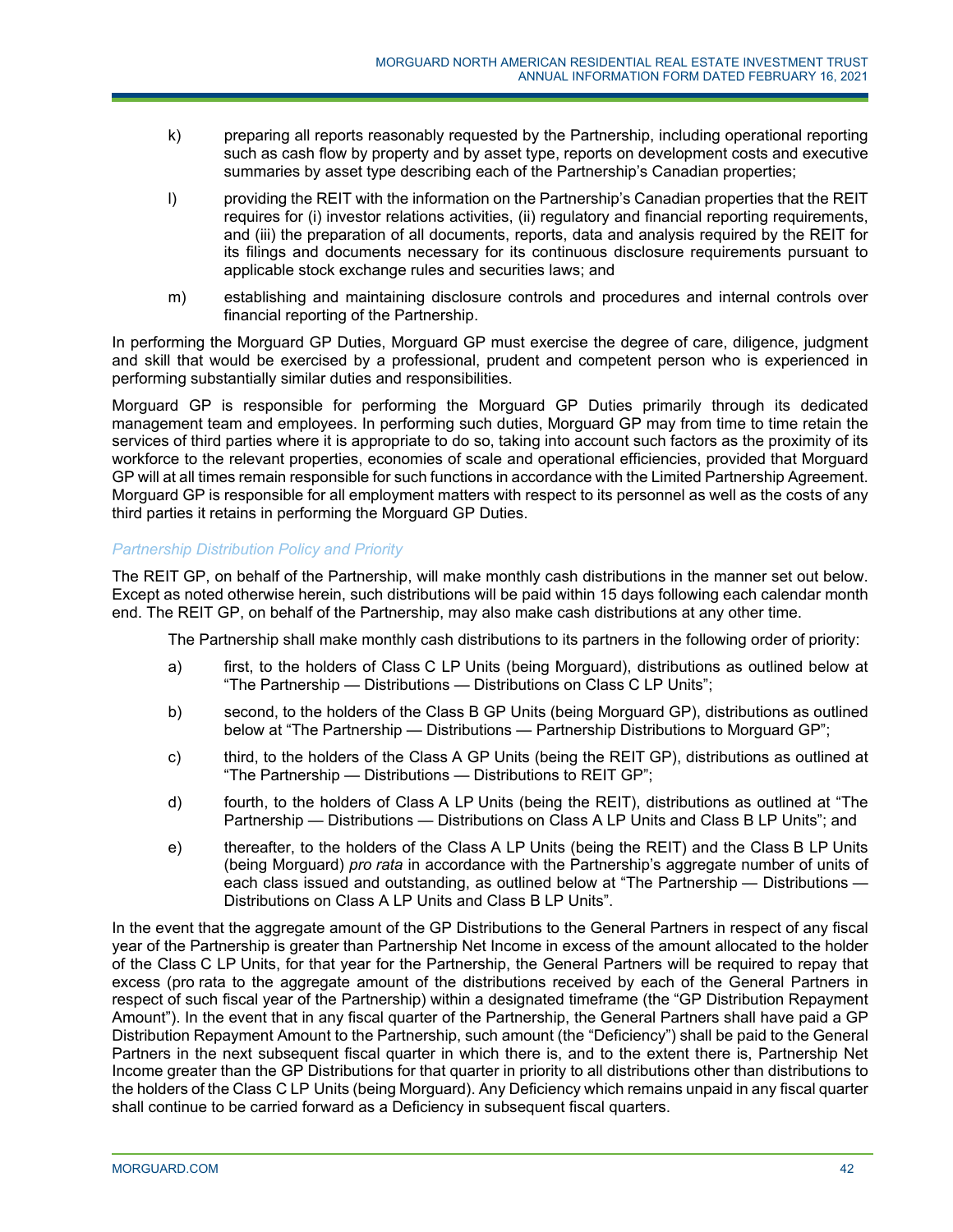k) preparing all reports reasonably requested by the Partnership, including operational reporting such as cash flow by property and by asset type, reports on development costs and executive summaries by asset type describing each of the Partnership's Canadian properties;

l) providing the REIT with the information on the Partnership's Canadian properties that the REIT requires for (i) investor relations activities, (ii) regulatory and financial reporting requirements, and (iii) the preparation of all documents, reports, data and analysis required by the REIT for its filings and documents necessary for its continuous disclosure requirements pursuant to applicable stock exchange rules and securities laws; and

m) establishing and maintaining disclosure controls and procedures and internal controls over financial reporting of the Partnership.

In performing the Morguard GP Duties, Morguard GP must exercise the degree of care, diligence, judgment and skill that would be exercised by a professional, prudent and competent person who is experienced in performing substantially similar duties and responsibilities.

Morguard GP is responsible for performing the Morguard GP Duties primarily through its dedicated management team and employees. In performing such duties, Morguard GP may from time to time retain the services of third parties where it is appropriate to do so, taking into account such factors as the proximity of its workforce to the relevant properties, economies of scale and operational efficiencies, provided that Morguard GP will at all times remain responsible for such functions in accordance with the Limited Partnership Agreement. Morguard GP is responsible for all employment matters with respect to its personnel as well as the costs of any third parties it retains in performing the Morguard GP Duties.

*Partnership Distribution Policy and Priority*

The REIT GP, on behalf of the Partnership, will make monthly cash distributions in the manner set out below. Except as noted otherwise herein, such distributions will be paid within 15 days following each calendar month end. The REIT GP, on behalf of the Partnership, may also make cash distributions at any other time.

The Partnership shall make monthly cash distributions to its partners in the following order of priority:

a) first, to the holders of Class C LP Units (being Morguard), distributions as outlined below at "The Partnership — Distributions — Distributions on Class C LP Units";

b) second, to the holders of the Class B GP Units (being Morguard GP), distributions as outlined below at "The Partnership — Distributions — Partnership Distributions to Morguard GP";

c) third, to the holders of the Class A GP Units (being the REIT GP), distributions as outlined at "The Partnership — Distributions — Distributions to REIT GP";

d) fourth, to the holders of Class A LP Units (being the REIT), distributions as outlined at "The Partnership — Distributions — Distributions on Class A LP Units and Class B LP Units"; and

e) thereafter, to the holders of the Class A LP Units (being the REIT) and the Class B LP Units (being Morguard) *pro rata* in accordance with the Partnership's aggregate number of units of each class issued and outstanding, as outlined below at "The Partnership — Distributions — Distributions on Class A LP Units and Class B LP Units".

In the event that the aggregate amount of the GP Distributions to the General Partners in respect of any fiscal year of the Partnership is greater than Partnership Net Income in excess of the amount allocated to the holder of the Class C LP Units, for that year for the Partnership, the General Partners will be required to repay that excess (pro rata to the aggregate amount of the distributions received by each of the General Partners in respect of such fiscal year of the Partnership) within a designated timeframe (the "GP Distribution Repayment Amount"). In the event that in any fiscal quarter of the Partnership, the General Partners shall have paid a GP Distribution Repayment Amount to the Partnership, such amount (the "Deficiency") shall be paid to the General Partners in the next subsequent fiscal quarter in which there is, and to the extent there is, Partnership Net Income greater than the GP Distributions for that quarter in priority to all distributions other than distributions to the holders of the Class C LP Units (being Morguard). Any Deficiency which remains unpaid in any fiscal quarter shall continue to be carried forward as a Deficiency in subsequent fiscal quarters.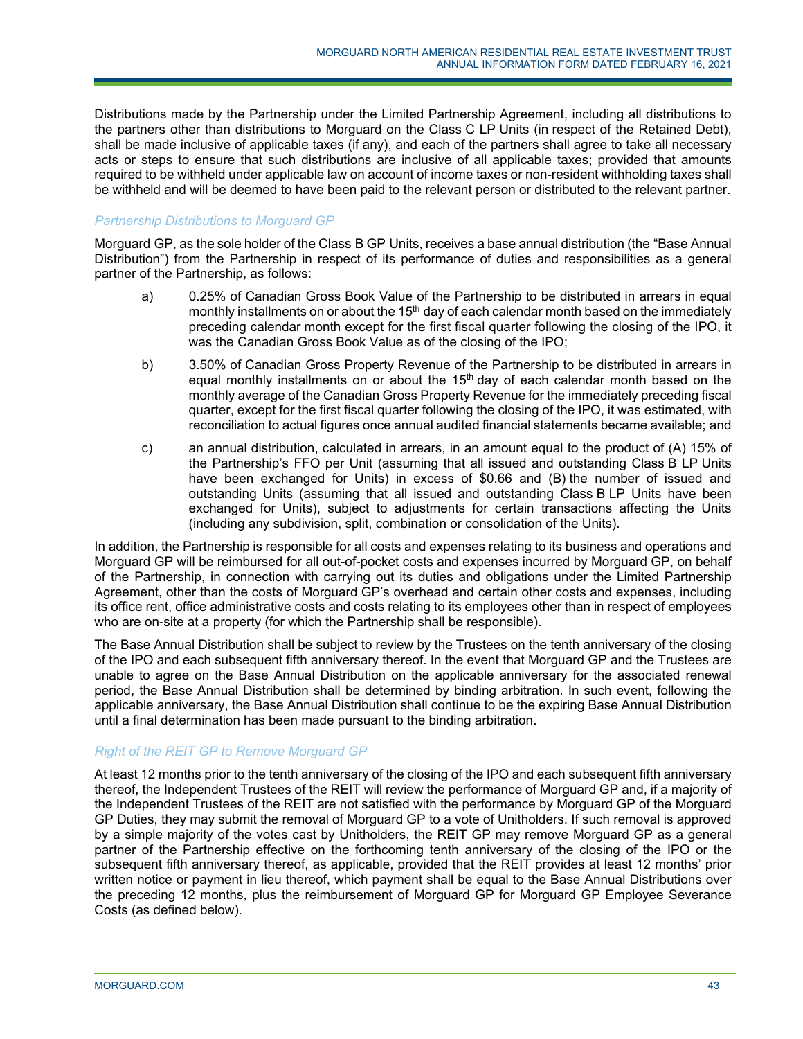Distributions made by the Partnership under the Limited Partnership Agreement, including all distributions to the partners other than distributions to Morguard on the Class C LP Units (in respect of the Retained Debt), shall be made inclusive of applicable taxes (if any), and each of the partners shall agree to take all necessary acts or steps to ensure that such distributions are inclusive of all applicable taxes; provided that amounts required to be withheld under applicable law on account of income taxes or non-resident withholding taxes shall be withheld and will be deemed to have been paid to the relevant person or distributed to the relevant partner.

### *Partnership Distributions to Morguard GP*

Morguard GP, as the sole holder of the Class B GP Units, receives a base annual distribution (the "Base Annual Distribution") from the Partnership in respect of its performance of duties and responsibilities as a general partner of the Partnership, as follows:

a) 0.25% of Canadian Gross Book Value of the Partnership to be distributed in arrears in equal monthly installments on or about the 15th day of each calendar month based on the immediately preceding calendar month except for the first fiscal quarter following the closing of the IPO, it was the Canadian Gross Book Value as of the closing of the IPO;

b) 3.50% of Canadian Gross Property Revenue of the Partnership to be distributed in arrears in equal monthly installments on or about the 15th day of each calendar month based on the monthly average of the Canadian Gross Property Revenue for the immediately preceding fiscal quarter, except for the first fiscal quarter following the closing of the IPO, it was estimated, with reconciliation to actual figures once annual audited financial statements became available; and

c) an annual distribution, calculated in arrears, in an amount equal to the product of (A) 15% of the Partnership's FFO per Unit (assuming that all issued and outstanding Class B LP Units have been exchanged for Units) in excess of $0.66 and (B) the number of issued and outstanding Units (assuming that all issued and outstanding Class B LP Units have been exchanged for Units), subject to adjustments for certain transactions affecting the Units (including any subdivision, split, combination or consolidation of the Units).

In addition, the Partnership is responsible for all costs and expenses relating to its business and operations and Morguard GP will be reimbursed for all out-of-pocket costs and expenses incurred by Morguard GP, on behalf of the Partnership, in connection with carrying out its duties and obligations under the Limited Partnership Agreement, other than the costs of Morguard GP's overhead and certain other costs and expenses, including its office rent, office administrative costs and costs relating to its employees other than in respect of employees who are on-site at a property (for which the Partnership shall be responsible).

The Base Annual Distribution shall be subject to review by the Trustees on the tenth anniversary of the closing of the IPO and each subsequent fifth anniversary thereof. In the event that Morguard GP and the Trustees are unable to agree on the Base Annual Distribution on the applicable anniversary for the associated renewal period, the Base Annual Distribution shall be determined by binding arbitration. In such event, following the applicable anniversary, the Base Annual Distribution shall continue to be the expiring Base Annual Distribution until a final determination has been made pursuant to the binding arbitration.

### *Right of the REIT GP to Remove Morguard GP*

At least 12 months prior to the tenth anniversary of the closing of the IPO and each subsequent fifth anniversary thereof, the Independent Trustees of the REIT will review the performance of Morguard GP and, if a majority of the Independent Trustees of the REIT are not satisfied with the performance by Morguard GP of the Morguard GP Duties, they may submit the removal of Morguard GP to a vote of Unitholders. If such removal is approved by a simple majority of the votes cast by Unitholders, the REIT GP may remove Morguard GP as a general partner of the Partnership effective on the forthcoming tenth anniversary of the closing of the IPO or the subsequent fifth anniversary thereof, as applicable, provided that the REIT provides at least 12 months' prior written notice or payment in lieu thereof, which payment shall be equal to the Base Annual Distributions over the preceding 12 months, plus the reimbursement of Morguard GP for Morguard GP Employee Severance Costs (as defined below).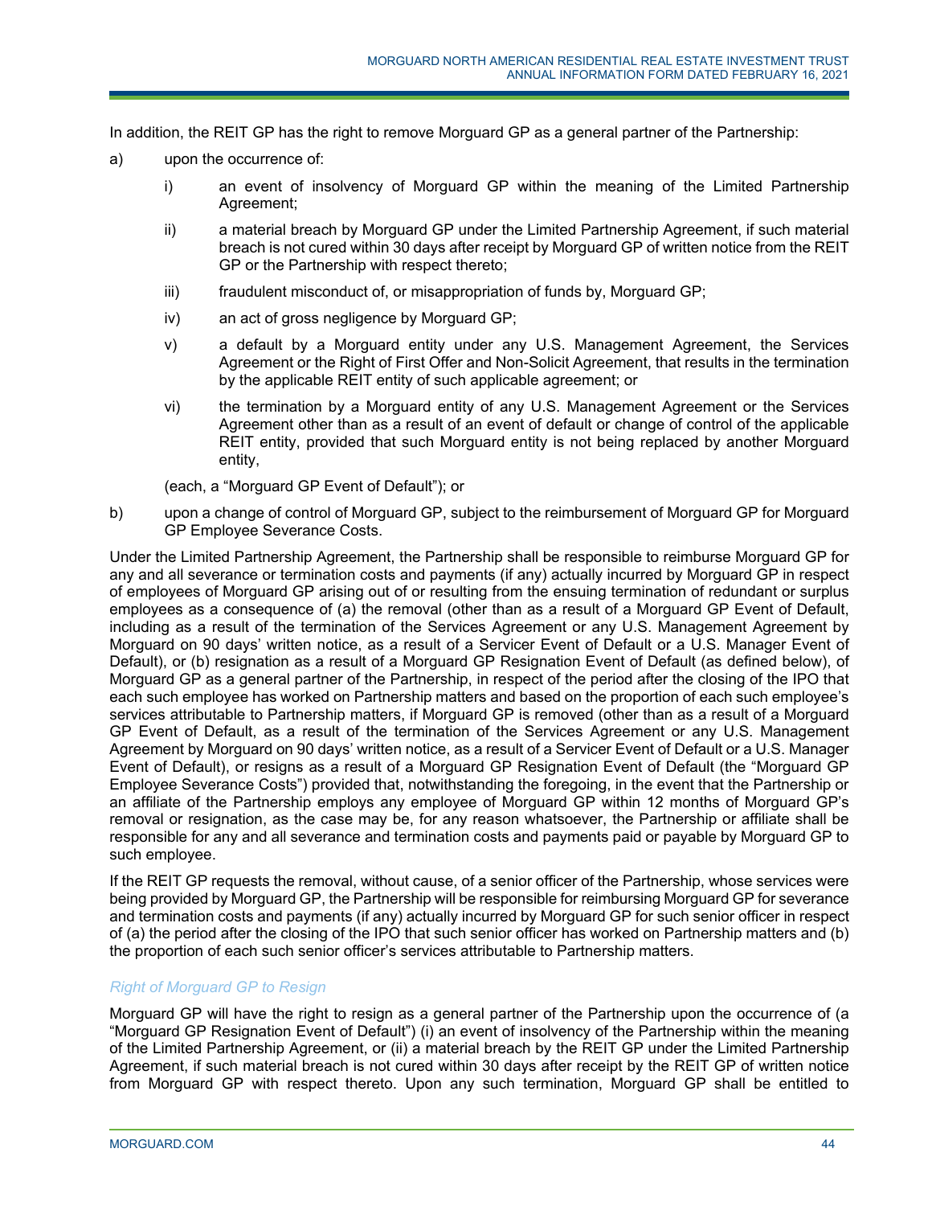In addition, the REIT GP has the right to remove Morguard GP as a general partner of the Partnership:

a) upon the occurrence of:

   i) an event of insolvency of Morguard GP within the meaning of the Limited Partnership Agreement;

   ii) a material breach by Morguard GP under the Limited Partnership Agreement, if such material breach is not cured within 30 days after receipt by Morguard GP of written notice from the REIT GP or the Partnership with respect thereto;

   iii) fraudulent misconduct of, or misappropriation of funds by, Morguard GP;

   iv) an act of gross negligence by Morguard GP;

   v) a default by a Morguard entity under any U.S. Management Agreement, the Services Agreement or the Right of First Offer and Non-Solicit Agreement, that results in the termination by the applicable REIT entity of such applicable agreement; or

   vi) the termination by a Morguard entity of any U.S. Management Agreement or the Services Agreement other than as a result of an event of default or change of control of the applicable REIT entity, provided that such Morguard entity is not being replaced by another Morguard entity,

   (each, a "Morguard GP Event of Default"); or

b) upon a change of control of Morguard GP, subject to the reimbursement of Morguard GP for Morguard GP Employee Severance Costs.

Under the Limited Partnership Agreement, the Partnership shall be responsible to reimburse Morguard GP for any and all severance or termination costs and payments (if any) actually incurred by Morguard GP in respect of employees of Morguard GP arising out of or resulting from the ensuing termination of redundant or surplus employees as a consequence of (a) the removal (other than as a result of a Morguard GP Event of Default, including as a result of the termination of the Services Agreement or any U.S. Management Agreement by Morguard on 90 days' written notice, as a result of a Servicer Event of Default or a U.S. Manager Event of Default), or (b) resignation as a result of a Morguard GP Resignation Event of Default (as defined below), of Morguard GP as a general partner of the Partnership, in respect of the period after the closing of the IPO that each such employee has worked on Partnership matters and based on the proportion of each such employee's services attributable to Partnership matters, if Morguard GP is removed (other than as a result of a Morguard GP Event of Default, as a result of the termination of the Services Agreement or any U.S. Management Agreement by Morguard on 90 days' written notice, as a result of a Servicer Event of Default or a U.S. Manager Event of Default), or resigns as a result of a Morguard GP Resignation Event of Default (the "Morguard GP Employee Severance Costs") provided that, notwithstanding the foregoing, in the event that the Partnership or an affiliate of the Partnership employs any employee of Morguard GP within 12 months of Morguard GP's removal or resignation, as the case may be, for any reason whatsoever, the Partnership or affiliate shall be responsible for any and all severance and termination costs and payments paid or payable by Morguard GP to such employee.

If the REIT GP requests the removal, without cause, of a senior officer of the Partnership, whose services were being provided by Morguard GP, the Partnership will be responsible for reimbursing Morguard GP for severance and termination costs and payments (if any) actually incurred by Morguard GP for such senior officer in respect of (a) the period after the closing of the IPO that such senior officer has worked on Partnership matters and (b) the proportion of each such senior officer's services attributable to Partnership matters.

*Right of Morguard GP to Resign*

Morguard GP will have the right to resign as a general partner of the Partnership upon the occurrence of (a "Morguard GP Resignation Event of Default") (i) an event of insolvency of the Partnership within the meaning of the Limited Partnership Agreement, or (ii) a material breach by the REIT GP under the Limited Partnership Agreement, if such material breach is not cured within 30 days after receipt by the REIT GP of written notice from Morguard GP with respect thereto. Upon any such termination, Morguard GP shall be entitled to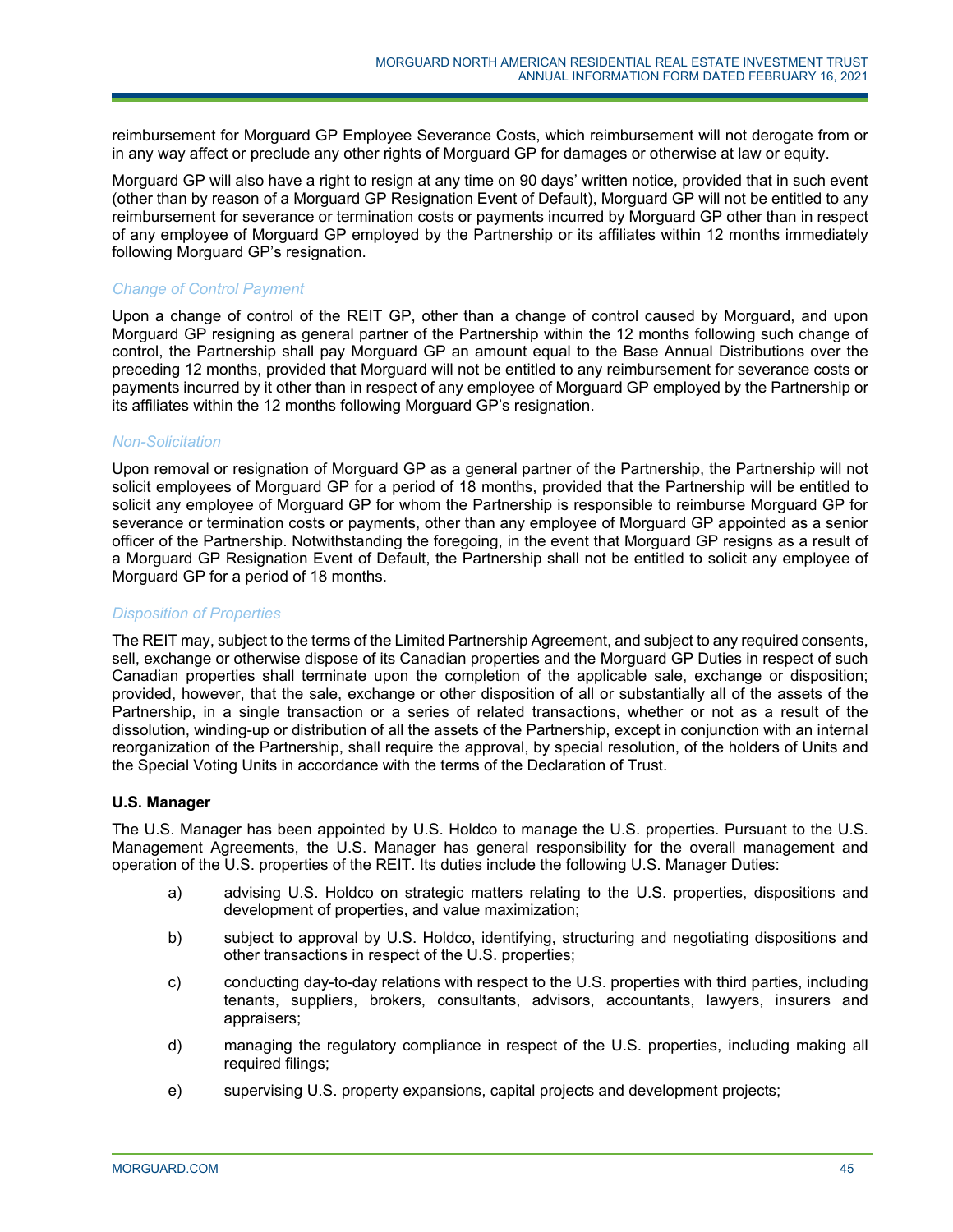reimbursement for Morguard GP Employee Severance Costs, which reimbursement will not derogate from or in any way affect or preclude any other rights of Morguard GP for damages or otherwise at law or equity.

Morguard GP will also have a right to resign at any time on 90 days' written notice, provided that in such event (other than by reason of a Morguard GP Resignation Event of Default), Morguard GP will not be entitled to any reimbursement for severance or termination costs or payments incurred by Morguard GP other than in respect of any employee of Morguard GP employed by the Partnership or its affiliates within 12 months immediately following Morguard GP's resignation.

*Change of Control Payment*

Upon a change of control of the REIT GP, other than a change of control caused by Morguard, and upon Morguard GP resigning as general partner of the Partnership within the 12 months following such change of control, the Partnership shall pay Morguard GP an amount equal to the Base Annual Distributions over the preceding 12 months, provided that Morguard will not be entitled to any reimbursement for severance costs or payments incurred by it other than in respect of any employee of Morguard GP employed by the Partnership or its affiliates within the 12 months following Morguard GP's resignation.

*Non-Solicitation*

Upon removal or resignation of Morguard GP as a general partner of the Partnership, the Partnership will not solicit employees of Morguard GP for a period of 18 months, provided that the Partnership will be entitled to solicit any employee of Morguard GP for whom the Partnership is responsible to reimburse Morguard GP for severance or termination costs or payments, other than any employee of Morguard GP appointed as a senior officer of the Partnership. Notwithstanding the foregoing, in the event that Morguard GP resigns as a result of a Morguard GP Resignation Event of Default, the Partnership shall not be entitled to solicit any employee of Morguard GP for a period of 18 months.

*Disposition of Properties*

The REIT may, subject to the terms of the Limited Partnership Agreement, and subject to any required consents, sell, exchange or otherwise dispose of its Canadian properties and the Morguard GP Duties in respect of such Canadian properties shall terminate upon the completion of the applicable sale, exchange or disposition; provided, however, that the sale, exchange or other disposition of all or substantially all of the assets of the Partnership, in a single transaction or a series of related transactions, whether or not as a result of the dissolution, winding-up or distribution of all the assets of the Partnership, except in conjunction with an internal reorganization of the Partnership, shall require the approval, by special resolution, of the holders of Units and the Special Voting Units in accordance with the terms of the Declaration of Trust.

**U.S. Manager**

The U.S. Manager has been appointed by U.S. Holdco to manage the U.S. properties. Pursuant to the U.S. Management Agreements, the U.S. Manager has general responsibility for the overall management and operation of the U.S. properties of the REIT. Its duties include the following U.S. Manager Duties:

a) advising U.S. Holdco on strategic matters relating to the U.S. properties, dispositions and development of properties, and value maximization;

b) subject to approval by U.S. Holdco, identifying, structuring and negotiating dispositions and other transactions in respect of the U.S. properties;

c) conducting day-to-day relations with respect to the U.S. properties with third parties, including tenants, suppliers, brokers, consultants, advisors, accountants, lawyers, insurers and appraisers;

d) managing the regulatory compliance in respect of the U.S. properties, including making all required filings;

e) supervising U.S. property expansions, capital projects and development projects;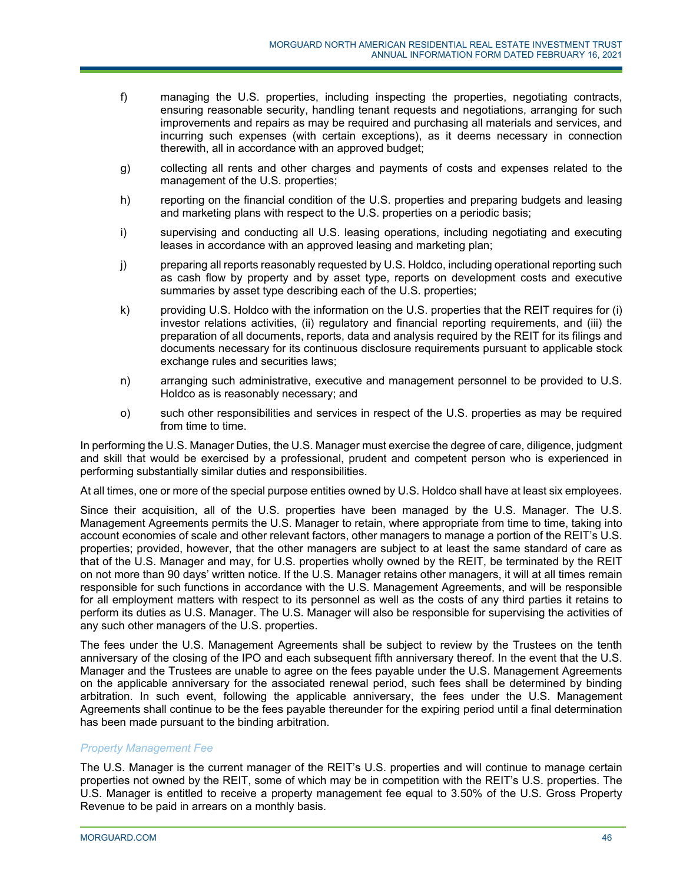f) managing the U.S. properties, including inspecting the properties, negotiating contracts, ensuring reasonable security, handling tenant requests and negotiations, arranging for such improvements and repairs as may be required and purchasing all materials and services, and incurring such expenses (with certain exceptions), as it deems necessary in connection therewith, all in accordance with an approved budget;

g) collecting all rents and other charges and payments of costs and expenses related to the management of the U.S. properties;

h) reporting on the financial condition of the U.S. properties and preparing budgets and leasing and marketing plans with respect to the U.S. properties on a periodic basis;

i) supervising and conducting all U.S. leasing operations, including negotiating and executing leases in accordance with an approved leasing and marketing plan;

j) preparing all reports reasonably requested by U.S. Holdco, including operational reporting such as cash flow by property and by asset type, reports on development costs and executive summaries by asset type describing each of the U.S. properties;

k) providing U.S. Holdco with the information on the U.S. properties that the REIT requires for (i) investor relations activities, (ii) regulatory and financial reporting requirements, and (iii) the preparation of all documents, reports, data and analysis required by the REIT for its filings and documents necessary for its continuous disclosure requirements pursuant to applicable stock exchange rules and securities laws;

n) arranging such administrative, executive and management personnel to be provided to U.S. Holdco as is reasonably necessary; and

o) such other responsibilities and services in respect of the U.S. properties as may be required from time to time.

In performing the U.S. Manager Duties, the U.S. Manager must exercise the degree of care, diligence, judgment and skill that would be exercised by a professional, prudent and competent person who is experienced in performing substantially similar duties and responsibilities.

At all times, one or more of the special purpose entities owned by U.S. Holdco shall have at least six employees.

Since their acquisition, all of the U.S. properties have been managed by the U.S. Manager. The U.S. Management Agreements permits the U.S. Manager to retain, where appropriate from time to time, taking into account economies of scale and other relevant factors, other managers to manage a portion of the REIT's U.S. properties; provided, however, that the other managers are subject to at least the same standard of care as that of the U.S. Manager and may, for U.S. properties wholly owned by the REIT, be terminated by the REIT on not more than 90 days' written notice. If the U.S. Manager retains other managers, it will at all times remain responsible for such functions in accordance with the U.S. Management Agreements, and will be responsible for all employment matters with respect to its personnel as well as the costs of any third parties it retains to perform its duties as U.S. Manager. The U.S. Manager will also be responsible for supervising the activities of any such other managers of the U.S. properties.

The fees under the U.S. Management Agreements shall be subject to review by the Trustees on the tenth anniversary of the closing of the IPO and each subsequent fifth anniversary thereof. In the event that the U.S. Manager and the Trustees are unable to agree on the fees payable under the U.S. Management Agreements on the applicable anniversary for the associated renewal period, such fees shall be determined by binding arbitration. In such event, following the applicable anniversary, the fees under the U.S. Management Agreements shall continue to be the fees payable thereunder for the expiring period until a final determination has been made pursuant to the binding arbitration.

*Property Management Fee*

The U.S. Manager is the current manager of the REIT's U.S. properties and will continue to manage certain properties not owned by the REIT, some of which may be in competition with the REIT's U.S. properties. The U.S. Manager is entitled to receive a property management fee equal to 3.50% of the U.S. Gross Property Revenue to be paid in arrears on a monthly basis.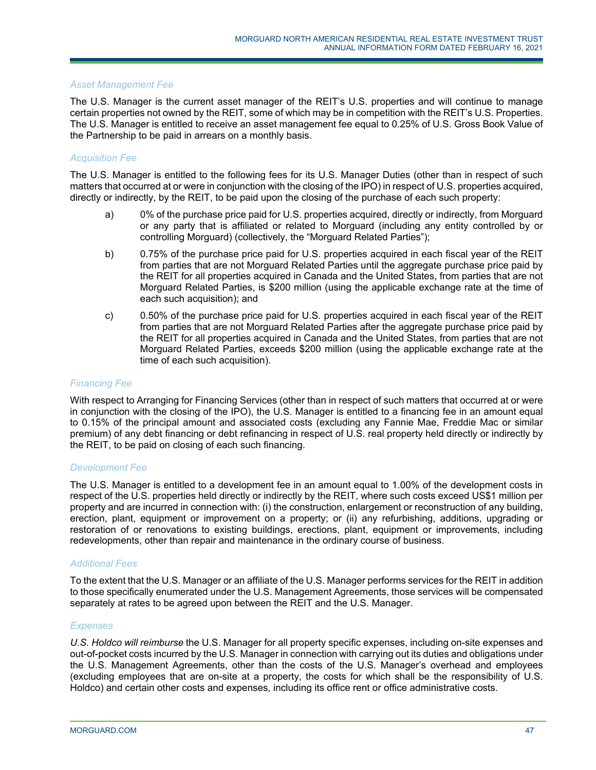### *Asset Management Fee*

The U.S. Manager is the current asset manager of the REIT's U.S. properties and will continue to manage certain properties not owned by the REIT, some of which may be in competition with the REIT's U.S. Properties. The U.S. Manager is entitled to receive an asset management fee equal to 0.25% of U.S. Gross Book Value of the Partnership to be paid in arrears on a monthly basis.

### *Acquisition Fee*

The U.S. Manager is entitled to the following fees for its U.S. Manager Duties (other than in respect of such matters that occurred at or were in conjunction with the closing of the IPO) in respect of U.S. properties acquired, directly or indirectly, by the REIT, to be paid upon the closing of the purchase of each such property:

a) 0% of the purchase price paid for U.S. properties acquired, directly or indirectly, from Morguard or any party that is affiliated or related to Morguard (including any entity controlled by or controlling Morguard) (collectively, the "Morguard Related Parties");

b) 0.75% of the purchase price paid for U.S. properties acquired in each fiscal year of the REIT from parties that are not Morguard Related Parties until the aggregate purchase price paid by the REIT for all properties acquired in Canada and the United States, from parties that are not Morguard Related Parties, is $200 million (using the applicable exchange rate at the time of each such acquisition); and

c) 0.50% of the purchase price paid for U.S. properties acquired in each fiscal year of the REIT from parties that are not Morguard Related Parties after the aggregate purchase price paid by the REIT for all properties acquired in Canada and the United States, from parties that are not Morguard Related Parties, exceeds $200 million (using the applicable exchange rate at the time of each such acquisition).

### *Financing Fee*

With respect to Arranging for Financing Services (other than in respect of such matters that occurred at or were in conjunction with the closing of the IPO), the U.S. Manager is entitled to a financing fee in an amount equal to 0.15% of the principal amount and associated costs (excluding any Fannie Mae, Freddie Mac or similar premium) of any debt financing or debt refinancing in respect of U.S. real property held directly or indirectly by the REIT, to be paid on closing of each such financing.

### *Development Fee*

The U.S. Manager is entitled to a development fee in an amount equal to 1.00% of the development costs in respect of the U.S. properties held directly or indirectly by the REIT, where such costs exceed US$1 million per property and are incurred in connection with: (i) the construction, enlargement or reconstruction of any building, erection, plant, equipment or improvement on a property; or (ii) any refurbishing, additions, upgrading or restoration of or renovations to existing buildings, erections, plant, equipment or improvements, including redevelopments, other than repair and maintenance in the ordinary course of business.

### *Additional Fees*

To the extent that the U.S. Manager or an affiliate of the U.S. Manager performs services for the REIT in addition to those specifically enumerated under the U.S. Management Agreements, those services will be compensated separately at rates to be agreed upon between the REIT and the U.S. Manager.

### *Expenses*

*U.S. Holdco will reimburse* the U.S. Manager for all property specific expenses, including on-site expenses and out-of-pocket costs incurred by the U.S. Manager in connection with carrying out its duties and obligations under the U.S. Management Agreements, other than the costs of the U.S. Manager's overhead and employees (excluding employees that are on-site at a property, the costs for which shall be the responsibility of U.S. Holdco) and certain other costs and expenses, including its office rent or office administrative costs.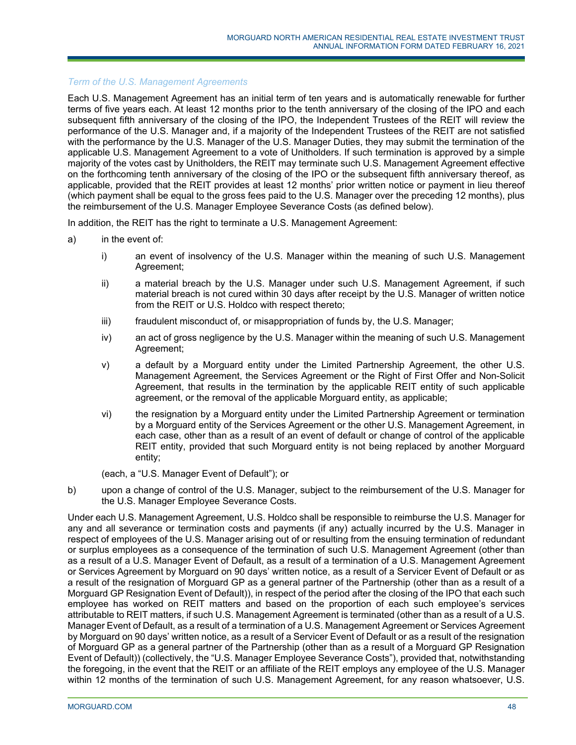*Term of the U.S. Management Agreements*

Each U.S. Management Agreement has an initial term of ten years and is automatically renewable for further terms of five years each. At least 12 months prior to the tenth anniversary of the closing of the IPO and each subsequent fifth anniversary of the closing of the IPO, the Independent Trustees of the REIT will review the performance of the U.S. Manager and, if a majority of the Independent Trustees of the REIT are not satisfied with the performance by the U.S. Manager of the U.S. Manager Duties, they may submit the termination of the applicable U.S. Management Agreement to a vote of Unitholders. If such termination is approved by a simple majority of the votes cast by Unitholders, the REIT may terminate such U.S. Management Agreement effective on the forthcoming tenth anniversary of the closing of the IPO or the subsequent fifth anniversary thereof, as applicable, provided that the REIT provides at least 12 months' prior written notice or payment in lieu thereof (which payment shall be equal to the gross fees paid to the U.S. Manager over the preceding 12 months), plus the reimbursement of the U.S. Manager Employee Severance Costs (as defined below).

In addition, the REIT has the right to terminate a U.S. Management Agreement:

a) in the event of:

   i) an event of insolvency of the U.S. Manager within the meaning of such U.S. Management Agreement;

   ii) a material breach by the U.S. Manager under such U.S. Management Agreement, if such material breach is not cured within 30 days after receipt by the U.S. Manager of written notice from the REIT or U.S. Holdco with respect thereto;

   iii) fraudulent misconduct of, or misappropriation of funds by, the U.S. Manager;

   iv) an act of gross negligence by the U.S. Manager within the meaning of such U.S. Management Agreement;

   v) a default by a Morguard entity under the Limited Partnership Agreement, the other U.S. Management Agreement, the Services Agreement or the Right of First Offer and Non-Solicit Agreement, that results in the termination by the applicable REIT entity of such applicable agreement, or the removal of the applicable Morguard entity, as applicable;

   vi) the resignation by a Morguard entity under the Limited Partnership Agreement or termination by a Morguard entity of the Services Agreement or the other U.S. Management Agreement, in each case, other than as a result of an event of default or change of control of the applicable REIT entity, provided that such Morguard entity is not being replaced by another Morguard entity;

   (each, a "U.S. Manager Event of Default"); or

b) upon a change of control of the U.S. Manager, subject to the reimbursement of the U.S. Manager for the U.S. Manager Employee Severance Costs.

Under each U.S. Management Agreement, U.S. Holdco shall be responsible to reimburse the U.S. Manager for any and all severance or termination costs and payments (if any) actually incurred by the U.S. Manager in respect of employees of the U.S. Manager arising out of or resulting from the ensuing termination of redundant or surplus employees as a consequence of the termination of such U.S. Management Agreement (other than as a result of a U.S. Manager Event of Default, as a result of a termination of a U.S. Management Agreement or Services Agreement by Morguard on 90 days' written notice, as a result of a Servicer Event of Default or as a result of the resignation of Morguard GP as a general partner of the Partnership (other than as a result of a Morguard GP Resignation Event of Default)), in respect of the period after the closing of the IPO that each such employee has worked on REIT matters and based on the proportion of each such employee's services attributable to REIT matters, if such U.S. Management Agreement is terminated (other than as a result of a U.S. Manager Event of Default, as a result of a termination of a U.S. Management Agreement or Services Agreement by Morguard on 90 days' written notice, as a result of a Servicer Event of Default or as a result of the resignation of Morguard GP as a general partner of the Partnership (other than as a result of a Morguard GP Resignation Event of Default)) (collectively, the "U.S. Manager Employee Severance Costs"), provided that, notwithstanding the foregoing, in the event that the REIT or an affiliate of the REIT employs any employee of the U.S. Manager within 12 months of the termination of such U.S. Management Agreement, for any reason whatsoever, U.S.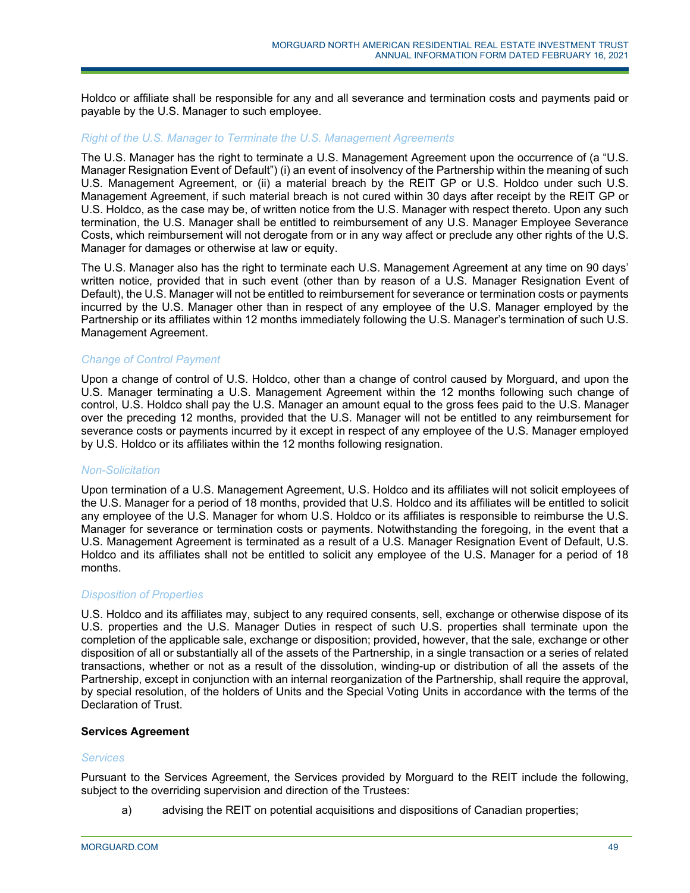Holdco or affiliate shall be responsible for any and all severance and termination costs and payments paid or payable by the U.S. Manager to such employee.

*Right of the U.S. Manager to Terminate the U.S. Management Agreements*

The U.S. Manager has the right to terminate a U.S. Management Agreement upon the occurrence of (a "U.S. Manager Resignation Event of Default") (i) an event of insolvency of the Partnership within the meaning of such U.S. Management Agreement, or (ii) a material breach by the REIT GP or U.S. Holdco under such U.S. Management Agreement, if such material breach is not cured within 30 days after receipt by the REIT GP or U.S. Holdco, as the case may be, of written notice from the U.S. Manager with respect thereto. Upon any such termination, the U.S. Manager shall be entitled to reimbursement of any U.S. Manager Employee Severance Costs, which reimbursement will not derogate from or in any way affect or preclude any other rights of the U.S. Manager for damages or otherwise at law or equity.

The U.S. Manager also has the right to terminate each U.S. Management Agreement at any time on 90 days' written notice, provided that in such event (other than by reason of a U.S. Manager Resignation Event of Default), the U.S. Manager will not be entitled to reimbursement for severance or termination costs or payments incurred by the U.S. Manager other than in respect of any employee of the U.S. Manager employed by the Partnership or its affiliates within 12 months immediately following the U.S. Manager's termination of such U.S. Management Agreement.

*Change of Control Payment*

Upon a change of control of U.S. Holdco, other than a change of control caused by Morguard, and upon the U.S. Manager terminating a U.S. Management Agreement within the 12 months following such change of control, U.S. Holdco shall pay the U.S. Manager an amount equal to the gross fees paid to the U.S. Manager over the preceding 12 months, provided that the U.S. Manager will not be entitled to any reimbursement for severance costs or payments incurred by it except in respect of any employee of the U.S. Manager employed by U.S. Holdco or its affiliates within the 12 months following resignation.

*Non-Solicitation*

Upon termination of a U.S. Management Agreement, U.S. Holdco and its affiliates will not solicit employees of the U.S. Manager for a period of 18 months, provided that U.S. Holdco and its affiliates will be entitled to solicit any employee of the U.S. Manager for whom U.S. Holdco or its affiliates is responsible to reimburse the U.S. Manager for severance or termination costs or payments. Notwithstanding the foregoing, in the event that a U.S. Management Agreement is terminated as a result of a U.S. Manager Resignation Event of Default, U.S. Holdco and its affiliates shall not be entitled to solicit any employee of the U.S. Manager for a period of 18 months.

*Disposition of Properties*

U.S. Holdco and its affiliates may, subject to any required consents, sell, exchange or otherwise dispose of its U.S. properties and the U.S. Manager Duties in respect of such U.S. properties shall terminate upon the completion of the applicable sale, exchange or disposition; provided, however, that the sale, exchange or other disposition of all or substantially all of the assets of the Partnership, in a single transaction or a series of related transactions, whether or not as a result of the dissolution, winding-up or distribution of all the assets of the Partnership, except in conjunction with an internal reorganization of the Partnership, shall require the approval, by special resolution, of the holders of Units and the Special Voting Units in accordance with the terms of the Declaration of Trust.

**Services Agreement**

*Services*

Pursuant to the Services Agreement, the Services provided by Morguard to the REIT include the following, subject to the overriding supervision and direction of the Trustees:

a) advising the REIT on potential acquisitions and dispositions of Canadian properties;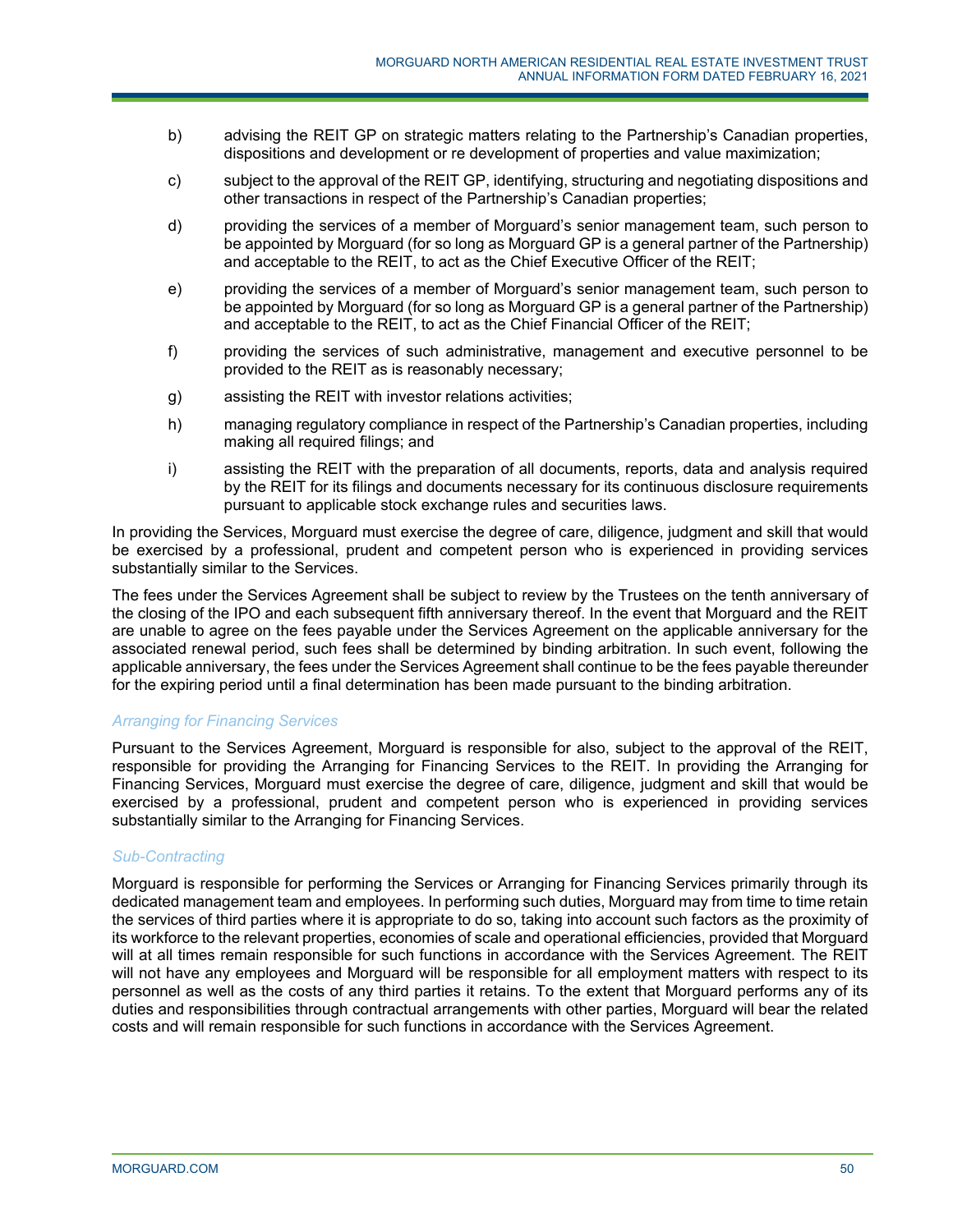b) advising the REIT GP on strategic matters relating to the Partnership's Canadian properties, dispositions and development or re development of properties and value maximization;

c) subject to the approval of the REIT GP, identifying, structuring and negotiating dispositions and other transactions in respect of the Partnership's Canadian properties;

d) providing the services of a member of Morguard's senior management team, such person to be appointed by Morguard (for so long as Morguard GP is a general partner of the Partnership) and acceptable to the REIT, to act as the Chief Executive Officer of the REIT;

e) providing the services of a member of Morguard's senior management team, such person to be appointed by Morguard (for so long as Morguard GP is a general partner of the Partnership) and acceptable to the REIT, to act as the Chief Financial Officer of the REIT;

f) providing the services of such administrative, management and executive personnel to be provided to the REIT as is reasonably necessary;

g) assisting the REIT with investor relations activities;

h) managing regulatory compliance in respect of the Partnership's Canadian properties, including making all required filings; and

i) assisting the REIT with the preparation of all documents, reports, data and analysis required by the REIT for its filings and documents necessary for its continuous disclosure requirements pursuant to applicable stock exchange rules and securities laws.

In providing the Services, Morguard must exercise the degree of care, diligence, judgment and skill that would be exercised by a professional, prudent and competent person who is experienced in providing services substantially similar to the Services.

The fees under the Services Agreement shall be subject to review by the Trustees on the tenth anniversary of the closing of the IPO and each subsequent fifth anniversary thereof. In the event that Morguard and the REIT are unable to agree on the fees payable under the Services Agreement on the applicable anniversary for the associated renewal period, such fees shall be determined by binding arbitration. In such event, following the applicable anniversary, the fees under the Services Agreement shall continue to be the fees payable thereunder for the expiring period until a final determination has been made pursuant to the binding arbitration.

### *Arranging for Financing Services*

Pursuant to the Services Agreement, Morguard is responsible for also, subject to the approval of the REIT, responsible for providing the Arranging for Financing Services to the REIT. In providing the Arranging for Financing Services, Morguard must exercise the degree of care, diligence, judgment and skill that would be exercised by a professional, prudent and competent person who is experienced in providing services substantially similar to the Arranging for Financing Services.

### *Sub-Contracting*

Morguard is responsible for performing the Services or Arranging for Financing Services primarily through its dedicated management team and employees. In performing such duties, Morguard may from time to time retain the services of third parties where it is appropriate to do so, taking into account such factors as the proximity of its workforce to the relevant properties, economies of scale and operational efficiencies, provided that Morguard will at all times remain responsible for such functions in accordance with the Services Agreement. The REIT will not have any employees and Morguard will be responsible for all employment matters with respect to its personnel as well as the costs of any third parties it retains. To the extent that Morguard performs any of its duties and responsibilities through contractual arrangements with other parties, Morguard will bear the related costs and will remain responsible for such functions in accordance with the Services Agreement.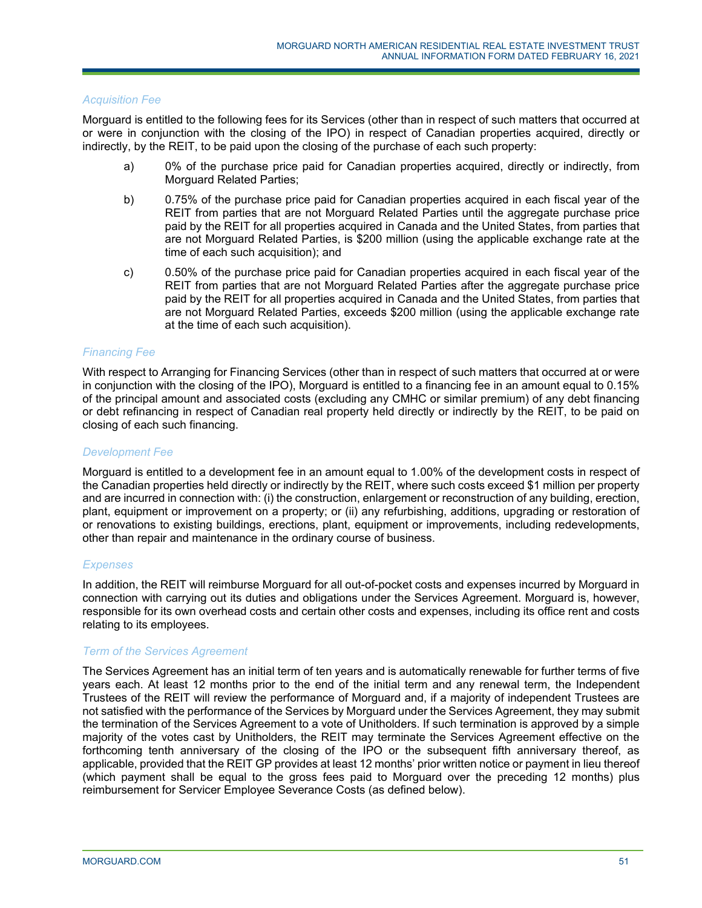*Acquisition Fee*

Morguard is entitled to the following fees for its Services (other than in respect of such matters that occurred at or were in conjunction with the closing of the IPO) in respect of Canadian properties acquired, directly or indirectly, by the REIT, to be paid upon the closing of the purchase of each such property:

a) 0% of the purchase price paid for Canadian properties acquired, directly or indirectly, from Morguard Related Parties;

b) 0.75% of the purchase price paid for Canadian properties acquired in each fiscal year of the REIT from parties that are not Morguard Related Parties until the aggregate purchase price paid by the REIT for all properties acquired in Canada and the United States, from parties that are not Morguard Related Parties, is $200 million (using the applicable exchange rate at the time of each such acquisition); and

c) 0.50% of the purchase price paid for Canadian properties acquired in each fiscal year of the REIT from parties that are not Morguard Related Parties after the aggregate purchase price paid by the REIT for all properties acquired in Canada and the United States, from parties that are not Morguard Related Parties, exceeds $200 million (using the applicable exchange rate at the time of each such acquisition).

*Financing Fee*

With respect to Arranging for Financing Services (other than in respect of such matters that occurred at or were in conjunction with the closing of the IPO), Morguard is entitled to a financing fee in an amount equal to 0.15% of the principal amount and associated costs (excluding any CMHC or similar premium) of any debt financing or debt refinancing in respect of Canadian real property held directly or indirectly by the REIT, to be paid on closing of each such financing.

*Development Fee*

Morguard is entitled to a development fee in an amount equal to 1.00% of the development costs in respect of the Canadian properties held directly or indirectly by the REIT, where such costs exceed $1 million per property and are incurred in connection with: (i) the construction, enlargement or reconstruction of any building, erection, plant, equipment or improvement on a property; or (ii) any refurbishing, additions, upgrading or restoration of or renovations to existing buildings, erections, plant, equipment or improvements, including redevelopments, other than repair and maintenance in the ordinary course of business.

*Expenses*

In addition, the REIT will reimburse Morguard for all out-of-pocket costs and expenses incurred by Morguard in connection with carrying out its duties and obligations under the Services Agreement. Morguard is, however, responsible for its own overhead costs and certain other costs and expenses, including its office rent and costs relating to its employees.

*Term of the Services Agreement*

The Services Agreement has an initial term of ten years and is automatically renewable for further terms of five years each. At least 12 months prior to the end of the initial term and any renewal term, the Independent Trustees of the REIT will review the performance of Morguard and, if a majority of independent Trustees are not satisfied with the performance of the Services by Morguard under the Services Agreement, they may submit the termination of the Services Agreement to a vote of Unitholders. If such termination is approved by a simple majority of the votes cast by Unitholders, the REIT may terminate the Services Agreement effective on the forthcoming tenth anniversary of the closing of the IPO or the subsequent fifth anniversary thereof, as applicable, provided that the REIT GP provides at least 12 months' prior written notice or payment in lieu thereof (which payment shall be equal to the gross fees paid to Morguard over the preceding 12 months) plus reimbursement for Servicer Employee Severance Costs (as defined below).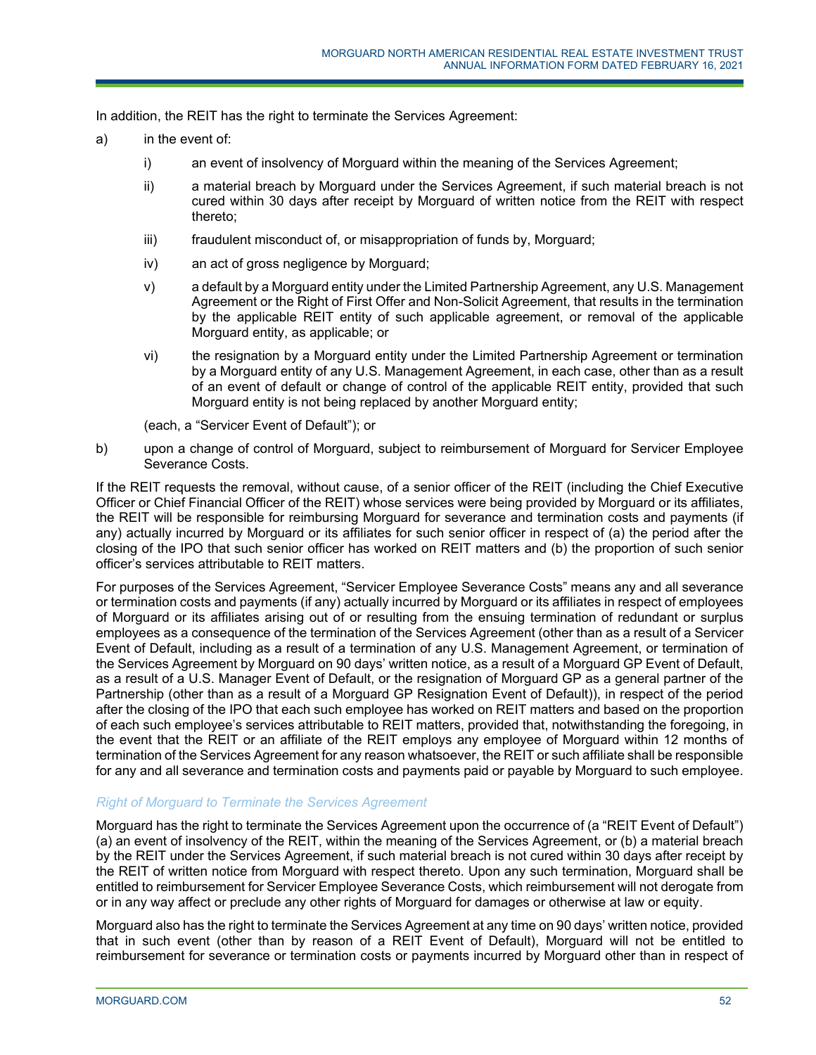In addition, the REIT has the right to terminate the Services Agreement:

a) in the event of:

   i) an event of insolvency of Morguard within the meaning of the Services Agreement;

   ii) a material breach by Morguard under the Services Agreement, if such material breach is not cured within 30 days after receipt by Morguard of written notice from the REIT with respect thereto;

   iii) fraudulent misconduct of, or misappropriation of funds by, Morguard;

   iv) an act of gross negligence by Morguard;

   v) a default by a Morguard entity under the Limited Partnership Agreement, any U.S. Management Agreement or the Right of First Offer and Non-Solicit Agreement, that results in the termination by the applicable REIT entity of such applicable agreement, or removal of the applicable Morguard entity, as applicable; or

   vi) the resignation by a Morguard entity under the Limited Partnership Agreement or termination by a Morguard entity of any U.S. Management Agreement, in each case, other than as a result of an event of default or change of control of the applicable REIT entity, provided that such Morguard entity is not being replaced by another Morguard entity;

   (each, a "Servicer Event of Default"); or

b) upon a change of control of Morguard, subject to reimbursement of Morguard for Servicer Employee Severance Costs.

If the REIT requests the removal, without cause, of a senior officer of the REIT (including the Chief Executive Officer or Chief Financial Officer of the REIT) whose services were being provided by Morguard or its affiliates, the REIT will be responsible for reimbursing Morguard for severance and termination costs and payments (if any) actually incurred by Morguard or its affiliates for such senior officer in respect of (a) the period after the closing of the IPO that such senior officer has worked on REIT matters and (b) the proportion of such senior officer's services attributable to REIT matters.

For purposes of the Services Agreement, "Servicer Employee Severance Costs" means any and all severance or termination costs and payments (if any) actually incurred by Morguard or its affiliates in respect of employees of Morguard or its affiliates arising out of or resulting from the ensuing termination of redundant or surplus employees as a consequence of the termination of the Services Agreement (other than as a result of a Servicer Event of Default, including as a result of a termination of any U.S. Management Agreement, or termination of the Services Agreement by Morguard on 90 days' written notice, as a result of a Morguard GP Event of Default, as a result of a U.S. Manager Event of Default, or the resignation of Morguard GP as a general partner of the Partnership (other than as a result of a Morguard GP Resignation Event of Default)), in respect of the period after the closing of the IPO that each such employee has worked on REIT matters and based on the proportion of each such employee's services attributable to REIT matters, provided that, notwithstanding the foregoing, in the event that the REIT or an affiliate of the REIT employs any employee of Morguard within 12 months of termination of the Services Agreement for any reason whatsoever, the REIT or such affiliate shall be responsible for any and all severance and termination costs and payments paid or payable by Morguard to such employee.

### *Right of Morguard to Terminate the Services Agreement*

Morguard has the right to terminate the Services Agreement upon the occurrence of (a "REIT Event of Default") (a) an event of insolvency of the REIT, within the meaning of the Services Agreement, or (b) a material breach by the REIT under the Services Agreement, if such material breach is not cured within 30 days after receipt by the REIT of written notice from Morguard with respect thereto. Upon any such termination, Morguard shall be entitled to reimbursement for Servicer Employee Severance Costs, which reimbursement will not derogate from or in any way affect or preclude any other rights of Morguard for damages or otherwise at law or equity.

Morguard also has the right to terminate the Services Agreement at any time on 90 days' written notice, provided that in such event (other than by reason of a REIT Event of Default), Morguard will not be entitled to reimbursement for severance or termination costs or payments incurred by Morguard other than in respect of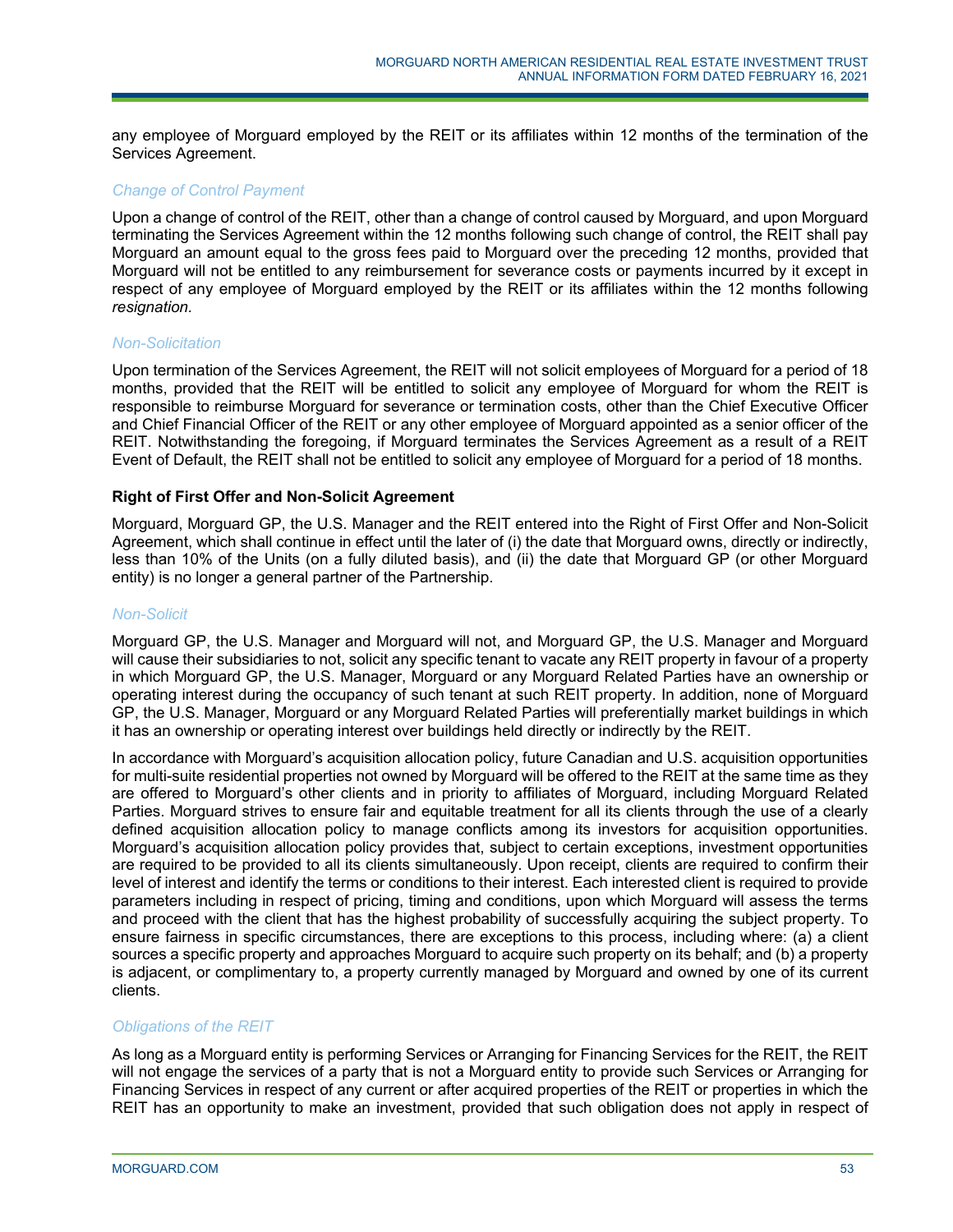any employee of Morguard employed by the REIT or its affiliates within 12 months of the termination of the Services Agreement.

*Change of Control Payment*

Upon a change of control of the REIT, other than a change of control caused by Morguard, and upon Morguard terminating the Services Agreement within the 12 months following such change of control, the REIT shall pay Morguard an amount equal to the gross fees paid to Morguard over the preceding 12 months, provided that Morguard will not be entitled to any reimbursement for severance costs or payments incurred by it except in respect of any employee of Morguard employed by the REIT or its affiliates within the 12 months following *resignation*.

*Non-Solicitation*

Upon termination of the Services Agreement, the REIT will not solicit employees of Morguard for a period of 18 months, provided that the REIT will be entitled to solicit any employee of Morguard for whom the REIT is responsible to reimburse Morguard for severance or termination costs, other than the Chief Executive Officer and Chief Financial Officer of the REIT or any other employee of Morguard appointed as a senior officer of the REIT. Notwithstanding the foregoing, if Morguard terminates the Services Agreement as a result of a REIT Event of Default, the REIT shall not be entitled to solicit any employee of Morguard for a period of 18 months.

**Right of First Offer and Non-Solicit Agreement**

Morguard, Morguard GP, the U.S. Manager and the REIT entered into the Right of First Offer and Non-Solicit Agreement, which shall continue in effect until the later of (i) the date that Morguard owns, directly or indirectly, less than 10% of the Units (on a fully diluted basis), and (ii) the date that Morguard GP (or other Morguard entity) is no longer a general partner of the Partnership.

*Non-Solicit*

Morguard GP, the U.S. Manager and Morguard will not, and Morguard GP, the U.S. Manager and Morguard will cause their subsidiaries to not, solicit any specific tenant to vacate any REIT property in favour of a property in which Morguard GP, the U.S. Manager, Morguard or any Morguard Related Parties have an ownership or operating interest during the occupancy of such tenant at such REIT property. In addition, none of Morguard GP, the U.S. Manager, Morguard or any Morguard Related Parties will preferentially market buildings in which it has an ownership or operating interest over buildings held directly or indirectly by the REIT.

In accordance with Morguard's acquisition allocation policy, future Canadian and U.S. acquisition opportunities for multi-suite residential properties not owned by Morguard will be offered to the REIT at the same time as they are offered to Morguard's other clients and in priority to affiliates of Morguard, including Morguard Related Parties. Morguard strives to ensure fair and equitable treatment for all its clients through the use of a clearly defined acquisition allocation policy to manage conflicts among its investors for acquisition opportunities. Morguard's acquisition allocation policy provides that, subject to certain exceptions, investment opportunities are required to be provided to all its clients simultaneously. Upon receipt, clients are required to confirm their level of interest and identify the terms or conditions to their interest. Each interested client is required to provide parameters including in respect of pricing, timing and conditions, upon which Morguard will assess the terms and proceed with the client that has the highest probability of successfully acquiring the subject property. To ensure fairness in specific circumstances, there are exceptions to this process, including where: (a) a client sources a specific property and approaches Morguard to acquire such property on its behalf; and (b) a property is adjacent, or complimentary to, a property currently managed by Morguard and owned by one of its current clients.

*Obligations of the REIT*

As long as a Morguard entity is performing Services or Arranging for Financing Services for the REIT, the REIT will not engage the services of a party that is not a Morguard entity to provide such Services or Arranging for Financing Services in respect of any current or after acquired properties of the REIT or properties in which the REIT has an opportunity to make an investment, provided that such obligation does not apply in respect of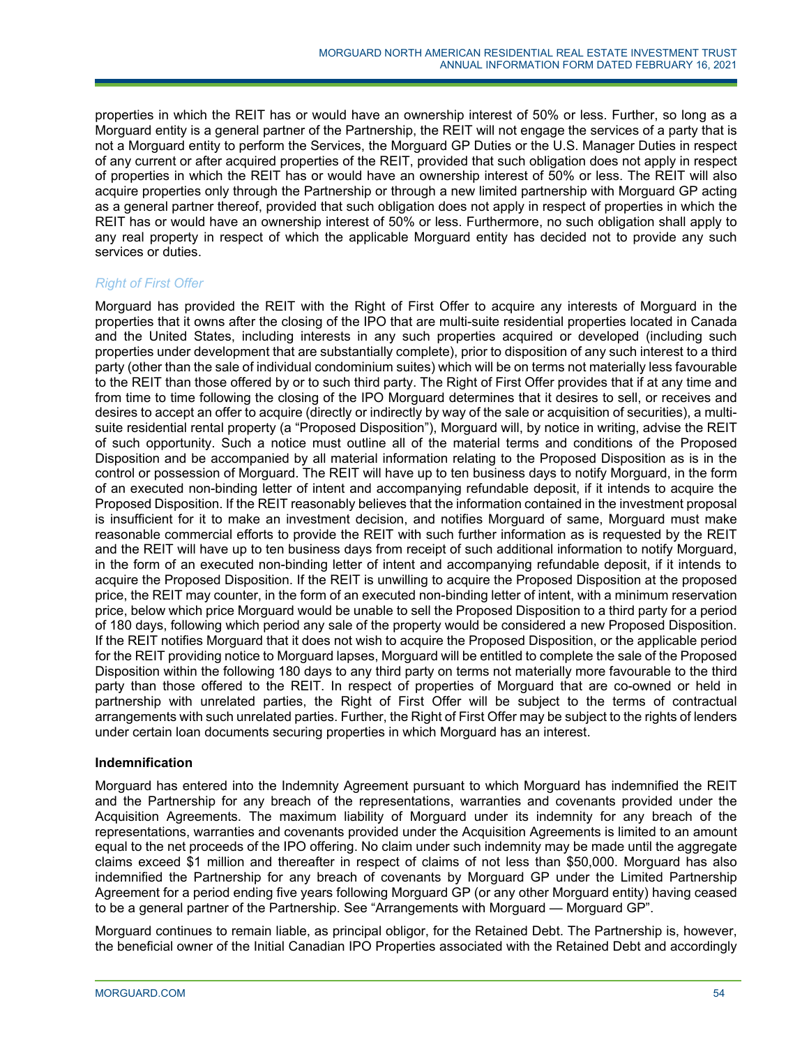properties in which the REIT has or would have an ownership interest of 50% or less. Further, so long as a Morguard entity is a general partner of the Partnership, the REIT will not engage the services of a party that is not a Morguard entity to perform the Services, the Morguard GP Duties or the U.S. Manager Duties in respect of any current or after acquired properties of the REIT, provided that such obligation does not apply in respect of properties in which the REIT has or would have an ownership interest of 50% or less. The REIT will also acquire properties only through the Partnership or through a new limited partnership with Morguard GP acting as a general partner thereof, provided that such obligation does not apply in respect of properties in which the REIT has or would have an ownership interest of 50% or less. Furthermore, no such obligation shall apply to any real property in respect of which the applicable Morguard entity has decided not to provide any such services or duties.

*Right of First Offer*

Morguard has provided the REIT with the Right of First Offer to acquire any interests of Morguard in the properties that it owns after the closing of the IPO that are multi-suite residential properties located in Canada and the United States, including interests in any such properties acquired or developed (including such properties under development that are substantially complete), prior to disposition of any such interest to a third party (other than the sale of individual condominium suites) which will be on terms not materially less favourable to the REIT than those offered by or to such third party. The Right of First Offer provides that if at any time and from time to time following the closing of the IPO Morguard determines that it desires to sell, or receives and desires to accept an offer to acquire (directly or indirectly by way of the sale or acquisition of securities), a multi-suite residential rental property (a "Proposed Disposition"), Morguard will, by notice in writing, advise the REIT of such opportunity. Such a notice must outline all of the material terms and conditions of the Proposed Disposition and be accompanied by all material information relating to the Proposed Disposition as is in the control or possession of Morguard. The REIT will have up to ten business days to notify Morguard, in the form of an executed non-binding letter of intent and accompanying refundable deposit, if it intends to acquire the Proposed Disposition. If the REIT reasonably believes that the information contained in the investment proposal is insufficient for it to make an investment decision, and notifies Morguard of same, Morguard must make reasonable commercial efforts to provide the REIT with such further information as is requested by the REIT and the REIT will have up to ten business days from receipt of such additional information to notify Morguard, in the form of an executed non-binding letter of intent and accompanying refundable deposit, if it intends to acquire the Proposed Disposition. If the REIT is unwilling to acquire the Proposed Disposition at the proposed price, the REIT may counter, in the form of an executed non-binding letter of intent, with a minimum reservation price, below which price Morguard would be unable to sell the Proposed Disposition to a third party for a period of 180 days, following which period any sale of the property would be considered a new Proposed Disposition. If the REIT notifies Morguard that it does not wish to acquire the Proposed Disposition, or the applicable period for the REIT providing notice to Morguard lapses, Morguard will be entitled to complete the sale of the Proposed Disposition within the following 180 days to any third party on terms not materially more favourable to the third party than those offered to the REIT. In respect of properties of Morguard that are co-owned or held in partnership with unrelated parties, the Right of First Offer will be subject to the terms of contractual arrangements with such unrelated parties. Further, the Right of First Offer may be subject to the rights of lenders under certain loan documents securing properties in which Morguard has an interest.

**Indemnification**

Morguard has entered into the Indemnity Agreement pursuant to which Morguard has indemnified the REIT and the Partnership for any breach of the representations, warranties and covenants provided under the Acquisition Agreements. The maximum liability of Morguard under its indemnity for any breach of the representations, warranties and covenants provided under the Acquisition Agreements is limited to an amount equal to the net proceeds of the IPO offering. No claim under such indemnity may be made until the aggregate claims exceed $1 million and thereafter in respect of claims of not less than $50,000. Morguard has also indemnified the Partnership for any breach of covenants by Morguard GP under the Limited Partnership Agreement for a period ending five years following Morguard GP (or any other Morguard entity) having ceased to be a general partner of the Partnership. See "Arrangements with Morguard — Morguard GP".

Morguard continues to remain liable, as principal obligor, for the Retained Debt. The Partnership is, however, the beneficial owner of the Initial Canadian IPO Properties associated with the Retained Debt and accordingly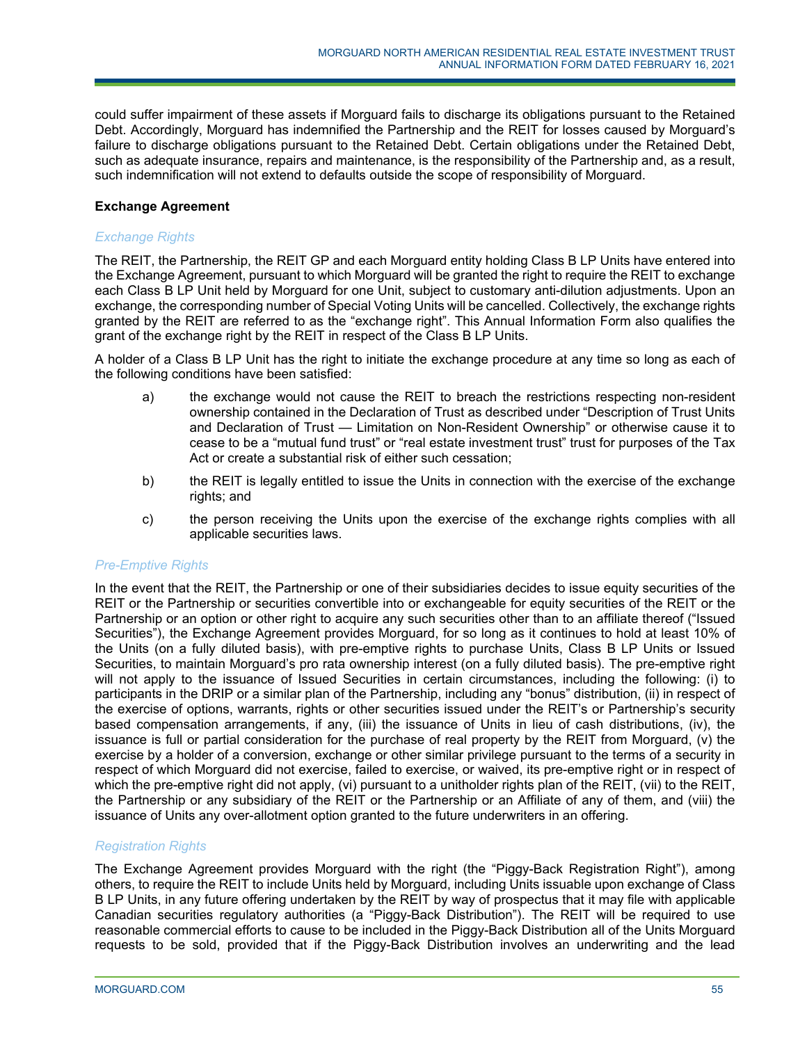could suffer impairment of these assets if Morguard fails to discharge its obligations pursuant to the Retained Debt. Accordingly, Morguard has indemnified the Partnership and the REIT for losses caused by Morguard's failure to discharge obligations pursuant to the Retained Debt. Certain obligations under the Retained Debt, such as adequate insurance, repairs and maintenance, is the responsibility of the Partnership and, as a result, such indemnification will not extend to defaults outside the scope of responsibility of Morguard.

**Exchange Agreement**

*Exchange Rights*

The REIT, the Partnership, the REIT GP and each Morguard entity holding Class B LP Units have entered into the Exchange Agreement, pursuant to which Morguard will be granted the right to require the REIT to exchange each Class B LP Unit held by Morguard for one Unit, subject to customary anti-dilution adjustments. Upon an exchange, the corresponding number of Special Voting Units will be cancelled. Collectively, the exchange rights granted by the REIT are referred to as the "exchange right". This Annual Information Form also qualifies the grant of the exchange right by the REIT in respect of the Class B LP Units.

A holder of a Class B LP Unit has the right to initiate the exchange procedure at any time so long as each of the following conditions have been satisfied:

a) the exchange would not cause the REIT to breach the restrictions respecting non-resident ownership contained in the Declaration of Trust as described under "Description of Trust Units and Declaration of Trust — Limitation on Non-Resident Ownership" or otherwise cause it to cease to be a "mutual fund trust" or "real estate investment trust" trust for purposes of the Tax Act or create a substantial risk of either such cessation;

b) the REIT is legally entitled to issue the Units in connection with the exercise of the exchange rights; and

c) the person receiving the Units upon the exercise of the exchange rights complies with all applicable securities laws.

*Pre-Emptive Rights*

In the event that the REIT, the Partnership or one of their subsidiaries decides to issue equity securities of the REIT or the Partnership or securities convertible into or exchangeable for equity securities of the REIT or the Partnership or an option or other right to acquire any such securities other than to an affiliate thereof ("Issued Securities"), the Exchange Agreement provides Morguard, for so long as it continues to hold at least 10% of the Units (on a fully diluted basis), with pre-emptive rights to purchase Units, Class B LP Units or Issued Securities, to maintain Morguard's pro rata ownership interest (on a fully diluted basis). The pre-emptive right will not apply to the issuance of Issued Securities in certain circumstances, including the following: (i) to participants in the DRIP or a similar plan of the Partnership, including any "bonus" distribution, (ii) in respect of the exercise of options, warrants, rights or other securities issued under the REIT's or Partnership's security based compensation arrangements, if any, (iii) the issuance of Units in lieu of cash distributions, (iv), the issuance is full or partial consideration for the purchase of real property by the REIT from Morguard, (v) the exercise by a holder of a conversion, exchange or other similar privilege pursuant to the terms of a security in respect of which Morguard did not exercise, failed to exercise, or waived, its pre-emptive right or in respect of which the pre-emptive right did not apply, (vi) pursuant to a unitholder rights plan of the REIT, (vii) to the REIT, the Partnership or any subsidiary of the REIT or the Partnership or an Affiliate of any of them, and (viii) the issuance of Units any over-allotment option granted to the future underwriters in an offering.

*Registration Rights*

The Exchange Agreement provides Morguard with the right (the "Piggy-Back Registration Right"), among others, to require the REIT to include Units held by Morguard, including Units issuable upon exchange of Class B LP Units, in any future offering undertaken by the REIT by way of prospectus that it may file with applicable Canadian securities regulatory authorities (a "Piggy-Back Distribution"). The REIT will be required to use reasonable commercial efforts to cause to be included in the Piggy-Back Distribution all of the Units Morguard requests to be sold, provided that if the Piggy-Back Distribution involves an underwriting and the lead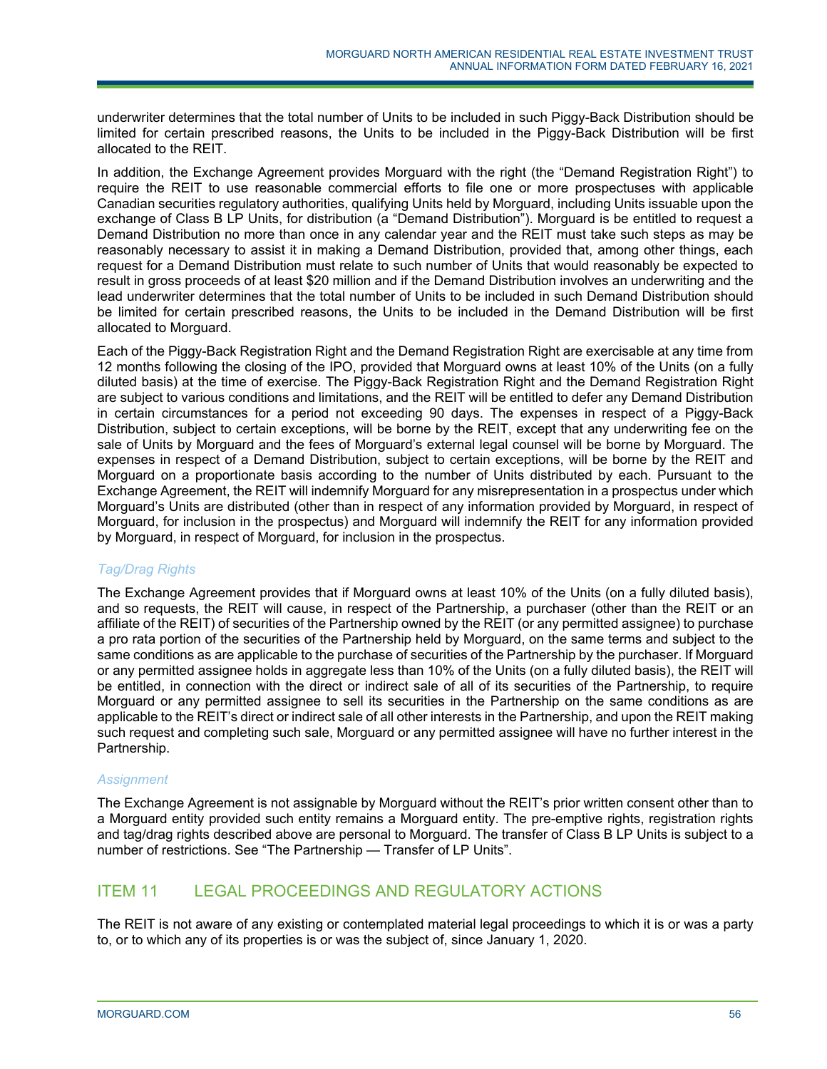underwriter determines that the total number of Units to be included in such Piggy-Back Distribution should be limited for certain prescribed reasons, the Units to be included in the Piggy-Back Distribution will be first allocated to the REIT.

In addition, the Exchange Agreement provides Morguard with the right (the "Demand Registration Right") to require the REIT to use reasonable commercial efforts to file one or more prospectuses with applicable Canadian securities regulatory authorities, qualifying Units held by Morguard, including Units issuable upon the exchange of Class B LP Units, for distribution (a "Demand Distribution"). Morguard is be entitled to request a Demand Distribution no more than once in any calendar year and the REIT must take such steps as may be reasonably necessary to assist it in making a Demand Distribution, provided that, among other things, each request for a Demand Distribution must relate to such number of Units that would reasonably be expected to result in gross proceeds of at least $20 million and if the Demand Distribution involves an underwriting and the lead underwriter determines that the total number of Units to be included in such Demand Distribution should be limited for certain prescribed reasons, the Units to be included in the Demand Distribution will be first allocated to Morguard.

Each of the Piggy-Back Registration Right and the Demand Registration Right are exercisable at any time from 12 months following the closing of the IPO, provided that Morguard owns at least 10% of the Units (on a fully diluted basis) at the time of exercise. The Piggy-Back Registration Right and the Demand Registration Right are subject to various conditions and limitations, and the REIT will be entitled to defer any Demand Distribution in certain circumstances for a period not exceeding 90 days. The expenses in respect of a Piggy-Back Distribution, subject to certain exceptions, will be borne by the REIT, except that any underwriting fee on the sale of Units by Morguard and the fees of Morguard's external legal counsel will be borne by Morguard. The expenses in respect of a Demand Distribution, subject to certain exceptions, will be borne by the REIT and Morguard on a proportionate basis according to the number of Units distributed by each. Pursuant to the Exchange Agreement, the REIT will indemnify Morguard for any misrepresentation in a prospectus under which Morguard's Units are distributed (other than in respect of any information provided by Morguard, in respect of Morguard, for inclusion in the prospectus) and Morguard will indemnify the REIT for any information provided by Morguard, in respect of Morguard, for inclusion in the prospectus.

*Tag/Drag Rights*

The Exchange Agreement provides that if Morguard owns at least 10% of the Units (on a fully diluted basis), and so requests, the REIT will cause, in respect of the Partnership, a purchaser (other than the REIT or an affiliate of the REIT) of securities of the Partnership owned by the REIT (or any permitted assignee) to purchase a pro rata portion of the securities of the Partnership held by Morguard, on the same terms and subject to the same conditions as are applicable to the purchase of securities of the Partnership by the purchaser. If Morguard or any permitted assignee holds in aggregate less than 10% of the Units (on a fully diluted basis), the REIT will be entitled, in connection with the direct or indirect sale of all of its securities of the Partnership, to require Morguard or any permitted assignee to sell its securities in the Partnership on the same conditions as are applicable to the REIT's direct or indirect sale of all other interests in the Partnership, and upon the REIT making such request and completing such sale, Morguard or any permitted assignee will have no further interest in the Partnership.

*Assignment*

The Exchange Agreement is not assignable by Morguard without the REIT's prior written consent other than to a Morguard entity provided such entity remains a Morguard entity. The pre-emptive rights, registration rights and tag/drag rights described above are personal to Morguard. The transfer of Class B LP Units is subject to a number of restrictions. See "The Partnership — Transfer of LP Units".

## ITEM 11 LEGAL PROCEEDINGS AND REGULATORY ACTIONS

The REIT is not aware of any existing or contemplated material legal proceedings to which it is or was a party to, or to which any of its properties is or was the subject of, since January 1, 2020.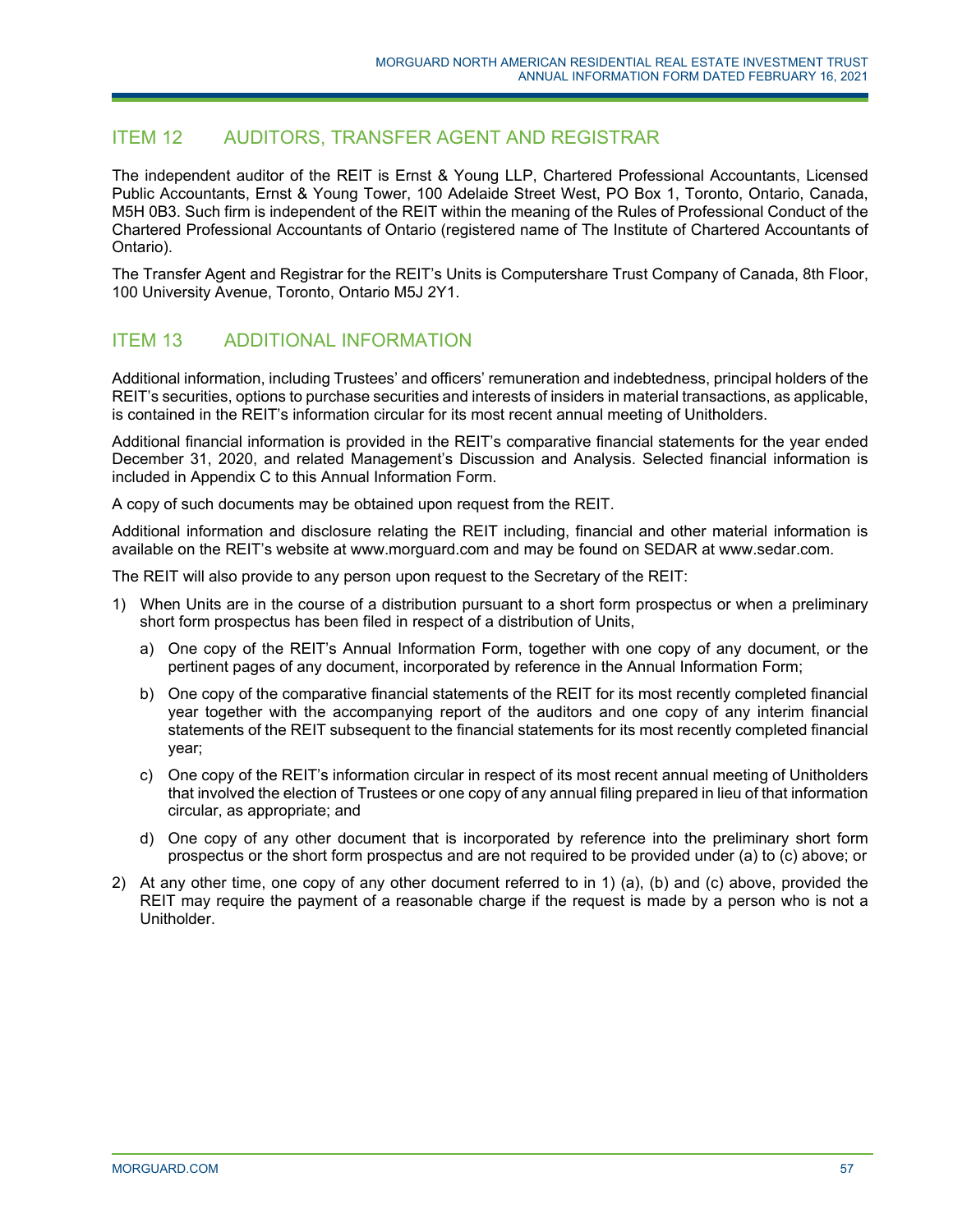## ITEM 12 AUDITORS, TRANSFER AGENT AND REGISTRAR

The independent auditor of the REIT is Ernst & Young LLP, Chartered Professional Accountants, Licensed Public Accountants, Ernst & Young Tower, 100 Adelaide Street West, PO Box 1, Toronto, Ontario, Canada, M5H 0B3. Such firm is independent of the REIT within the meaning of the Rules of Professional Conduct of the Chartered Professional Accountants of Ontario (registered name of The Institute of Chartered Accountants of Ontario).

The Transfer Agent and Registrar for the REIT's Units is Computershare Trust Company of Canada, 8th Floor, 100 University Avenue, Toronto, Ontario M5J 2Y1.

## ITEM 13 ADDITIONAL INFORMATION

Additional information, including Trustees' and officers' remuneration and indebtedness, principal holders of the REIT's securities, options to purchase securities and interests of insiders in material transactions, as applicable, is contained in the REIT's information circular for its most recent annual meeting of Unitholders.

Additional financial information is provided in the REIT's comparative financial statements for the year ended December 31, 2020, and related Management's Discussion and Analysis. Selected financial information is included in Appendix C to this Annual Information Form.

A copy of such documents may be obtained upon request from the REIT.

Additional information and disclosure relating the REIT including, financial and other material information is available on the REIT's website at www.morguard.com and may be found on SEDAR at www.sedar.com.

The REIT will also provide to any person upon request to the Secretary of the REIT:

1) When Units are in the course of a distribution pursuant to a short form prospectus or when a preliminary short form prospectus has been filed in respect of a distribution of Units,
   a) One copy of the REIT's Annual Information Form, together with one copy of any document, or the pertinent pages of any document, incorporated by reference in the Annual Information Form;
   b) One copy of the comparative financial statements of the REIT for its most recently completed financial year together with the accompanying report of the auditors and one copy of any interim financial statements of the REIT subsequent to the financial statements for its most recently completed financial year;
   c) One copy of the REIT's information circular in respect of its most recent annual meeting of Unitholders that involved the election of Trustees or one copy of any annual filing prepared in lieu of that information circular, as appropriate; and
   d) One copy of any other document that is incorporated by reference into the preliminary short form prospectus or the short form prospectus and are not required to be provided under (a) to (c) above; or
2) At any other time, one copy of any other document referred to in 1) (a), (b) and (c) above, provided the REIT may require the payment of a reasonable charge if the request is made by a person who is not a Unitholder.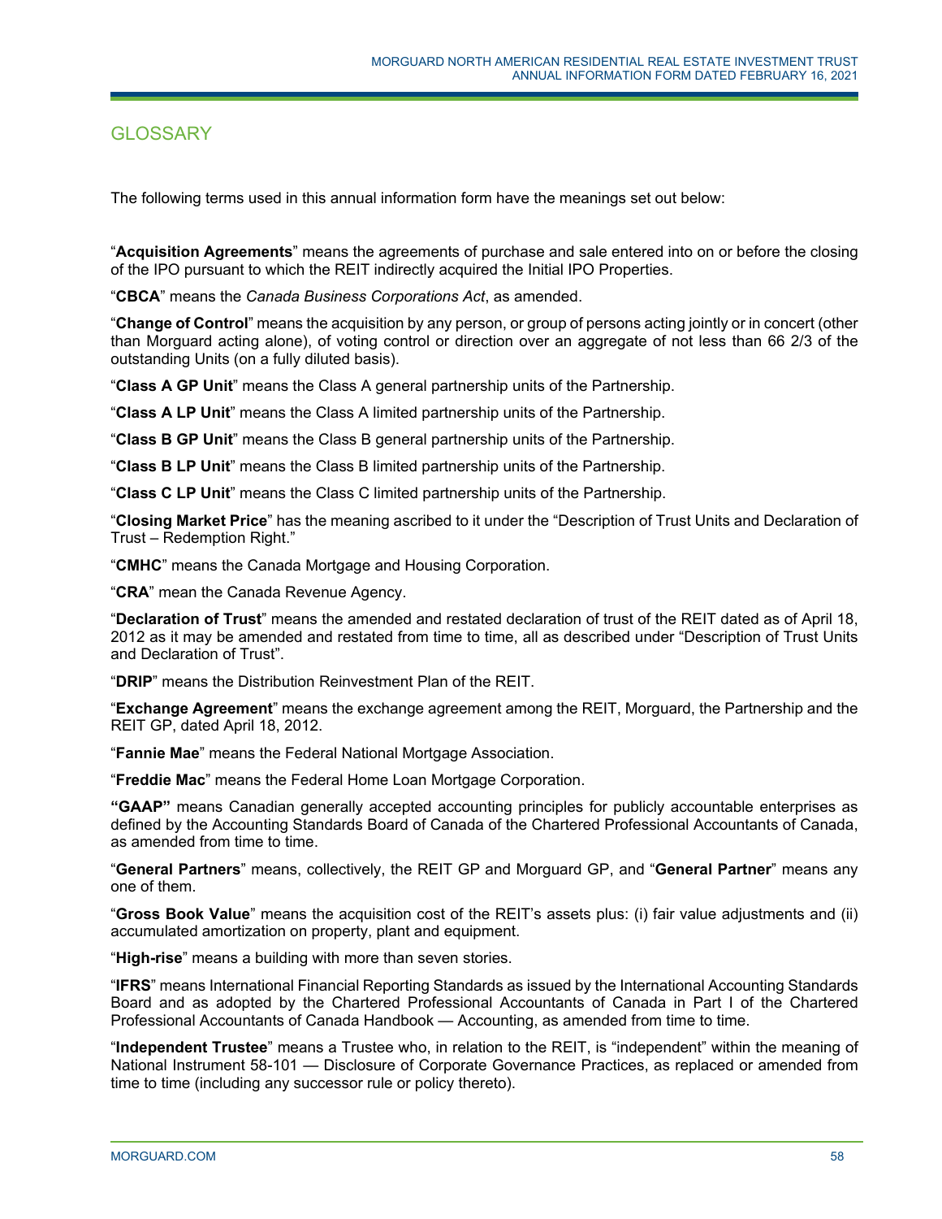# GLOSSARY

The following terms used in this annual information form have the meanings set out below:

"**Acquisition Agreements**" means the agreements of purchase and sale entered into on or before the closing of the IPO pursuant to which the REIT indirectly acquired the Initial IPO Properties.

"**CBCA**" means the *Canada Business Corporations Act*, as amended.

"**Change of Control**" means the acquisition by any person, or group of persons acting jointly or in concert (other than Morguard acting alone), of voting control or direction over an aggregate of not less than 66 2/3 of the outstanding Units (on a fully diluted basis).

"**Class A GP Unit**" means the Class A general partnership units of the Partnership.

"**Class A LP Unit**" means the Class A limited partnership units of the Partnership.

"**Class B GP Unit**" means the Class B general partnership units of the Partnership.

"**Class B LP Unit**" means the Class B limited partnership units of the Partnership.

"**Class C LP Unit**" means the Class C limited partnership units of the Partnership.

"**Closing Market Price**" has the meaning ascribed to it under the "Description of Trust Units and Declaration of Trust – Redemption Right."

"**CMHC**" means the Canada Mortgage and Housing Corporation.

"**CRA**" mean the Canada Revenue Agency.

"**Declaration of Trust**" means the amended and restated declaration of trust of the REIT dated as of April 18, 2012 as it may be amended and restated from time to time, all as described under "Description of Trust Units and Declaration of Trust".

"**DRIP**" means the Distribution Reinvestment Plan of the REIT.

"**Exchange Agreement**" means the exchange agreement among the REIT, Morguard, the Partnership and the REIT GP, dated April 18, 2012.

"**Fannie Mae**" means the Federal National Mortgage Association.

"**Freddie Mac**" means the Federal Home Loan Mortgage Corporation.

**"GAAP"** means Canadian generally accepted accounting principles for publicly accountable enterprises as defined by the Accounting Standards Board of Canada of the Chartered Professional Accountants of Canada, as amended from time to time.

"**General Partners**" means, collectively, the REIT GP and Morguard GP, and "**General Partner**" means any one of them.

"**Gross Book Value**" means the acquisition cost of the REIT's assets plus: (i) fair value adjustments and (ii) accumulated amortization on property, plant and equipment.

"**High-rise**" means a building with more than seven stories.

"**IFRS**" means International Financial Reporting Standards as issued by the International Accounting Standards Board and as adopted by the Chartered Professional Accountants of Canada in Part I of the Chartered Professional Accountants of Canada Handbook — Accounting, as amended from time to time.

"**Independent Trustee**" means a Trustee who, in relation to the REIT, is "independent" within the meaning of National Instrument 58-101 — Disclosure of Corporate Governance Practices, as replaced or amended from time to time (including any successor rule or policy thereto).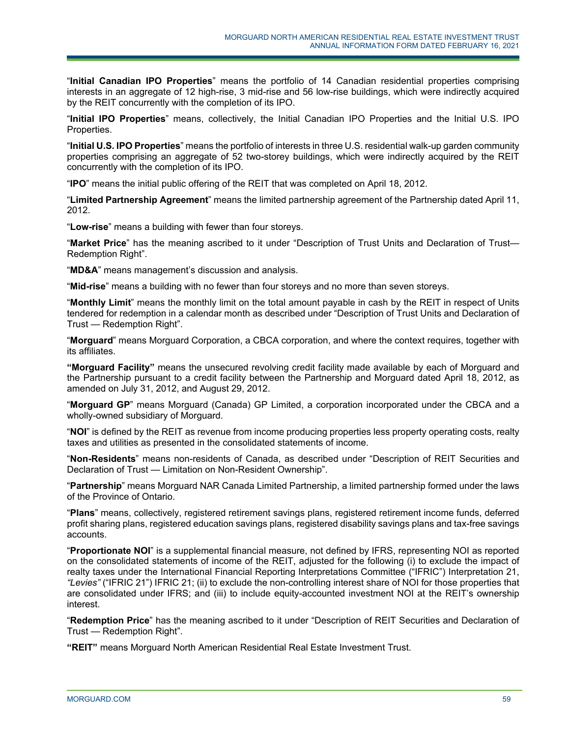"**Initial Canadian IPO Properties**" means the portfolio of 14 Canadian residential properties comprising interests in an aggregate of 12 high-rise, 3 mid-rise and 56 low-rise buildings, which were indirectly acquired by the REIT concurrently with the completion of its IPO.

"**Initial IPO Properties**" means, collectively, the Initial Canadian IPO Properties and the Initial U.S. IPO Properties.

"**Initial U.S. IPO Properties**" means the portfolio of interests in three U.S. residential walk-up garden community properties comprising an aggregate of 52 two-storey buildings, which were indirectly acquired by the REIT concurrently with the completion of its IPO.

"**IPO**" means the initial public offering of the REIT that was completed on April 18, 2012.

"**Limited Partnership Agreement**" means the limited partnership agreement of the Partnership dated April 11, 2012.

"**Low-rise**" means a building with fewer than four storeys.

"**Market Price**" has the meaning ascribed to it under "Description of Trust Units and Declaration of Trust— Redemption Right".

"**MD&A**" means management's discussion and analysis.

"**Mid-rise**" means a building with no fewer than four storeys and no more than seven storeys.

"**Monthly Limit**" means the monthly limit on the total amount payable in cash by the REIT in respect of Units tendered for redemption in a calendar month as described under "Description of Trust Units and Declaration of Trust — Redemption Right".

"**Morguard**" means Morguard Corporation, a CBCA corporation, and where the context requires, together with its affiliates.

**"Morguard Facility"** means the unsecured revolving credit facility made available by each of Morguard and the Partnership pursuant to a credit facility between the Partnership and Morguard dated April 18, 2012, as amended on July 31, 2012, and August 29, 2012.

"**Morguard GP**" means Morguard (Canada) GP Limited, a corporation incorporated under the CBCA and a wholly-owned subsidiary of Morguard.

"**NOI**" is defined by the REIT as revenue from income producing properties less property operating costs, realty taxes and utilities as presented in the consolidated statements of income.

"**Non-Residents**" means non-residents of Canada, as described under "Description of REIT Securities and Declaration of Trust — Limitation on Non-Resident Ownership".

"**Partnership**" means Morguard NAR Canada Limited Partnership, a limited partnership formed under the laws of the Province of Ontario.

"**Plans**" means, collectively, registered retirement savings plans, registered retirement income funds, deferred profit sharing plans, registered education savings plans, registered disability savings plans and tax-free savings accounts.

"**Proportionate NOI**" is a supplemental financial measure, not defined by IFRS, representing NOI as reported on the consolidated statements of income of the REIT, adjusted for the following (i) to exclude the impact of realty taxes under the International Financial Reporting Interpretations Committee ("IFRIC") Interpretation 21, *"Levies"* ("IFRIC 21") IFRIC 21; (ii) to exclude the non-controlling interest share of NOI for those properties that are consolidated under IFRS; and (iii) to include equity-accounted investment NOI at the REIT's ownership interest.

"**Redemption Price**" has the meaning ascribed to it under "Description of REIT Securities and Declaration of Trust — Redemption Right".

**"REIT"** means Morguard North American Residential Real Estate Investment Trust.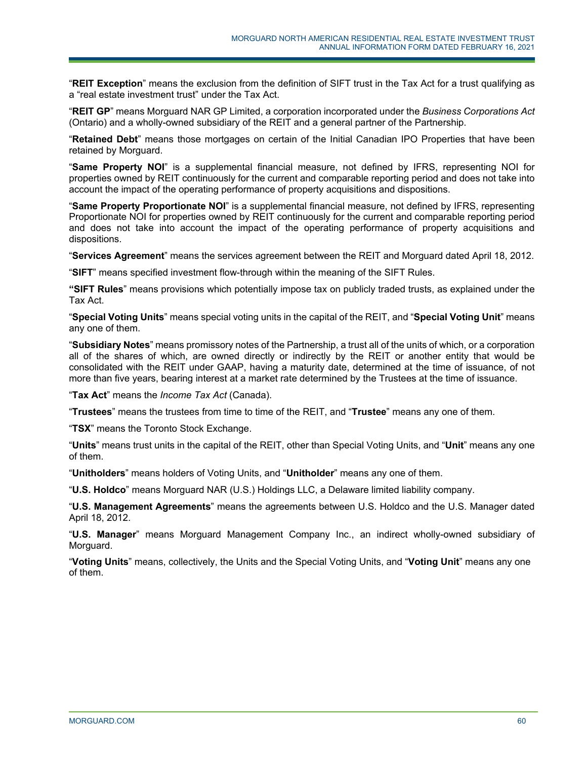"**REIT Exception**" means the exclusion from the definition of SIFT trust in the Tax Act for a trust qualifying as a "real estate investment trust" under the Tax Act.

"**REIT GP**" means Morguard NAR GP Limited, a corporation incorporated under the *Business Corporations Act* (Ontario) and a wholly-owned subsidiary of the REIT and a general partner of the Partnership.

"**Retained Debt**" means those mortgages on certain of the Initial Canadian IPO Properties that have been retained by Morguard.

"**Same Property NOI**" is a supplemental financial measure, not defined by IFRS, representing NOI for properties owned by REIT continuously for the current and comparable reporting period and does not take into account the impact of the operating performance of property acquisitions and dispositions.

"**Same Property Proportionate NOI**" is a supplemental financial measure, not defined by IFRS, representing Proportionate NOI for properties owned by REIT continuously for the current and comparable reporting period and does not take into account the impact of the operating performance of property acquisitions and dispositions.

"**Services Agreement**" means the services agreement between the REIT and Morguard dated April 18, 2012.

"**SIFT**" means specified investment flow-through within the meaning of the SIFT Rules.

"**SIFT Rules**" means provisions which potentially impose tax on publicly traded trusts, as explained under the Tax Act.

"**Special Voting Units**" means special voting units in the capital of the REIT, and "**Special Voting Unit**" means any one of them.

"**Subsidiary Notes**" means promissory notes of the Partnership, a trust all of the units of which, or a corporation all of the shares of which, are owned directly or indirectly by the REIT or another entity that would be consolidated with the REIT under GAAP, having a maturity date, determined at the time of issuance, of not more than five years, bearing interest at a market rate determined by the Trustees at the time of issuance.

"**Tax Act**" means the *Income Tax Act* (Canada).

"**Trustees**" means the trustees from time to time of the REIT, and "**Trustee**" means any one of them.

"**TSX**" means the Toronto Stock Exchange.

"**Units**" means trust units in the capital of the REIT, other than Special Voting Units, and "**Unit**" means any one of them.

"**Unitholders**" means holders of Voting Units, and "**Unitholder**" means any one of them.

"**U.S. Holdco**" means Morguard NAR (U.S.) Holdings LLC, a Delaware limited liability company.

"**U.S. Management Agreements**" means the agreements between U.S. Holdco and the U.S. Manager dated April 18, 2012.

"**U.S. Manager**" means Morguard Management Company Inc., an indirect wholly-owned subsidiary of Morguard.

"**Voting Units**" means, collectively, the Units and the Special Voting Units, and "**Voting Unit**" means any one of them.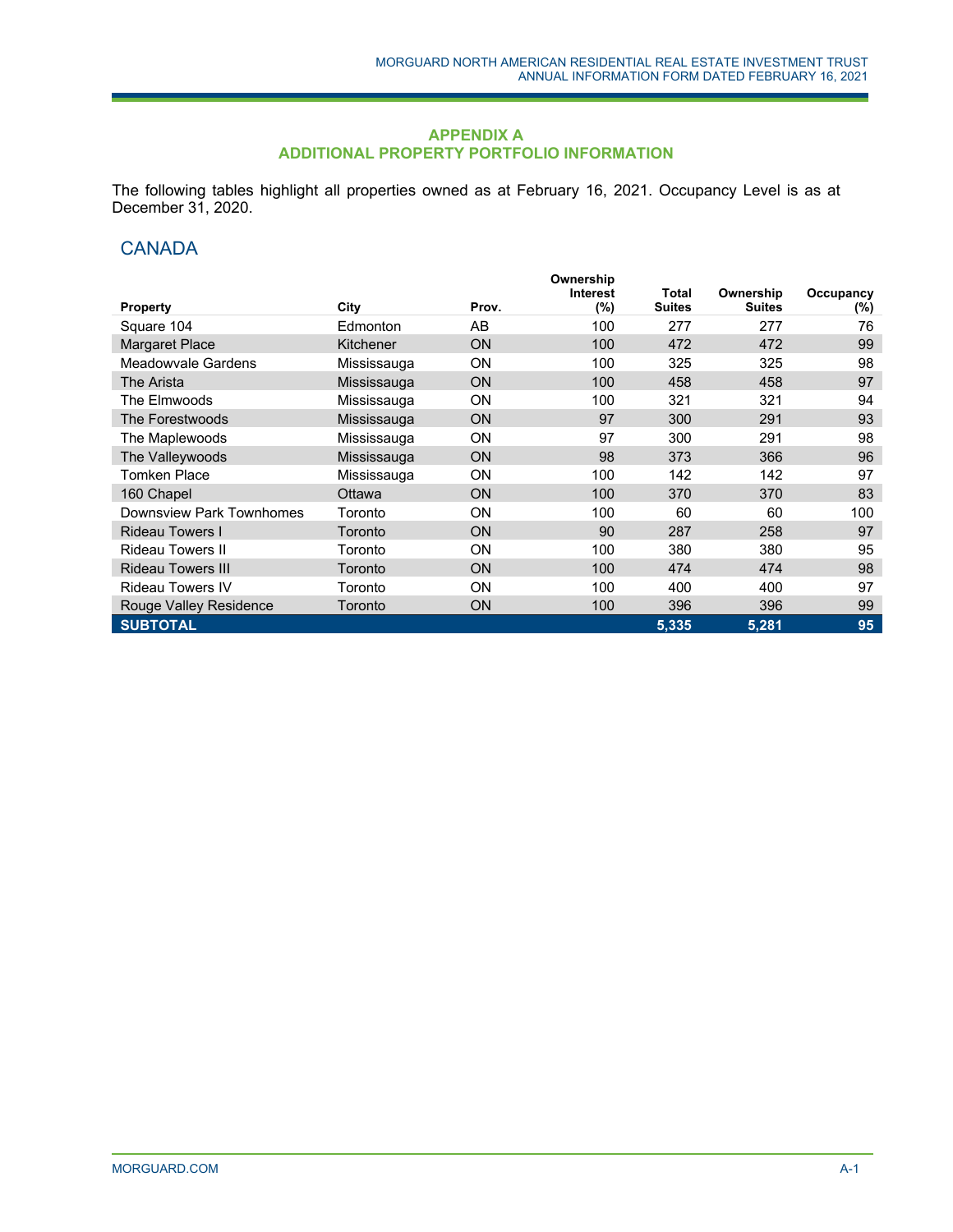## APPENDIX A
## ADDITIONAL PROPERTY PORTFOLIO INFORMATION

The following tables highlight all properties owned as at February 16, 2021. Occupancy Level is as at December 31, 2020.

## CANADA

| Property | City | Prov. | Ownership Interest (%) | Total Suites | Ownership Suites | Occupancy (%) |
|---|---|---|---|---|---|---|
| Square 104 | Edmonton | AB | 100 | 277 | 277 | 76 |
| Margaret Place | Kitchener | ON | 100 | 472 | 472 | 99 |
| Meadowvale Gardens | Mississauga | ON | 100 | 325 | 325 | 98 |
| The Arista | Mississauga | ON | 100 | 458 | 458 | 97 |
| The Elmwoods | Mississauga | ON | 100 | 321 | 321 | 94 |
| The Forestwoods | Mississauga | ON | 97 | 300 | 291 | 93 |
| The Maplewoods | Mississauga | ON | 97 | 300 | 291 | 98 |
| The Valleywoods | Mississauga | ON | 98 | 373 | 366 | 96 |
| Tomken Place | Mississauga | ON | 100 | 142 | 142 | 97 |
| 160 Chapel | Ottawa | ON | 100 | 370 | 370 | 83 |
| Downsview Park Townhomes | Toronto | ON | 100 | 60 | 60 | 100 |
| Rideau Towers I | Toronto | ON | 90 | 287 | 258 | 97 |
| Rideau Towers II | Toronto | ON | 100 | 380 | 380 | 95 |
| Rideau Towers III | Toronto | ON | 100 | 474 | 474 | 98 |
| Rideau Towers IV | Toronto | ON | 100 | 400 | 400 | 97 |
| Rouge Valley Residence | Toronto | ON | 100 | 396 | 396 | 99 |
| **SUBTOTAL** | | | | **5,335** | **5,281** | **95** |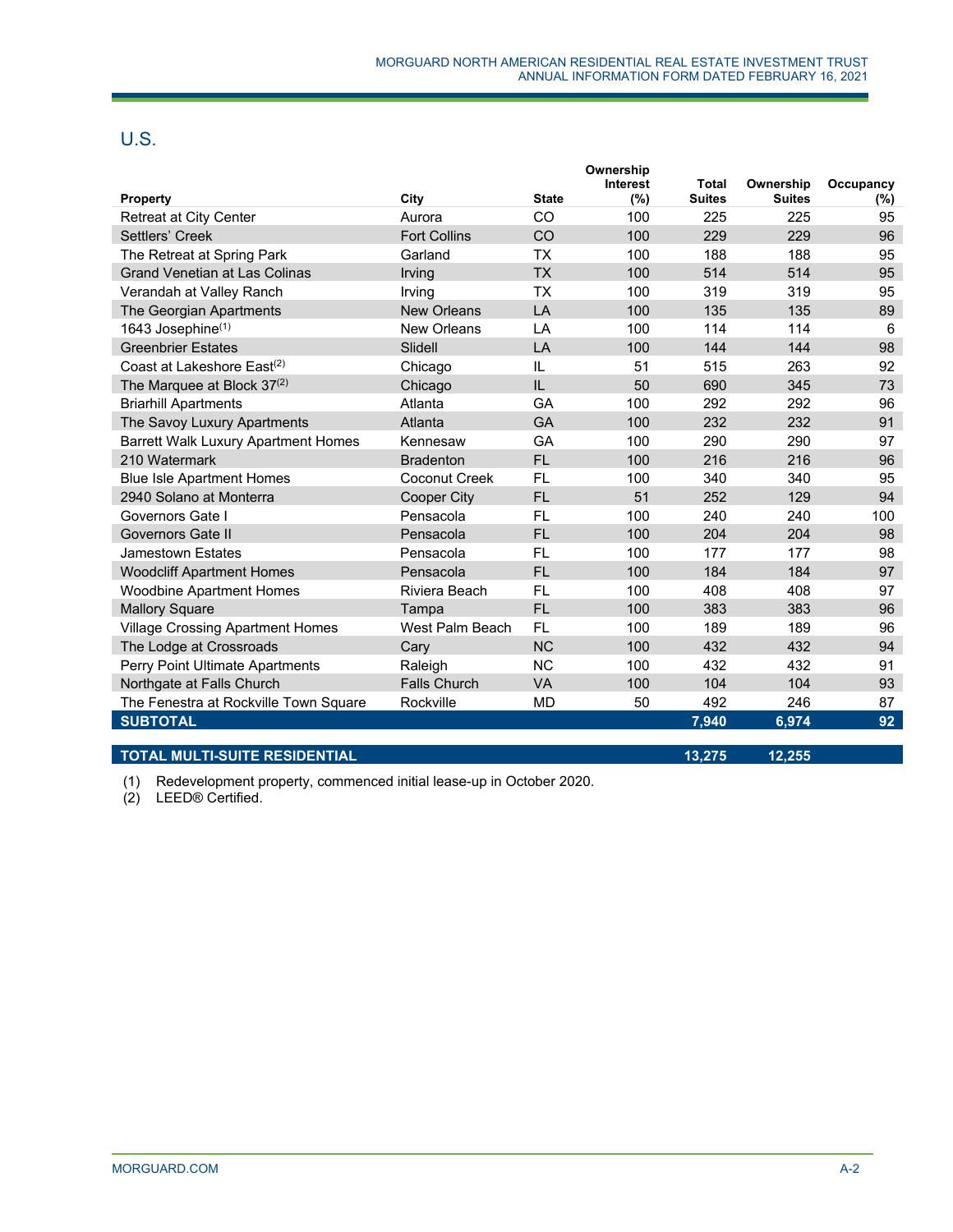## U.S.

| Property | City | State | Ownership Interest (%) | Total Suites | Ownership Suites | Occupancy (%) |
|---|---|---|---|---|---|---|
| Retreat at City Center | Aurora | CO | 100 | 225 | 225 | 95 |
| Settlers' Creek | Fort Collins | CO | 100 | 229 | 229 | 96 |
| The Retreat at Spring Park | Garland | TX | 100 | 188 | 188 | 95 |
| Grand Venetian at Las Colinas | Irving | TX | 100 | 514 | 514 | 95 |
| Verandah at Valley Ranch | Irving | TX | 100 | 319 | 319 | 95 |
| The Georgian Apartments | New Orleans | LA | 100 | 135 | 135 | 89 |
| 1643 Josephine[(1)] | New Orleans | LA | 100 | 114 | 114 | 6 |
| Greenbrier Estates | Slidell | LA | 100 | 144 | 144 | 98 |
| Coast at Lakeshore East[(2)] | Chicago | IL | 51 | 515 | 263 | 92 |
| The Marquee at Block 37[(2)] | Chicago | IL | 50 | 690 | 345 | 73 |
| Briarhill Apartments | Atlanta | GA | 100 | 292 | 292 | 96 |
| The Savoy Luxury Apartments | Atlanta | GA | 100 | 232 | 232 | 91 |
| Barrett Walk Luxury Apartment Homes | Kennesaw | GA | 100 | 290 | 290 | 97 |
| 210 Watermark | Bradenton | FL | 100 | 216 | 216 | 96 |
| Blue Isle Apartment Homes | Coconut Creek | FL | 100 | 340 | 340 | 95 |
| 2940 Solano at Monterra | Cooper City | FL | 51 | 252 | 129 | 94 |
| Governors Gate I | Pensacola | FL | 100 | 240 | 240 | 100 |
| Governors Gate II | Pensacola | FL | 100 | 204 | 204 | 98 |
| Jamestown Estates | Pensacola | FL | 100 | 177 | 177 | 98 |
| Woodcliff Apartment Homes | Pensacola | FL | 100 | 184 | 184 | 97 |
| Woodbine Apartment Homes | Riviera Beach | FL | 100 | 408 | 408 | 97 |
| Mallory Square | Tampa | FL | 100 | 383 | 383 | 96 |
| Village Crossing Apartment Homes | West Palm Beach | FL | 100 | 189 | 189 | 96 |
| The Lodge at Crossroads | Cary | NC | 100 | 432 | 432 | 94 |
| Perry Point Ultimate Apartments | Raleigh | NC | 100 | 432 | 432 | 91 |
| Northgate at Falls Church | Falls Church | VA | 100 | 104 | 104 | 93 |
| The Fenestra at Rockville Town Square | Rockville | MD | 50 | 492 | 246 | 87 |
| **SUBTOTAL** | | | | **7,940** | **6,974** | **92** |
| | | | | | | |
| **TOTAL MULTI-SUITE RESIDENTIAL** | | | | **13,275** | **12,255** | |

(1) Redevelopment property, commenced initial lease-up in October 2020.
(2) LEED® Certified.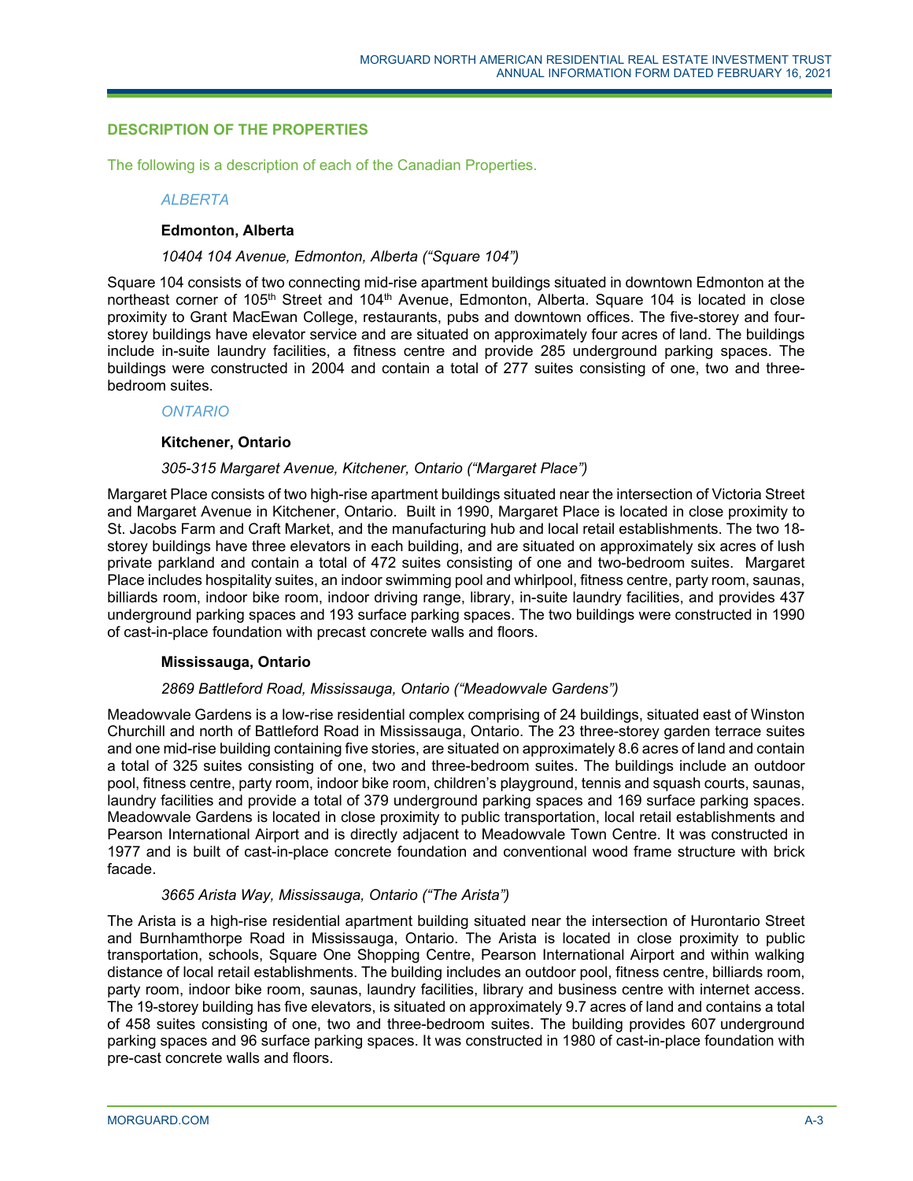## DESCRIPTION OF THE PROPERTIES

The following is a description of each of the Canadian Properties.

### *ALBERTA*

#### Edmonton, Alberta

*10404 104 Avenue, Edmonton, Alberta ("Square 104")*

Square 104 consists of two connecting mid-rise apartment buildings situated in downtown Edmonton at the northeast corner of 105th Street and 104th Avenue, Edmonton, Alberta. Square 104 is located in close proximity to Grant MacEwan College, restaurants, pubs and downtown offices. The five-storey and four-storey buildings have elevator service and are situated on approximately four acres of land. The buildings include in-suite laundry facilities, a fitness centre and provide 285 underground parking spaces. The buildings were constructed in 2004 and contain a total of 277 suites consisting of one, two and three-bedroom suites.

### *ONTARIO*

#### Kitchener, Ontario

*305-315 Margaret Avenue, Kitchener, Ontario ("Margaret Place")*

Margaret Place consists of two high-rise apartment buildings situated near the intersection of Victoria Street and Margaret Avenue in Kitchener, Ontario. Built in 1990, Margaret Place is located in close proximity to St. Jacobs Farm and Craft Market, and the manufacturing hub and local retail establishments. The two 18-storey buildings have three elevators in each building, and are situated on approximately six acres of lush private parkland and contain a total of 472 suites consisting of one and two-bedroom suites. Margaret Place includes hospitality suites, an indoor swimming pool and whirlpool, fitness centre, party room, saunas, billiards room, indoor bike room, indoor driving range, library, in-suite laundry facilities, and provides 437 underground parking spaces and 193 surface parking spaces. The two buildings were constructed in 1990 of cast-in-place foundation with precast concrete walls and floors.

#### Mississauga, Ontario

*2869 Battleford Road, Mississauga, Ontario ("Meadowvale Gardens")*

Meadowvale Gardens is a low-rise residential complex comprising of 24 buildings, situated east of Winston Churchill and north of Battleford Road in Mississauga, Ontario. The 23 three-storey garden terrace suites and one mid-rise building containing five stories, are situated on approximately 8.6 acres of land and contain a total of 325 suites consisting of one, two and three-bedroom suites. The buildings include an outdoor pool, fitness centre, party room, indoor bike room, children's playground, tennis and squash courts, saunas, laundry facilities and provide a total of 379 underground parking spaces and 169 surface parking spaces. Meadowvale Gardens is located in close proximity to public transportation, local retail establishments and Pearson International Airport and is directly adjacent to Meadowvale Town Centre. It was constructed in 1977 and is built of cast-in-place concrete foundation and conventional wood frame structure with brick facade.

*3665 Arista Way, Mississauga, Ontario ("The Arista")*

The Arista is a high-rise residential apartment building situated near the intersection of Hurontario Street and Burnhamthorpe Road in Mississauga, Ontario. The Arista is located in close proximity to public transportation, schools, Square One Shopping Centre, Pearson International Airport and within walking distance of local retail establishments. The building includes an outdoor pool, fitness centre, billiards room, party room, indoor bike room, saunas, laundry facilities, library and business centre with internet access. The 19-storey building has five elevators, is situated on approximately 9.7 acres of land and contains a total of 458 suites consisting of one, two and three-bedroom suites. The building provides 607 underground parking spaces and 96 surface parking spaces. It was constructed in 1980 of cast-in-place foundation with pre-cast concrete walls and floors.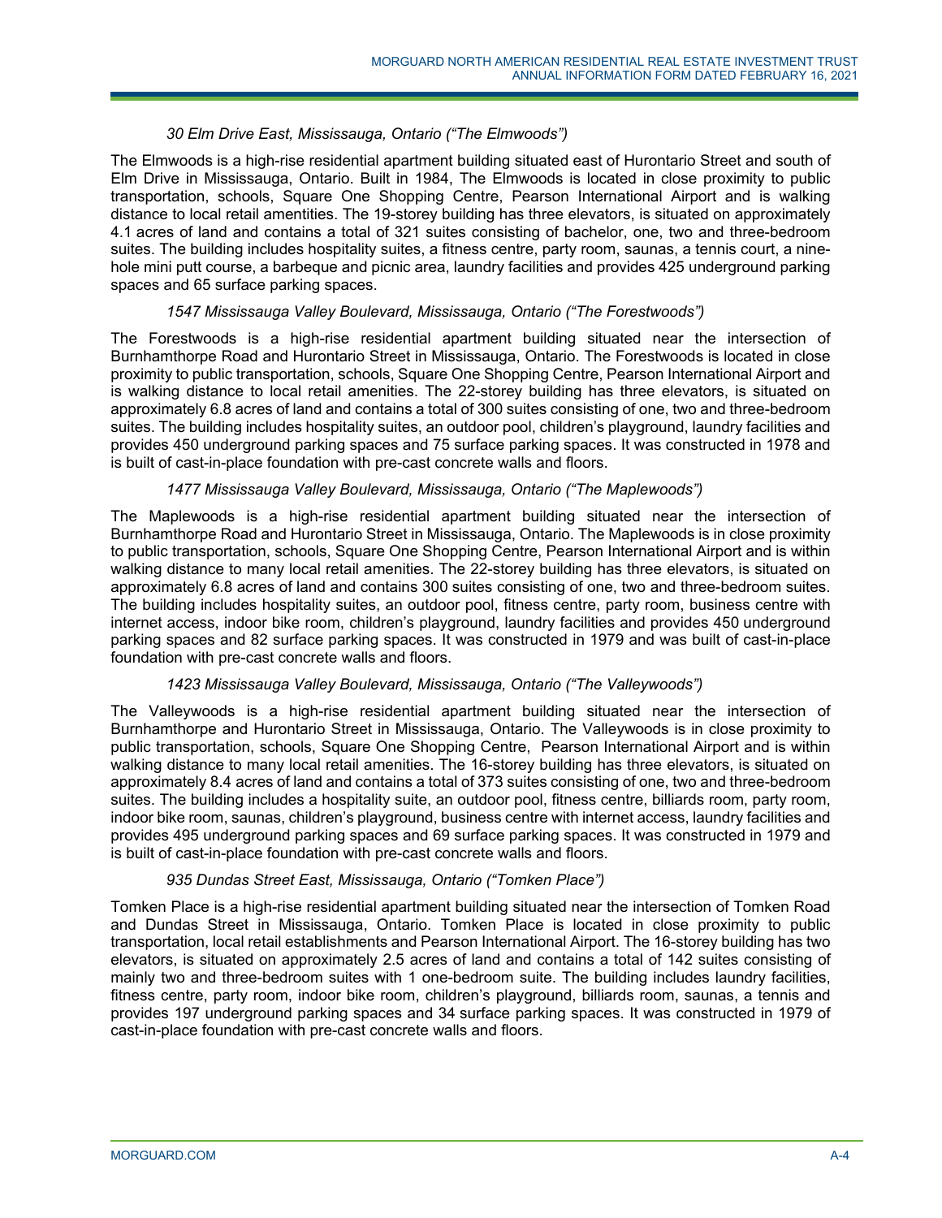*30 Elm Drive East, Mississauga, Ontario ("The Elmwoods")*

The Elmwoods is a high-rise residential apartment building situated east of Hurontario Street and south of Elm Drive in Mississauga, Ontario. Built in 1984, The Elmwoods is located in close proximity to public transportation, schools, Square One Shopping Centre, Pearson International Airport and is walking distance to local retail amentities. The 19-storey building has three elevators, is situated on approximately 4.1 acres of land and contains a total of 321 suites consisting of bachelor, one, two and three-bedroom suites. The building includes hospitality suites, a fitness centre, party room, saunas, a tennis court, a nine-hole mini putt course, a barbeque and picnic area, laundry facilities and provides 425 underground parking spaces and 65 surface parking spaces.

*1547 Mississauga Valley Boulevard, Mississauga, Ontario ("The Forestwoods")*

The Forestwoods is a high-rise residential apartment building situated near the intersection of Burnhamthorpe Road and Hurontario Street in Mississauga, Ontario. The Forestwoods is located in close proximity to public transportation, schools, Square One Shopping Centre, Pearson International Airport and is walking distance to local retail amenities. The 22-storey building has three elevators, is situated on approximately 6.8 acres of land and contains a total of 300 suites consisting of one, two and three-bedroom suites. The building includes hospitality suites, an outdoor pool, children's playground, laundry facilities and provides 450 underground parking spaces and 75 surface parking spaces. It was constructed in 1978 and is built of cast-in-place foundation with pre-cast concrete walls and floors.

*1477 Mississauga Valley Boulevard, Mississauga, Ontario ("The Maplewoods")*

The Maplewoods is a high-rise residential apartment building situated near the intersection of Burnhamthorpe Road and Hurontario Street in Mississauga, Ontario. The Maplewoods is in close proximity to public transportation, schools, Square One Shopping Centre, Pearson International Airport and is within walking distance to many local retail amenities. The 22-storey building has three elevators, is situated on approximately 6.8 acres of land and contains 300 suites consisting of one, two and three-bedroom suites. The building includes hospitality suites, an outdoor pool, fitness centre, party room, business centre with internet access, indoor bike room, children's playground, laundry facilities and provides 450 underground parking spaces and 82 surface parking spaces. It was constructed in 1979 and was built of cast-in-place foundation with pre-cast concrete walls and floors.

*1423 Mississauga Valley Boulevard, Mississauga, Ontario ("The Valleywoods")*

The Valleywoods is a high-rise residential apartment building situated near the intersection of Burnhamthorpe and Hurontario Street in Mississauga, Ontario. The Valleywoods is in close proximity to public transportation, schools, Square One Shopping Centre, Pearson International Airport and is within walking distance to many local retail amenities. The 16-storey building has three elevators, is situated on approximately 8.4 acres of land and contains a total of 373 suites consisting of one, two and three-bedroom suites. The building includes a hospitality suite, an outdoor pool, fitness centre, billiards room, party room, indoor bike room, saunas, children's playground, business centre with internet access, laundry facilities and provides 495 underground parking spaces and 69 surface parking spaces. It was constructed in 1979 and is built of cast-in-place foundation with pre-cast concrete walls and floors.

*935 Dundas Street East, Mississauga, Ontario ("Tomken Place")*

Tomken Place is a high-rise residential apartment building situated near the intersection of Tomken Road and Dundas Street in Mississauga, Ontario. Tomken Place is located in close proximity to public transportation, local retail establishments and Pearson International Airport. The 16-storey building has two elevators, is situated on approximately 2.5 acres of land and contains a total of 142 suites consisting of mainly two and three-bedroom suites with 1 one-bedroom suite. The building includes laundry facilities, fitness centre, party room, indoor bike room, children's playground, billiards room, saunas, a tennis and provides 197 underground parking spaces and 34 surface parking spaces. It was constructed in 1979 of cast-in-place foundation with pre-cast concrete walls and floors.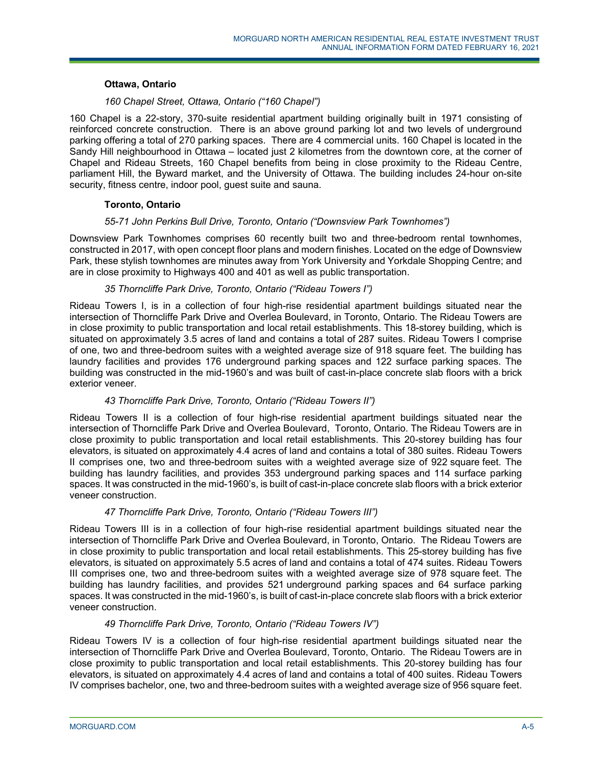### Ottawa, Ontario

*160 Chapel Street, Ottawa, Ontario ("160 Chapel")*

160 Chapel is a 22-story, 370-suite residential apartment building originally built in 1971 consisting of reinforced concrete construction. There is an above ground parking lot and two levels of underground parking offering a total of 270 parking spaces. There are 4 commercial units. 160 Chapel is located in the Sandy Hill neighbourhood in Ottawa – located just 2 kilometres from the downtown core, at the corner of Chapel and Rideau Streets, 160 Chapel benefits from being in close proximity to the Rideau Centre, parliament Hill, the Byward market, and the University of Ottawa. The building includes 24-hour on-site security, fitness centre, indoor pool, guest suite and sauna.

### Toronto, Ontario

*55-71 John Perkins Bull Drive, Toronto, Ontario ("Downsview Park Townhomes")*

Downsview Park Townhomes comprises 60 recently built two and three-bedroom rental townhomes, constructed in 2017, with open concept floor plans and modern finishes. Located on the edge of Downsview Park, these stylish townhomes are minutes away from York University and Yorkdale Shopping Centre; and are in close proximity to Highways 400 and 401 as well as public transportation.

*35 Thorncliffe Park Drive, Toronto, Ontario ("Rideau Towers I")*

Rideau Towers I, is in a collection of four high-rise residential apartment buildings situated near the intersection of Thorncliffe Park Drive and Overlea Boulevard, in Toronto, Ontario. The Rideau Towers are in close proximity to public transportation and local retail establishments. This 18-storey building, which is situated on approximately 3.5 acres of land and contains a total of 287 suites. Rideau Towers I comprise of one, two and three-bedroom suites with a weighted average size of 918 square feet. The building has laundry facilities and provides 176 underground parking spaces and 122 surface parking spaces. The building was constructed in the mid-1960's and was built of cast-in-place concrete slab floors with a brick exterior veneer.

*43 Thorncliffe Park Drive, Toronto, Ontario ("Rideau Towers II")*

Rideau Towers II is a collection of four high-rise residential apartment buildings situated near the intersection of Thorncliffe Park Drive and Overlea Boulevard, Toronto, Ontario. The Rideau Towers are in close proximity to public transportation and local retail establishments. This 20-storey building has four elevators, is situated on approximately 4.4 acres of land and contains a total of 380 suites. Rideau Towers II comprises one, two and three-bedroom suites with a weighted average size of 922 square feet. The building has laundry facilities, and provides 353 underground parking spaces and 114 surface parking spaces. It was constructed in the mid-1960's, is built of cast-in-place concrete slab floors with a brick exterior veneer construction.

*47 Thorncliffe Park Drive, Toronto, Ontario ("Rideau Towers III")*

Rideau Towers III is in a collection of four high-rise residential apartment buildings situated near the intersection of Thorncliffe Park Drive and Overlea Boulevard, in Toronto, Ontario. The Rideau Towers are in close proximity to public transportation and local retail establishments. This 25-storey building has five elevators, is situated on approximately 5.5 acres of land and contains a total of 474 suites. Rideau Towers III comprises one, two and three-bedroom suites with a weighted average size of 978 square feet. The building has laundry facilities, and provides 521 underground parking spaces and 64 surface parking spaces. It was constructed in the mid-1960's, is built of cast-in-place concrete slab floors with a brick exterior veneer construction.

*49 Thorncliffe Park Drive, Toronto, Ontario ("Rideau Towers IV")*

Rideau Towers IV is a collection of four high-rise residential apartment buildings situated near the intersection of Thorncliffe Park Drive and Overlea Boulevard, Toronto, Ontario. The Rideau Towers are in close proximity to public transportation and local retail establishments. This 20-storey building has four elevators, is situated on approximately 4.4 acres of land and contains a total of 400 suites. Rideau Towers IV comprises bachelor, one, two and three-bedroom suites with a weighted average size of 956 square feet.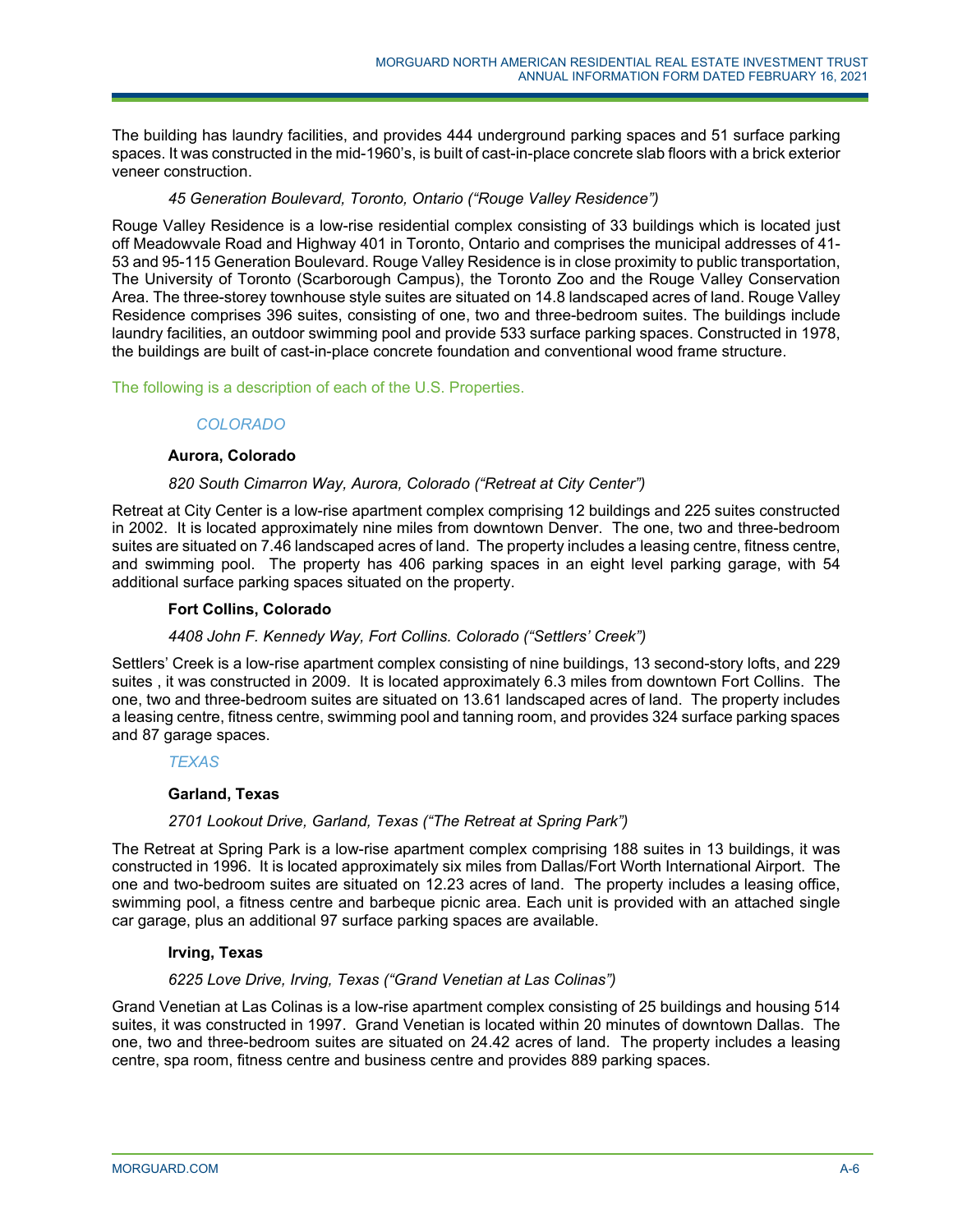The building has laundry facilities, and provides 444 underground parking spaces and 51 surface parking spaces. It was constructed in the mid-1960's, is built of cast-in-place concrete slab floors with a brick exterior veneer construction.

*45 Generation Boulevard, Toronto, Ontario ("Rouge Valley Residence")*

Rouge Valley Residence is a low-rise residential complex consisting of 33 buildings which is located just off Meadowvale Road and Highway 401 in Toronto, Ontario and comprises the municipal addresses of 41-53 and 95-115 Generation Boulevard. Rouge Valley Residence is in close proximity to public transportation, The University of Toronto (Scarborough Campus), the Toronto Zoo and the Rouge Valley Conservation Area. The three-storey townhouse style suites are situated on 14.8 landscaped acres of land. Rouge Valley Residence comprises 396 suites, consisting of one, two and three-bedroom suites. The buildings include laundry facilities, an outdoor swimming pool and provide 533 surface parking spaces. Constructed in 1978, the buildings are built of cast-in-place concrete foundation and conventional wood frame structure.

The following is a description of each of the U.S. Properties.

*COLORADO*

**Aurora, Colorado**

*820 South Cimarron Way, Aurora, Colorado ("Retreat at City Center")*

Retreat at City Center is a low-rise apartment complex comprising 12 buildings and 225 suites constructed in 2002. It is located approximately nine miles from downtown Denver. The one, two and three-bedroom suites are situated on 7.46 landscaped acres of land. The property includes a leasing centre, fitness centre, and swimming pool. The property has 406 parking spaces in an eight level parking garage, with 54 additional surface parking spaces situated on the property.

**Fort Collins, Colorado**

*4408 John F. Kennedy Way, Fort Collins. Colorado ("Settlers' Creek")*

Settlers' Creek is a low-rise apartment complex consisting of nine buildings, 13 second-story lofts, and 229 suites , it was constructed in 2009. It is located approximately 6.3 miles from downtown Fort Collins. The one, two and three-bedroom suites are situated on 13.61 landscaped acres of land. The property includes a leasing centre, fitness centre, swimming pool and tanning room, and provides 324 surface parking spaces and 87 garage spaces.

*TEXAS*

**Garland, Texas**

*2701 Lookout Drive, Garland, Texas ("The Retreat at Spring Park")*

The Retreat at Spring Park is a low-rise apartment complex comprising 188 suites in 13 buildings, it was constructed in 1996. It is located approximately six miles from Dallas/Fort Worth International Airport. The one and two-bedroom suites are situated on 12.23 acres of land. The property includes a leasing office, swimming pool, a fitness centre and barbeque picnic area. Each unit is provided with an attached single car garage, plus an additional 97 surface parking spaces are available.

**Irving, Texas**

*6225 Love Drive, Irving, Texas ("Grand Venetian at Las Colinas")*

Grand Venetian at Las Colinas is a low-rise apartment complex consisting of 25 buildings and housing 514 suites, it was constructed in 1997. Grand Venetian is located within 20 minutes of downtown Dallas. The one, two and three-bedroom suites are situated on 24.42 acres of land. The property includes a leasing centre, spa room, fitness centre and business centre and provides 889 parking spaces.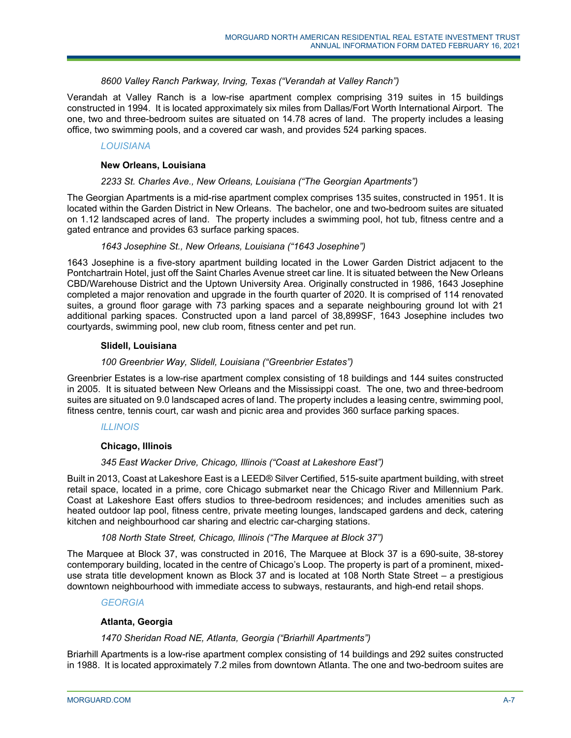*8600 Valley Ranch Parkway, Irving, Texas ("Verandah at Valley Ranch")*

Verandah at Valley Ranch is a low-rise apartment complex comprising 319 suites in 15 buildings constructed in 1994. It is located approximately six miles from Dallas/Fort Worth International Airport. The one, two and three-bedroom suites are situated on 14.78 acres of land. The property includes a leasing office, two swimming pools, and a covered car wash, and provides 524 parking spaces.

## LOUISIANA

### New Orleans, Louisiana

*2233 St. Charles Ave., New Orleans, Louisiana ("The Georgian Apartments")*

The Georgian Apartments is a mid-rise apartment complex comprises 135 suites, constructed in 1951. It is located within the Garden District in New Orleans. The bachelor, one and two-bedroom suites are situated on 1.12 landscaped acres of land. The property includes a swimming pool, hot tub, fitness centre and a gated entrance and provides 63 surface parking spaces.

*1643 Josephine St., New Orleans, Louisiana ("1643 Josephine")*

1643 Josephine is a five-story apartment building located in the Lower Garden District adjacent to the Pontchartrain Hotel, just off the Saint Charles Avenue street car line. It is situated between the New Orleans CBD/Warehouse District and the Uptown University Area. Originally constructed in 1986, 1643 Josephine completed a major renovation and upgrade in the fourth quarter of 2020. It is comprised of 114 renovated suites, a ground floor garage with 73 parking spaces and a separate neighbouring ground lot with 21 additional parking spaces. Constructed upon a land parcel of 38,899SF, 1643 Josephine includes two courtyards, swimming pool, new club room, fitness center and pet run.

### Slidell, Louisiana

*100 Greenbrier Way, Slidell, Louisiana ("Greenbrier Estates")*

Greenbrier Estates is a low-rise apartment complex consisting of 18 buildings and 144 suites constructed in 2005. It is situated between New Orleans and the Mississippi coast. The one, two and three-bedroom suites are situated on 9.0 landscaped acres of land. The property includes a leasing centre, swimming pool, fitness centre, tennis court, car wash and picnic area and provides 360 surface parking spaces.

## ILLINOIS

### Chicago, Illinois

*345 East Wacker Drive, Chicago, Illinois ("Coast at Lakeshore East")*

Built in 2013, Coast at Lakeshore East is a LEED® Silver Certified, 515-suite apartment building, with street retail space, located in a prime, core Chicago submarket near the Chicago River and Millennium Park. Coast at Lakeshore East offers studios to three-bedroom residences; and includes amenities such as heated outdoor lap pool, fitness centre, private meeting lounges, landscaped gardens and deck, catering kitchen and neighbourhood car sharing and electric car-charging stations.

*108 North State Street, Chicago, Illinois ("The Marquee at Block 37")*

The Marquee at Block 37, was constructed in 2016, The Marquee at Block 37 is a 690-suite, 38-storey contemporary building, located in the centre of Chicago's Loop. The property is part of a prominent, mixed-use strata title development known as Block 37 and is located at 108 North State Street – a prestigious downtown neighbourhood with immediate access to subways, restaurants, and high-end retail shops.

## GEORGIA

### Atlanta, Georgia

*1470 Sheridan Road NE, Atlanta, Georgia ("Briarhill Apartments")*

Briarhill Apartments is a low-rise apartment complex consisting of 14 buildings and 292 suites constructed in 1988. It is located approximately 7.2 miles from downtown Atlanta. The one and two-bedroom suites are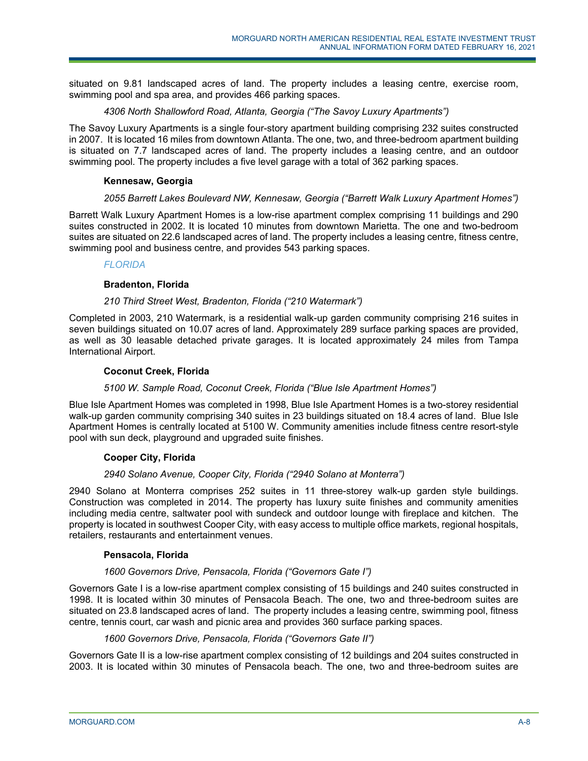situated on 9.81 landscaped acres of land. The property includes a leasing centre, exercise room, swimming pool and spa area, and provides 466 parking spaces.

*4306 North Shallowford Road, Atlanta, Georgia ("The Savoy Luxury Apartments")*

The Savoy Luxury Apartments is a single four-story apartment building comprising 232 suites constructed in 2007. It is located 16 miles from downtown Atlanta. The one, two, and three-bedroom apartment building is situated on 7.7 landscaped acres of land. The property includes a leasing centre, and an outdoor swimming pool. The property includes a five level garage with a total of 362 parking spaces.

**Kennesaw, Georgia**

*2055 Barrett Lakes Boulevard NW, Kennesaw, Georgia ("Barrett Walk Luxury Apartment Homes")*

Barrett Walk Luxury Apartment Homes is a low-rise apartment complex comprising 11 buildings and 290 suites constructed in 2002. It is located 10 minutes from downtown Marietta. The one and two-bedroom suites are situated on 22.6 landscaped acres of land. The property includes a leasing centre, fitness centre, swimming pool and business centre, and provides 543 parking spaces.

*FLORIDA*

**Bradenton, Florida**

*210 Third Street West, Bradenton, Florida ("210 Watermark")*

Completed in 2003, 210 Watermark, is a residential walk-up garden community comprising 216 suites in seven buildings situated on 10.07 acres of land. Approximately 289 surface parking spaces are provided, as well as 30 leasable detached private garages. It is located approximately 24 miles from Tampa International Airport.

**Coconut Creek, Florida**

*5100 W. Sample Road, Coconut Creek, Florida ("Blue Isle Apartment Homes")*

Blue Isle Apartment Homes was completed in 1998, Blue Isle Apartment Homes is a two-storey residential walk-up garden community comprising 340 suites in 23 buildings situated on 18.4 acres of land. Blue Isle Apartment Homes is centrally located at 5100 W. Community amenities include fitness centre resort-style pool with sun deck, playground and upgraded suite finishes.

**Cooper City, Florida**

*2940 Solano Avenue, Cooper City, Florida ("2940 Solano at Monterra")*

2940 Solano at Monterra comprises 252 suites in 11 three-storey walk-up garden style buildings. Construction was completed in 2014. The property has luxury suite finishes and community amenities including media centre, saltwater pool with sundeck and outdoor lounge with fireplace and kitchen. The property is located in southwest Cooper City, with easy access to multiple office markets, regional hospitals, retailers, restaurants and entertainment venues.

**Pensacola, Florida**

*1600 Governors Drive, Pensacola, Florida ("Governors Gate I")*

Governors Gate I is a low-rise apartment complex consisting of 15 buildings and 240 suites constructed in 1998. It is located within 30 minutes of Pensacola Beach. The one, two and three-bedroom suites are situated on 23.8 landscaped acres of land. The property includes a leasing centre, swimming pool, fitness centre, tennis court, car wash and picnic area and provides 360 surface parking spaces.

*1600 Governors Drive, Pensacola, Florida ("Governors Gate II")*

Governors Gate II is a low-rise apartment complex consisting of 12 buildings and 204 suites constructed in 2003. It is located within 30 minutes of Pensacola beach. The one, two and three-bedroom suites are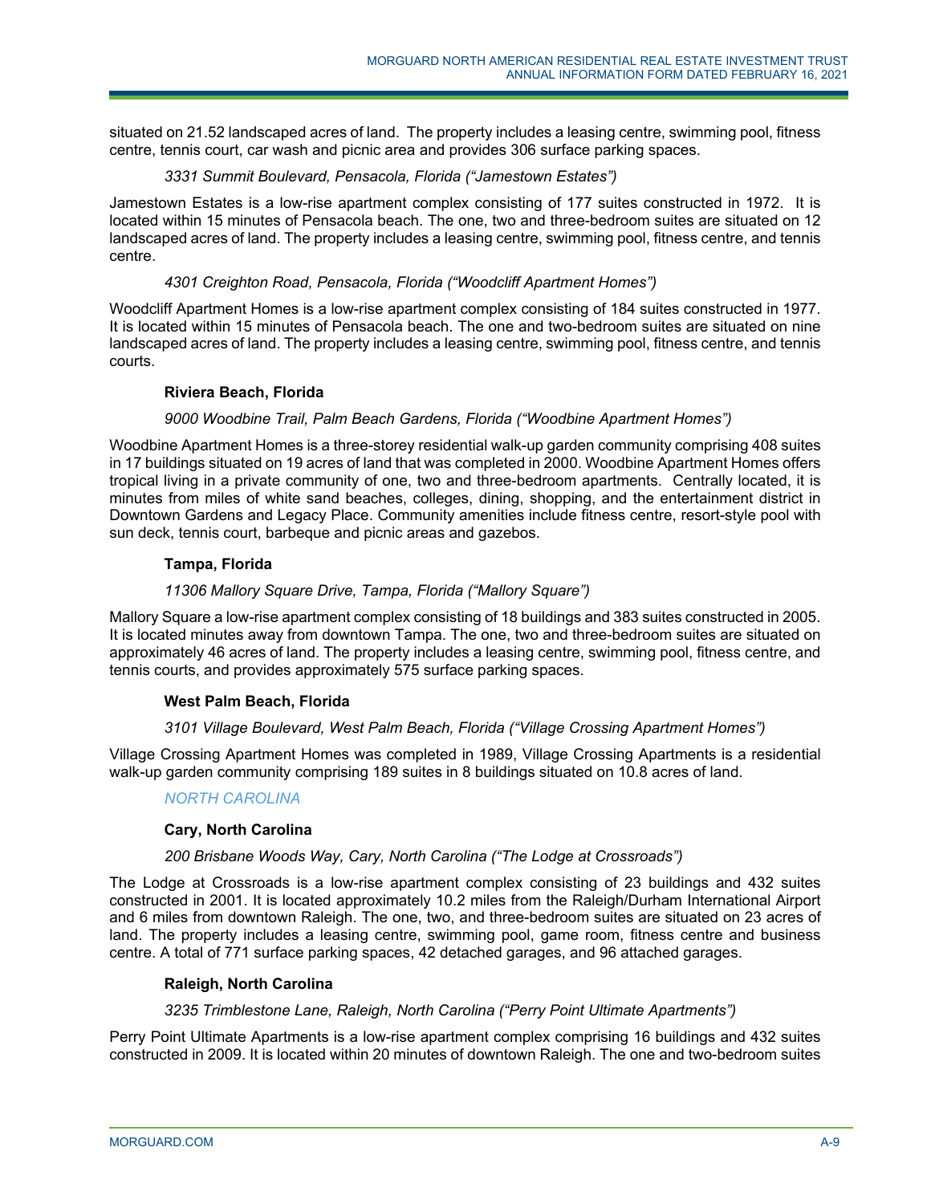situated on 21.52 landscaped acres of land. The property includes a leasing centre, swimming pool, fitness centre, tennis court, car wash and picnic area and provides 306 surface parking spaces.

*3331 Summit Boulevard, Pensacola, Florida ("Jamestown Estates")*

Jamestown Estates is a low-rise apartment complex consisting of 177 suites constructed in 1972. It is located within 15 minutes of Pensacola beach. The one, two and three-bedroom suites are situated on 12 landscaped acres of land. The property includes a leasing centre, swimming pool, fitness centre, and tennis centre.

*4301 Creighton Road, Pensacola, Florida ("Woodcliff Apartment Homes")*

Woodcliff Apartment Homes is a low-rise apartment complex consisting of 184 suites constructed in 1977. It is located within 15 minutes of Pensacola beach. The one and two-bedroom suites are situated on nine landscaped acres of land. The property includes a leasing centre, swimming pool, fitness centre, and tennis courts.

**Riviera Beach, Florida**

*9000 Woodbine Trail, Palm Beach Gardens, Florida ("Woodbine Apartment Homes")*

Woodbine Apartment Homes is a three-storey residential walk-up garden community comprising 408 suites in 17 buildings situated on 19 acres of land that was completed in 2000. Woodbine Apartment Homes offers tropical living in a private community of one, two and three-bedroom apartments. Centrally located, it is minutes from miles of white sand beaches, colleges, dining, shopping, and the entertainment district in Downtown Gardens and Legacy Place. Community amenities include fitness centre, resort-style pool with sun deck, tennis court, barbeque and picnic areas and gazebos.

**Tampa, Florida**

*11306 Mallory Square Drive, Tampa, Florida ("Mallory Square")*

Mallory Square a low-rise apartment complex consisting of 18 buildings and 383 suites constructed in 2005. It is located minutes away from downtown Tampa. The one, two and three-bedroom suites are situated on approximately 46 acres of land. The property includes a leasing centre, swimming pool, fitness centre, and tennis courts, and provides approximately 575 surface parking spaces.

**West Palm Beach, Florida**

*3101 Village Boulevard, West Palm Beach, Florida ("Village Crossing Apartment Homes")*

Village Crossing Apartment Homes was completed in 1989, Village Crossing Apartments is a residential walk-up garden community comprising 189 suites in 8 buildings situated on 10.8 acres of land.

*NORTH CAROLINA*

**Cary, North Carolina**

*200 Brisbane Woods Way, Cary, North Carolina ("The Lodge at Crossroads")*

The Lodge at Crossroads is a low-rise apartment complex consisting of 23 buildings and 432 suites constructed in 2001. It is located approximately 10.2 miles from the Raleigh/Durham International Airport and 6 miles from downtown Raleigh. The one, two, and three-bedroom suites are situated on 23 acres of land. The property includes a leasing centre, swimming pool, game room, fitness centre and business centre. A total of 771 surface parking spaces, 42 detached garages, and 96 attached garages.

**Raleigh, North Carolina**

*3235 Trimblestone Lane, Raleigh, North Carolina ("Perry Point Ultimate Apartments")*

Perry Point Ultimate Apartments is a low-rise apartment complex comprising 16 buildings and 432 suites constructed in 2009. It is located within 20 minutes of downtown Raleigh. The one and two-bedroom suites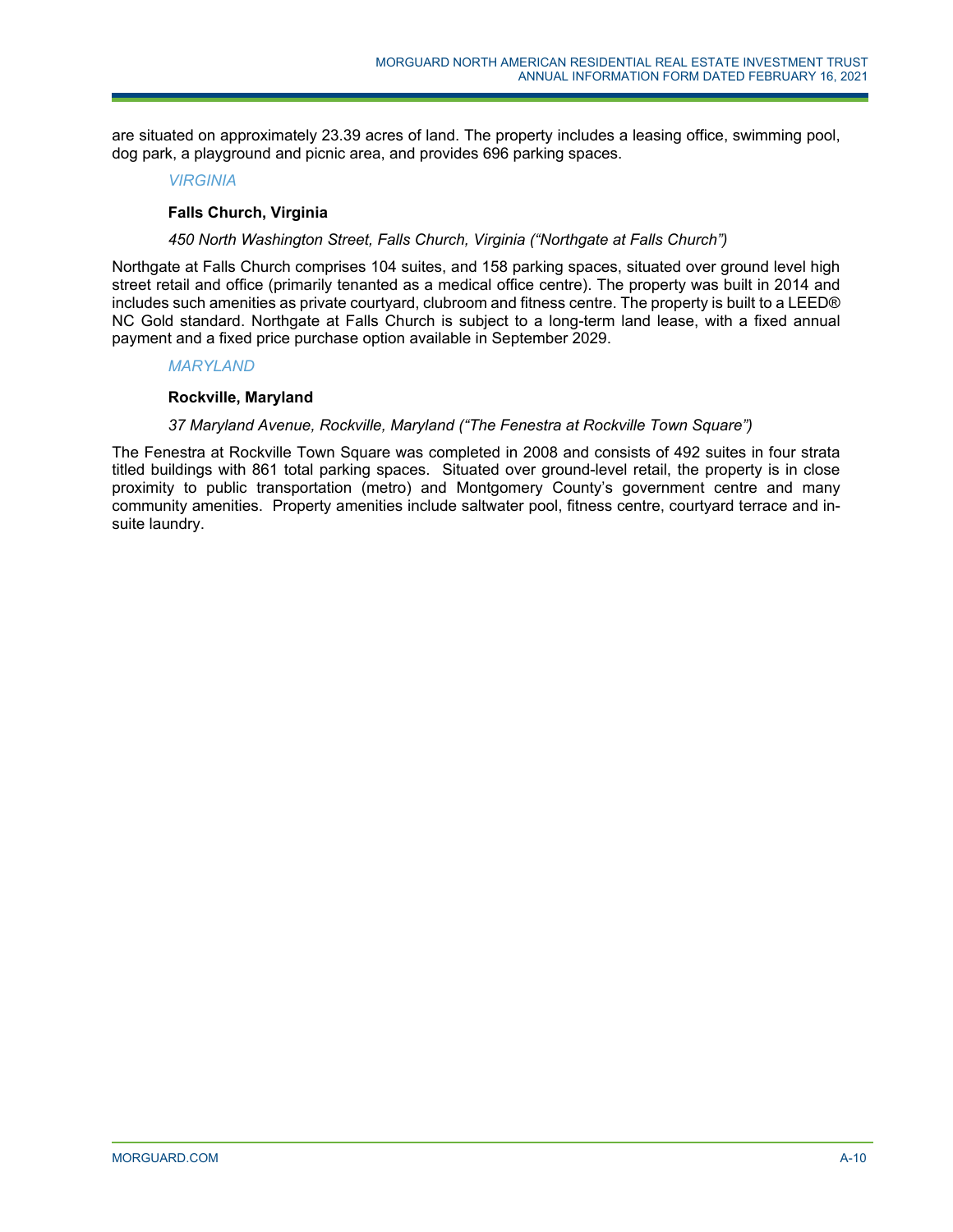are situated on approximately 23.39 acres of land. The property includes a leasing office, swimming pool, dog park, a playground and picnic area, and provides 696 parking spaces.

### *VIRGINIA*

#### Falls Church, Virginia

*450 North Washington Street, Falls Church, Virginia ("Northgate at Falls Church")*

Northgate at Falls Church comprises 104 suites, and 158 parking spaces, situated over ground level high street retail and office (primarily tenanted as a medical office centre). The property was built in 2014 and includes such amenities as private courtyard, clubroom and fitness centre. The property is built to a LEED® NC Gold standard. Northgate at Falls Church is subject to a long-term land lease, with a fixed annual payment and a fixed price purchase option available in September 2029.

### *MARYLAND*

#### Rockville, Maryland

*37 Maryland Avenue, Rockville, Maryland ("The Fenestra at Rockville Town Square")*

The Fenestra at Rockville Town Square was completed in 2008 and consists of 492 suites in four strata titled buildings with 861 total parking spaces. Situated over ground-level retail, the property is in close proximity to public transportation (metro) and Montgomery County's government centre and many community amenities. Property amenities include saltwater pool, fitness centre, courtyard terrace and in-suite laundry.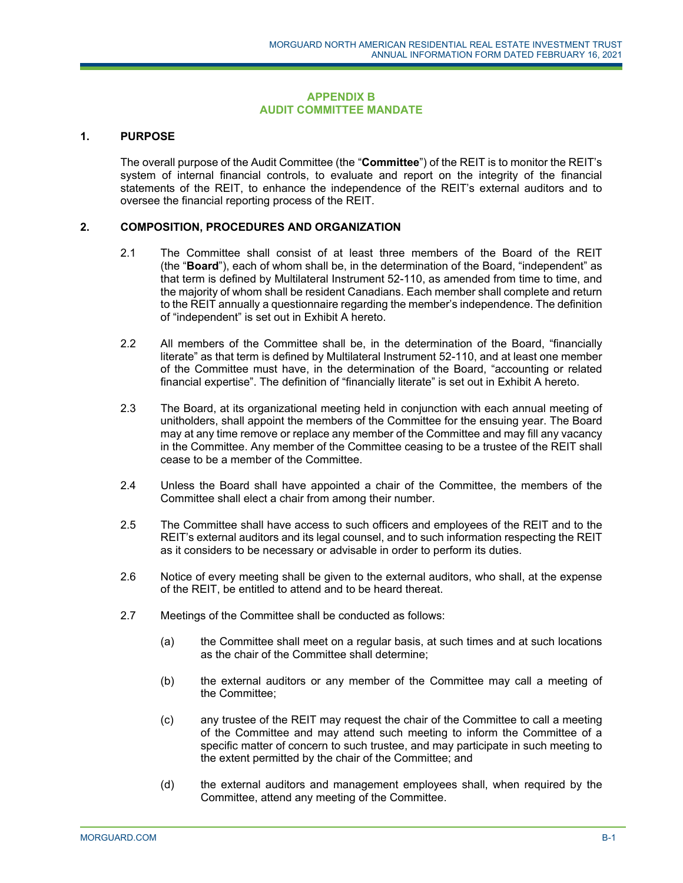# APPENDIX B
# AUDIT COMMITTEE MANDATE

## 1. PURPOSE

The overall purpose of the Audit Committee (the "**Committee**") of the REIT is to monitor the REIT's system of internal financial controls, to evaluate and report on the integrity of the financial statements of the REIT, to enhance the independence of the REIT's external auditors and to oversee the financial reporting process of the REIT.

## 2. COMPOSITION, PROCEDURES AND ORGANIZATION

2.1 The Committee shall consist of at least three members of the Board of the REIT (the "**Board**"), each of whom shall be, in the determination of the Board, "independent" as that term is defined by Multilateral Instrument 52-110, as amended from time to time, and the majority of whom shall be resident Canadians. Each member shall complete and return to the REIT annually a questionnaire regarding the member's independence. The definition of "independent" is set out in Exhibit A hereto.

2.2 All members of the Committee shall be, in the determination of the Board, "financially literate" as that term is defined by Multilateral Instrument 52-110, and at least one member of the Committee must have, in the determination of the Board, "accounting or related financial expertise". The definition of "financially literate" is set out in Exhibit A hereto.

2.3 The Board, at its organizational meeting held in conjunction with each annual meeting of unitholders, shall appoint the members of the Committee for the ensuing year. The Board may at any time remove or replace any member of the Committee and may fill any vacancy in the Committee. Any member of the Committee ceasing to be a trustee of the REIT shall cease to be a member of the Committee.

2.4 Unless the Board shall have appointed a chair of the Committee, the members of the Committee shall elect a chair from among their number.

2.5 The Committee shall have access to such officers and employees of the REIT and to the REIT's external auditors and its legal counsel, and to such information respecting the REIT as it considers to be necessary or advisable in order to perform its duties.

2.6 Notice of every meeting shall be given to the external auditors, who shall, at the expense of the REIT, be entitled to attend and to be heard thereat.

2.7 Meetings of the Committee shall be conducted as follows:

(a) the Committee shall meet on a regular basis, at such times and at such locations as the chair of the Committee shall determine;

(b) the external auditors or any member of the Committee may call a meeting of the Committee;

(c) any trustee of the REIT may request the chair of the Committee to call a meeting of the Committee and may attend such meeting to inform the Committee of a specific matter of concern to such trustee, and may participate in such meeting to the extent permitted by the chair of the Committee; and

(d) the external auditors and management employees shall, when required by the Committee, attend any meeting of the Committee.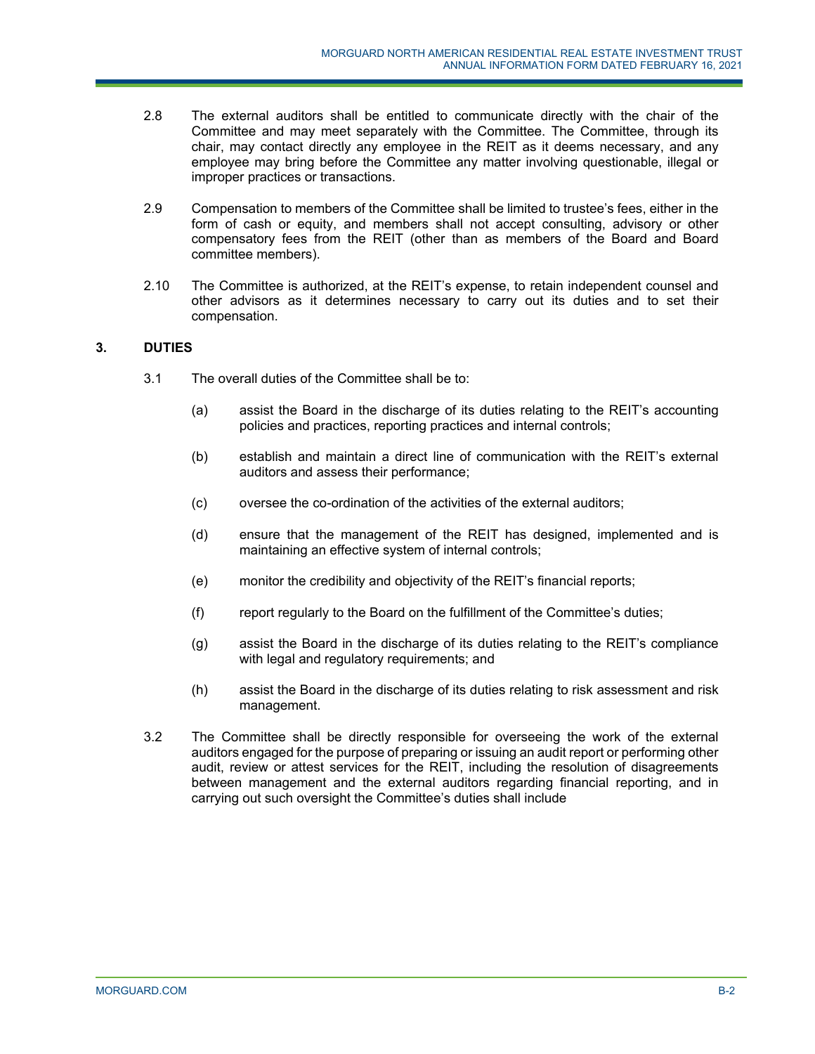2.8 The external auditors shall be entitled to communicate directly with the chair of the Committee and may meet separately with the Committee. The Committee, through its chair, may contact directly any employee in the REIT as it deems necessary, and any employee may bring before the Committee any matter involving questionable, illegal or improper practices or transactions.

2.9 Compensation to members of the Committee shall be limited to trustee's fees, either in the form of cash or equity, and members shall not accept consulting, advisory or other compensatory fees from the REIT (other than as members of the Board and Board committee members).

2.10 The Committee is authorized, at the REIT's expense, to retain independent counsel and other advisors as it determines necessary to carry out its duties and to set their compensation.

## 3. DUTIES

3.1 The overall duties of the Committee shall be to:

(a) assist the Board in the discharge of its duties relating to the REIT's accounting policies and practices, reporting practices and internal controls;

(b) establish and maintain a direct line of communication with the REIT's external auditors and assess their performance;

(c) oversee the co-ordination of the activities of the external auditors;

(d) ensure that the management of the REIT has designed, implemented and is maintaining an effective system of internal controls;

(e) monitor the credibility and objectivity of the REIT's financial reports;

(f) report regularly to the Board on the fulfillment of the Committee's duties;

(g) assist the Board in the discharge of its duties relating to the REIT's compliance with legal and regulatory requirements; and

(h) assist the Board in the discharge of its duties relating to risk assessment and risk management.

3.2 The Committee shall be directly responsible for overseeing the work of the external auditors engaged for the purpose of preparing or issuing an audit report or performing other audit, review or attest services for the REIT, including the resolution of disagreements between management and the external auditors regarding financial reporting, and in carrying out such oversight the Committee's duties shall include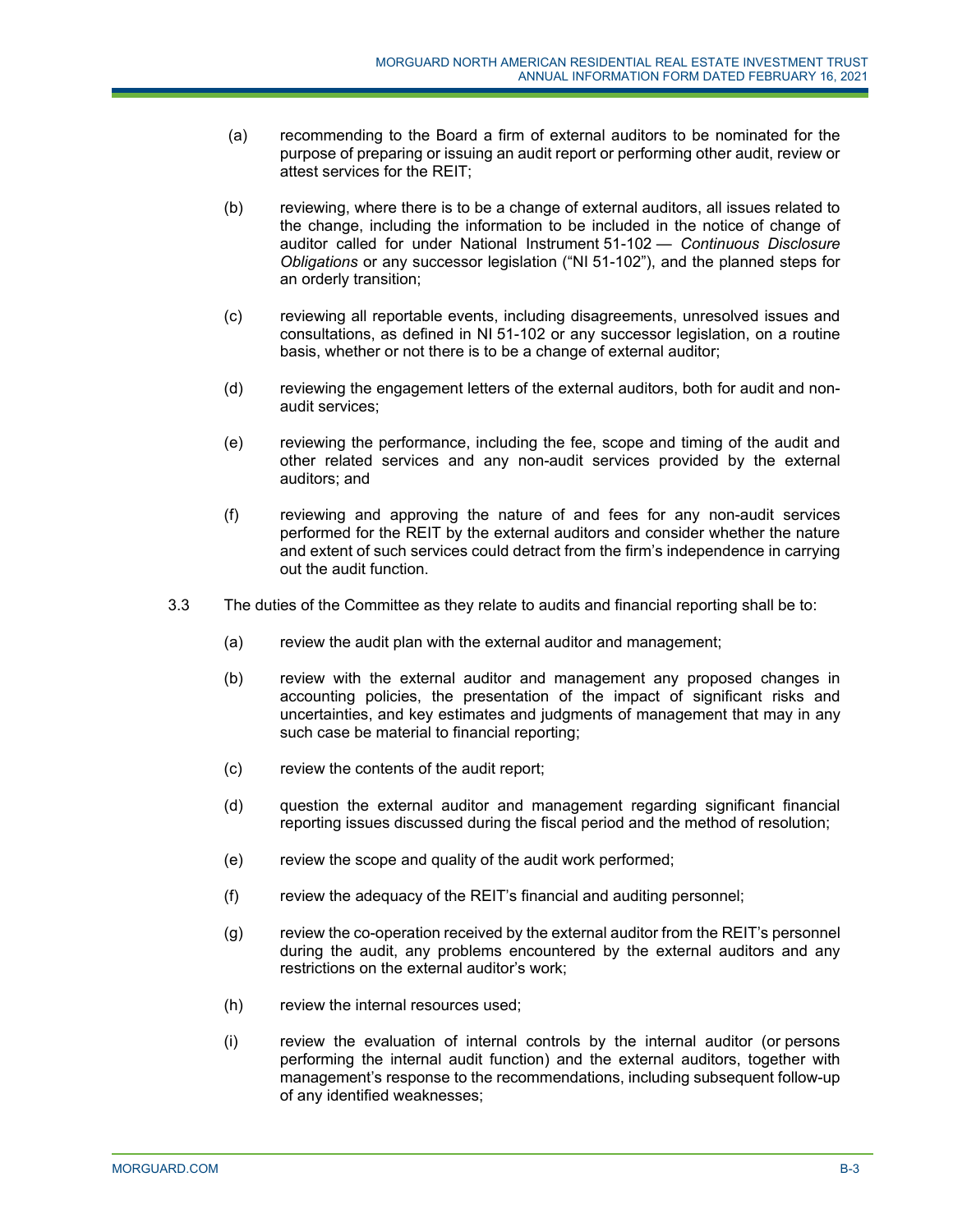(a) recommending to the Board a firm of external auditors to be nominated for the purpose of preparing or issuing an audit report or performing other audit, review or attest services for the REIT;

(b) reviewing, where there is to be a change of external auditors, all issues related to the change, including the information to be included in the notice of change of auditor called for under National Instrument 51-102 — *Continuous Disclosure Obligations* or any successor legislation ("NI 51-102"), and the planned steps for an orderly transition;

(c) reviewing all reportable events, including disagreements, unresolved issues and consultations, as defined in NI 51-102 or any successor legislation, on a routine basis, whether or not there is to be a change of external auditor;

(d) reviewing the engagement letters of the external auditors, both for audit and non-audit services;

(e) reviewing the performance, including the fee, scope and timing of the audit and other related services and any non-audit services provided by the external auditors; and

(f) reviewing and approving the nature of and fees for any non-audit services performed for the REIT by the external auditors and consider whether the nature and extent of such services could detract from the firm's independence in carrying out the audit function.

3.3 The duties of the Committee as they relate to audits and financial reporting shall be to:

(a) review the audit plan with the external auditor and management;

(b) review with the external auditor and management any proposed changes in accounting policies, the presentation of the impact of significant risks and uncertainties, and key estimates and judgments of management that may in any such case be material to financial reporting;

(c) review the contents of the audit report;

(d) question the external auditor and management regarding significant financial reporting issues discussed during the fiscal period and the method of resolution;

(e) review the scope and quality of the audit work performed;

(f) review the adequacy of the REIT's financial and auditing personnel;

(g) review the co-operation received by the external auditor from the REIT's personnel during the audit, any problems encountered by the external auditors and any restrictions on the external auditor's work;

(h) review the internal resources used;

(i) review the evaluation of internal controls by the internal auditor (or persons performing the internal audit function) and the external auditors, together with management's response to the recommendations, including subsequent follow-up of any identified weaknesses;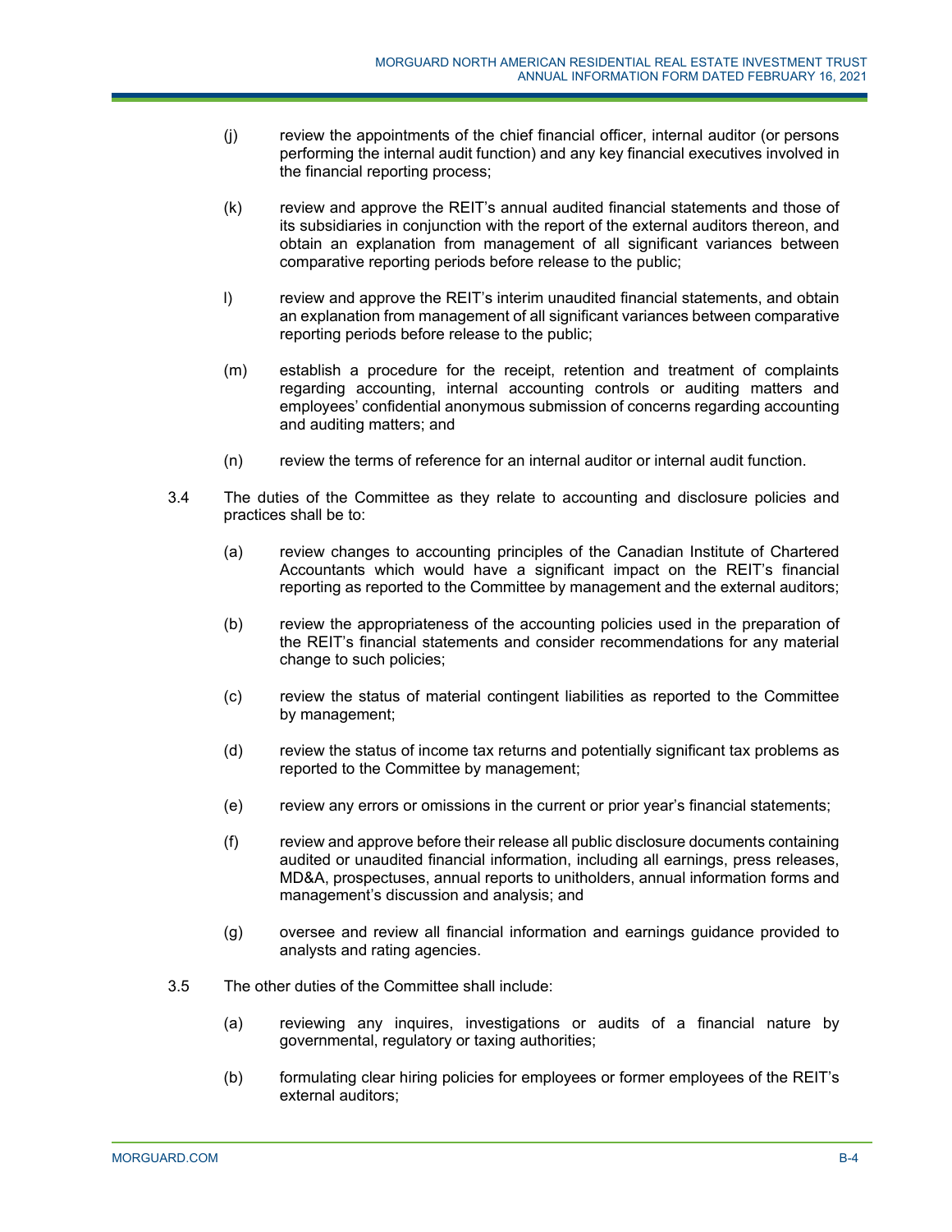(j) review the appointments of the chief financial officer, internal auditor (or persons performing the internal audit function) and any key financial executives involved in the financial reporting process;

(k) review and approve the REIT's annual audited financial statements and those of its subsidiaries in conjunction with the report of the external auditors thereon, and obtain an explanation from management of all significant variances between comparative reporting periods before release to the public;

l) review and approve the REIT's interim unaudited financial statements, and obtain an explanation from management of all significant variances between comparative reporting periods before release to the public;

(m) establish a procedure for the receipt, retention and treatment of complaints regarding accounting, internal accounting controls or auditing matters and employees' confidential anonymous submission of concerns regarding accounting and auditing matters; and

(n) review the terms of reference for an internal auditor or internal audit function.

3.4 The duties of the Committee as they relate to accounting and disclosure policies and practices shall be to:

(a) review changes to accounting principles of the Canadian Institute of Chartered Accountants which would have a significant impact on the REIT's financial reporting as reported to the Committee by management and the external auditors;

(b) review the appropriateness of the accounting policies used in the preparation of the REIT's financial statements and consider recommendations for any material change to such policies;

(c) review the status of material contingent liabilities as reported to the Committee by management;

(d) review the status of income tax returns and potentially significant tax problems as reported to the Committee by management;

(e) review any errors or omissions in the current or prior year's financial statements;

(f) review and approve before their release all public disclosure documents containing audited or unaudited financial information, including all earnings, press releases, MD&A, prospectuses, annual reports to unitholders, annual information forms and management's discussion and analysis; and

(g) oversee and review all financial information and earnings guidance provided to analysts and rating agencies.

3.5 The other duties of the Committee shall include:

(a) reviewing any inquires, investigations or audits of a financial nature by governmental, regulatory or taxing authorities;

(b) formulating clear hiring policies for employees or former employees of the REIT's external auditors;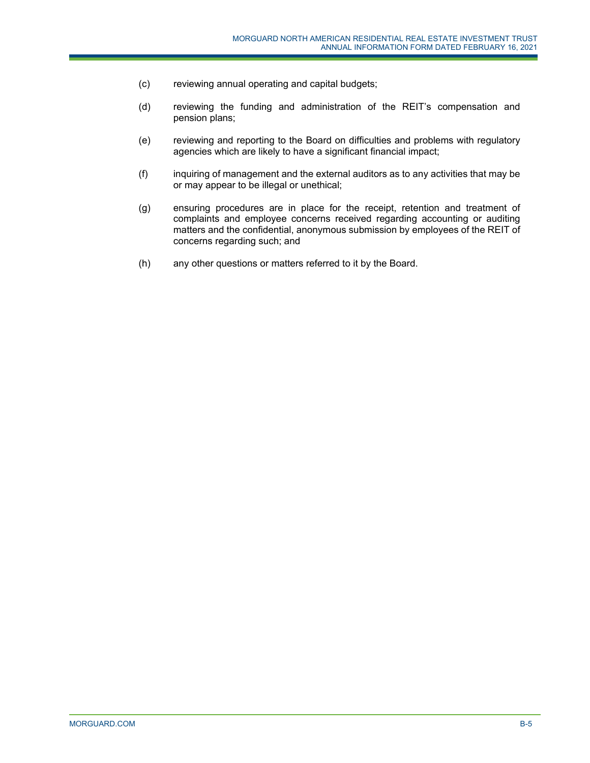(c) reviewing annual operating and capital budgets;

(d) reviewing the funding and administration of the REIT's compensation and pension plans;

(e) reviewing and reporting to the Board on difficulties and problems with regulatory agencies which are likely to have a significant financial impact;

(f) inquiring of management and the external auditors as to any activities that may be or may appear to be illegal or unethical;

(g) ensuring procedures are in place for the receipt, retention and treatment of complaints and employee concerns received regarding accounting or auditing matters and the confidential, anonymous submission by employees of the REIT of concerns regarding such; and

(h) any other questions or matters referred to it by the Board.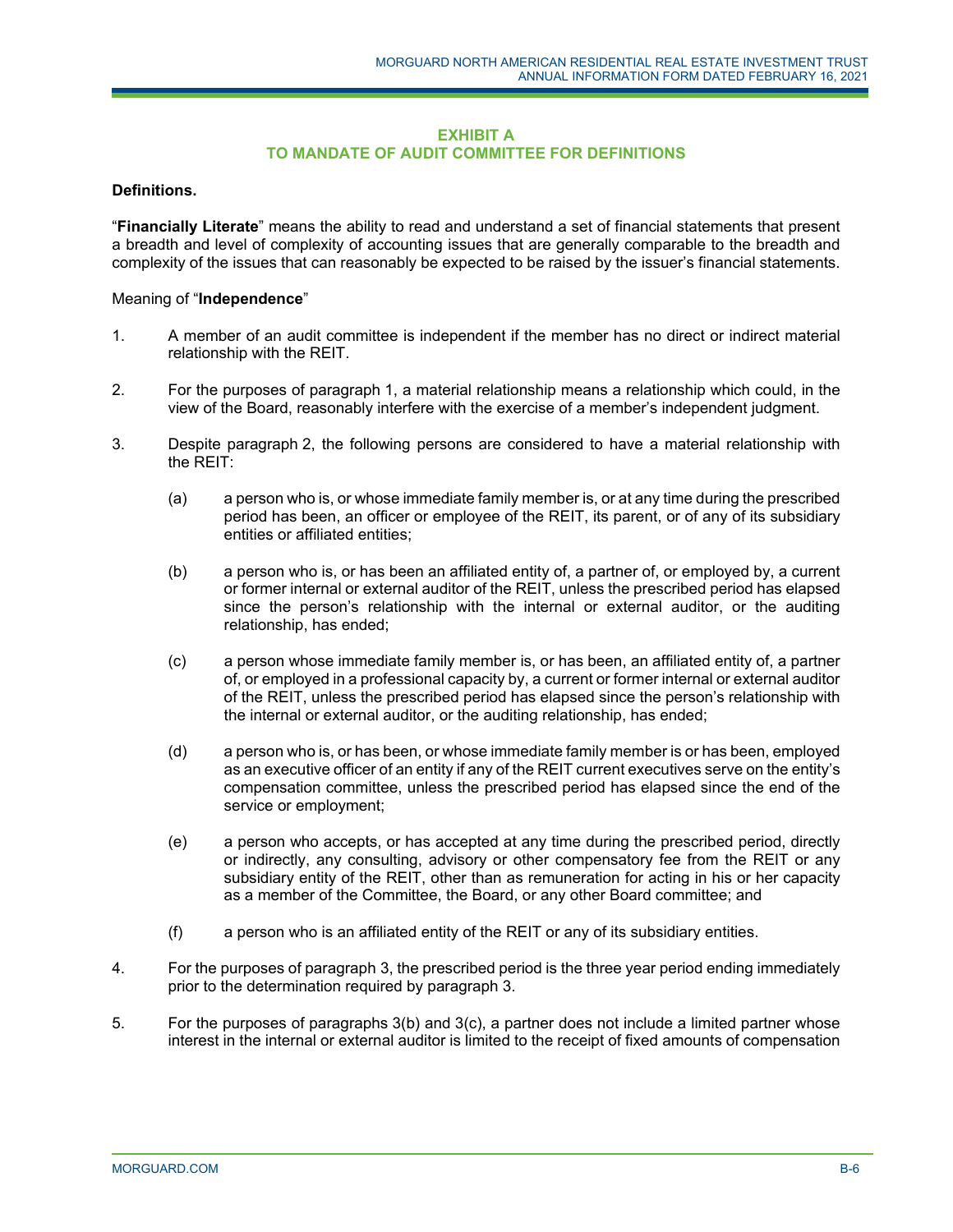## EXHIBIT A
## TO MANDATE OF AUDIT COMMITTEE FOR DEFINITIONS

**Definitions.**

"**Financially Literate**" means the ability to read and understand a set of financial statements that present a breadth and level of complexity of accounting issues that are generally comparable to the breadth and complexity of the issues that can reasonably be expected to be raised by the issuer's financial statements.

Meaning of "**Independence**"

1. A member of an audit committee is independent if the member has no direct or indirect material relationship with the REIT.

2. For the purposes of paragraph 1, a material relationship means a relationship which could, in the view of the Board, reasonably interfere with the exercise of a member's independent judgment.

3. Despite paragraph 2, the following persons are considered to have a material relationship with the REIT:

   (a) a person who is, or whose immediate family member is, or at any time during the prescribed period has been, an officer or employee of the REIT, its parent, or of any of its subsidiary entities or affiliated entities;

   (b) a person who is, or has been an affiliated entity of, a partner of, or employed by, a current or former internal or external auditor of the REIT, unless the prescribed period has elapsed since the person's relationship with the internal or external auditor, or the auditing relationship, has ended;

   (c) a person whose immediate family member is, or has been, an affiliated entity of, a partner of, or employed in a professional capacity by, a current or former internal or external auditor of the REIT, unless the prescribed period has elapsed since the person's relationship with the internal or external auditor, or the auditing relationship, has ended;

   (d) a person who is, or has been, or whose immediate family member is or has been, employed as an executive officer of an entity if any of the REIT current executives serve on the entity's compensation committee, unless the prescribed period has elapsed since the end of the service or employment;

   (e) a person who accepts, or has accepted at any time during the prescribed period, directly or indirectly, any consulting, advisory or other compensatory fee from the REIT or any subsidiary entity of the REIT, other than as remuneration for acting in his or her capacity as a member of the Committee, the Board, or any other Board committee; and

   (f) a person who is an affiliated entity of the REIT or any of its subsidiary entities.

4. For the purposes of paragraph 3, the prescribed period is the three year period ending immediately prior to the determination required by paragraph 3.

5. For the purposes of paragraphs 3(b) and 3(c), a partner does not include a limited partner whose interest in the internal or external auditor is limited to the receipt of fixed amounts of compensation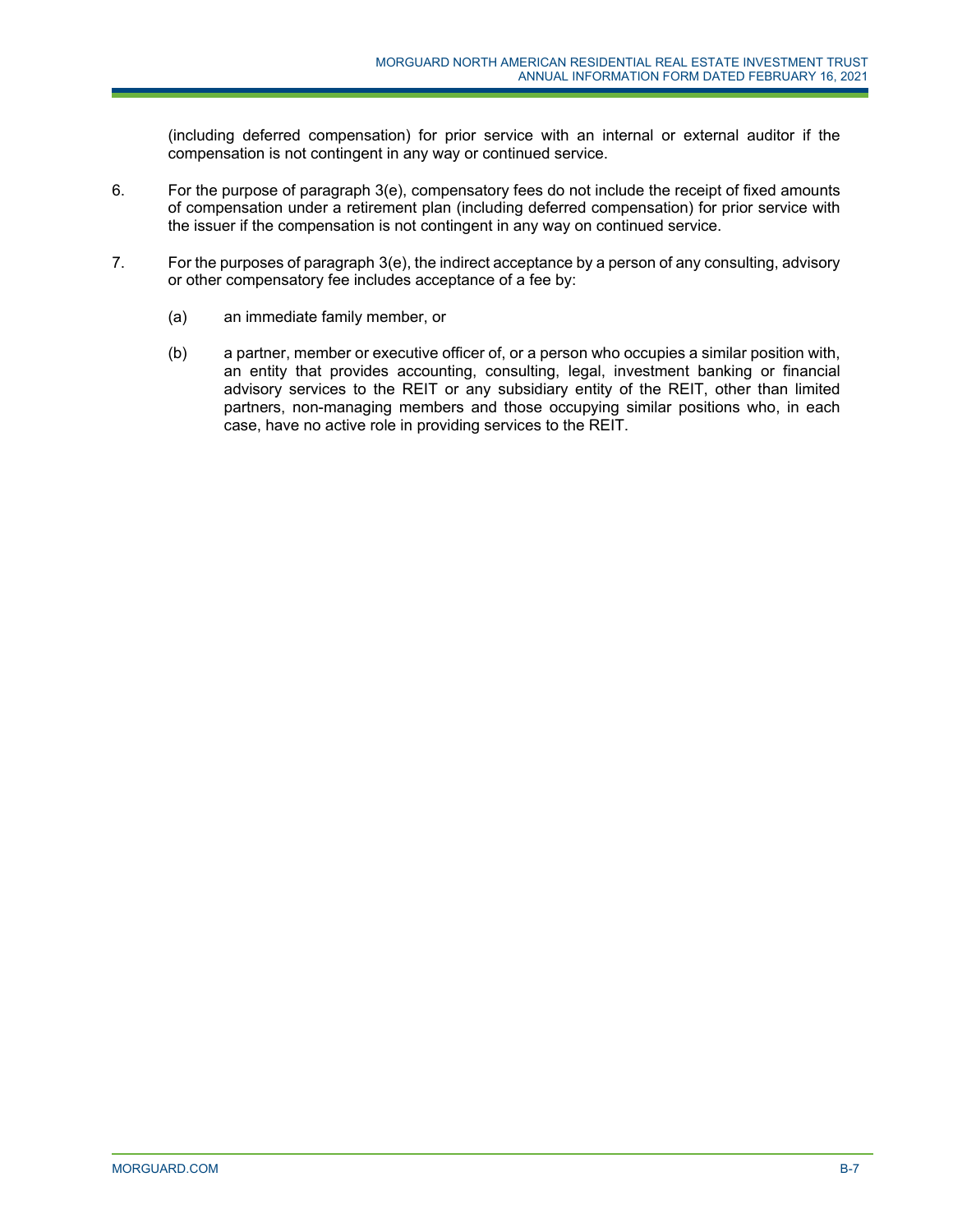(including deferred compensation) for prior service with an internal or external auditor if the compensation is not contingent in any way or continued service.

6. For the purpose of paragraph 3(e), compensatory fees do not include the receipt of fixed amounts of compensation under a retirement plan (including deferred compensation) for prior service with the issuer if the compensation is not contingent in any way on continued service.

7. For the purposes of paragraph 3(e), the indirect acceptance by a person of any consulting, advisory or other compensatory fee includes acceptance of a fee by:

   (a) an immediate family member, or

   (b) a partner, member or executive officer of, or a person who occupies a similar position with, an entity that provides accounting, consulting, legal, investment banking or financial advisory services to the REIT or any subsidiary entity of the REIT, other than limited partners, non-managing members and those occupying similar positions who, in each case, have no active role in providing services to the REIT.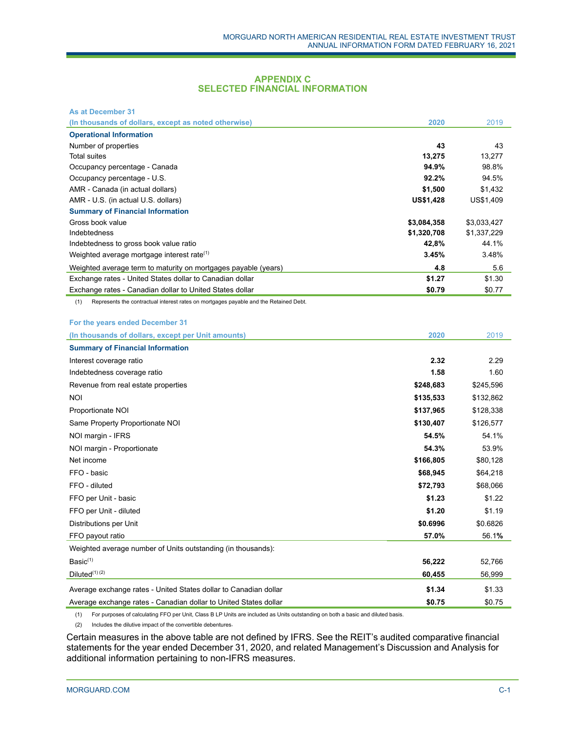# APPENDIX C
# SELECTED FINANCIAL INFORMATION

| As at December 31<br>(In thousands of dollars, except as noted otherwise) | 2020 | 2019 |
|---|---|---|
| **Operational Information** | | |
| Number of properties | **43** | 43 |
| Total suites | **13,275** | 13,277 |
| Occupancy percentage - Canada | **94.9%** | 98.8% |
| Occupancy percentage - U.S. | **92.2%** | 94.5% |
| AMR - Canada (in actual dollars) | **$1,500** | $1,432 |
| AMR - U.S. (in actual U.S. dollars) | **US$1,428** | US$1,409 |
| **Summary of Financial Information** | | |
| Gross book value | **$3,084,358** | $3,033,427 |
| Indebtedness | **$1,320,708** | $1,337,229 |
| Indebtedness to gross book value ratio | **42.8%** | 44.1% |
| Weighted average mortgage interest rate[(1)] | **3.45%** | 3.48% |
| Weighted average term to maturity on mortgages payable (years) | **4.8** | 5.6 |
| Exchange rates - United States dollar to Canadian dollar | **$1.27** | $1.30 |
| Exchange rates - Canadian dollar to United States dollar | **$0.79** | $0.77 |

(1) Represents the contractual interest rates on mortgages payable and the Retained Debt.

| For the years ended December 31<br>(In thousands of dollars, except per Unit amounts) | 2020 | 2019 |
|---|---|---|
| **Summary of Financial Information** | | |
| Interest coverage ratio | **2.32** | 2.29 |
| Indebtedness coverage ratio | **1.58** | 1.60 |
| Revenue from real estate properties | **$248,683** | $245,596 |
| NOI | **$135,533** | $132,862 |
| Proportionate NOI | **$137,965** | $128,338 |
| Same Property Proportionate NOI | **$130,407** | $126,577 |
| NOI margin - IFRS | **54.5%** | 54.1% |
| NOI margin - Proportionate | **54.3%** | 53.9% |
| Net income | **$166,805** | $80,128 |
| FFO - basic | **$68,945** | $64,218 |
| FFO - diluted | **$72,793** | $68,066 |
| FFO per Unit - basic | **$1.23** | $1.22 |
| FFO per Unit - diluted | **$1.20** | $1.19 |
| Distributions per Unit | **$0.6996** | $0.6826 |
| FFO payout ratio | **57.0%** | 56.1% |
| Weighted average number of Units outstanding (in thousands): | | |
| Basic[(1)] | **56,222** | 52,766 |
| Diluted[(1) (2)] | **60,455** | 56,999 |
| Average exchange rates - United States dollar to Canadian dollar | **$1.34** | $1.33 |
| Average exchange rates - Canadian dollar to United States dollar | **$0.75** | $0.75 |

(1) For purposes of calculating FFO per Unit, Class B LP Units are included as Units outstanding on both a basic and diluted basis.

(2) Includes the dilutive impact of the convertible debentures.

Certain measures in the above table are not defined by IFRS. See the REIT's audited comparative financial statements for the year ended December 31, 2020, and related Management's Discussion and Analysis for additional information pertaining to non-IFRS measures.